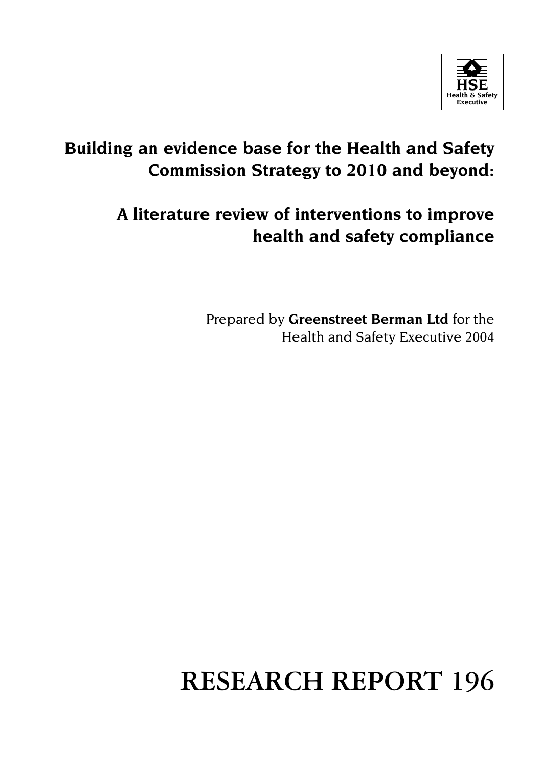HSE
Health & Safety
Executive

# Building an evidence base for the Health and Safety Commission Strategy to 2010 and beyond:

# A literature review of interventions to improve health and safety compliance

Prepared by **Greenstreet Berman Ltd** for the Health and Safety Executive 2004

# RESEARCH REPORT 196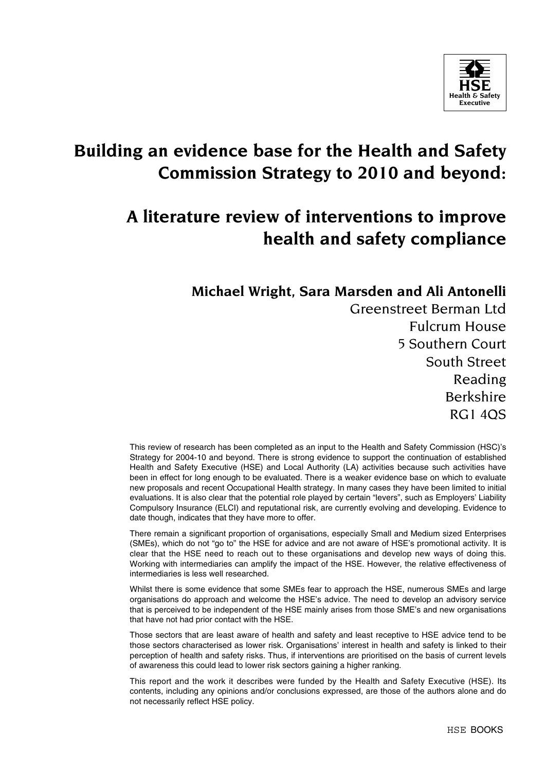# Building an evidence base for the Health and Safety Commission Strategy to 2010 and beyond:

# A literature review of interventions to improve health and safety compliance

**Michael Wright, Sara Marsden and Ali Antonelli**

Greenstreet Berman Ltd
Fulcrum House
5 Southern Court
South Street
Reading
Berkshire
RG1 4QS

This review of research has been completed as an input to the Health and Safety Commission (HSC)'s Strategy for 2004-10 and beyond. There is strong evidence to support the continuation of established Health and Safety Executive (HSE) and Local Authority (LA) activities because such activities have been in effect for long enough to be evaluated. There is a weaker evidence base on which to evaluate new proposals and recent Occupational Health strategy. In many cases they have been limited to initial evaluations. It is also clear that the potential role played by certain "levers", such as Employers' Liability Compulsory Insurance (ELCI) and reputational risk, are currently evolving and developing. Evidence to date though, indicates that they have more to offer.

There remain a significant proportion of organisations, especially Small and Medium sized Enterprises (SMEs), which do not "go to" the HSE for advice and are not aware of HSE's promotional activity. It is clear that the HSE need to reach out to these organisations and develop new ways of doing this. Working with intermediaries can amplify the impact of the HSE. However, the relative effectiveness of intermediaries is less well researched.

Whilst there is some evidence that some SMEs fear to approach the HSE, numerous SMEs and large organisations do approach and welcome the HSE's advice. The need to develop an advisory service that is perceived to be independent of the HSE mainly arises from those SME's and new organisations that have not had prior contact with the HSE.

Those sectors that are least aware of health and safety and least receptive to HSE advice tend to be those sectors characterised as lower risk. Organisations' interest in health and safety is linked to their perception of health and safety risks. Thus, if interventions are prioritised on the basis of current levels of awareness this could lead to lower risk sectors gaining a higher ranking.

This report and the work it describes were funded by the Health and Safety Executive (HSE). Its contents, including any opinions and/or conclusions expressed, are those of the authors alone and do not necessarily reflect HSE policy.

HSE BOOKS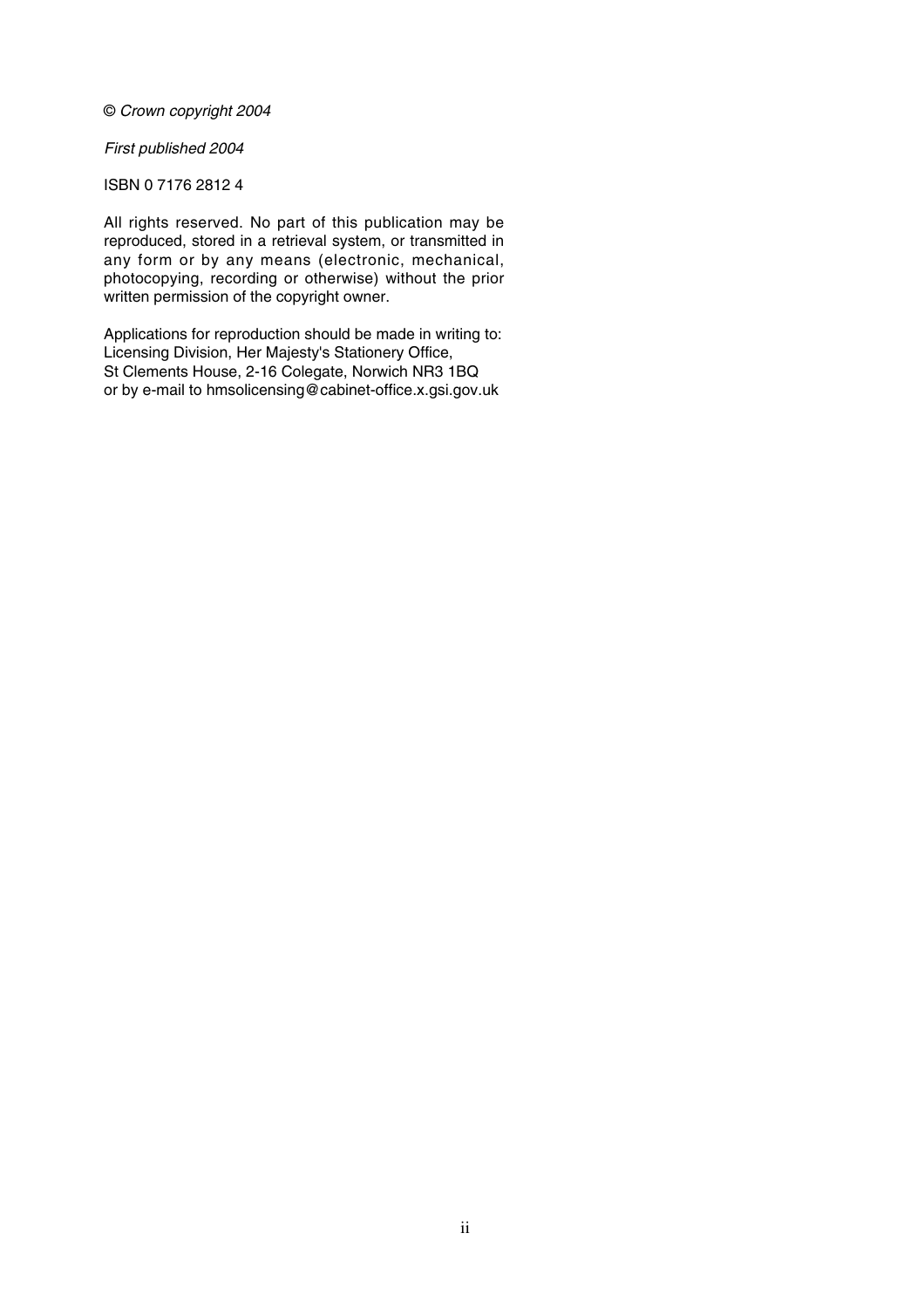*© Crown copyright 2004*

*First published 2004*

ISBN 0 7176 2812 4

All rights reserved. No part of this publication may be reproduced, stored in a retrieval system, or transmitted in any form or by any means (electronic, mechanical, photocopying, recording or otherwise) without the prior written permission of the copyright owner.

Applications for reproduction should be made in writing to:
Licensing Division, Her Majesty's Stationery Office,
St Clements House, 2-16 Colegate, Norwich NR3 1BQ
or by e-mail to hmsolicensing@cabinet-office.x.gsi.gov.uk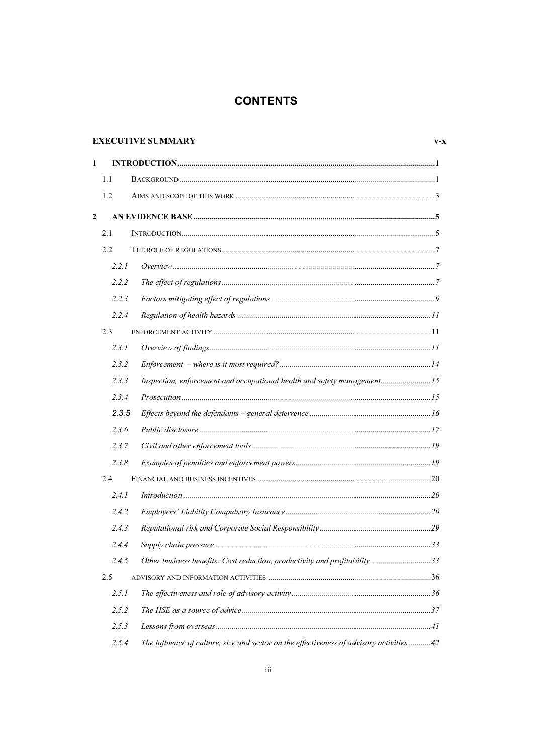# CONTENTS

**EXECUTIVE SUMMARY** v-x

**1 INTRODUCTION** 1

- 1.1 BACKGROUND 1
- 1.2 AIMS AND SCOPE OF THIS WORK 3

**2 AN EVIDENCE BASE** 5

- 2.1 INTRODUCTION 5
- 2.2 THE ROLE OF REGULATIONS 7
  - *2.2.1 Overview* 7
  - *2.2.2 The effect of regulations* 7
  - *2.2.3 Factors mitigating effect of regulations* 9
  - *2.2.4 Regulation of health hazards* 11
- 2.3 ENFORCEMENT ACTIVITY 11
  - *2.3.1 Overview of findings* 11
  - *2.3.2 Enforcement – where is it most required?* 14
  - *2.3.3 Inspection, enforcement and occupational health and safety management* 15
  - *2.3.4 Prosecution* 15
  - *2.3.5 Effects beyond the defendants – general deterrence* 16
  - *2.3.6 Public disclosure* 17
  - *2.3.7 Civil and other enforcement tools* 19
  - *2.3.8 Examples of penalties and enforcement powers* 19
- 2.4 FINANCIAL AND BUSINESS INCENTIVES 20
  - *2.4.1 Introduction* 20
  - *2.4.2 Employers' Liability Compulsory Insurance* 20
  - *2.4.3 Reputational risk and Corporate Social Responsibility* 29
  - *2.4.4 Supply chain pressure* 33
  - *2.4.5 Other business benefits: Cost reduction, productivity and profitability* 33
- 2.5 ADVISORY AND INFORMATION ACTIVITIES 36
  - *2.5.1 The effectiveness and role of advisory activity* 36
  - *2.5.2 The HSE as a source of advice* 37
  - *2.5.3 Lessons from overseas* 41
  - *2.5.4 The influence of culture, size and sector on the effectiveness of advisory activities* 42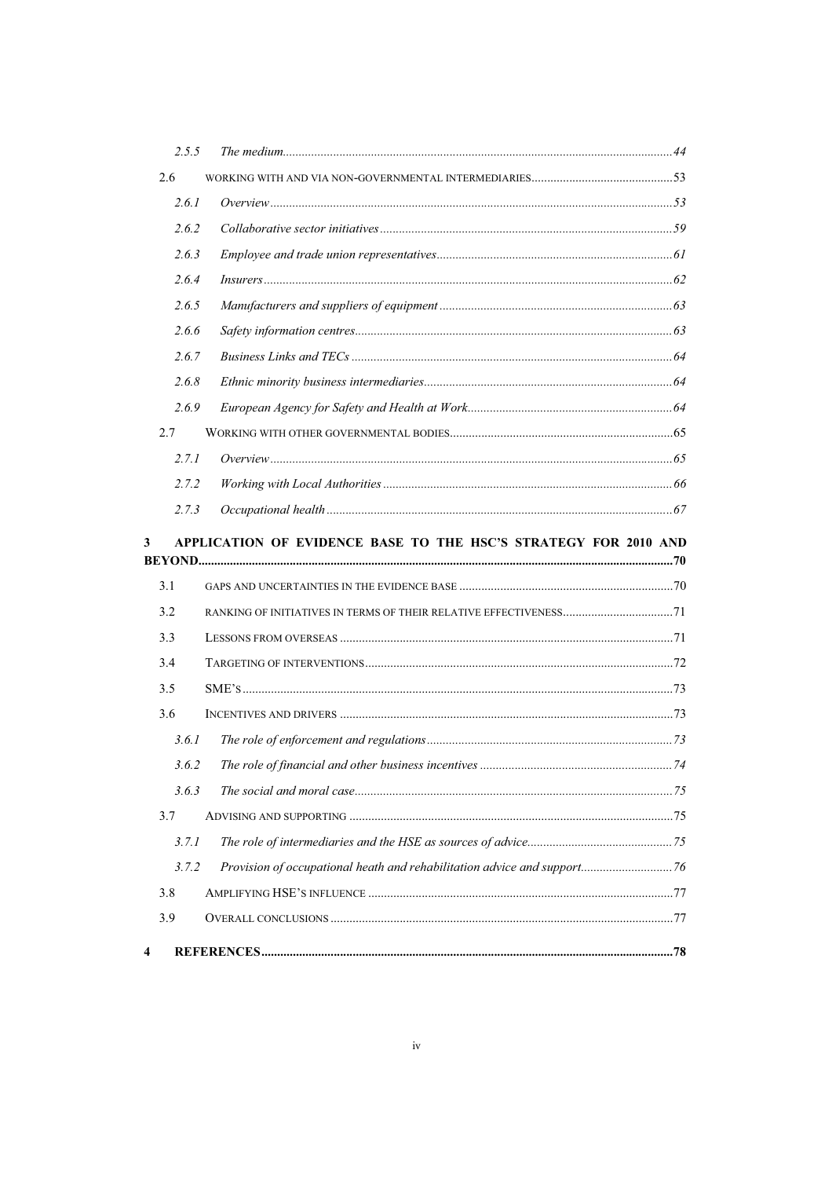2.5.5 *The medium* ... 44

2.6 WORKING WITH AND VIA NON-GOVERNMENTAL INTERMEDIARIES ... 53

2.6.1 *Overview* ... 53

2.6.2 *Collaborative sector initiatives* ... 59

2.6.3 *Employee and trade union representatives* ... 61

2.6.4 *Insurers* ... 62

2.6.5 *Manufacturers and suppliers of equipment* ... 63

2.6.6 *Safety information centres* ... 63

2.6.7 *Business Links and TECs* ... 64

2.6.8 *Ethnic minority business intermediaries* ... 64

2.6.9 *European Agency for Safety and Health at Work* ... 64

2.7 WORKING WITH OTHER GOVERNMENTAL BODIES ... 65

2.7.1 *Overview* ... 65

2.7.2 *Working with Local Authorities* ... 66

2.7.3 *Occupational health* ... 67

**3 APPLICATION OF EVIDENCE BASE TO THE HSC'S STRATEGY FOR 2010 AND BEYOND ... 70**

3.1 GAPS AND UNCERTAINTIES IN THE EVIDENCE BASE ... 70

3.2 RANKING OF INITIATIVES IN TERMS OF THEIR RELATIVE EFFECTIVENESS ... 71

3.3 LESSONS FROM OVERSEAS ... 71

3.4 TARGETING OF INTERVENTIONS ... 72

3.5 SME'S ... 73

3.6 INCENTIVES AND DRIVERS ... 73

3.6.1 *The role of enforcement and regulations* ... 73

3.6.2 *The role of financial and other business incentives* ... 74

3.6.3 *The social and moral case* ... 75

3.7 ADVISING AND SUPPORTING ... 75

3.7.1 *The role of intermediaries and the HSE as sources of advice* ... 75

3.7.2 *Provision of occupational heath and rehabilitation advice and support* ... 76

3.8 AMPLIFYING HSE'S INFLUENCE ... 77

3.9 OVERALL CONCLUSIONS ... 77

**4 REFERENCES ... 78**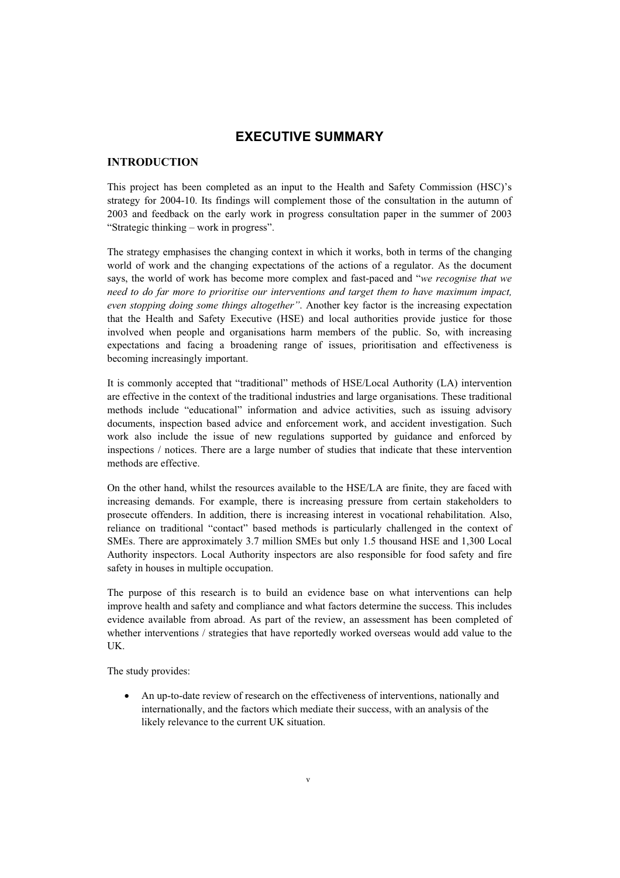# EXECUTIVE SUMMARY

## INTRODUCTION

This project has been completed as an input to the Health and Safety Commission (HSC)'s strategy for 2004-10. Its findings will complement those of the consultation in the autumn of 2003 and feedback on the early work in progress consultation paper in the summer of 2003 "Strategic thinking – work in progress".

The strategy emphasises the changing context in which it works, both in terms of the changing world of work and the changing expectations of the actions of a regulator. As the document says, the world of work has become more complex and fast-paced and "*we recognise that we need to do far more to prioritise our interventions and target them to have maximum impact, even stopping doing some things altogether*". Another key factor is the increasing expectation that the Health and Safety Executive (HSE) and local authorities provide justice for those involved when people and organisations harm members of the public. So, with increasing expectations and facing a broadening range of issues, prioritisation and effectiveness is becoming increasingly important.

It is commonly accepted that "traditional" methods of HSE/Local Authority (LA) intervention are effective in the context of the traditional industries and large organisations. These traditional methods include "educational" information and advice activities, such as issuing advisory documents, inspection based advice and enforcement work, and accident investigation. Such work also include the issue of new regulations supported by guidance and enforced by inspections / notices. There are a large number of studies that indicate that these intervention methods are effective.

On the other hand, whilst the resources available to the HSE/LA are finite, they are faced with increasing demands. For example, there is increasing pressure from certain stakeholders to prosecute offenders. In addition, there is increasing interest in vocational rehabilitation. Also, reliance on traditional "contact" based methods is particularly challenged in the context of SMEs. There are approximately 3.7 million SMEs but only 1.5 thousand HSE and 1,300 Local Authority inspectors. Local Authority inspectors are also responsible for food safety and fire safety in houses in multiple occupation.

The purpose of this research is to build an evidence base on what interventions can help improve health and safety and compliance and what factors determine the success. This includes evidence available from abroad. As part of the review, an assessment has been completed of whether interventions / strategies that have reportedly worked overseas would add value to the UK.

The study provides:

- An up-to-date review of research on the effectiveness of interventions, nationally and internationally, and the factors which mediate their success, with an analysis of the likely relevance to the current UK situation.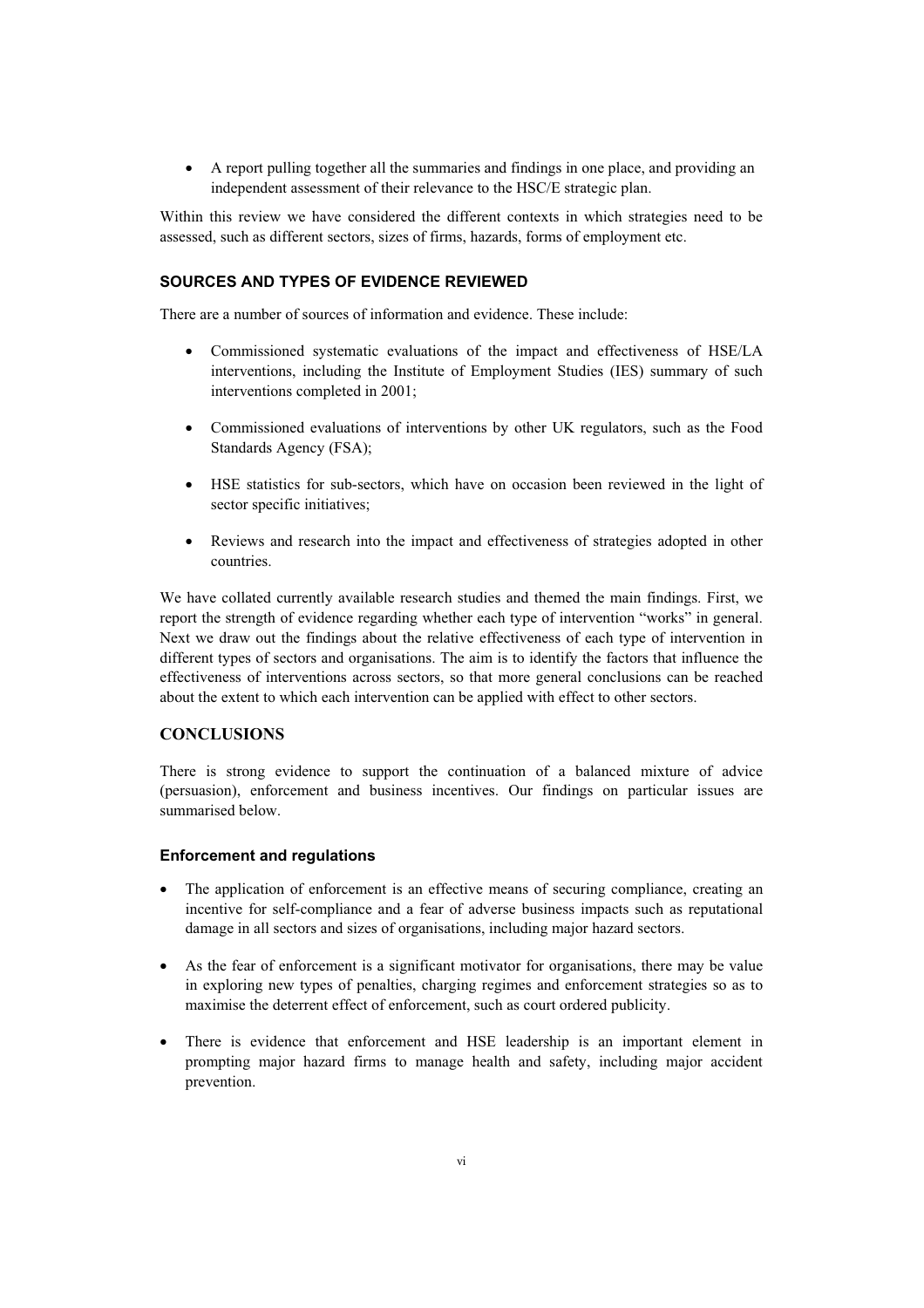- A report pulling together all the summaries and findings in one place, and providing an independent assessment of their relevance to the HSC/E strategic plan.

Within this review we have considered the different contexts in which strategies need to be assessed, such as different sectors, sizes of firms, hazards, forms of employment etc.

### SOURCES AND TYPES OF EVIDENCE REVIEWED

There are a number of sources of information and evidence. These include:

- Commissioned systematic evaluations of the impact and effectiveness of HSE/LA interventions, including the Institute of Employment Studies (IES) summary of such interventions completed in 2001;
- Commissioned evaluations of interventions by other UK regulators, such as the Food Standards Agency (FSA);
- HSE statistics for sub-sectors, which have on occasion been reviewed in the light of sector specific initiatives;
- Reviews and research into the impact and effectiveness of strategies adopted in other countries.

We have collated currently available research studies and themed the main findings. First, we report the strength of evidence regarding whether each type of intervention "works" in general. Next we draw out the findings about the relative effectiveness of each type of intervention in different types of sectors and organisations. The aim is to identify the factors that influence the effectiveness of interventions across sectors, so that more general conclusions can be reached about the extent to which each intervention can be applied with effect to other sectors.

## CONCLUSIONS

There is strong evidence to support the continuation of a balanced mixture of advice (persuasion), enforcement and business incentives. Our findings on particular issues are summarised below.

### Enforcement and regulations

- The application of enforcement is an effective means of securing compliance, creating an incentive for self-compliance and a fear of adverse business impacts such as reputational damage in all sectors and sizes of organisations, including major hazard sectors.
- As the fear of enforcement is a significant motivator for organisations, there may be value in exploring new types of penalties, charging regimes and enforcement strategies so as to maximise the deterrent effect of enforcement, such as court ordered publicity.
- There is evidence that enforcement and HSE leadership is an important element in prompting major hazard firms to manage health and safety, including major accident prevention.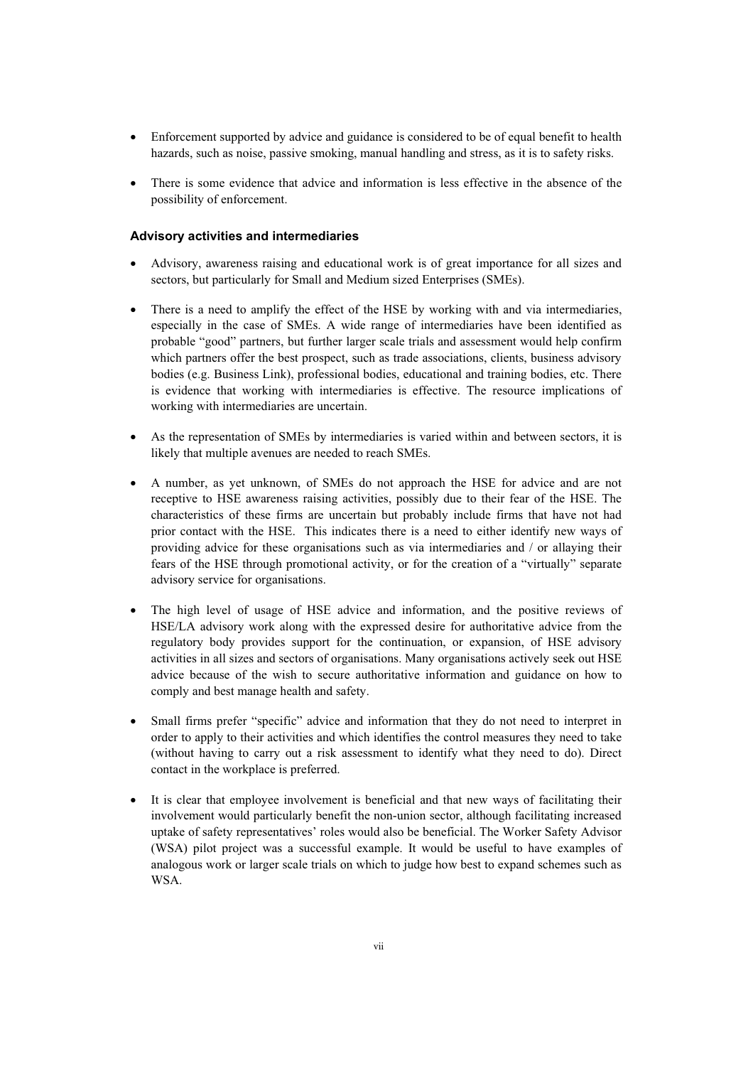- Enforcement supported by advice and guidance is considered to be of equal benefit to health hazards, such as noise, passive smoking, manual handling and stress, as it is to safety risks.

- There is some evidence that advice and information is less effective in the absence of the possibility of enforcement.

### Advisory activities and intermediaries

- Advisory, awareness raising and educational work is of great importance for all sizes and sectors, but particularly for Small and Medium sized Enterprises (SMEs).

- There is a need to amplify the effect of the HSE by working with and via intermediaries, especially in the case of SMEs. A wide range of intermediaries have been identified as probable "good" partners, but further larger scale trials and assessment would help confirm which partners offer the best prospect, such as trade associations, clients, business advisory bodies (e.g. Business Link), professional bodies, educational and training bodies, etc. There is evidence that working with intermediaries is effective. The resource implications of working with intermediaries are uncertain.

- As the representation of SMEs by intermediaries is varied within and between sectors, it is likely that multiple avenues are needed to reach SMEs.

- A number, as yet unknown, of SMEs do not approach the HSE for advice and are not receptive to HSE awareness raising activities, possibly due to their fear of the HSE. The characteristics of these firms are uncertain but probably include firms that have not had prior contact with the HSE. This indicates there is a need to either identify new ways of providing advice for these organisations such as via intermediaries and / or allaying their fears of the HSE through promotional activity, or for the creation of a "virtually" separate advisory service for organisations.

- The high level of usage of HSE advice and information, and the positive reviews of HSE/LA advisory work along with the expressed desire for authoritative advice from the regulatory body provides support for the continuation, or expansion, of HSE advisory activities in all sizes and sectors of organisations. Many organisations actively seek out HSE advice because of the wish to secure authoritative information and guidance on how to comply and best manage health and safety.

- Small firms prefer "specific" advice and information that they do not need to interpret in order to apply to their activities and which identifies the control measures they need to take (without having to carry out a risk assessment to identify what they need to do). Direct contact in the workplace is preferred.

- It is clear that employee involvement is beneficial and that new ways of facilitating their involvement would particularly benefit the non-union sector, although facilitating increased uptake of safety representatives' roles would also be beneficial. The Worker Safety Advisor (WSA) pilot project was a successful example. It would be useful to have examples of analogous work or larger scale trials on which to judge how best to expand schemes such as WSA.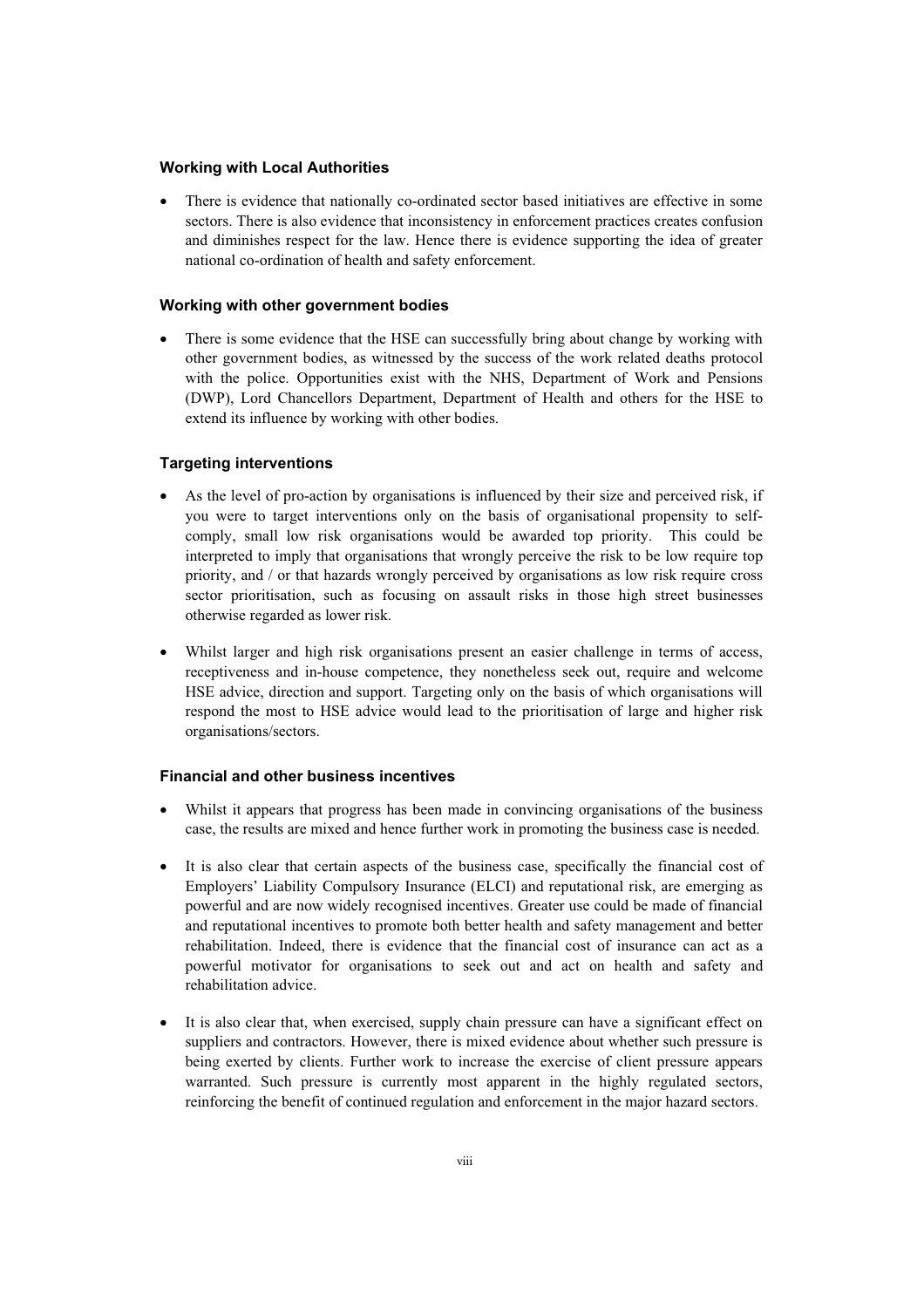### Working with Local Authorities

- There is evidence that nationally co-ordinated sector based initiatives are effective in some sectors. There is also evidence that inconsistency in enforcement practices creates confusion and diminishes respect for the law. Hence there is evidence supporting the idea of greater national co-ordination of health and safety enforcement.

### Working with other government bodies

- There is some evidence that the HSE can successfully bring about change by working with other government bodies, as witnessed by the success of the work related deaths protocol with the police. Opportunities exist with the NHS, Department of Work and Pensions (DWP), Lord Chancellors Department, Department of Health and others for the HSE to extend its influence by working with other bodies.

### Targeting interventions

- As the level of pro-action by organisations is influenced by their size and perceived risk, if you were to target interventions only on the basis of organisational propensity to self-comply, small low risk organisations would be awarded top priority. This could be interpreted to imply that organisations that wrongly perceive the risk to be low require top priority, and / or that hazards wrongly perceived by organisations as low risk require cross sector prioritisation, such as focusing on assault risks in those high street businesses otherwise regarded as lower risk.

- Whilst larger and high risk organisations present an easier challenge in terms of access, receptiveness and in-house competence, they nonetheless seek out, require and welcome HSE advice, direction and support. Targeting only on the basis of which organisations will respond the most to HSE advice would lead to the prioritisation of large and higher risk organisations/sectors.

### Financial and other business incentives

- Whilst it appears that progress has been made in convincing organisations of the business case, the results are mixed and hence further work in promoting the business case is needed.

- It is also clear that certain aspects of the business case, specifically the financial cost of Employers' Liability Compulsory Insurance (ELCI) and reputational risk, are emerging as powerful and are now widely recognised incentives. Greater use could be made of financial and reputational incentives to promote both better health and safety management and better rehabilitation. Indeed, there is evidence that the financial cost of insurance can act as a powerful motivator for organisations to seek out and act on health and safety and rehabilitation advice.

- It is also clear that, when exercised, supply chain pressure can have a significant effect on suppliers and contractors. However, there is mixed evidence about whether such pressure is being exerted by clients. Further work to increase the exercise of client pressure appears warranted. Such pressure is currently most apparent in the highly regulated sectors, reinforcing the benefit of continued regulation and enforcement in the major hazard sectors.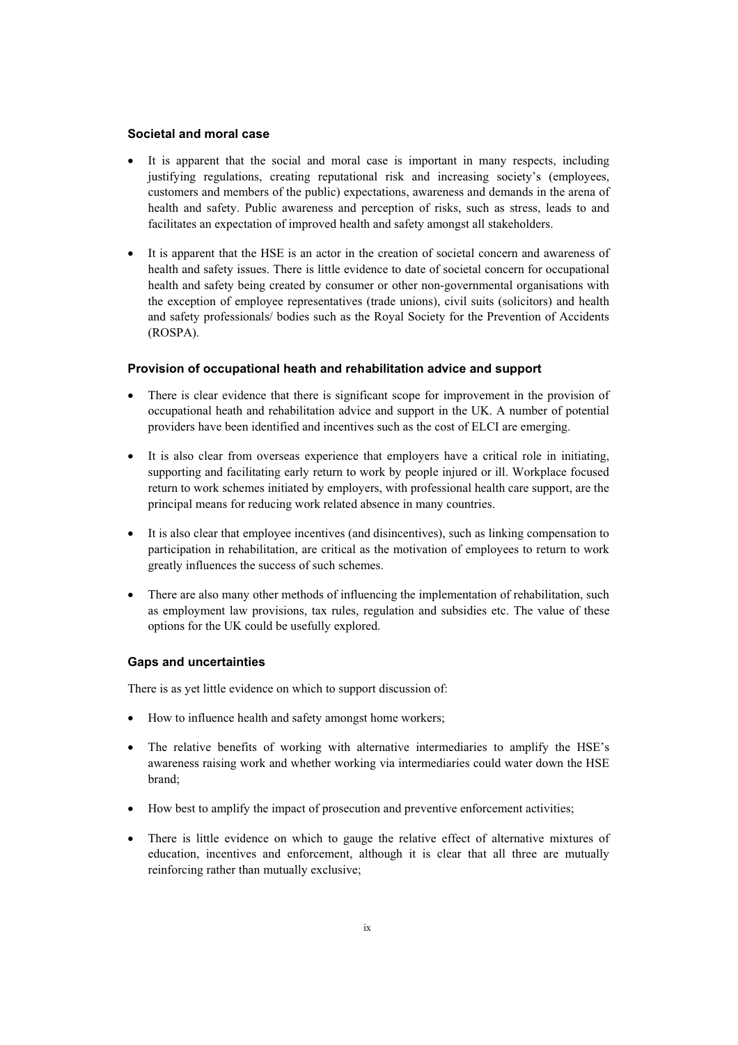### Societal and moral case

- It is apparent that the social and moral case is important in many respects, including justifying regulations, creating reputational risk and increasing society's (employees, customers and members of the public) expectations, awareness and demands in the arena of health and safety. Public awareness and perception of risks, such as stress, leads to and facilitates an expectation of improved health and safety amongst all stakeholders.
- It is apparent that the HSE is an actor in the creation of societal concern and awareness of health and safety issues. There is little evidence to date of societal concern for occupational health and safety being created by consumer or other non-governmental organisations with the exception of employee representatives (trade unions), civil suits (solicitors) and health and safety professionals/ bodies such as the Royal Society for the Prevention of Accidents (ROSPA).

### Provision of occupational heath and rehabilitation advice and support

- There is clear evidence that there is significant scope for improvement in the provision of occupational heath and rehabilitation advice and support in the UK. A number of potential providers have been identified and incentives such as the cost of ELCI are emerging.
- It is also clear from overseas experience that employers have a critical role in initiating, supporting and facilitating early return to work by people injured or ill. Workplace focused return to work schemes initiated by employers, with professional health care support, are the principal means for reducing work related absence in many countries.
- It is also clear that employee incentives (and disincentives), such as linking compensation to participation in rehabilitation, are critical as the motivation of employees to return to work greatly influences the success of such schemes.
- There are also many other methods of influencing the implementation of rehabilitation, such as employment law provisions, tax rules, regulation and subsidies etc. The value of these options for the UK could be usefully explored.

### Gaps and uncertainties

There is as yet little evidence on which to support discussion of:

- How to influence health and safety amongst home workers;
- The relative benefits of working with alternative intermediaries to amplify the HSE's awareness raising work and whether working via intermediaries could water down the HSE brand;
- How best to amplify the impact of prosecution and preventive enforcement activities;
- There is little evidence on which to gauge the relative effect of alternative mixtures of education, incentives and enforcement, although it is clear that all three are mutually reinforcing rather than mutually exclusive;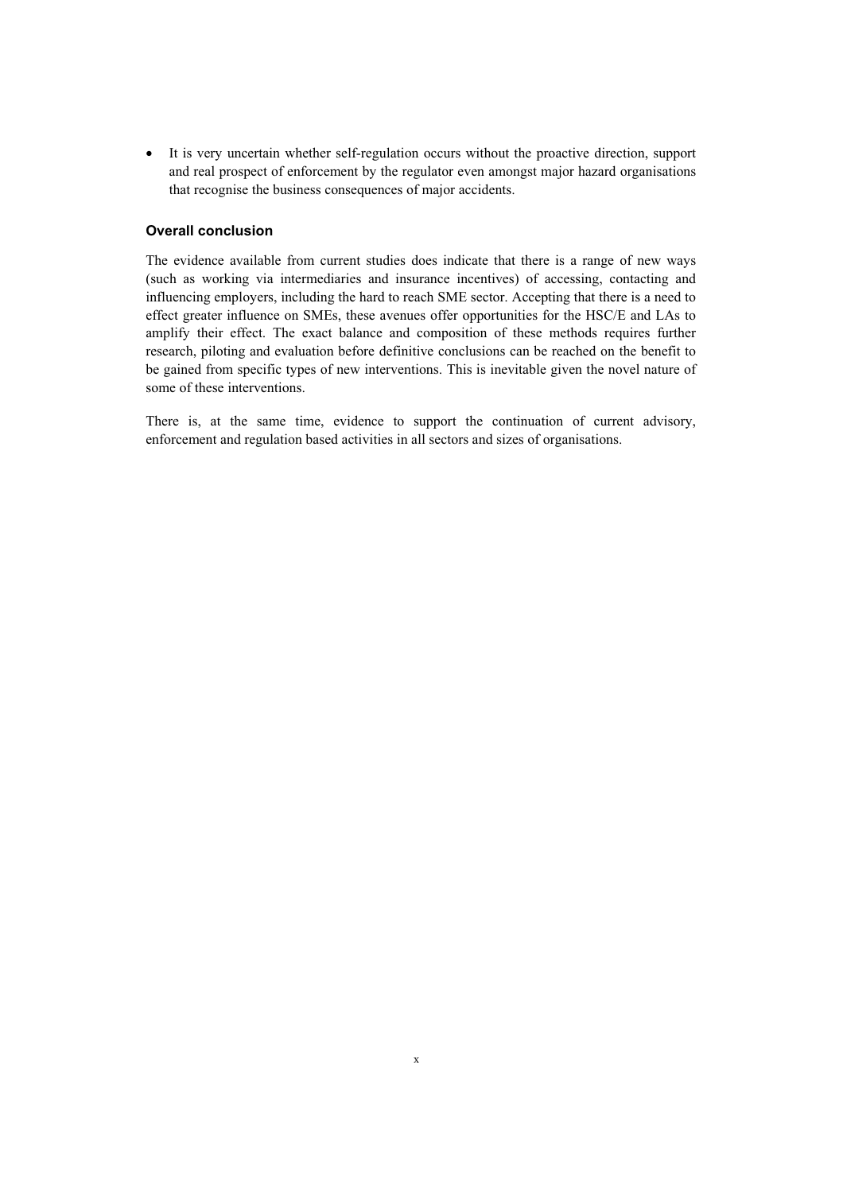- It is very uncertain whether self-regulation occurs without the proactive direction, support and real prospect of enforcement by the regulator even amongst major hazard organisations that recognise the business consequences of major accidents.

### Overall conclusion

The evidence available from current studies does indicate that there is a range of new ways (such as working via intermediaries and insurance incentives) of accessing, contacting and influencing employers, including the hard to reach SME sector. Accepting that there is a need to effect greater influence on SMEs, these avenues offer opportunities for the HSC/E and LAs to amplify their effect. The exact balance and composition of these methods requires further research, piloting and evaluation before definitive conclusions can be reached on the benefit to be gained from specific types of new interventions. This is inevitable given the novel nature of some of these interventions.

There is, at the same time, evidence to support the continuation of current advisory, enforcement and regulation based activities in all sectors and sizes of organisations.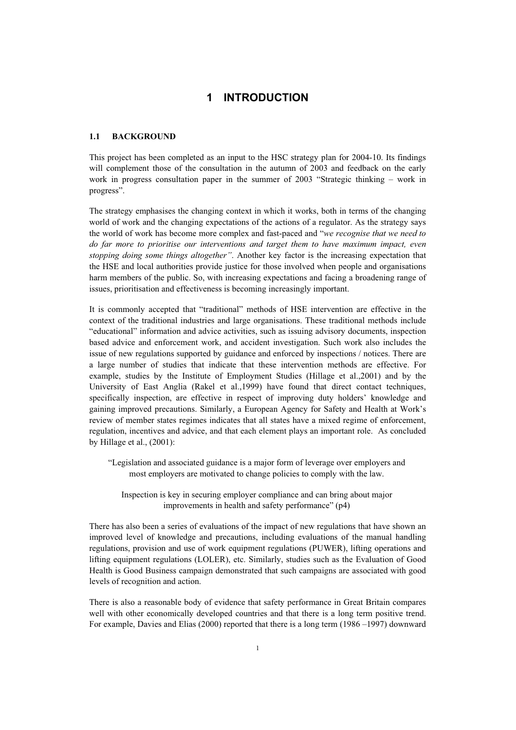# 1 INTRODUCTION

## 1.1 BACKGROUND

This project has been completed as an input to the HSC strategy plan for 2004-10. Its findings will complement those of the consultation in the autumn of 2003 and feedback on the early work in progress consultation paper in the summer of 2003 "Strategic thinking – work in progress".

The strategy emphasises the changing context in which it works, both in terms of the changing world of work and the changing expectations of the actions of a regulator. As the strategy says the world of work has become more complex and fast-paced and "*we recognise that we need to do far more to prioritise our interventions and target them to have maximum impact, even stopping doing some things altogether"*. Another key factor is the increasing expectation that the HSE and local authorities provide justice for those involved when people and organisations harm members of the public. So, with increasing expectations and facing a broadening range of issues, prioritisation and effectiveness is becoming increasingly important.

It is commonly accepted that "traditional" methods of HSE intervention are effective in the context of the traditional industries and large organisations. These traditional methods include "educational" information and advice activities, such as issuing advisory documents, inspection based advice and enforcement work, and accident investigation. Such work also includes the issue of new regulations supported by guidance and enforced by inspections / notices. There are a large number of studies that indicate that these intervention methods are effective. For example, studies by the Institute of Employment Studies (Hillage et al.,2001) and by the University of East Anglia (Rakel et al.,1999) have found that direct contact techniques, specifically inspection, are effective in respect of improving duty holders' knowledge and gaining improved precautions. Similarly, a European Agency for Safety and Health at Work's review of member states regimes indicates that all states have a mixed regime of enforcement, regulation, incentives and advice, and that each element plays an important role. As concluded by Hillage et al., (2001):

> "Legislation and associated guidance is a major form of leverage over employers and most employers are motivated to change policies to comply with the law.
>
> Inspection is key in securing employer compliance and can bring about major improvements in health and safety performance" (p4)

There has also been a series of evaluations of the impact of new regulations that have shown an improved level of knowledge and precautions, including evaluations of the manual handling regulations, provision and use of work equipment regulations (PUWER), lifting operations and lifting equipment regulations (LOLER), etc. Similarly, studies such as the Evaluation of Good Health is Good Business campaign demonstrated that such campaigns are associated with good levels of recognition and action.

There is also a reasonable body of evidence that safety performance in Great Britain compares well with other economically developed countries and that there is a long term positive trend. For example, Davies and Elias (2000) reported that there is a long term (1986 –1997) downward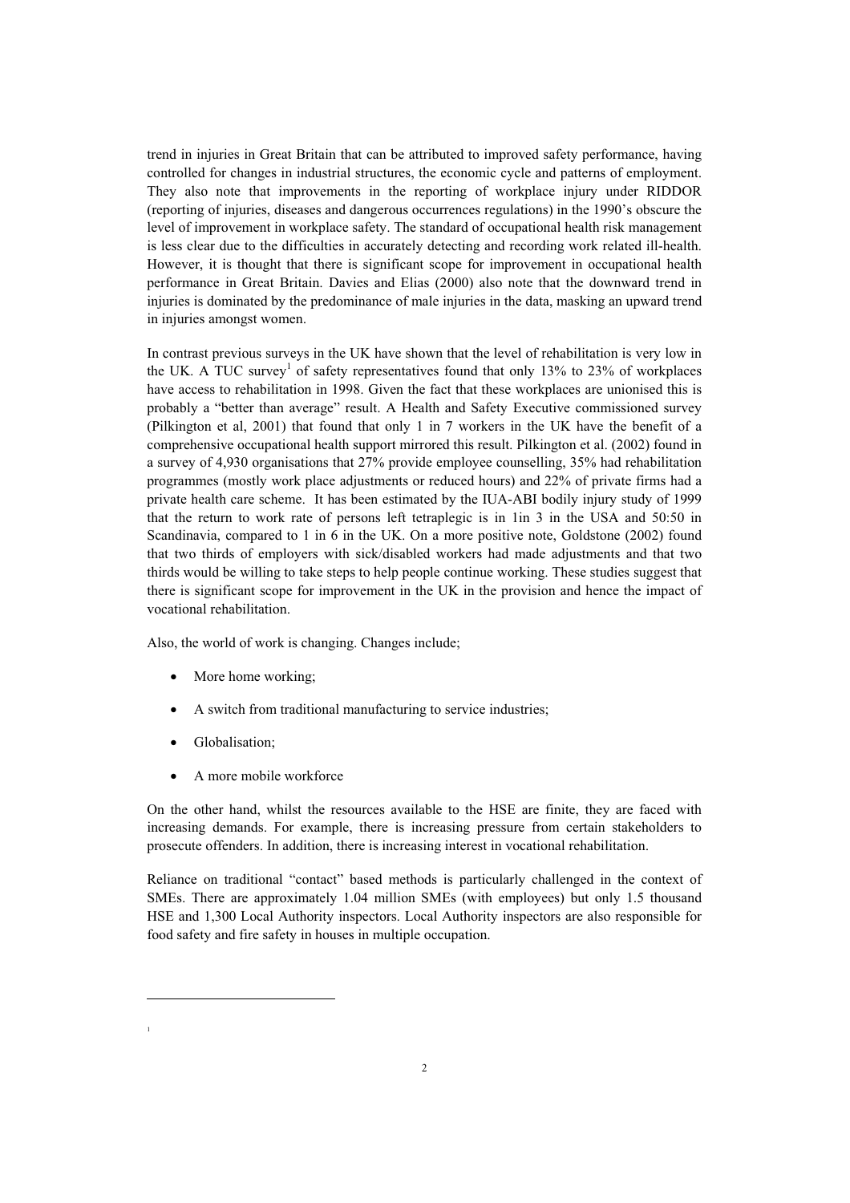trend in injuries in Great Britain that can be attributed to improved safety performance, having controlled for changes in industrial structures, the economic cycle and patterns of employment. They also note that improvements in the reporting of workplace injury under RIDDOR (reporting of injuries, diseases and dangerous occurrences regulations) in the 1990's obscure the level of improvement in workplace safety. The standard of occupational health risk management is less clear due to the difficulties in accurately detecting and recording work related ill-health. However, it is thought that there is significant scope for improvement in occupational health performance in Great Britain. Davies and Elias (2000) also note that the downward trend in injuries is dominated by the predominance of male injuries in the data, masking an upward trend in injuries amongst women.

In contrast previous surveys in the UK have shown that the level of rehabilitation is very low in the UK. A TUC survey[1] of safety representatives found that only 13% to 23% of workplaces have access to rehabilitation in 1998. Given the fact that these workplaces are unionised this is probably a "better than average" result. A Health and Safety Executive commissioned survey (Pilkington et al, 2001) that found that only 1 in 7 workers in the UK have the benefit of a comprehensive occupational health support mirrored this result. Pilkington et al. (2002) found in a survey of 4,930 organisations that 27% provide employee counselling, 35% had rehabilitation programmes (mostly work place adjustments or reduced hours) and 22% of private firms had a private health care scheme. It has been estimated by the IUA-ABI bodily injury study of 1999 that the return to work rate of persons left tetraplegic is in 1in 3 in the USA and 50:50 in Scandinavia, compared to 1 in 6 in the UK. On a more positive note, Goldstone (2002) found that two thirds of employers with sick/disabled workers had made adjustments and that two thirds would be willing to take steps to help people continue working. These studies suggest that there is significant scope for improvement in the UK in the provision and hence the impact of vocational rehabilitation.

Also, the world of work is changing. Changes include;

- More home working;
- A switch from traditional manufacturing to service industries;
- Globalisation;
- A more mobile workforce

On the other hand, whilst the resources available to the HSE are finite, they are faced with increasing demands. For example, there is increasing pressure from certain stakeholders to prosecute offenders. In addition, there is increasing interest in vocational rehabilitation.

Reliance on traditional "contact" based methods is particularly challenged in the context of SMEs. There are approximately 1.04 million SMEs (with employees) but only 1.5 thousand HSE and 1,300 Local Authority inspectors. Local Authority inspectors are also responsible for food safety and fire safety in houses in multiple occupation.

[1]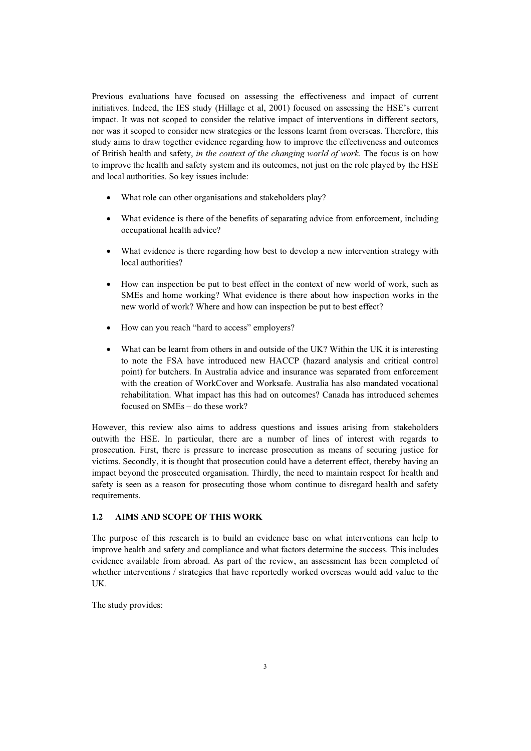Previous evaluations have focused on assessing the effectiveness and impact of current initiatives. Indeed, the IES study (Hillage et al, 2001) focused on assessing the HSE's current impact. It was not scoped to consider the relative impact of interventions in different sectors, nor was it scoped to consider new strategies or the lessons learnt from overseas. Therefore, this study aims to draw together evidence regarding how to improve the effectiveness and outcomes of British health and safety, *in the context of the changing world of work*. The focus is on how to improve the health and safety system and its outcomes, not just on the role played by the HSE and local authorities. So key issues include:

- What role can other organisations and stakeholders play?
- What evidence is there of the benefits of separating advice from enforcement, including occupational health advice?
- What evidence is there regarding how best to develop a new intervention strategy with local authorities?
- How can inspection be put to best effect in the context of new world of work, such as SMEs and home working? What evidence is there about how inspection works in the new world of work? Where and how can inspection be put to best effect?
- How can you reach "hard to access" employers?
- What can be learnt from others in and outside of the UK? Within the UK it is interesting to note the FSA have introduced new HACCP (hazard analysis and critical control point) for butchers. In Australia advice and insurance was separated from enforcement with the creation of WorkCover and Worksafe. Australia has also mandated vocational rehabilitation. What impact has this had on outcomes? Canada has introduced schemes focused on SMEs – do these work?

However, this review also aims to address questions and issues arising from stakeholders outwith the HSE. In particular, there are a number of lines of interest with regards to prosecution. First, there is pressure to increase prosecution as means of securing justice for victims. Secondly, it is thought that prosecution could have a deterrent effect, thereby having an impact beyond the prosecuted organisation. Thirdly, the need to maintain respect for health and safety is seen as a reason for prosecuting those whom continue to disregard health and safety requirements.

## 1.2 AIMS AND SCOPE OF THIS WORK

The purpose of this research is to build an evidence base on what interventions can help to improve health and safety and compliance and what factors determine the success. This includes evidence available from abroad. As part of the review, an assessment has been completed of whether interventions / strategies that have reportedly worked overseas would add value to the UK.

The study provides: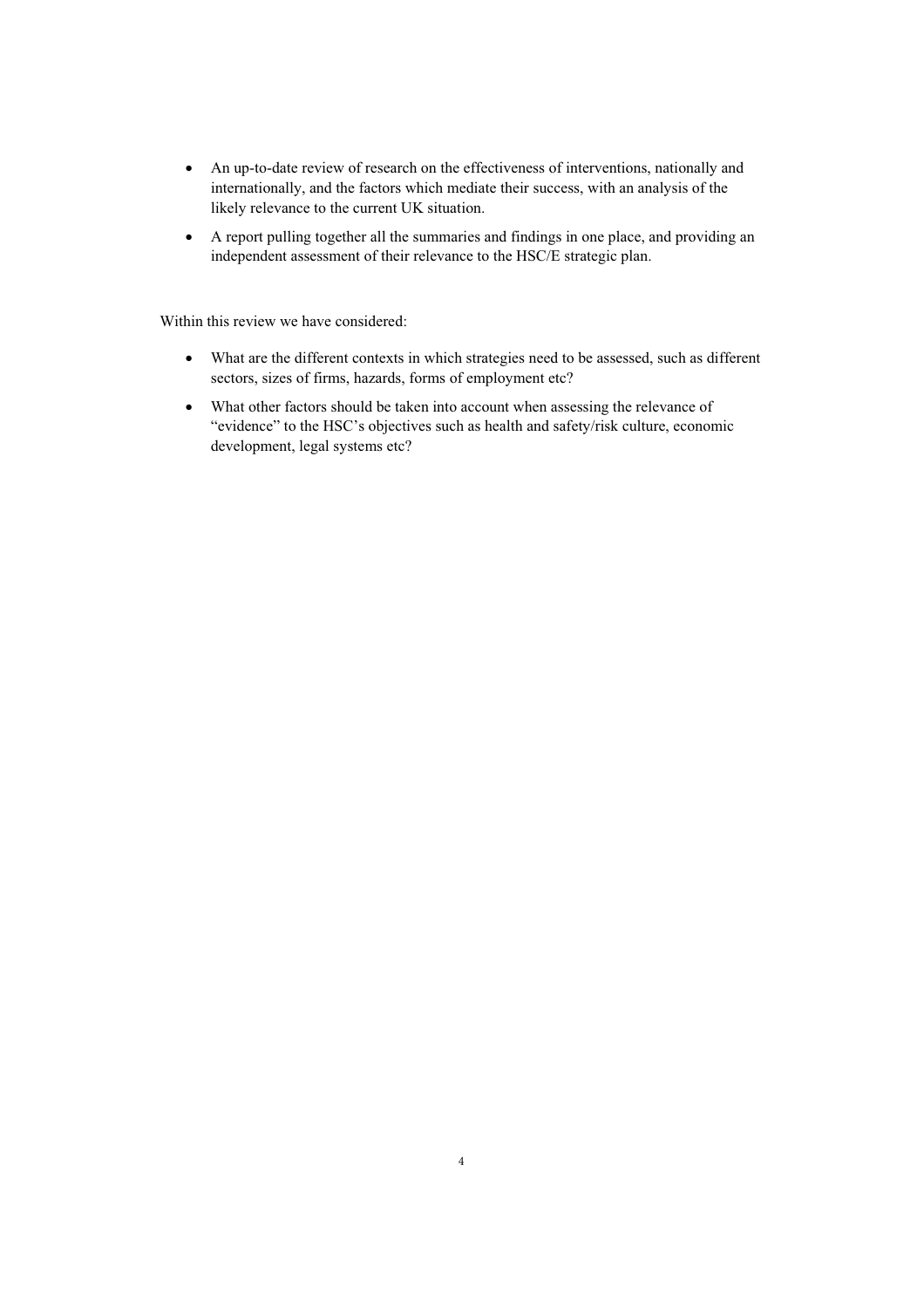- An up-to-date review of research on the effectiveness of interventions, nationally and internationally, and the factors which mediate their success, with an analysis of the likely relevance to the current UK situation.
- A report pulling together all the summaries and findings in one place, and providing an independent assessment of their relevance to the HSC/E strategic plan.

Within this review we have considered:

- What are the different contexts in which strategies need to be assessed, such as different sectors, sizes of firms, hazards, forms of employment etc?
- What other factors should be taken into account when assessing the relevance of "evidence" to the HSC's objectives such as health and safety/risk culture, economic development, legal systems etc?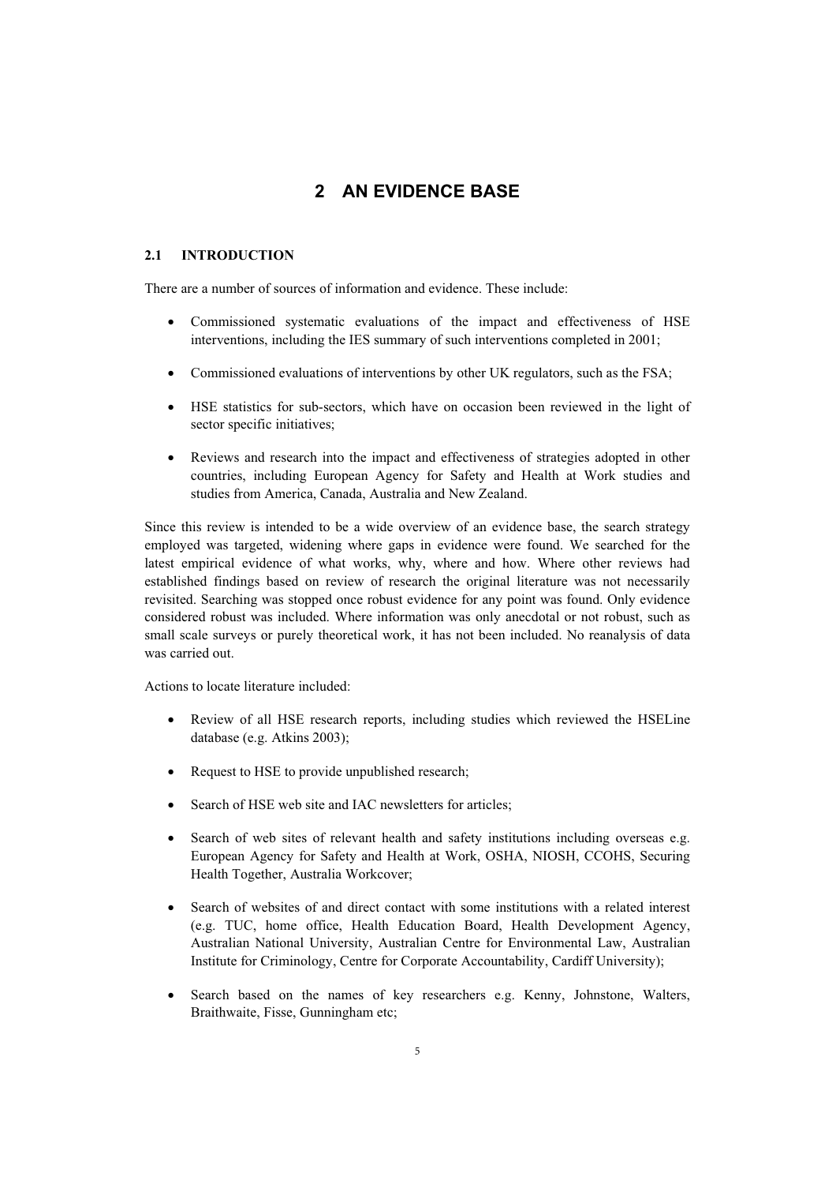# 2 AN EVIDENCE BASE

## 2.1 INTRODUCTION

There are a number of sources of information and evidence. These include:

- Commissioned systematic evaluations of the impact and effectiveness of HSE interventions, including the IES summary of such interventions completed in 2001;
- Commissioned evaluations of interventions by other UK regulators, such as the FSA;
- HSE statistics for sub-sectors, which have on occasion been reviewed in the light of sector specific initiatives;
- Reviews and research into the impact and effectiveness of strategies adopted in other countries, including European Agency for Safety and Health at Work studies and studies from America, Canada, Australia and New Zealand.

Since this review is intended to be a wide overview of an evidence base, the search strategy employed was targeted, widening where gaps in evidence were found. We searched for the latest empirical evidence of what works, why, where and how. Where other reviews had established findings based on review of research the original literature was not necessarily revisited. Searching was stopped once robust evidence for any point was found. Only evidence considered robust was included. Where information was only anecdotal or not robust, such as small scale surveys or purely theoretical work, it has not been included. No reanalysis of data was carried out.

Actions to locate literature included:

- Review of all HSE research reports, including studies which reviewed the HSELine database (e.g. Atkins 2003);
- Request to HSE to provide unpublished research;
- Search of HSE web site and IAC newsletters for articles;
- Search of web sites of relevant health and safety institutions including overseas e.g. European Agency for Safety and Health at Work, OSHA, NIOSH, CCOHS, Securing Health Together, Australia Workcover;
- Search of websites of and direct contact with some institutions with a related interest (e.g. TUC, home office, Health Education Board, Health Development Agency, Australian National University, Australian Centre for Environmental Law, Australian Institute for Criminology, Centre for Corporate Accountability, Cardiff University);
- Search based on the names of key researchers e.g. Kenny, Johnstone, Walters, Braithwaite, Fisse, Gunningham etc;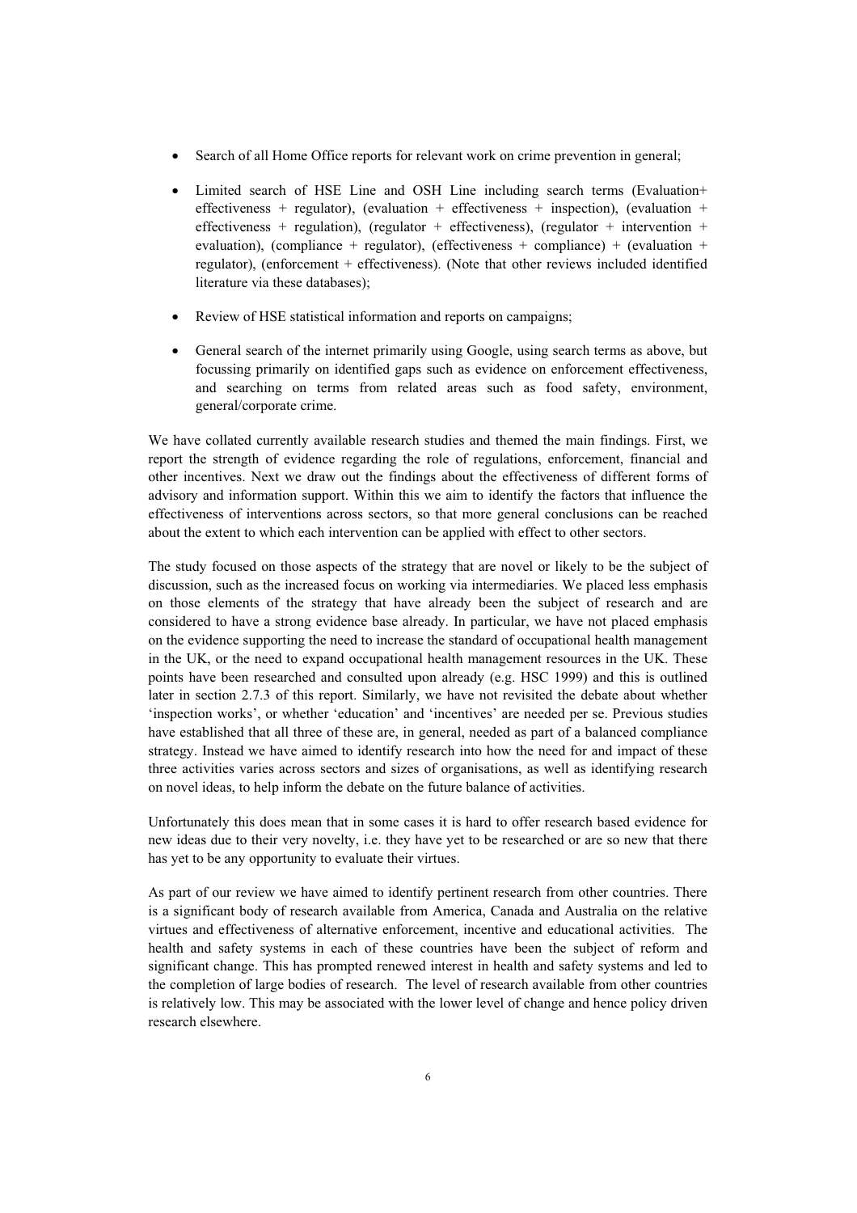- Search of all Home Office reports for relevant work on crime prevention in general;
- Limited search of HSE Line and OSH Line including search terms (Evaluation+ effectiveness + regulator), (evaluation + effectiveness + inspection), (evaluation + effectiveness + regulation), (regulator + effectiveness), (regulator + intervention + evaluation), (compliance + regulator), (effectiveness + compliance) + (evaluation + regulator), (enforcement + effectiveness). (Note that other reviews included identified literature via these databases);
- Review of HSE statistical information and reports on campaigns;
- General search of the internet primarily using Google, using search terms as above, but focussing primarily on identified gaps such as evidence on enforcement effectiveness, and searching on terms from related areas such as food safety, environment, general/corporate crime.

We have collated currently available research studies and themed the main findings. First, we report the strength of evidence regarding the role of regulations, enforcement, financial and other incentives. Next we draw out the findings about the effectiveness of different forms of advisory and information support. Within this we aim to identify the factors that influence the effectiveness of interventions across sectors, so that more general conclusions can be reached about the extent to which each intervention can be applied with effect to other sectors.

The study focused on those aspects of the strategy that are novel or likely to be the subject of discussion, such as the increased focus on working via intermediaries. We placed less emphasis on those elements of the strategy that have already been the subject of research and are considered to have a strong evidence base already. In particular, we have not placed emphasis on the evidence supporting the need to increase the standard of occupational health management in the UK, or the need to expand occupational health management resources in the UK. These points have been researched and consulted upon already (e.g. HSC 1999) and this is outlined later in section 2.7.3 of this report. Similarly, we have not revisited the debate about whether 'inspection works', or whether 'education' and 'incentives' are needed per se. Previous studies have established that all three of these are, in general, needed as part of a balanced compliance strategy. Instead we have aimed to identify research into how the need for and impact of these three activities varies across sectors and sizes of organisations, as well as identifying research on novel ideas, to help inform the debate on the future balance of activities.

Unfortunately this does mean that in some cases it is hard to offer research based evidence for new ideas due to their very novelty, i.e. they have yet to be researched or are so new that there has yet to be any opportunity to evaluate their virtues.

As part of our review we have aimed to identify pertinent research from other countries. There is a significant body of research available from America, Canada and Australia on the relative virtues and effectiveness of alternative enforcement, incentive and educational activities. The health and safety systems in each of these countries have been the subject of reform and significant change. This has prompted renewed interest in health and safety systems and led to the completion of large bodies of research. The level of research available from other countries is relatively low. This may be associated with the lower level of change and hence policy driven research elsewhere.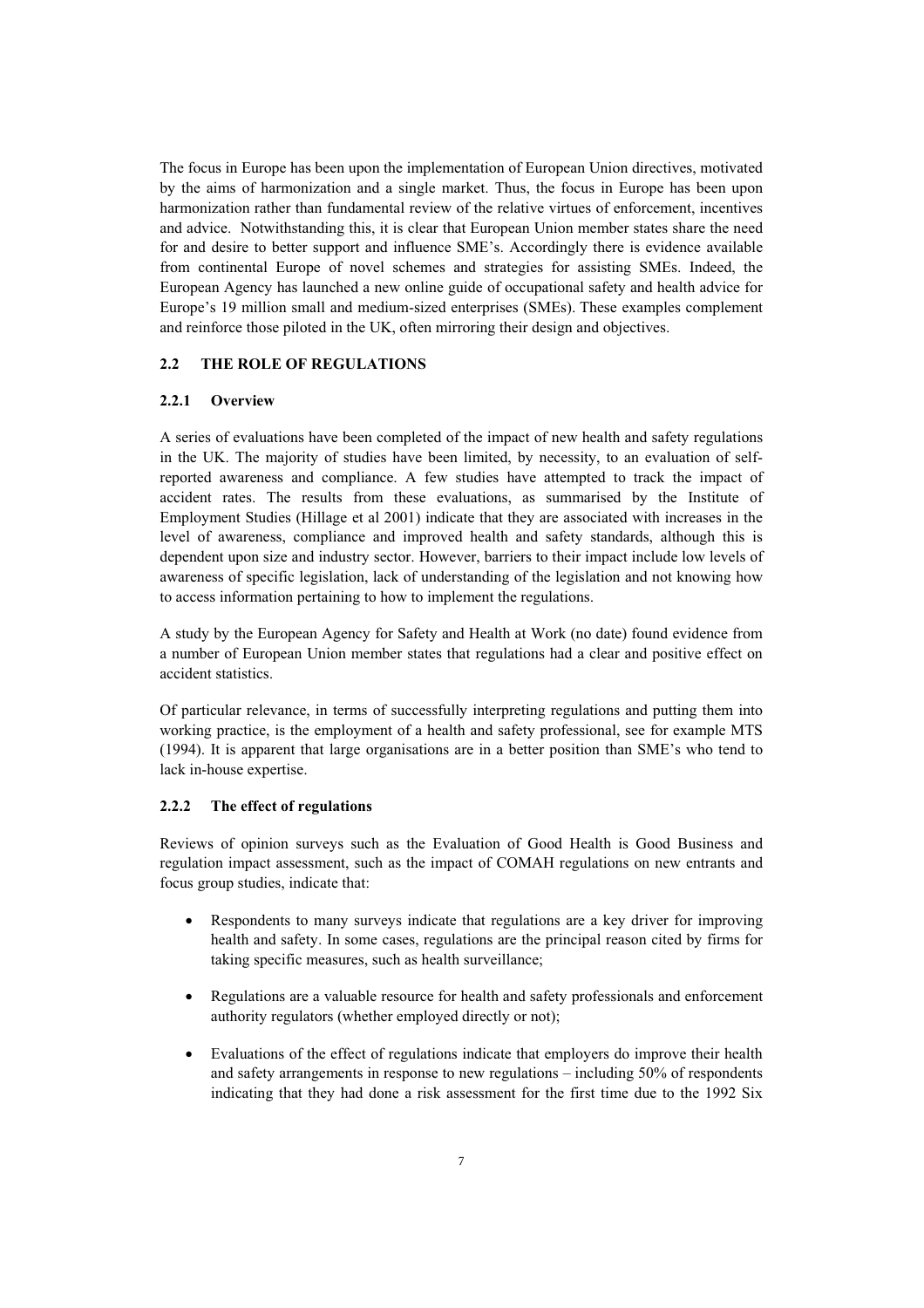The focus in Europe has been upon the implementation of European Union directives, motivated by the aims of harmonization and a single market. Thus, the focus in Europe has been upon harmonization rather than fundamental review of the relative virtues of enforcement, incentives and advice. Notwithstanding this, it is clear that European Union member states share the need for and desire to better support and influence SME's. Accordingly there is evidence available from continental Europe of novel schemes and strategies for assisting SMEs. Indeed, the European Agency has launched a new online guide of occupational safety and health advice for Europe's 19 million small and medium-sized enterprises (SMEs). These examples complement and reinforce those piloted in the UK, often mirroring their design and objectives.

## 2.2 THE ROLE OF REGULATIONS

### 2.2.1 Overview

A series of evaluations have been completed of the impact of new health and safety regulations in the UK. The majority of studies have been limited, by necessity, to an evaluation of self-reported awareness and compliance. A few studies have attempted to track the impact of accident rates. The results from these evaluations, as summarised by the Institute of Employment Studies (Hillage et al 2001) indicate that they are associated with increases in the level of awareness, compliance and improved health and safety standards, although this is dependent upon size and industry sector. However, barriers to their impact include low levels of awareness of specific legislation, lack of understanding of the legislation and not knowing how to access information pertaining to how to implement the regulations.

A study by the European Agency for Safety and Health at Work (no date) found evidence from a number of European Union member states that regulations had a clear and positive effect on accident statistics.

Of particular relevance, in terms of successfully interpreting regulations and putting them into working practice, is the employment of a health and safety professional, see for example MTS (1994). It is apparent that large organisations are in a better position than SME's who tend to lack in-house expertise.

### 2.2.2 The effect of regulations

Reviews of opinion surveys such as the Evaluation of Good Health is Good Business and regulation impact assessment, such as the impact of COMAH regulations on new entrants and focus group studies, indicate that:

- Respondents to many surveys indicate that regulations are a key driver for improving health and safety. In some cases, regulations are the principal reason cited by firms for taking specific measures, such as health surveillance;
- Regulations are a valuable resource for health and safety professionals and enforcement authority regulators (whether employed directly or not);
- Evaluations of the effect of regulations indicate that employers do improve their health and safety arrangements in response to new regulations – including 50% of respondents indicating that they had done a risk assessment for the first time due to the 1992 Six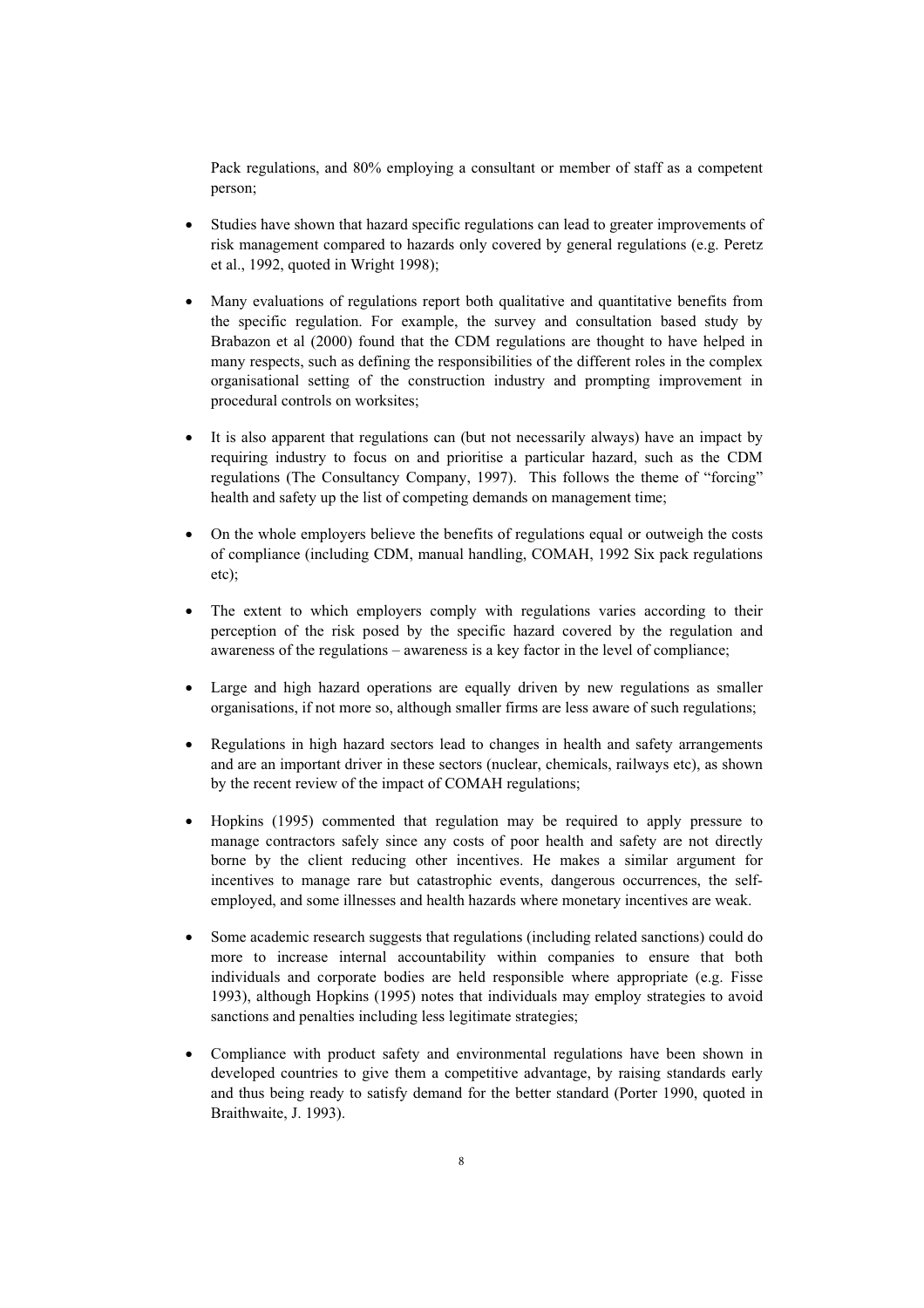Pack regulations, and 80% employing a consultant or member of staff as a competent person;

- Studies have shown that hazard specific regulations can lead to greater improvements of risk management compared to hazards only covered by general regulations (e.g. Peretz et al., 1992, quoted in Wright 1998);

- Many evaluations of regulations report both qualitative and quantitative benefits from the specific regulation. For example, the survey and consultation based study by Brabazon et al (2000) found that the CDM regulations are thought to have helped in many respects, such as defining the responsibilities of the different roles in the complex organisational setting of the construction industry and prompting improvement in procedural controls on worksites;

- It is also apparent that regulations can (but not necessarily always) have an impact by requiring industry to focus on and prioritise a particular hazard, such as the CDM regulations (The Consultancy Company, 1997). This follows the theme of "forcing" health and safety up the list of competing demands on management time;

- On the whole employers believe the benefits of regulations equal or outweigh the costs of compliance (including CDM, manual handling, COMAH, 1992 Six pack regulations etc);

- The extent to which employers comply with regulations varies according to their perception of the risk posed by the specific hazard covered by the regulation and awareness of the regulations – awareness is a key factor in the level of compliance;

- Large and high hazard operations are equally driven by new regulations as smaller organisations, if not more so, although smaller firms are less aware of such regulations;

- Regulations in high hazard sectors lead to changes in health and safety arrangements and are an important driver in these sectors (nuclear, chemicals, railways etc), as shown by the recent review of the impact of COMAH regulations;

- Hopkins (1995) commented that regulation may be required to apply pressure to manage contractors safely since any costs of poor health and safety are not directly borne by the client reducing other incentives. He makes a similar argument for incentives to manage rare but catastrophic events, dangerous occurrences, the self-employed, and some illnesses and health hazards where monetary incentives are weak.

- Some academic research suggests that regulations (including related sanctions) could do more to increase internal accountability within companies to ensure that both individuals and corporate bodies are held responsible where appropriate (e.g. Fisse 1993), although Hopkins (1995) notes that individuals may employ strategies to avoid sanctions and penalties including less legitimate strategies;

- Compliance with product safety and environmental regulations have been shown in developed countries to give them a competitive advantage, by raising standards early and thus being ready to satisfy demand for the better standard (Porter 1990, quoted in Braithwaite, J. 1993).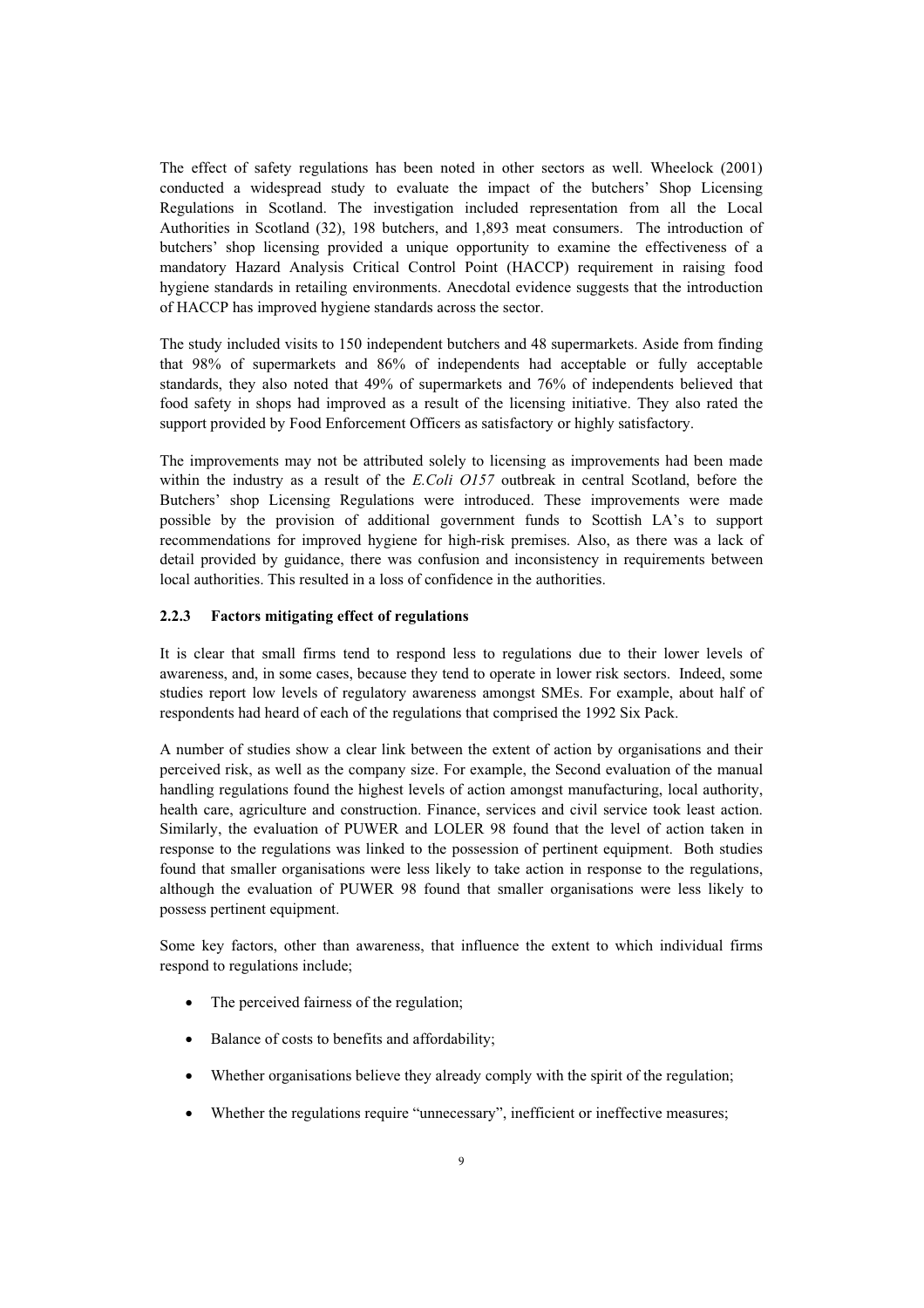The effect of safety regulations has been noted in other sectors as well. Wheelock (2001) conducted a widespread study to evaluate the impact of the butchers' Shop Licensing Regulations in Scotland. The investigation included representation from all the Local Authorities in Scotland (32), 198 butchers, and 1,893 meat consumers. The introduction of butchers' shop licensing provided a unique opportunity to examine the effectiveness of a mandatory Hazard Analysis Critical Control Point (HACCP) requirement in raising food hygiene standards in retailing environments. Anecdotal evidence suggests that the introduction of HACCP has improved hygiene standards across the sector.

The study included visits to 150 independent butchers and 48 supermarkets. Aside from finding that 98% of supermarkets and 86% of independents had acceptable or fully acceptable standards, they also noted that 49% of supermarkets and 76% of independents believed that food safety in shops had improved as a result of the licensing initiative. They also rated the support provided by Food Enforcement Officers as satisfactory or highly satisfactory.

The improvements may not be attributed solely to licensing as improvements had been made within the industry as a result of the *E.Coli O157* outbreak in central Scotland, before the Butchers' shop Licensing Regulations were introduced. These improvements were made possible by the provision of additional government funds to Scottish LA's to support recommendations for improved hygiene for high-risk premises. Also, as there was a lack of detail provided by guidance, there was confusion and inconsistency in requirements between local authorities. This resulted in a loss of confidence in the authorities.

### 2.2.3 Factors mitigating effect of regulations

It is clear that small firms tend to respond less to regulations due to their lower levels of awareness, and, in some cases, because they tend to operate in lower risk sectors. Indeed, some studies report low levels of regulatory awareness amongst SMEs. For example, about half of respondents had heard of each of the regulations that comprised the 1992 Six Pack.

A number of studies show a clear link between the extent of action by organisations and their perceived risk, as well as the company size. For example, the Second evaluation of the manual handling regulations found the highest levels of action amongst manufacturing, local authority, health care, agriculture and construction. Finance, services and civil service took least action. Similarly, the evaluation of PUWER and LOLER 98 found that the level of action taken in response to the regulations was linked to the possession of pertinent equipment. Both studies found that smaller organisations were less likely to take action in response to the regulations, although the evaluation of PUWER 98 found that smaller organisations were less likely to possess pertinent equipment.

Some key factors, other than awareness, that influence the extent to which individual firms respond to regulations include;

- The perceived fairness of the regulation;
- Balance of costs to benefits and affordability;
- Whether organisations believe they already comply with the spirit of the regulation;
- Whether the regulations require "unnecessary", inefficient or ineffective measures;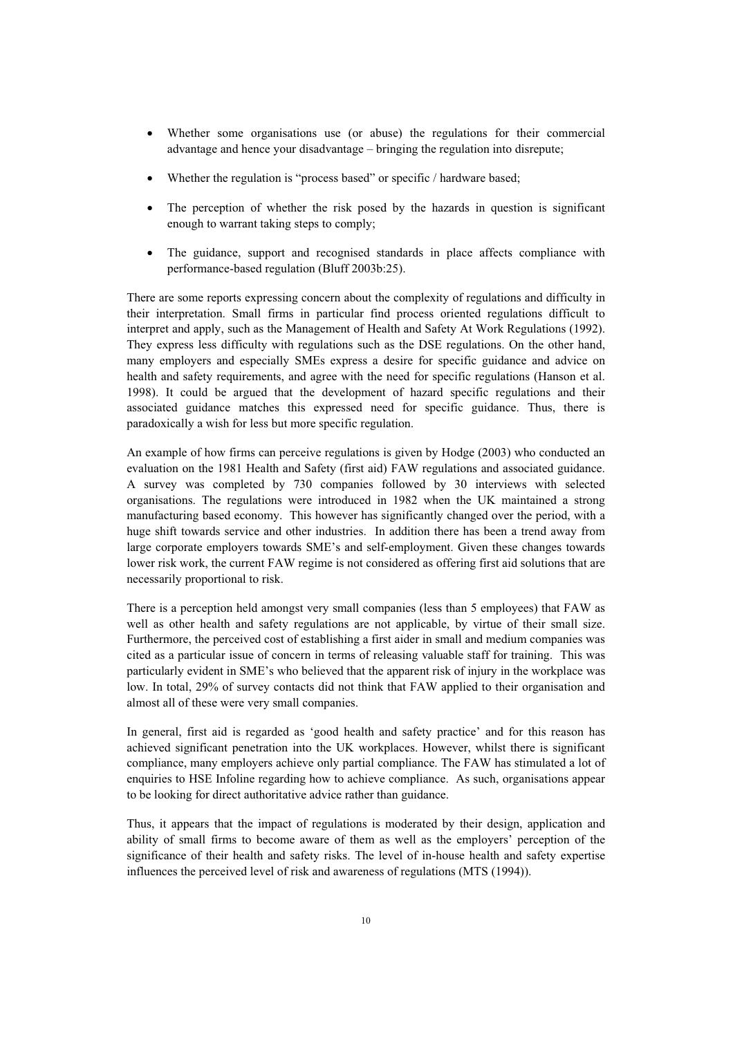- Whether some organisations use (or abuse) the regulations for their commercial advantage and hence your disadvantage – bringing the regulation into disrepute;
- Whether the regulation is "process based" or specific / hardware based;
- The perception of whether the risk posed by the hazards in question is significant enough to warrant taking steps to comply;
- The guidance, support and recognised standards in place affects compliance with performance-based regulation (Bluff 2003b:25).

There are some reports expressing concern about the complexity of regulations and difficulty in their interpretation. Small firms in particular find process oriented regulations difficult to interpret and apply, such as the Management of Health and Safety At Work Regulations (1992). They express less difficulty with regulations such as the DSE regulations. On the other hand, many employers and especially SMEs express a desire for specific guidance and advice on health and safety requirements, and agree with the need for specific regulations (Hanson et al. 1998). It could be argued that the development of hazard specific regulations and their associated guidance matches this expressed need for specific guidance. Thus, there is paradoxically a wish for less but more specific regulation.

An example of how firms can perceive regulations is given by Hodge (2003) who conducted an evaluation on the 1981 Health and Safety (first aid) FAW regulations and associated guidance. A survey was completed by 730 companies followed by 30 interviews with selected organisations. The regulations were introduced in 1982 when the UK maintained a strong manufacturing based economy. This however has significantly changed over the period, with a huge shift towards service and other industries. In addition there has been a trend away from large corporate employers towards SME's and self-employment. Given these changes towards lower risk work, the current FAW regime is not considered as offering first aid solutions that are necessarily proportional to risk.

There is a perception held amongst very small companies (less than 5 employees) that FAW as well as other health and safety regulations are not applicable, by virtue of their small size. Furthermore, the perceived cost of establishing a first aider in small and medium companies was cited as a particular issue of concern in terms of releasing valuable staff for training. This was particularly evident in SME's who believed that the apparent risk of injury in the workplace was low. In total, 29% of survey contacts did not think that FAW applied to their organisation and almost all of these were very small companies.

In general, first aid is regarded as 'good health and safety practice' and for this reason has achieved significant penetration into the UK workplaces. However, whilst there is significant compliance, many employers achieve only partial compliance. The FAW has stimulated a lot of enquiries to HSE Infoline regarding how to achieve compliance. As such, organisations appear to be looking for direct authoritative advice rather than guidance.

Thus, it appears that the impact of regulations is moderated by their design, application and ability of small firms to become aware of them as well as the employers' perception of the significance of their health and safety risks. The level of in-house health and safety expertise influences the perceived level of risk and awareness of regulations (MTS (1994)).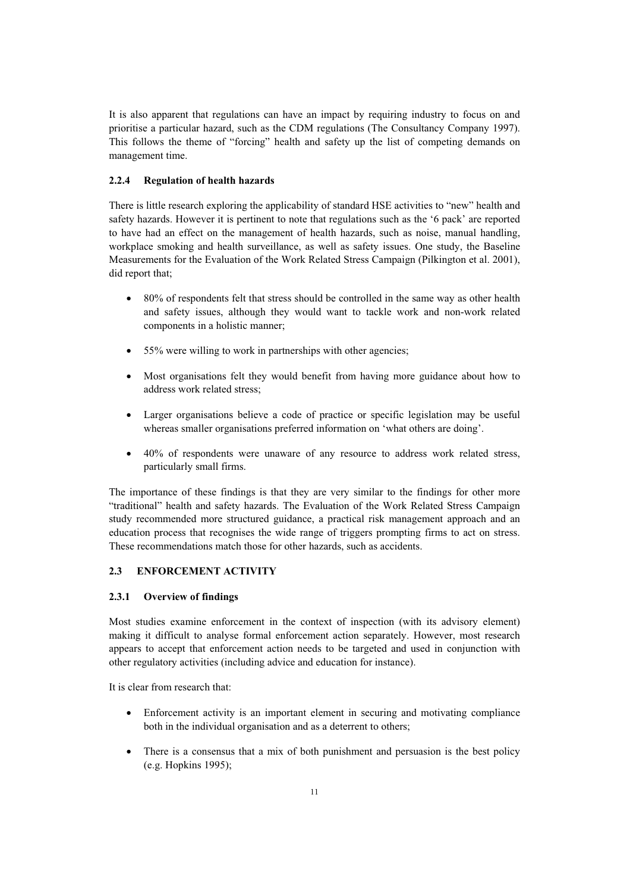It is also apparent that regulations can have an impact by requiring industry to focus on and prioritise a particular hazard, such as the CDM regulations (The Consultancy Company 1997). This follows the theme of "forcing" health and safety up the list of competing demands on management time.

### 2.2.4 Regulation of health hazards

There is little research exploring the applicability of standard HSE activities to "new" health and safety hazards. However it is pertinent to note that regulations such as the '6 pack' are reported to have had an effect on the management of health hazards, such as noise, manual handling, workplace smoking and health surveillance, as well as safety issues. One study, the Baseline Measurements for the Evaluation of the Work Related Stress Campaign (Pilkington et al. 2001), did report that;

- 80% of respondents felt that stress should be controlled in the same way as other health and safety issues, although they would want to tackle work and non-work related components in a holistic manner;
- 55% were willing to work in partnerships with other agencies;
- Most organisations felt they would benefit from having more guidance about how to address work related stress;
- Larger organisations believe a code of practice or specific legislation may be useful whereas smaller organisations preferred information on 'what others are doing'.
- 40% of respondents were unaware of any resource to address work related stress, particularly small firms.

The importance of these findings is that they are very similar to the findings for other more "traditional" health and safety hazards. The Evaluation of the Work Related Stress Campaign study recommended more structured guidance, a practical risk management approach and an education process that recognises the wide range of triggers prompting firms to act on stress. These recommendations match those for other hazards, such as accidents.

## 2.3 ENFORCEMENT ACTIVITY

### 2.3.1 Overview of findings

Most studies examine enforcement in the context of inspection (with its advisory element) making it difficult to analyse formal enforcement action separately. However, most research appears to accept that enforcement action needs to be targeted and used in conjunction with other regulatory activities (including advice and education for instance).

It is clear from research that:

- Enforcement activity is an important element in securing and motivating compliance both in the individual organisation and as a deterrent to others;
- There is a consensus that a mix of both punishment and persuasion is the best policy (e.g. Hopkins 1995);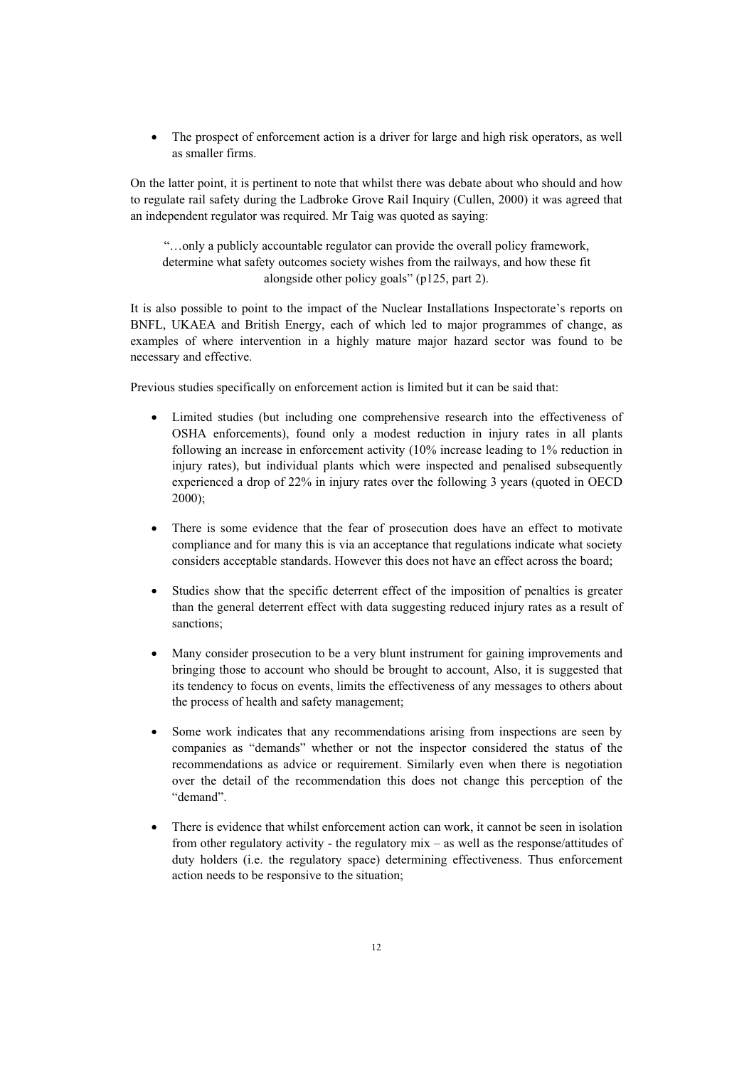- The prospect of enforcement action is a driver for large and high risk operators, as well as smaller firms.

On the latter point, it is pertinent to note that whilst there was debate about who should and how to regulate rail safety during the Ladbroke Grove Rail Inquiry (Cullen, 2000) it was agreed that an independent regulator was required. Mr Taig was quoted as saying:

> "…only a publicly accountable regulator can provide the overall policy framework, determine what safety outcomes society wishes from the railways, and how these fit alongside other policy goals" (p125, part 2).

It is also possible to point to the impact of the Nuclear Installations Inspectorate's reports on BNFL, UKAEA and British Energy, each of which led to major programmes of change, as examples of where intervention in a highly mature major hazard sector was found to be necessary and effective.

Previous studies specifically on enforcement action is limited but it can be said that:

- Limited studies (but including one comprehensive research into the effectiveness of OSHA enforcements), found only a modest reduction in injury rates in all plants following an increase in enforcement activity (10% increase leading to 1% reduction in injury rates), but individual plants which were inspected and penalised subsequently experienced a drop of 22% in injury rates over the following 3 years (quoted in OECD 2000);

- There is some evidence that the fear of prosecution does have an effect to motivate compliance and for many this is via an acceptance that regulations indicate what society considers acceptable standards. However this does not have an effect across the board;

- Studies show that the specific deterrent effect of the imposition of penalties is greater than the general deterrent effect with data suggesting reduced injury rates as a result of sanctions;

- Many consider prosecution to be a very blunt instrument for gaining improvements and bringing those to account who should be brought to account, Also, it is suggested that its tendency to focus on events, limits the effectiveness of any messages to others about the process of health and safety management;

- Some work indicates that any recommendations arising from inspections are seen by companies as "demands" whether or not the inspector considered the status of the recommendations as advice or requirement. Similarly even when there is negotiation over the detail of the recommendation this does not change this perception of the "demand".

- There is evidence that whilst enforcement action can work, it cannot be seen in isolation from other regulatory activity - the regulatory mix – as well as the response/attitudes of duty holders (i.e. the regulatory space) determining effectiveness. Thus enforcement action needs to be responsive to the situation;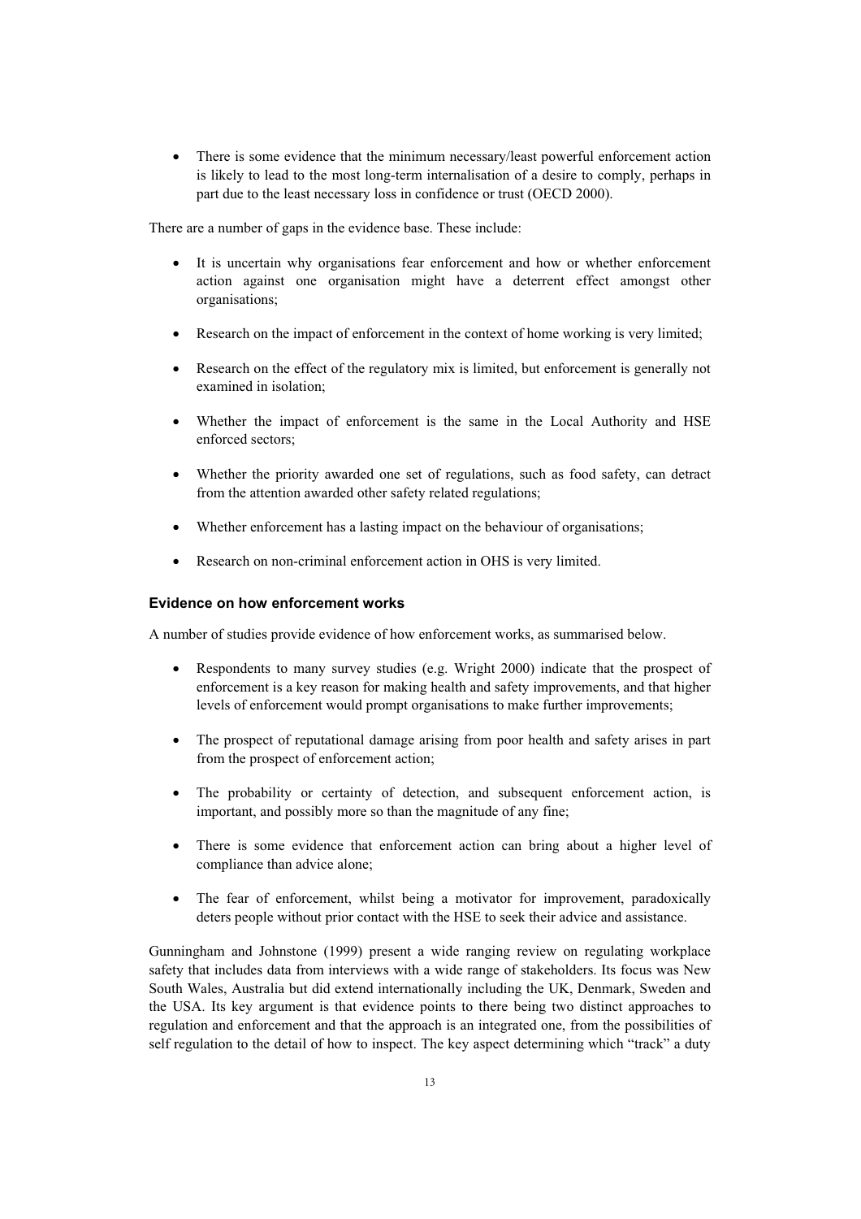- There is some evidence that the minimum necessary/least powerful enforcement action is likely to lead to the most long-term internalisation of a desire to comply, perhaps in part due to the least necessary loss in confidence or trust (OECD 2000).

There are a number of gaps in the evidence base. These include:

- It is uncertain why organisations fear enforcement and how or whether enforcement action against one organisation might have a deterrent effect amongst other organisations;
- Research on the impact of enforcement in the context of home working is very limited;
- Research on the effect of the regulatory mix is limited, but enforcement is generally not examined in isolation;
- Whether the impact of enforcement is the same in the Local Authority and HSE enforced sectors;
- Whether the priority awarded one set of regulations, such as food safety, can detract from the attention awarded other safety related regulations;
- Whether enforcement has a lasting impact on the behaviour of organisations;
- Research on non-criminal enforcement action in OHS is very limited.

### Evidence on how enforcement works

A number of studies provide evidence of how enforcement works, as summarised below.

- Respondents to many survey studies (e.g. Wright 2000) indicate that the prospect of enforcement is a key reason for making health and safety improvements, and that higher levels of enforcement would prompt organisations to make further improvements;
- The prospect of reputational damage arising from poor health and safety arises in part from the prospect of enforcement action;
- The probability or certainty of detection, and subsequent enforcement action, is important, and possibly more so than the magnitude of any fine;
- There is some evidence that enforcement action can bring about a higher level of compliance than advice alone;
- The fear of enforcement, whilst being a motivator for improvement, paradoxically deters people without prior contact with the HSE to seek their advice and assistance.

Gunningham and Johnstone (1999) present a wide ranging review on regulating workplace safety that includes data from interviews with a wide range of stakeholders. Its focus was New South Wales, Australia but did extend internationally including the UK, Denmark, Sweden and the USA. Its key argument is that evidence points to there being two distinct approaches to regulation and enforcement and that the approach is an integrated one, from the possibilities of self regulation to the detail of how to inspect. The key aspect determining which "track" a duty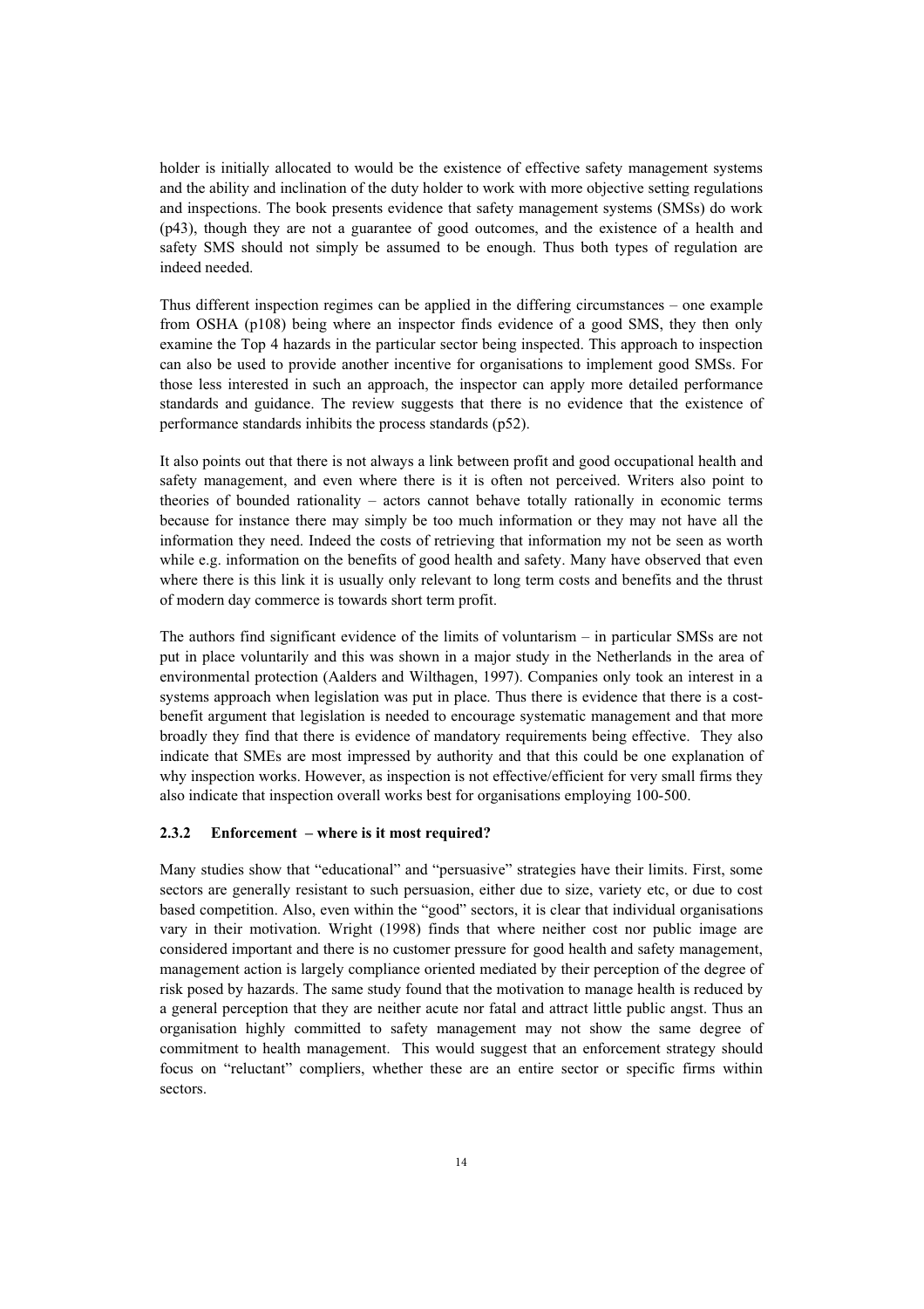holder is initially allocated to would be the existence of effective safety management systems and the ability and inclination of the duty holder to work with more objective setting regulations and inspections. The book presents evidence that safety management systems (SMSs) do work (p43), though they are not a guarantee of good outcomes, and the existence of a health and safety SMS should not simply be assumed to be enough. Thus both types of regulation are indeed needed.

Thus different inspection regimes can be applied in the differing circumstances – one example from OSHA (p108) being where an inspector finds evidence of a good SMS, they then only examine the Top 4 hazards in the particular sector being inspected. This approach to inspection can also be used to provide another incentive for organisations to implement good SMSs. For those less interested in such an approach, the inspector can apply more detailed performance standards and guidance. The review suggests that there is no evidence that the existence of performance standards inhibits the process standards (p52).

It also points out that there is not always a link between profit and good occupational health and safety management, and even where there is it is often not perceived. Writers also point to theories of bounded rationality – actors cannot behave totally rationally in economic terms because for instance there may simply be too much information or they may not have all the information they need. Indeed the costs of retrieving that information my not be seen as worth while e.g. information on the benefits of good health and safety. Many have observed that even where there is this link it is usually only relevant to long term costs and benefits and the thrust of modern day commerce is towards short term profit.

The authors find significant evidence of the limits of voluntarism – in particular SMSs are not put in place voluntarily and this was shown in a major study in the Netherlands in the area of environmental protection (Aalders and Wilthagen, 1997). Companies only took an interest in a systems approach when legislation was put in place. Thus there is evidence that there is a cost-benefit argument that legislation is needed to encourage systematic management and that more broadly they find that there is evidence of mandatory requirements being effective. They also indicate that SMEs are most impressed by authority and that this could be one explanation of why inspection works. However, as inspection is not effective/efficient for very small firms they also indicate that inspection overall works best for organisations employing 100-500.

### 2.3.2 Enforcement – where is it most required?

Many studies show that "educational" and "persuasive" strategies have their limits. First, some sectors are generally resistant to such persuasion, either due to size, variety etc, or due to cost based competition. Also, even within the "good" sectors, it is clear that individual organisations vary in their motivation. Wright (1998) finds that where neither cost nor public image are considered important and there is no customer pressure for good health and safety management, management action is largely compliance oriented mediated by their perception of the degree of risk posed by hazards. The same study found that the motivation to manage health is reduced by a general perception that they are neither acute nor fatal and attract little public angst. Thus an organisation highly committed to safety management may not show the same degree of commitment to health management. This would suggest that an enforcement strategy should focus on "reluctant" compliers, whether these are an entire sector or specific firms within sectors.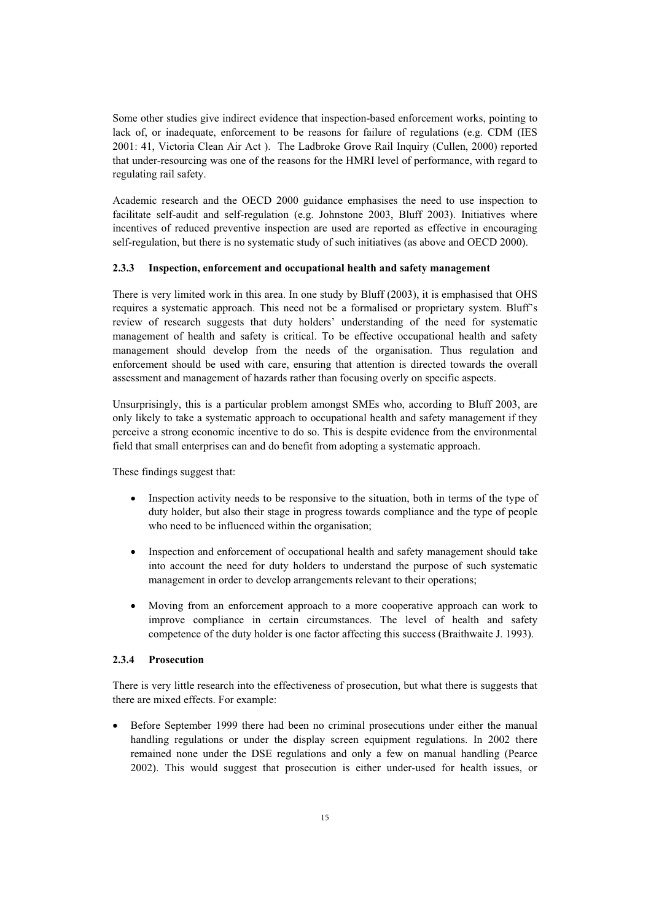Some other studies give indirect evidence that inspection-based enforcement works, pointing to lack of, or inadequate, enforcement to be reasons for failure of regulations (e.g. CDM (IES 2001: 41, Victoria Clean Air Act ). The Ladbroke Grove Rail Inquiry (Cullen, 2000) reported that under-resourcing was one of the reasons for the HMRI level of performance, with regard to regulating rail safety.

Academic research and the OECD 2000 guidance emphasises the need to use inspection to facilitate self-audit and self-regulation (e.g. Johnstone 2003, Bluff 2003). Initiatives where incentives of reduced preventive inspection are used are reported as effective in encouraging self-regulation, but there is no systematic study of such initiatives (as above and OECD 2000).

### 2.3.3 Inspection, enforcement and occupational health and safety management

There is very limited work in this area. In one study by Bluff (2003), it is emphasised that OHS requires a systematic approach. This need not be a formalised or proprietary system. Bluff's review of research suggests that duty holders' understanding of the need for systematic management of health and safety is critical. To be effective occupational health and safety management should develop from the needs of the organisation. Thus regulation and enforcement should be used with care, ensuring that attention is directed towards the overall assessment and management of hazards rather than focusing overly on specific aspects.

Unsurprisingly, this is a particular problem amongst SMEs who, according to Bluff 2003, are only likely to take a systematic approach to occupational health and safety management if they perceive a strong economic incentive to do so. This is despite evidence from the environmental field that small enterprises can and do benefit from adopting a systematic approach.

These findings suggest that:

- Inspection activity needs to be responsive to the situation, both in terms of the type of duty holder, but also their stage in progress towards compliance and the type of people who need to be influenced within the organisation;
- Inspection and enforcement of occupational health and safety management should take into account the need for duty holders to understand the purpose of such systematic management in order to develop arrangements relevant to their operations;
- Moving from an enforcement approach to a more cooperative approach can work to improve compliance in certain circumstances. The level of health and safety competence of the duty holder is one factor affecting this success (Braithwaite J. 1993).

### 2.3.4 Prosecution

There is very little research into the effectiveness of prosecution, but what there is suggests that there are mixed effects. For example:

- Before September 1999 there had been no criminal prosecutions under either the manual handling regulations or under the display screen equipment regulations. In 2002 there remained none under the DSE regulations and only a few on manual handling (Pearce 2002). This would suggest that prosecution is either under-used for health issues, or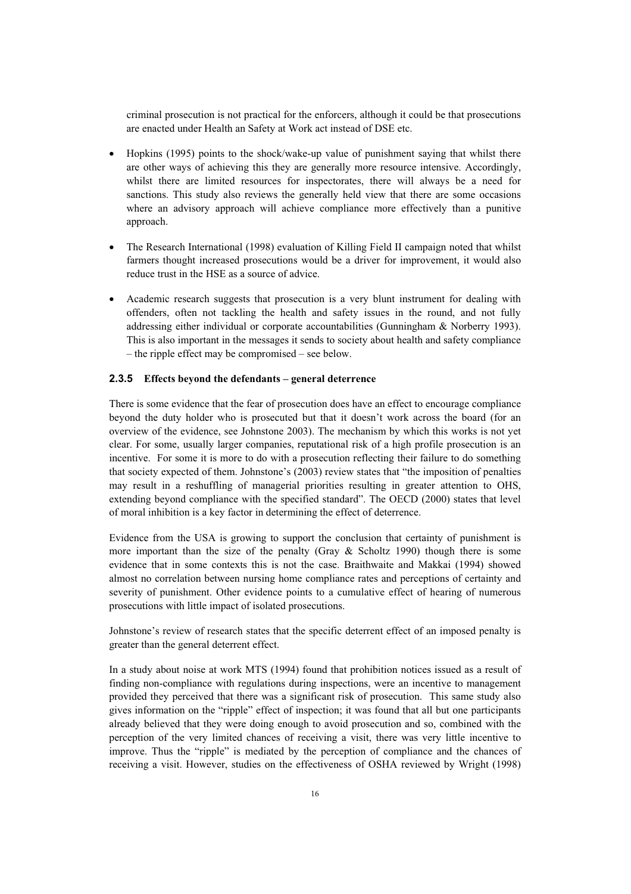criminal prosecution is not practical for the enforcers, although it could be that prosecutions are enacted under Health an Safety at Work act instead of DSE etc.

- Hopkins (1995) points to the shock/wake-up value of punishment saying that whilst there are other ways of achieving this they are generally more resource intensive. Accordingly, whilst there are limited resources for inspectorates, there will always be a need for sanctions. This study also reviews the generally held view that there are some occasions where an advisory approach will achieve compliance more effectively than a punitive approach.
- The Research International (1998) evaluation of Killing Field II campaign noted that whilst farmers thought increased prosecutions would be a driver for improvement, it would also reduce trust in the HSE as a source of advice.
- Academic research suggests that prosecution is a very blunt instrument for dealing with offenders, often not tackling the health and safety issues in the round, and not fully addressing either individual or corporate accountabilities (Gunningham & Norberry 1993). This is also important in the messages it sends to society about health and safety compliance – the ripple effect may be compromised – see below.

### 2.3.5 Effects beyond the defendants – general deterrence

There is some evidence that the fear of prosecution does have an effect to encourage compliance beyond the duty holder who is prosecuted but that it doesn't work across the board (for an overview of the evidence, see Johnstone 2003). The mechanism by which this works is not yet clear. For some, usually larger companies, reputational risk of a high profile prosecution is an incentive. For some it is more to do with a prosecution reflecting their failure to do something that society expected of them. Johnstone's (2003) review states that "the imposition of penalties may result in a reshuffling of managerial priorities resulting in greater attention to OHS, extending beyond compliance with the specified standard". The OECD (2000) states that level of moral inhibition is a key factor in determining the effect of deterrence.

Evidence from the USA is growing to support the conclusion that certainty of punishment is more important than the size of the penalty (Gray & Scholtz 1990) though there is some evidence that in some contexts this is not the case. Braithwaite and Makkai (1994) showed almost no correlation between nursing home compliance rates and perceptions of certainty and severity of punishment. Other evidence points to a cumulative effect of hearing of numerous prosecutions with little impact of isolated prosecutions.

Johnstone's review of research states that the specific deterrent effect of an imposed penalty is greater than the general deterrent effect.

In a study about noise at work MTS (1994) found that prohibition notices issued as a result of finding non-compliance with regulations during inspections, were an incentive to management provided they perceived that there was a significant risk of prosecution. This same study also gives information on the "ripple" effect of inspection; it was found that all but one participants already believed that they were doing enough to avoid prosecution and so, combined with the perception of the very limited chances of receiving a visit, there was very little incentive to improve. Thus the "ripple" is mediated by the perception of compliance and the chances of receiving a visit. However, studies on the effectiveness of OSHA reviewed by Wright (1998)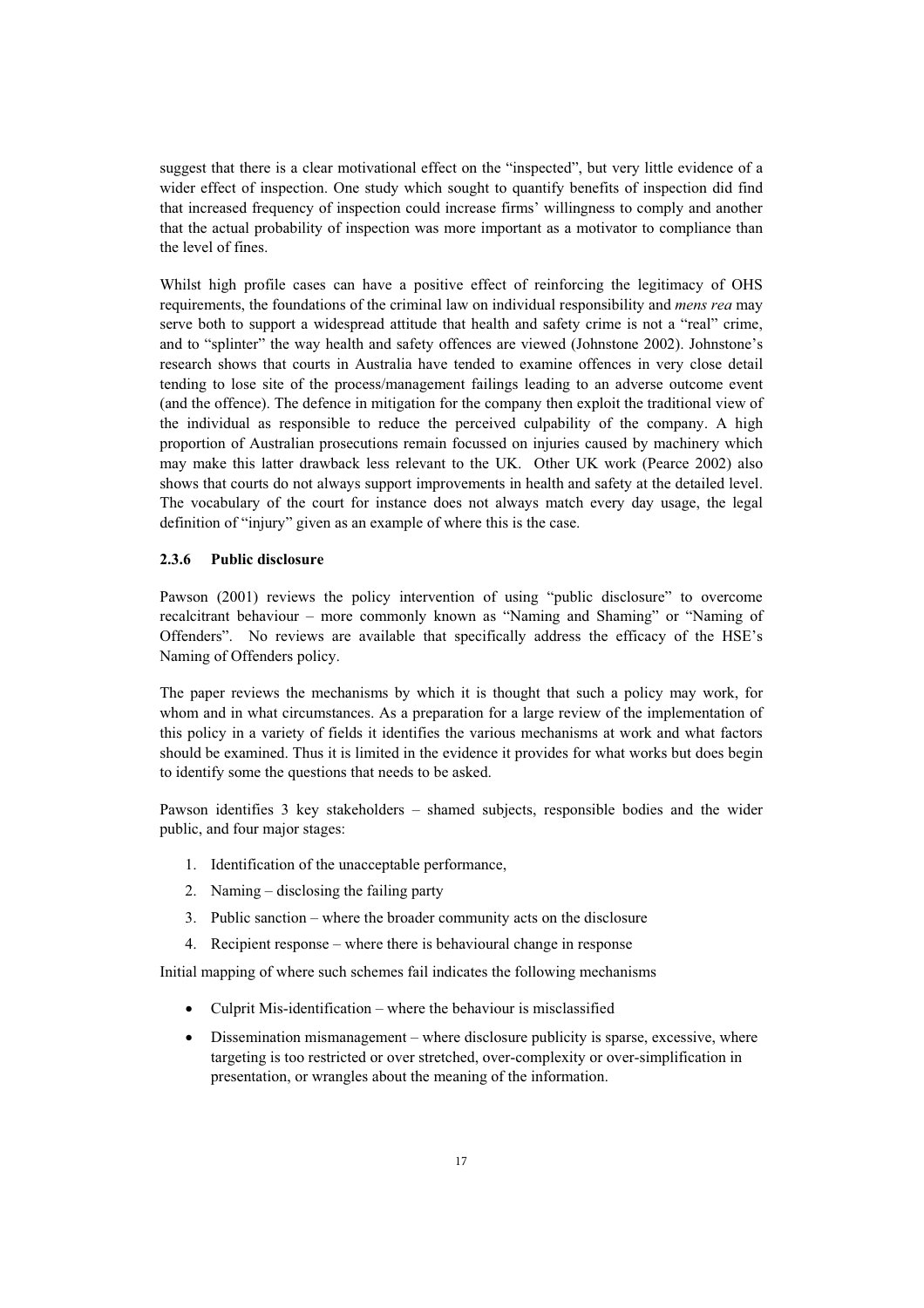suggest that there is a clear motivational effect on the "inspected", but very little evidence of a wider effect of inspection. One study which sought to quantify benefits of inspection did find that increased frequency of inspection could increase firms' willingness to comply and another that the actual probability of inspection was more important as a motivator to compliance than the level of fines.

Whilst high profile cases can have a positive effect of reinforcing the legitimacy of OHS requirements, the foundations of the criminal law on individual responsibility and *mens rea* may serve both to support a widespread attitude that health and safety crime is not a "real" crime, and to "splinter" the way health and safety offences are viewed (Johnstone 2002). Johnstone's research shows that courts in Australia have tended to examine offences in very close detail tending to lose site of the process/management failings leading to an adverse outcome event (and the offence). The defence in mitigation for the company then exploit the traditional view of the individual as responsible to reduce the perceived culpability of the company. A high proportion of Australian prosecutions remain focussed on injuries caused by machinery which may make this latter drawback less relevant to the UK. Other UK work (Pearce 2002) also shows that courts do not always support improvements in health and safety at the detailed level. The vocabulary of the court for instance does not always match every day usage, the legal definition of "injury" given as an example of where this is the case.

### 2.3.6 Public disclosure

Pawson (2001) reviews the policy intervention of using "public disclosure" to overcome recalcitrant behaviour – more commonly known as "Naming and Shaming" or "Naming of Offenders". No reviews are available that specifically address the efficacy of the HSE's Naming of Offenders policy.

The paper reviews the mechanisms by which it is thought that such a policy may work, for whom and in what circumstances. As a preparation for a large review of the implementation of this policy in a variety of fields it identifies the various mechanisms at work and what factors should be examined. Thus it is limited in the evidence it provides for what works but does begin to identify some the questions that needs to be asked.

Pawson identifies 3 key stakeholders – shamed subjects, responsible bodies and the wider public, and four major stages:

1. Identification of the unacceptable performance,
2. Naming – disclosing the failing party
3. Public sanction – where the broader community acts on the disclosure
4. Recipient response – where there is behavioural change in response

Initial mapping of where such schemes fail indicates the following mechanisms

- Culprit Mis-identification – where the behaviour is misclassified
- Dissemination mismanagement – where disclosure publicity is sparse, excessive, where targeting is too restricted or over stretched, over-complexity or over-simplification in presentation, or wrangles about the meaning of the information.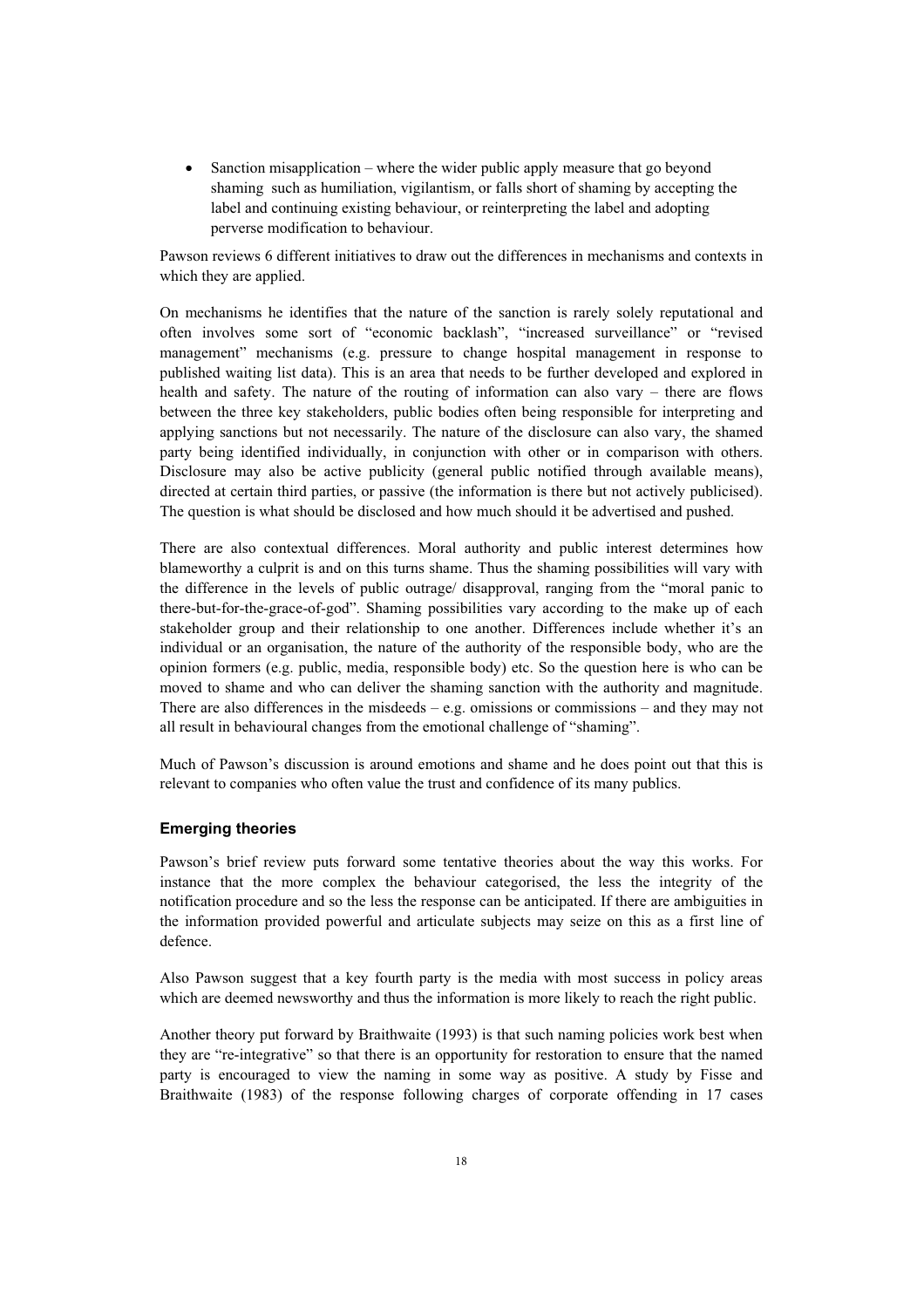- Sanction misapplication – where the wider public apply measure that go beyond shaming such as humiliation, vigilantism, or falls short of shaming by accepting the label and continuing existing behaviour, or reinterpreting the label and adopting perverse modification to behaviour.

Pawson reviews 6 different initiatives to draw out the differences in mechanisms and contexts in which they are applied.

On mechanisms he identifies that the nature of the sanction is rarely solely reputational and often involves some sort of "economic backlash", "increased surveillance" or "revised management" mechanisms (e.g. pressure to change hospital management in response to published waiting list data). This is an area that needs to be further developed and explored in health and safety. The nature of the routing of information can also vary – there are flows between the three key stakeholders, public bodies often being responsible for interpreting and applying sanctions but not necessarily. The nature of the disclosure can also vary, the shamed party being identified individually, in conjunction with other or in comparison with others. Disclosure may also be active publicity (general public notified through available means), directed at certain third parties, or passive (the information is there but not actively publicised). The question is what should be disclosed and how much should it be advertised and pushed.

There are also contextual differences. Moral authority and public interest determines how blameworthy a culprit is and on this turns shame. Thus the shaming possibilities will vary with the difference in the levels of public outrage/ disapproval, ranging from the "moral panic to there-but-for-the-grace-of-god". Shaming possibilities vary according to the make up of each stakeholder group and their relationship to one another. Differences include whether it's an individual or an organisation, the nature of the authority of the responsible body, who are the opinion formers (e.g. public, media, responsible body) etc. So the question here is who can be moved to shame and who can deliver the shaming sanction with the authority and magnitude. There are also differences in the misdeeds – e.g. omissions or commissions – and they may not all result in behavioural changes from the emotional challenge of "shaming".

Much of Pawson's discussion is around emotions and shame and he does point out that this is relevant to companies who often value the trust and confidence of its many publics.

### Emerging theories

Pawson's brief review puts forward some tentative theories about the way this works. For instance that the more complex the behaviour categorised, the less the integrity of the notification procedure and so the less the response can be anticipated. If there are ambiguities in the information provided powerful and articulate subjects may seize on this as a first line of defence.

Also Pawson suggest that a key fourth party is the media with most success in policy areas which are deemed newsworthy and thus the information is more likely to reach the right public.

Another theory put forward by Braithwaite (1993) is that such naming policies work best when they are "re-integrative" so that there is an opportunity for restoration to ensure that the named party is encouraged to view the naming in some way as positive. A study by Fisse and Braithwaite (1983) of the response following charges of corporate offending in 17 cases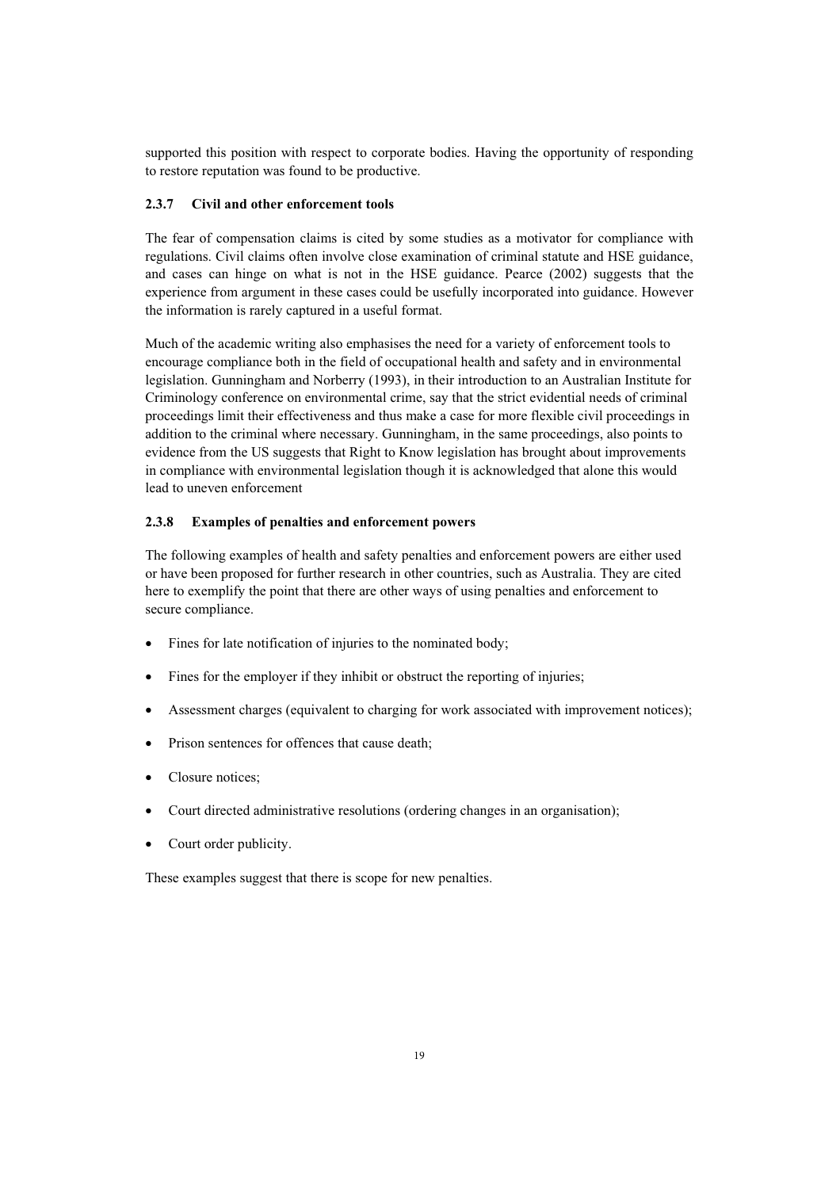supported this position with respect to corporate bodies. Having the opportunity of responding to restore reputation was found to be productive.

### 2.3.7 Civil and other enforcement tools

The fear of compensation claims is cited by some studies as a motivator for compliance with regulations. Civil claims often involve close examination of criminal statute and HSE guidance, and cases can hinge on what is not in the HSE guidance. Pearce (2002) suggests that the experience from argument in these cases could be usefully incorporated into guidance. However the information is rarely captured in a useful format.

Much of the academic writing also emphasises the need for a variety of enforcement tools to encourage compliance both in the field of occupational health and safety and in environmental legislation. Gunningham and Norberry (1993), in their introduction to an Australian Institute for Criminology conference on environmental crime, say that the strict evidential needs of criminal proceedings limit their effectiveness and thus make a case for more flexible civil proceedings in addition to the criminal where necessary. Gunningham, in the same proceedings, also points to evidence from the US suggests that Right to Know legislation has brought about improvements in compliance with environmental legislation though it is acknowledged that alone this would lead to uneven enforcement

### 2.3.8 Examples of penalties and enforcement powers

The following examples of health and safety penalties and enforcement powers are either used or have been proposed for further research in other countries, such as Australia. They are cited here to exemplify the point that there are other ways of using penalties and enforcement to secure compliance.

- Fines for late notification of injuries to the nominated body;
- Fines for the employer if they inhibit or obstruct the reporting of injuries;
- Assessment charges (equivalent to charging for work associated with improvement notices);
- Prison sentences for offences that cause death;
- Closure notices;
- Court directed administrative resolutions (ordering changes in an organisation);
- Court order publicity.

These examples suggest that there is scope for new penalties.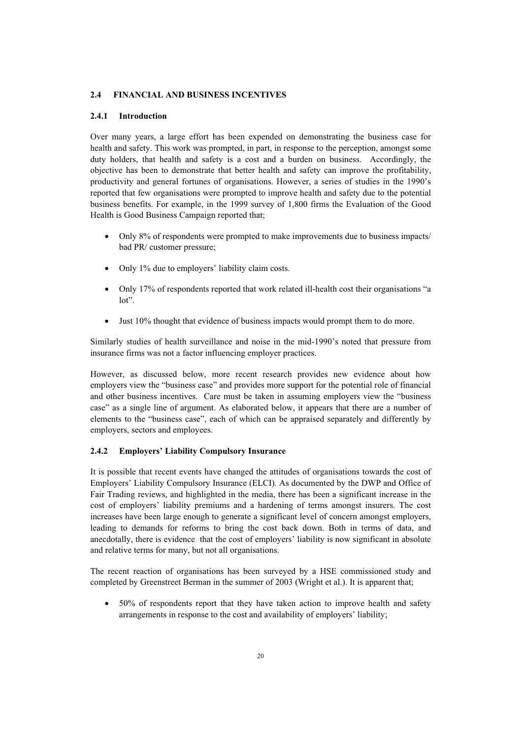## 2.4 FINANCIAL AND BUSINESS INCENTIVES

### 2.4.1 Introduction

Over many years, a large effort has been expended on demonstrating the business case for health and safety. This work was prompted, in part, in response to the perception, amongst some duty holders, that health and safety is a cost and a burden on business. Accordingly, the objective has been to demonstrate that better health and safety can improve the profitability, productivity and general fortunes of organisations. However, a series of studies in the 1990's reported that few organisations were prompted to improve health and safety due to the potential business benefits. For example, in the 1999 survey of 1,800 firms the Evaluation of the Good Health is Good Business Campaign reported that;

- Only 8% of respondents were prompted to make improvements due to business impacts/ bad PR/ customer pressure;
- Only 1% due to employers' liability claim costs.
- Only 17% of respondents reported that work related ill-health cost their organisations "a lot".
- Just 10% thought that evidence of business impacts would prompt them to do more.

Similarly studies of health surveillance and noise in the mid-1990's noted that pressure from insurance firms was not a factor influencing employer practices.

However, as discussed below, more recent research provides new evidence about how employers view the "business case" and provides more support for the potential role of financial and other business incentives. Care must be taken in assuming employers view the "business case" as a single line of argument. As elaborated below, it appears that there are a number of elements to the "business case", each of which can be appraised separately and differently by employers, sectors and employees.

### 2.4.2 Employers' Liability Compulsory Insurance

It is possible that recent events have changed the attitudes of organisations towards the cost of Employers' Liability Compulsory Insurance (ELCI). As documented by the DWP and Office of Fair Trading reviews, and highlighted in the media, there has been a significant increase in the cost of employers' liability premiums and a hardening of terms amongst insurers. The cost increases have been large enough to generate a significant level of concern amongst employers, leading to demands for reforms to bring the cost back down. Both in terms of data, and anecdotally, there is evidence that the cost of employers' liability is now significant in absolute and relative terms for many, but not all organisations.

The recent reaction of organisations has been surveyed by a HSE commissioned study and completed by Greenstreet Berman in the summer of 2003 (Wright et al.). It is apparent that;

- 50% of respondents report that they have taken action to improve health and safety arrangements in response to the cost and availability of employers' liability;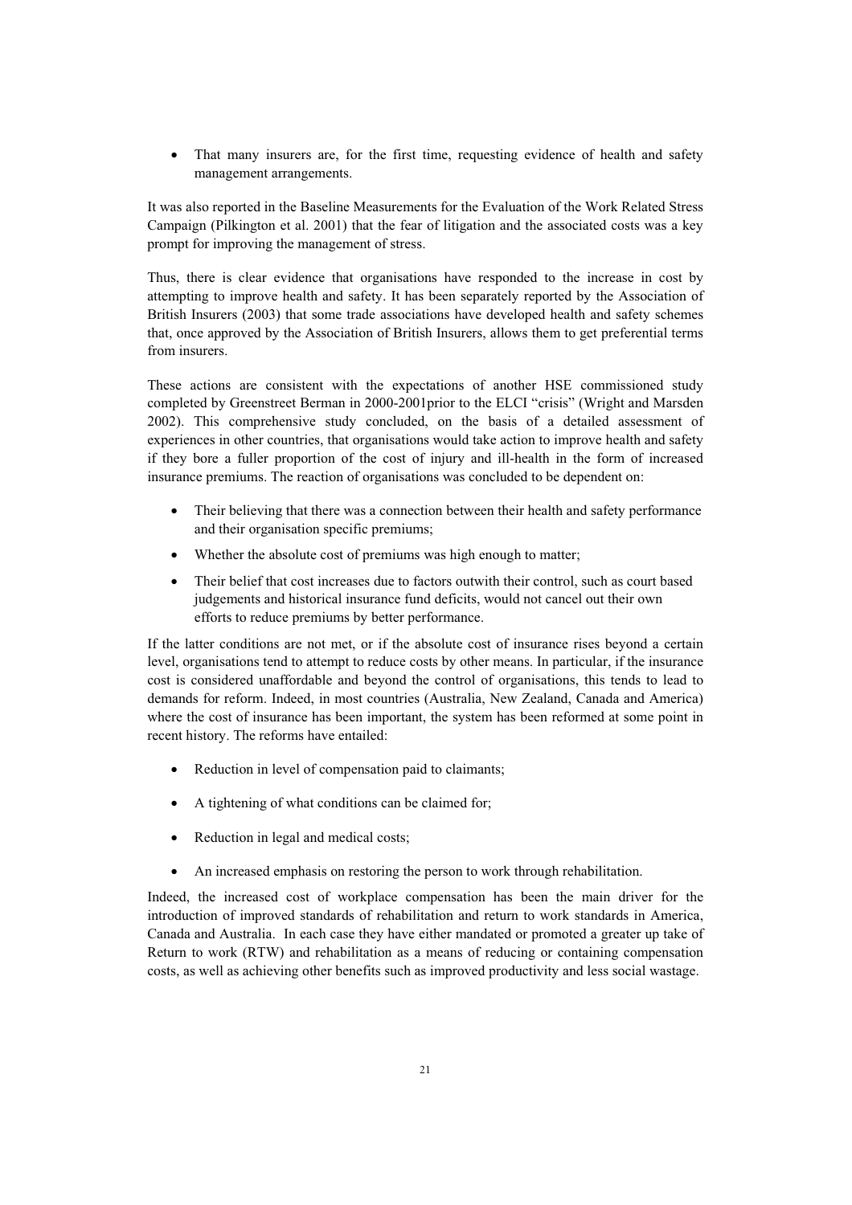- That many insurers are, for the first time, requesting evidence of health and safety management arrangements.

It was also reported in the Baseline Measurements for the Evaluation of the Work Related Stress Campaign (Pilkington et al. 2001) that the fear of litigation and the associated costs was a key prompt for improving the management of stress.

Thus, there is clear evidence that organisations have responded to the increase in cost by attempting to improve health and safety. It has been separately reported by the Association of British Insurers (2003) that some trade associations have developed health and safety schemes that, once approved by the Association of British Insurers, allows them to get preferential terms from insurers.

These actions are consistent with the expectations of another HSE commissioned study completed by Greenstreet Berman in 2000-2001prior to the ELCI "crisis" (Wright and Marsden 2002). This comprehensive study concluded, on the basis of a detailed assessment of experiences in other countries, that organisations would take action to improve health and safety if they bore a fuller proportion of the cost of injury and ill-health in the form of increased insurance premiums. The reaction of organisations was concluded to be dependent on:

- Their believing that there was a connection between their health and safety performance and their organisation specific premiums;
- Whether the absolute cost of premiums was high enough to matter;
- Their belief that cost increases due to factors outwith their control, such as court based judgements and historical insurance fund deficits, would not cancel out their own efforts to reduce premiums by better performance.

If the latter conditions are not met, or if the absolute cost of insurance rises beyond a certain level, organisations tend to attempt to reduce costs by other means. In particular, if the insurance cost is considered unaffordable and beyond the control of organisations, this tends to lead to demands for reform. Indeed, in most countries (Australia, New Zealand, Canada and America) where the cost of insurance has been important, the system has been reformed at some point in recent history. The reforms have entailed:

- Reduction in level of compensation paid to claimants;
- A tightening of what conditions can be claimed for;
- Reduction in legal and medical costs;
- An increased emphasis on restoring the person to work through rehabilitation.

Indeed, the increased cost of workplace compensation has been the main driver for the introduction of improved standards of rehabilitation and return to work standards in America, Canada and Australia. In each case they have either mandated or promoted a greater up take of Return to work (RTW) and rehabilitation as a means of reducing or containing compensation costs, as well as achieving other benefits such as improved productivity and less social wastage.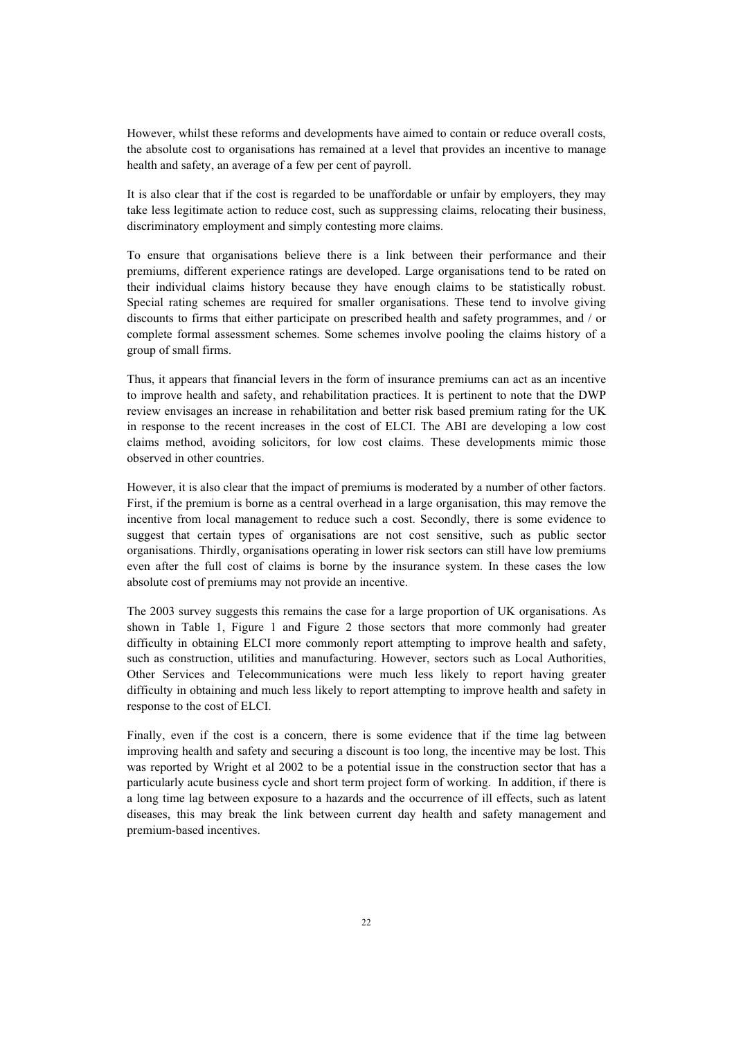However, whilst these reforms and developments have aimed to contain or reduce overall costs, the absolute cost to organisations has remained at a level that provides an incentive to manage health and safety, an average of a few per cent of payroll.

It is also clear that if the cost is regarded to be unaffordable or unfair by employers, they may take less legitimate action to reduce cost, such as suppressing claims, relocating their business, discriminatory employment and simply contesting more claims.

To ensure that organisations believe there is a link between their performance and their premiums, different experience ratings are developed. Large organisations tend to be rated on their individual claims history because they have enough claims to be statistically robust. Special rating schemes are required for smaller organisations. These tend to involve giving discounts to firms that either participate on prescribed health and safety programmes, and / or complete formal assessment schemes. Some schemes involve pooling the claims history of a group of small firms.

Thus, it appears that financial levers in the form of insurance premiums can act as an incentive to improve health and safety, and rehabilitation practices. It is pertinent to note that the DWP review envisages an increase in rehabilitation and better risk based premium rating for the UK in response to the recent increases in the cost of ELCI. The ABI are developing a low cost claims method, avoiding solicitors, for low cost claims. These developments mimic those observed in other countries.

However, it is also clear that the impact of premiums is moderated by a number of other factors. First, if the premium is borne as a central overhead in a large organisation, this may remove the incentive from local management to reduce such a cost. Secondly, there is some evidence to suggest that certain types of organisations are not cost sensitive, such as public sector organisations. Thirdly, organisations operating in lower risk sectors can still have low premiums even after the full cost of claims is borne by the insurance system. In these cases the low absolute cost of premiums may not provide an incentive.

The 2003 survey suggests this remains the case for a large proportion of UK organisations. As shown in Table 1, Figure 1 and Figure 2 those sectors that more commonly had greater difficulty in obtaining ELCI more commonly report attempting to improve health and safety, such as construction, utilities and manufacturing. However, sectors such as Local Authorities, Other Services and Telecommunications were much less likely to report having greater difficulty in obtaining and much less likely to report attempting to improve health and safety in response to the cost of ELCI.

Finally, even if the cost is a concern, there is some evidence that if the time lag between improving health and safety and securing a discount is too long, the incentive may be lost. This was reported by Wright et al 2002 to be a potential issue in the construction sector that has a particularly acute business cycle and short term project form of working. In addition, if there is a long time lag between exposure to a hazards and the occurrence of ill effects, such as latent diseases, this may break the link between current day health and safety management and premium-based incentives.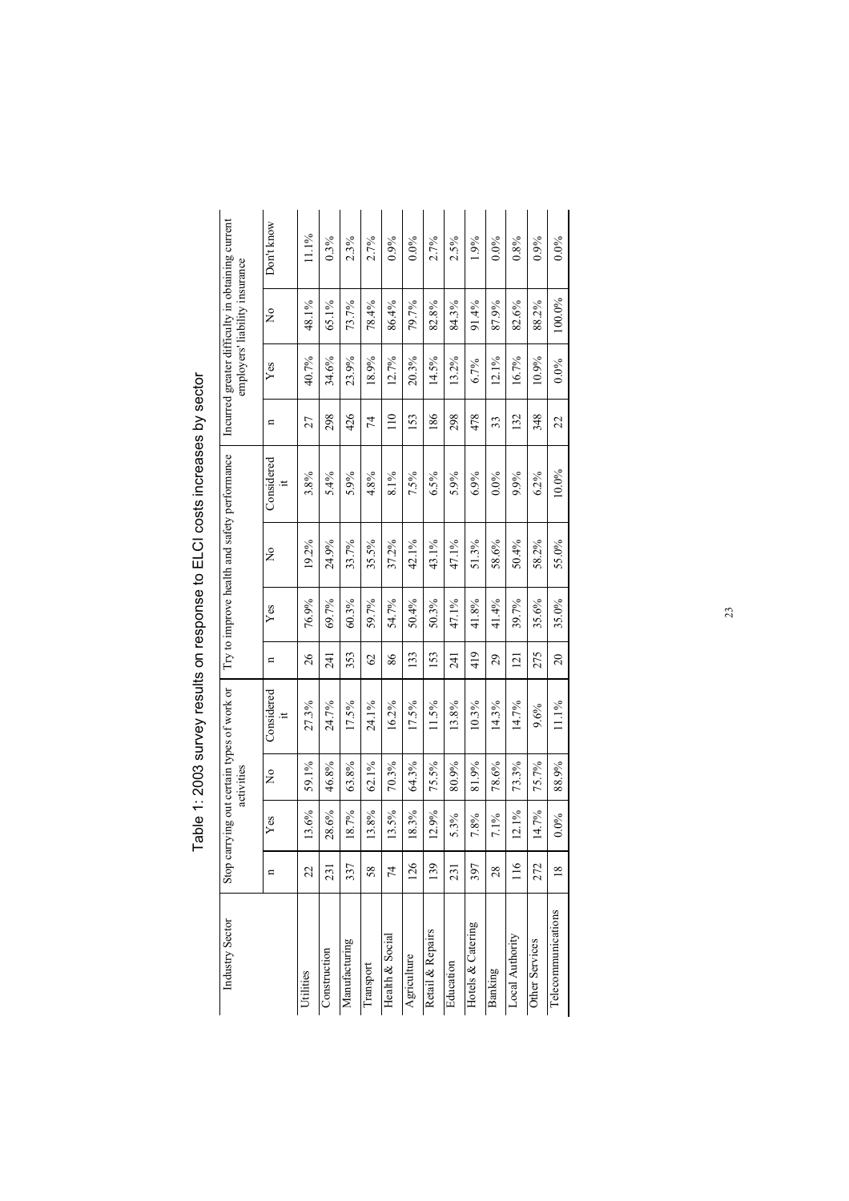# Table 1: 2003 survey results on response to ELCI costs increases by sector

| Industry Sector | Stop carrying out certain types of work or activities | | | | Try to improve health and safety performance | | | | Incurred greater difficulty in obtaining current employers' liability insurance | | | |
|---|---|---|---|---|---|---|---|---|---|---|---|---|
| | n | Yes | No | Considered it | n | Yes | No | Considered it | n | Yes | No | Don't know |
| Utilities | 22 | 13.6% | 59.1% | 27.3% | 26 | 76.9% | 19.2% | 3.8% | 27 | 40.7% | 48.1% | 11.1% |
| Construction | 231 | 28.6% | 46.8% | 24.7% | 241 | 69.7% | 24.9% | 5.4% | 298 | 34.6% | 65.1% | 0.3% |
| Manufacturing | 337 | 18.7% | 63.8% | 17.5% | 353 | 60.3% | 33.7% | 5.9% | 426 | 23.9% | 73.7% | 2.3% |
| Transport | 58 | 13.8% | 62.1% | 24.1% | 62 | 59.7% | 35.5% | 4.8% | 74 | 18.9% | 78.4% | 2.7% |
| Health & Social | 74 | 13.5% | 70.3% | 16.2% | 86 | 54.7% | 37.2% | 8.1% | 110 | 12.7% | 86.4% | 0.9% |
| Agriculture | 126 | 18.3% | 64.3% | 17.5% | 133 | 50.4% | 42.1% | 7.5% | 153 | 20.3% | 79.7% | 0.0% |
| Retail & Repairs | 139 | 12.9% | 75.5% | 11.5% | 153 | 50.3% | 43.1% | 6.5% | 186 | 14.5% | 82.8% | 2.7% |
| Education | 231 | 5.3% | 80.9% | 13.8% | 241 | 47.1% | 47.1% | 5.9% | 298 | 13.2% | 84.3% | 2.5% |
| Hotels & Catering | 397 | 7.8% | 81.9% | 10.3% | 419 | 41.8% | 51.3% | 6.9% | 478 | 6.7% | 91.4% | 1.9% |
| Banking | 28 | 7.1% | 78.6% | 14.3% | 29 | 41.4% | 58.6% | 0.0% | 33 | 12.1% | 87.9% | 0.0% |
| Local Authority | 116 | 12.1% | 73.3% | 14.7% | 121 | 39.7% | 50.4% | 9.9% | 132 | 16.7% | 82.6% | 0.8% |
| Other Services | 272 | 14.7% | 75.7% | 9.6% | 275 | 35.6% | 58.2% | 6.2% | 348 | 10.9% | 88.2% | 0.9% |
| Telecommunications | 18 | 0.0% | 88.9% | 11.1% | 20 | 35.0% | 55.0% | 10.0% | 22 | 0.0% | 100.0% | 0.0% |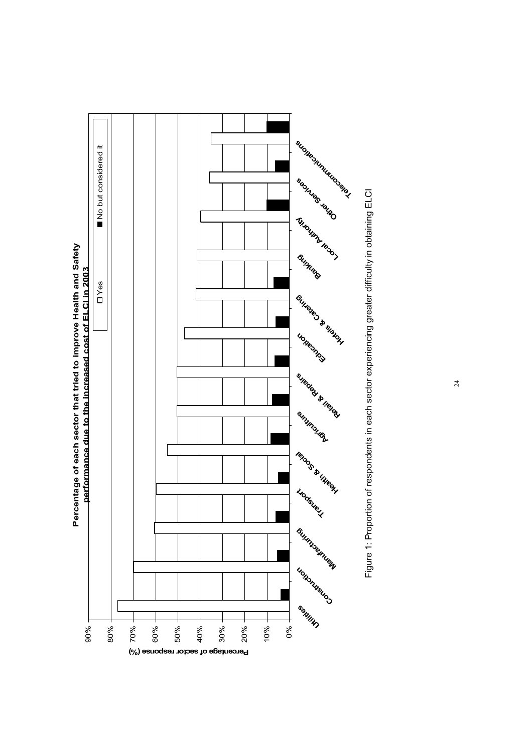**Percentage of each sector that tried to improve Health and Safety performance due to the increased cost of ELCI in 2003**

| Sector | Yes | No but considered it |
|---|---|---|
| Utilities | ~77% | ~4% |
| Construction | ~70% | ~5% |
| Manufacturing | ~61% | ~6% |
| Transport | ~60% | ~5% |
| Health & Social | ~55% | ~8% |
| Agriculture | ~51% | ~8% |
| Retail & Repairs | ~51% | ~7% |
| Education | ~47% | ~6% |
| Hotels & Catering | ~42% | ~7% |
| Banking | ~41% | 0% |
| Local Authority | ~40% | ~10% |
| Other Services | ~36% | ~6% |
| Telecommunications | ~35% | ~10% |

Figure 1: Proportion of respondents in each sector experiencing greater difficulty in obtaining ELCI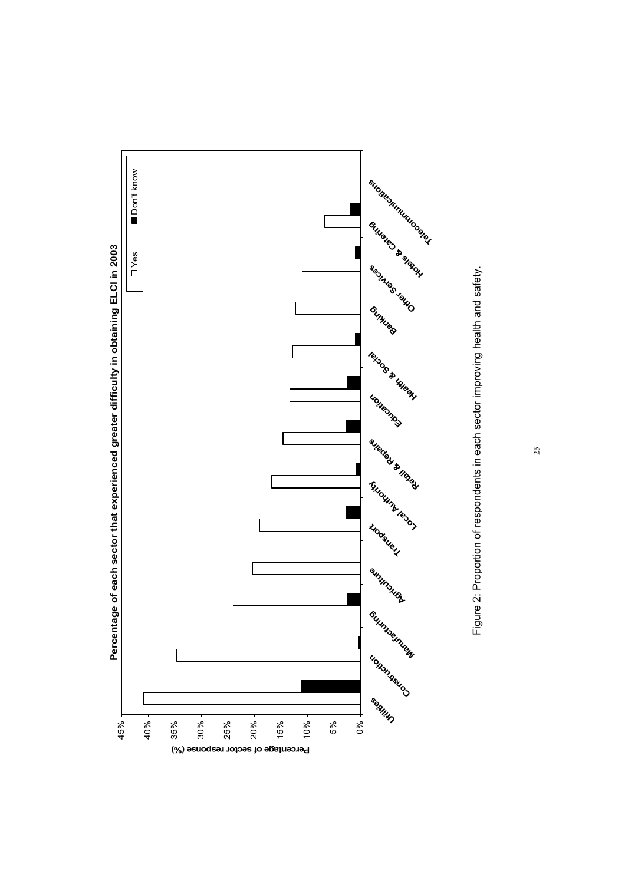**Percentage of each sector that experienced greater difficulty in obtaining ELCI in 2003**

| Sector | Yes | Don't know |
|---|---|---|
| Utilities | ~41% | ~11% |
| Construction | ~35% | ~0.5% |
| Manufacturing | ~24% | ~2.5% |
| Agriculture | ~20% | |
| Transport | ~19% | ~3% |
| Local Authority | ~17% | ~1% |
| Retail & Repairs | ~14.5% | ~3% |
| Education | ~13% | ~2.5% |
| Health & Social | ~13% | ~1% |
| Banking | ~12% | |
| Other Services | ~11% | ~1% |
| Hotels & Catering | ~7% | ~2% |
| Telecommunications | | |

Figure 2: Proportion of respondents in each sector improving health and safety.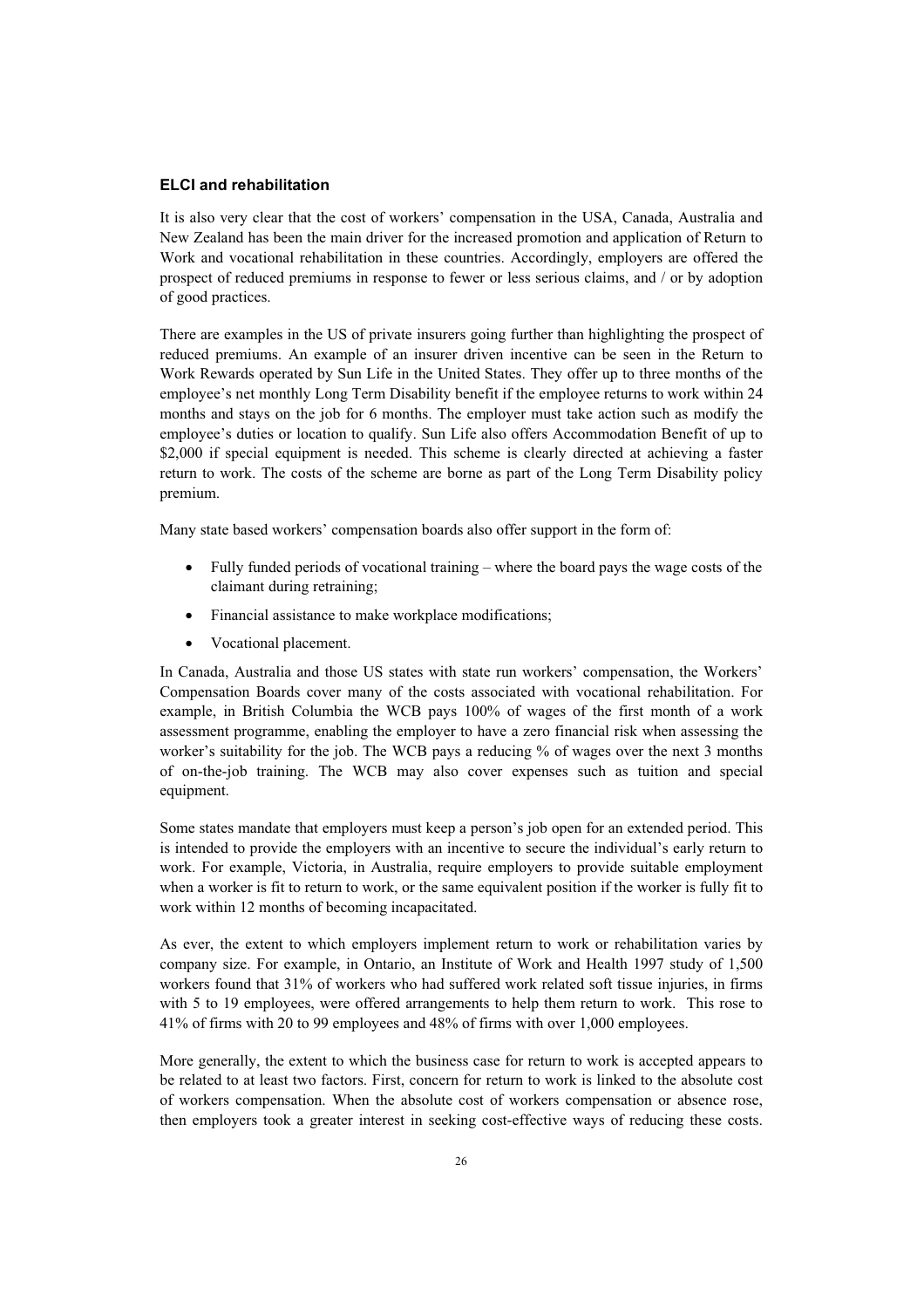### ELCI and rehabilitation

It is also very clear that the cost of workers' compensation in the USA, Canada, Australia and New Zealand has been the main driver for the increased promotion and application of Return to Work and vocational rehabilitation in these countries. Accordingly, employers are offered the prospect of reduced premiums in response to fewer or less serious claims, and / or by adoption of good practices.

There are examples in the US of private insurers going further than highlighting the prospect of reduced premiums. An example of an insurer driven incentive can be seen in the Return to Work Rewards operated by Sun Life in the United States. They offer up to three months of the employee's net monthly Long Term Disability benefit if the employee returns to work within 24 months and stays on the job for 6 months. The employer must take action such as modify the employee's duties or location to qualify. Sun Life also offers Accommodation Benefit of up to \$2,000 if special equipment is needed. This scheme is clearly directed at achieving a faster return to work. The costs of the scheme are borne as part of the Long Term Disability policy premium.

Many state based workers' compensation boards also offer support in the form of:

- Fully funded periods of vocational training – where the board pays the wage costs of the claimant during retraining;
- Financial assistance to make workplace modifications;
- Vocational placement.

In Canada, Australia and those US states with state run workers' compensation, the Workers' Compensation Boards cover many of the costs associated with vocational rehabilitation. For example, in British Columbia the WCB pays 100% of wages of the first month of a work assessment programme, enabling the employer to have a zero financial risk when assessing the worker's suitability for the job. The WCB pays a reducing % of wages over the next 3 months of on-the-job training. The WCB may also cover expenses such as tuition and special equipment.

Some states mandate that employers must keep a person's job open for an extended period. This is intended to provide the employers with an incentive to secure the individual's early return to work. For example, Victoria, in Australia, require employers to provide suitable employment when a worker is fit to return to work, or the same equivalent position if the worker is fully fit to work within 12 months of becoming incapacitated.

As ever, the extent to which employers implement return to work or rehabilitation varies by company size. For example, in Ontario, an Institute of Work and Health 1997 study of 1,500 workers found that 31% of workers who had suffered work related soft tissue injuries, in firms with 5 to 19 employees, were offered arrangements to help them return to work. This rose to 41% of firms with 20 to 99 employees and 48% of firms with over 1,000 employees.

More generally, the extent to which the business case for return to work is accepted appears to be related to at least two factors. First, concern for return to work is linked to the absolute cost of workers compensation. When the absolute cost of workers compensation or absence rose, then employers took a greater interest in seeking cost-effective ways of reducing these costs.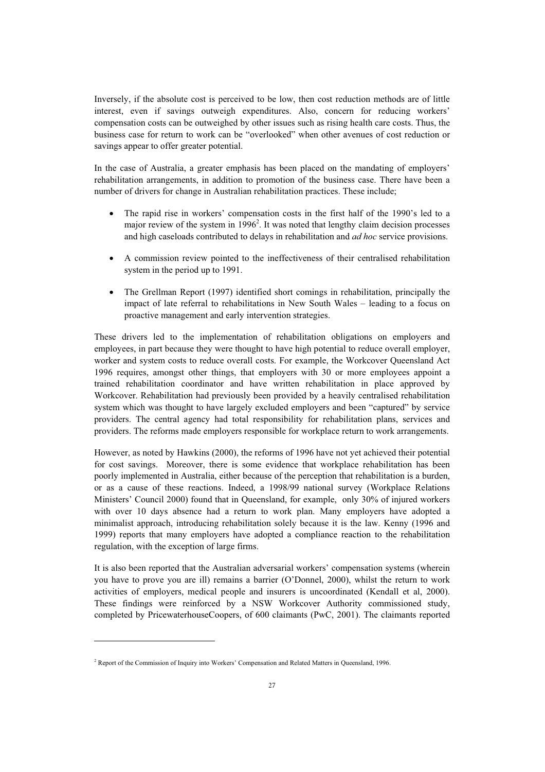Inversely, if the absolute cost is perceived to be low, then cost reduction methods are of little interest, even if savings outweigh expenditures. Also, concern for reducing workers' compensation costs can be outweighed by other issues such as rising health care costs. Thus, the business case for return to work can be "overlooked" when other avenues of cost reduction or savings appear to offer greater potential.

In the case of Australia, a greater emphasis has been placed on the mandating of employers' rehabilitation arrangements, in addition to promotion of the business case. There have been a number of drivers for change in Australian rehabilitation practices. These include;

- The rapid rise in workers' compensation costs in the first half of the 1990's led to a major review of the system in 1996[2]. It was noted that lengthy claim decision processes and high caseloads contributed to delays in rehabilitation and *ad hoc* service provisions.
- A commission review pointed to the ineffectiveness of their centralised rehabilitation system in the period up to 1991.
- The Grellman Report (1997) identified short comings in rehabilitation, principally the impact of late referral to rehabilitations in New South Wales – leading to a focus on proactive management and early intervention strategies.

These drivers led to the implementation of rehabilitation obligations on employers and employees, in part because they were thought to have high potential to reduce overall employer, worker and system costs to reduce overall costs. For example, the Workcover Queensland Act 1996 requires, amongst other things, that employers with 30 or more employees appoint a trained rehabilitation coordinator and have written rehabilitation in place approved by Workcover. Rehabilitation had previously been provided by a heavily centralised rehabilitation system which was thought to have largely excluded employers and been "captured" by service providers. The central agency had total responsibility for rehabilitation plans, services and providers. The reforms made employers responsible for workplace return to work arrangements.

However, as noted by Hawkins (2000), the reforms of 1996 have not yet achieved their potential for cost savings. Moreover, there is some evidence that workplace rehabilitation has been poorly implemented in Australia, either because of the perception that rehabilitation is a burden, or as a cause of these reactions. Indeed, a 1998/99 national survey (Workplace Relations Ministers' Council 2000) found that in Queensland, for example, only 30% of injured workers with over 10 days absence had a return to work plan. Many employers have adopted a minimalist approach, introducing rehabilitation solely because it is the law. Kenny (1996 and 1999) reports that many employers have adopted a compliance reaction to the rehabilitation regulation, with the exception of large firms.

It is also been reported that the Australian adversarial workers' compensation systems (wherein you have to prove you are ill) remains a barrier (O'Donnel, 2000), whilst the return to work activities of employers, medical people and insurers is uncoordinated (Kendall et al, 2000). These findings were reinforced by a NSW Workcover Authority commissioned study, completed by PricewaterhouseCoopers, of 600 claimants (PwC, 2001). The claimants reported

---

[2] Report of the Commission of Inquiry into Workers' Compensation and Related Matters in Queensland, 1996.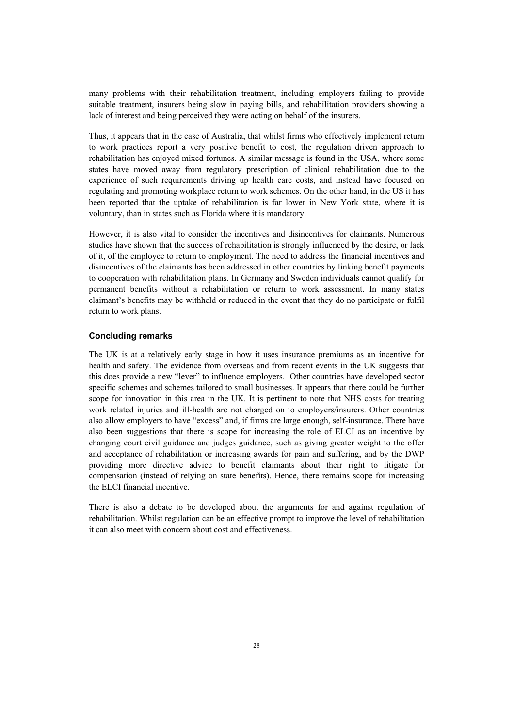many problems with their rehabilitation treatment, including employers failing to provide suitable treatment, insurers being slow in paying bills, and rehabilitation providers showing a lack of interest and being perceived they were acting on behalf of the insurers.

Thus, it appears that in the case of Australia, that whilst firms who effectively implement return to work practices report a very positive benefit to cost, the regulation driven approach to rehabilitation has enjoyed mixed fortunes. A similar message is found in the USA, where some states have moved away from regulatory prescription of clinical rehabilitation due to the experience of such requirements driving up health care costs, and instead have focused on regulating and promoting workplace return to work schemes. On the other hand, in the US it has been reported that the uptake of rehabilitation is far lower in New York state, where it is voluntary, than in states such as Florida where it is mandatory.

However, it is also vital to consider the incentives and disincentives for claimants. Numerous studies have shown that the success of rehabilitation is strongly influenced by the desire, or lack of it, of the employee to return to employment. The need to address the financial incentives and disincentives of the claimants has been addressed in other countries by linking benefit payments to cooperation with rehabilitation plans. In Germany and Sweden individuals cannot qualify for permanent benefits without a rehabilitation or return to work assessment. In many states claimant's benefits may be withheld or reduced in the event that they do no participate or fulfil return to work plans.

#### Concluding remarks

The UK is at a relatively early stage in how it uses insurance premiums as an incentive for health and safety. The evidence from overseas and from recent events in the UK suggests that this does provide a new "lever" to influence employers. Other countries have developed sector specific schemes and schemes tailored to small businesses. It appears that there could be further scope for innovation in this area in the UK. It is pertinent to note that NHS costs for treating work related injuries and ill-health are not charged on to employers/insurers. Other countries also allow employers to have "excess" and, if firms are large enough, self-insurance. There have also been suggestions that there is scope for increasing the role of ELCI as an incentive by changing court civil guidance and judges guidance, such as giving greater weight to the offer and acceptance of rehabilitation or increasing awards for pain and suffering, and by the DWP providing more directive advice to benefit claimants about their right to litigate for compensation (instead of relying on state benefits). Hence, there remains scope for increasing the ELCI financial incentive.

There is also a debate to be developed about the arguments for and against regulation of rehabilitation. Whilst regulation can be an effective prompt to improve the level of rehabilitation it can also meet with concern about cost and effectiveness.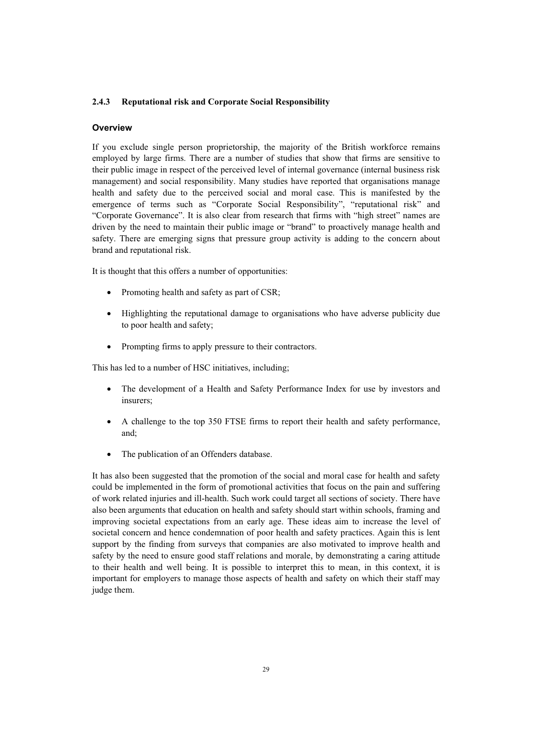### 2.4.3 Reputational risk and Corporate Social Responsibility

#### Overview

If you exclude single person proprietorship, the majority of the British workforce remains employed by large firms. There are a number of studies that show that firms are sensitive to their public image in respect of the perceived level of internal governance (internal business risk management) and social responsibility. Many studies have reported that organisations manage health and safety due to the perceived social and moral case. This is manifested by the emergence of terms such as "Corporate Social Responsibility", "reputational risk" and "Corporate Governance". It is also clear from research that firms with "high street" names are driven by the need to maintain their public image or "brand" to proactively manage health and safety. There are emerging signs that pressure group activity is adding to the concern about brand and reputational risk.

It is thought that this offers a number of opportunities:

- Promoting health and safety as part of CSR;
- Highlighting the reputational damage to organisations who have adverse publicity due to poor health and safety;
- Prompting firms to apply pressure to their contractors.

This has led to a number of HSC initiatives, including;

- The development of a Health and Safety Performance Index for use by investors and insurers;
- A challenge to the top 350 FTSE firms to report their health and safety performance, and;
- The publication of an Offenders database.

It has also been suggested that the promotion of the social and moral case for health and safety could be implemented in the form of promotional activities that focus on the pain and suffering of work related injuries and ill-health. Such work could target all sections of society. There have also been arguments that education on health and safety should start within schools, framing and improving societal expectations from an early age. These ideas aim to increase the level of societal concern and hence condemnation of poor health and safety practices. Again this is lent support by the finding from surveys that companies are also motivated to improve health and safety by the need to ensure good staff relations and morale, by demonstrating a caring attitude to their health and well being. It is possible to interpret this to mean, in this context, it is important for employers to manage those aspects of health and safety on which their staff may judge them.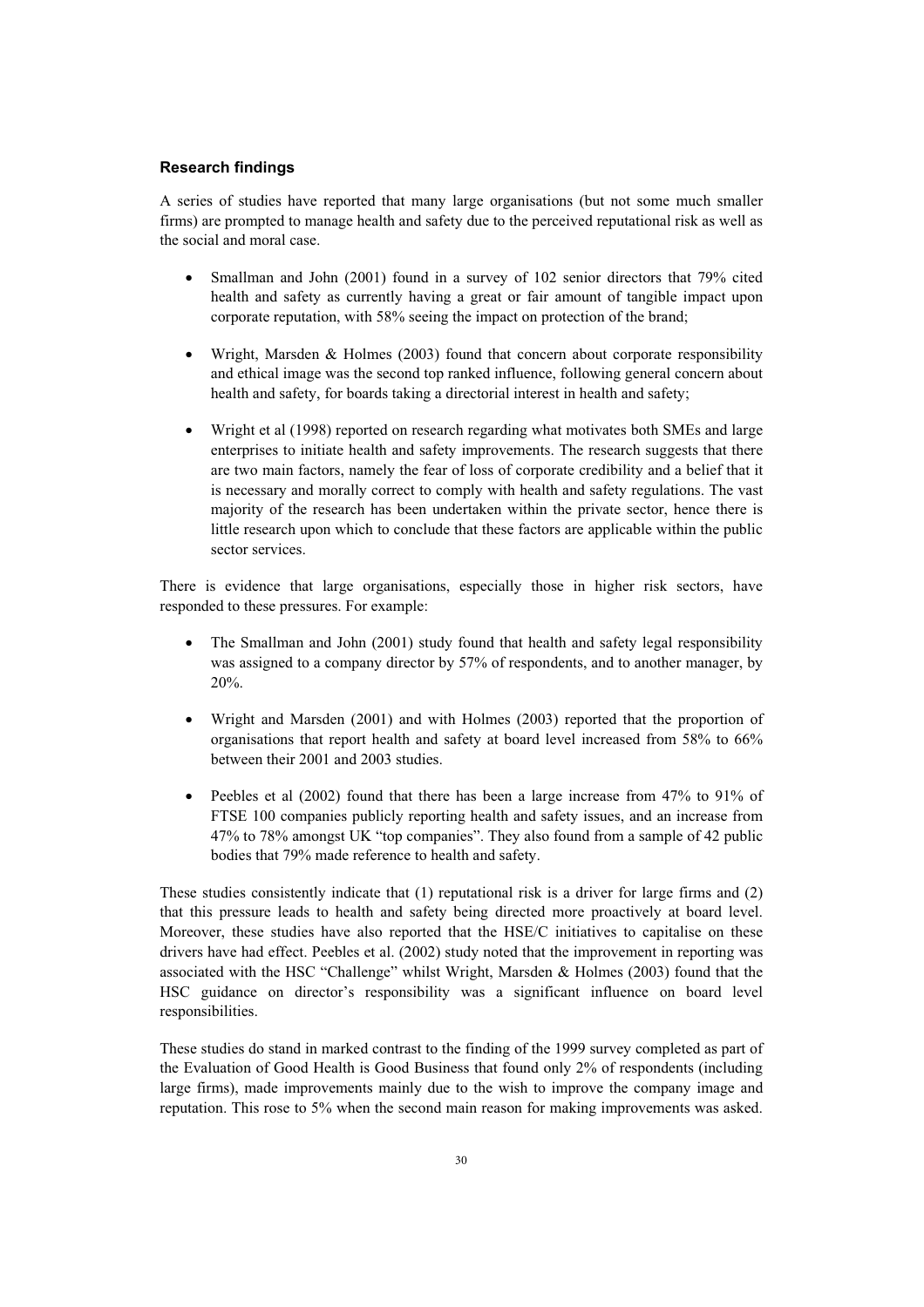### Research findings

A series of studies have reported that many large organisations (but not some much smaller firms) are prompted to manage health and safety due to the perceived reputational risk as well as the social and moral case.

- Smallman and John (2001) found in a survey of 102 senior directors that 79% cited health and safety as currently having a great or fair amount of tangible impact upon corporate reputation, with 58% seeing the impact on protection of the brand;
- Wright, Marsden & Holmes (2003) found that concern about corporate responsibility and ethical image was the second top ranked influence, following general concern about health and safety, for boards taking a directorial interest in health and safety;
- Wright et al (1998) reported on research regarding what motivates both SMEs and large enterprises to initiate health and safety improvements. The research suggests that there are two main factors, namely the fear of loss of corporate credibility and a belief that it is necessary and morally correct to comply with health and safety regulations. The vast majority of the research has been undertaken within the private sector, hence there is little research upon which to conclude that these factors are applicable within the public sector services.

There is evidence that large organisations, especially those in higher risk sectors, have responded to these pressures. For example:

- The Smallman and John (2001) study found that health and safety legal responsibility was assigned to a company director by 57% of respondents, and to another manager, by 20%.
- Wright and Marsden (2001) and with Holmes (2003) reported that the proportion of organisations that report health and safety at board level increased from 58% to 66% between their 2001 and 2003 studies.
- Peebles et al (2002) found that there has been a large increase from 47% to 91% of FTSE 100 companies publicly reporting health and safety issues, and an increase from 47% to 78% amongst UK "top companies". They also found from a sample of 42 public bodies that 79% made reference to health and safety.

These studies consistently indicate that (1) reputational risk is a driver for large firms and (2) that this pressure leads to health and safety being directed more proactively at board level. Moreover, these studies have also reported that the HSE/C initiatives to capitalise on these drivers have had effect. Peebles et al. (2002) study noted that the improvement in reporting was associated with the HSC "Challenge" whilst Wright, Marsden & Holmes (2003) found that the HSC guidance on director's responsibility was a significant influence on board level responsibilities.

These studies do stand in marked contrast to the finding of the 1999 survey completed as part of the Evaluation of Good Health is Good Business that found only 2% of respondents (including large firms), made improvements mainly due to the wish to improve the company image and reputation. This rose to 5% when the second main reason for making improvements was asked.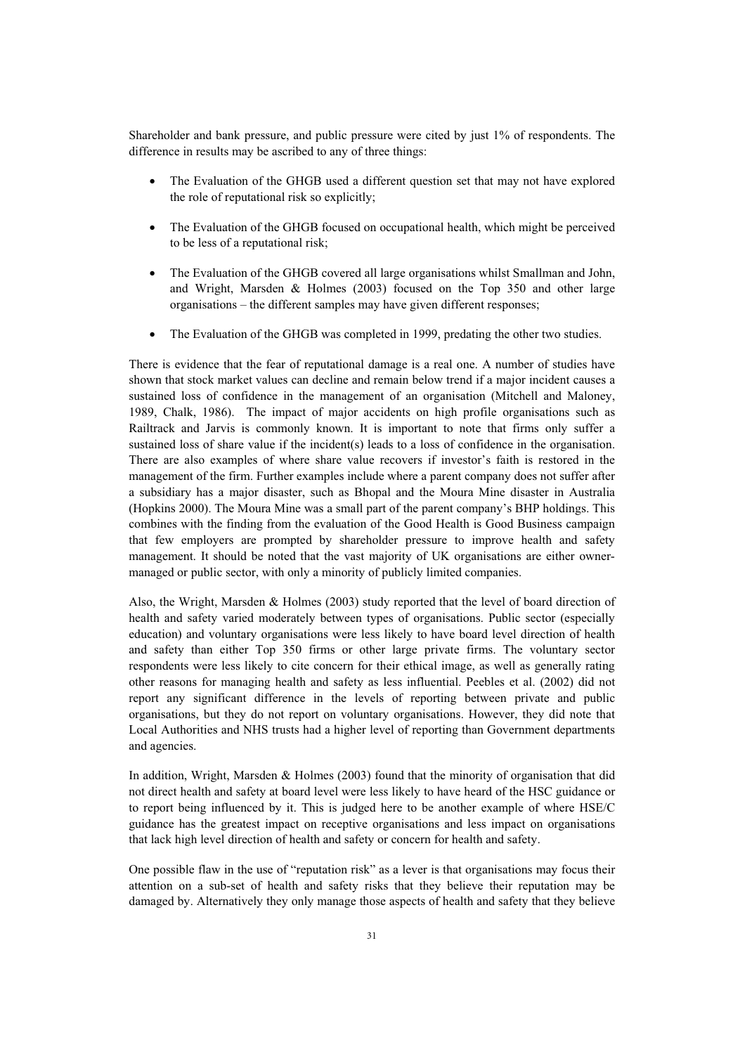Shareholder and bank pressure, and public pressure were cited by just 1% of respondents. The difference in results may be ascribed to any of three things:

- The Evaluation of the GHGB used a different question set that may not have explored the role of reputational risk so explicitly;
- The Evaluation of the GHGB focused on occupational health, which might be perceived to be less of a reputational risk;
- The Evaluation of the GHGB covered all large organisations whilst Smallman and John, and Wright, Marsden & Holmes (2003) focused on the Top 350 and other large organisations – the different samples may have given different responses;
- The Evaluation of the GHGB was completed in 1999, predating the other two studies.

There is evidence that the fear of reputational damage is a real one. A number of studies have shown that stock market values can decline and remain below trend if a major incident causes a sustained loss of confidence in the management of an organisation (Mitchell and Maloney, 1989, Chalk, 1986). The impact of major accidents on high profile organisations such as Railtrack and Jarvis is commonly known. It is important to note that firms only suffer a sustained loss of share value if the incident(s) leads to a loss of confidence in the organisation. There are also examples of where share value recovers if investor's faith is restored in the management of the firm. Further examples include where a parent company does not suffer after a subsidiary has a major disaster, such as Bhopal and the Moura Mine disaster in Australia (Hopkins 2000). The Moura Mine was a small part of the parent company's BHP holdings. This combines with the finding from the evaluation of the Good Health is Good Business campaign that few employers are prompted by shareholder pressure to improve health and safety management. It should be noted that the vast majority of UK organisations are either owner-managed or public sector, with only a minority of publicly limited companies.

Also, the Wright, Marsden & Holmes (2003) study reported that the level of board direction of health and safety varied moderately between types of organisations. Public sector (especially education) and voluntary organisations were less likely to have board level direction of health and safety than either Top 350 firms or other large private firms. The voluntary sector respondents were less likely to cite concern for their ethical image, as well as generally rating other reasons for managing health and safety as less influential. Peebles et al. (2002) did not report any significant difference in the levels of reporting between private and public organisations, but they do not report on voluntary organisations. However, they did note that Local Authorities and NHS trusts had a higher level of reporting than Government departments and agencies.

In addition, Wright, Marsden & Holmes (2003) found that the minority of organisation that did not direct health and safety at board level were less likely to have heard of the HSC guidance or to report being influenced by it. This is judged here to be another example of where HSE/C guidance has the greatest impact on receptive organisations and less impact on organisations that lack high level direction of health and safety or concern for health and safety.

One possible flaw in the use of "reputation risk" as a lever is that organisations may focus their attention on a sub-set of health and safety risks that they believe their reputation may be damaged by. Alternatively they only manage those aspects of health and safety that they believe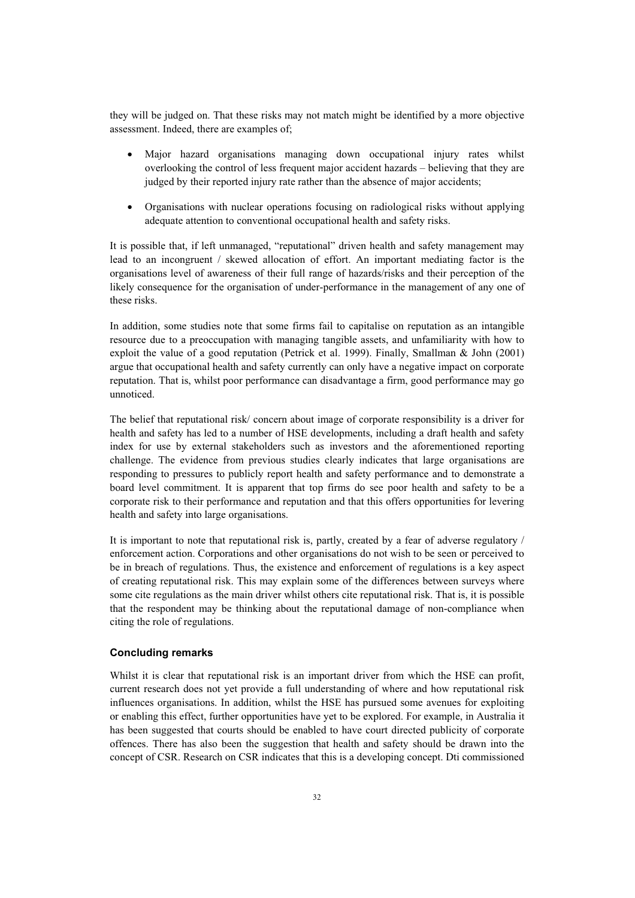they will be judged on. That these risks may not match might be identified by a more objective assessment. Indeed, there are examples of;

- Major hazard organisations managing down occupational injury rates whilst overlooking the control of less frequent major accident hazards – believing that they are judged by their reported injury rate rather than the absence of major accidents;
- Organisations with nuclear operations focusing on radiological risks without applying adequate attention to conventional occupational health and safety risks.

It is possible that, if left unmanaged, "reputational" driven health and safety management may lead to an incongruent / skewed allocation of effort. An important mediating factor is the organisations level of awareness of their full range of hazards/risks and their perception of the likely consequence for the organisation of under-performance in the management of any one of these risks.

In addition, some studies note that some firms fail to capitalise on reputation as an intangible resource due to a preoccupation with managing tangible assets, and unfamiliarity with how to exploit the value of a good reputation (Petrick et al. 1999). Finally, Smallman & John (2001) argue that occupational health and safety currently can only have a negative impact on corporate reputation. That is, whilst poor performance can disadvantage a firm, good performance may go unnoticed.

The belief that reputational risk/ concern about image of corporate responsibility is a driver for health and safety has led to a number of HSE developments, including a draft health and safety index for use by external stakeholders such as investors and the aforementioned reporting challenge. The evidence from previous studies clearly indicates that large organisations are responding to pressures to publicly report health and safety performance and to demonstrate a board level commitment. It is apparent that top firms do see poor health and safety to be a corporate risk to their performance and reputation and that this offers opportunities for levering health and safety into large organisations.

It is important to note that reputational risk is, partly, created by a fear of adverse regulatory / enforcement action. Corporations and other organisations do not wish to be seen or perceived to be in breach of regulations. Thus, the existence and enforcement of regulations is a key aspect of creating reputational risk. This may explain some of the differences between surveys where some cite regulations as the main driver whilst others cite reputational risk. That is, it is possible that the respondent may be thinking about the reputational damage of non-compliance when citing the role of regulations.

### Concluding remarks

Whilst it is clear that reputational risk is an important driver from which the HSE can profit, current research does not yet provide a full understanding of where and how reputational risk influences organisations. In addition, whilst the HSE has pursued some avenues for exploiting or enabling this effect, further opportunities have yet to be explored. For example, in Australia it has been suggested that courts should be enabled to have court directed publicity of corporate offences. There has also been the suggestion that health and safety should be drawn into the concept of CSR. Research on CSR indicates that this is a developing concept. Dti commissioned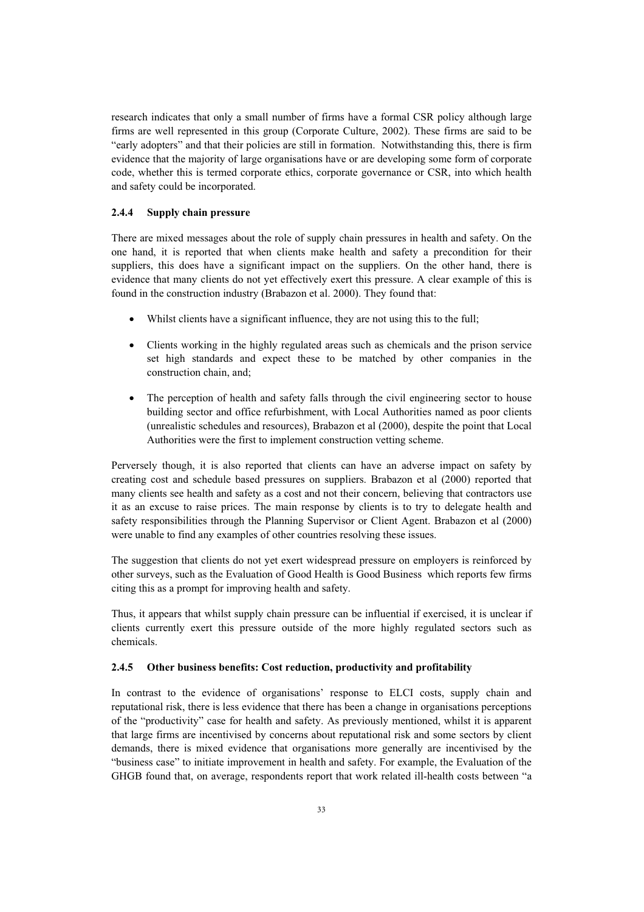research indicates that only a small number of firms have a formal CSR policy although large firms are well represented in this group (Corporate Culture, 2002). These firms are said to be "early adopters" and that their policies are still in formation. Notwithstanding this, there is firm evidence that the majority of large organisations have or are developing some form of corporate code, whether this is termed corporate ethics, corporate governance or CSR, into which health and safety could be incorporated.

### 2.4.4 Supply chain pressure

There are mixed messages about the role of supply chain pressures in health and safety. On the one hand, it is reported that when clients make health and safety a precondition for their suppliers, this does have a significant impact on the suppliers. On the other hand, there is evidence that many clients do not yet effectively exert this pressure. A clear example of this is found in the construction industry (Brabazon et al. 2000). They found that:

- Whilst clients have a significant influence, they are not using this to the full;
- Clients working in the highly regulated areas such as chemicals and the prison service set high standards and expect these to be matched by other companies in the construction chain, and;
- The perception of health and safety falls through the civil engineering sector to house building sector and office refurbishment, with Local Authorities named as poor clients (unrealistic schedules and resources), Brabazon et al (2000), despite the point that Local Authorities were the first to implement construction vetting scheme.

Perversely though, it is also reported that clients can have an adverse impact on safety by creating cost and schedule based pressures on suppliers. Brabazon et al (2000) reported that many clients see health and safety as a cost and not their concern, believing that contractors use it as an excuse to raise prices. The main response by clients is to try to delegate health and safety responsibilities through the Planning Supervisor or Client Agent. Brabazon et al (2000) were unable to find any examples of other countries resolving these issues.

The suggestion that clients do not yet exert widespread pressure on employers is reinforced by other surveys, such as the Evaluation of Good Health is Good Business which reports few firms citing this as a prompt for improving health and safety.

Thus, it appears that whilst supply chain pressure can be influential if exercised, it is unclear if clients currently exert this pressure outside of the more highly regulated sectors such as chemicals.

### 2.4.5 Other business benefits: Cost reduction, productivity and profitability

In contrast to the evidence of organisations' response to ELCI costs, supply chain and reputational risk, there is less evidence that there has been a change in organisations perceptions of the "productivity" case for health and safety. As previously mentioned, whilst it is apparent that large firms are incentivised by concerns about reputational risk and some sectors by client demands, there is mixed evidence that organisations more generally are incentivised by the "business case" to initiate improvement in health and safety. For example, the Evaluation of the GHGB found that, on average, respondents report that work related ill-health costs between "a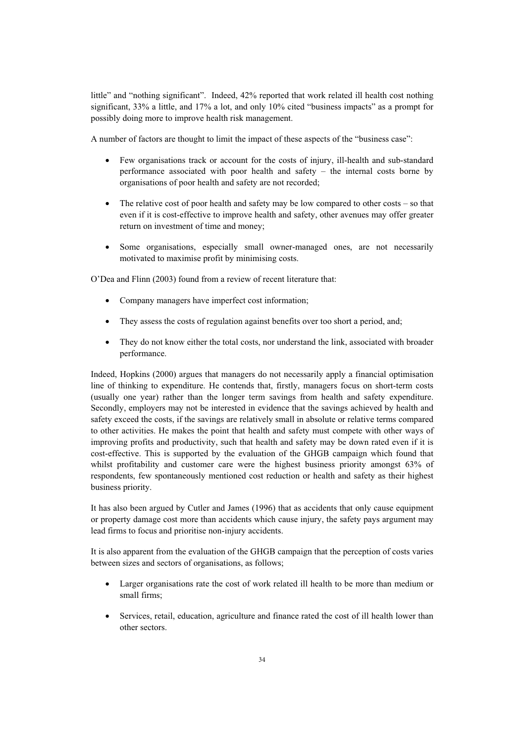little" and "nothing significant". Indeed, 42% reported that work related ill health cost nothing significant, 33% a little, and 17% a lot, and only 10% cited "business impacts" as a prompt for possibly doing more to improve health risk management.

A number of factors are thought to limit the impact of these aspects of the "business case":

- Few organisations track or account for the costs of injury, ill-health and sub-standard performance associated with poor health and safety – the internal costs borne by organisations of poor health and safety are not recorded;
- The relative cost of poor health and safety may be low compared to other costs – so that even if it is cost-effective to improve health and safety, other avenues may offer greater return on investment of time and money;
- Some organisations, especially small owner-managed ones, are not necessarily motivated to maximise profit by minimising costs.

O'Dea and Flinn (2003) found from a review of recent literature that:

- Company managers have imperfect cost information;
- They assess the costs of regulation against benefits over too short a period, and;
- They do not know either the total costs, nor understand the link, associated with broader performance.

Indeed, Hopkins (2000) argues that managers do not necessarily apply a financial optimisation line of thinking to expenditure. He contends that, firstly, managers focus on short-term costs (usually one year) rather than the longer term savings from health and safety expenditure. Secondly, employers may not be interested in evidence that the savings achieved by health and safety exceed the costs, if the savings are relatively small in absolute or relative terms compared to other activities. He makes the point that health and safety must compete with other ways of improving profits and productivity, such that health and safety may be down rated even if it is cost-effective. This is supported by the evaluation of the GHGB campaign which found that whilst profitability and customer care were the highest business priority amongst 63% of respondents, few spontaneously mentioned cost reduction or health and safety as their highest business priority.

It has also been argued by Cutler and James (1996) that as accidents that only cause equipment or property damage cost more than accidents which cause injury, the safety pays argument may lead firms to focus and prioritise non-injury accidents.

It is also apparent from the evaluation of the GHGB campaign that the perception of costs varies between sizes and sectors of organisations, as follows;

- Larger organisations rate the cost of work related ill health to be more than medium or small firms;
- Services, retail, education, agriculture and finance rated the cost of ill health lower than other sectors.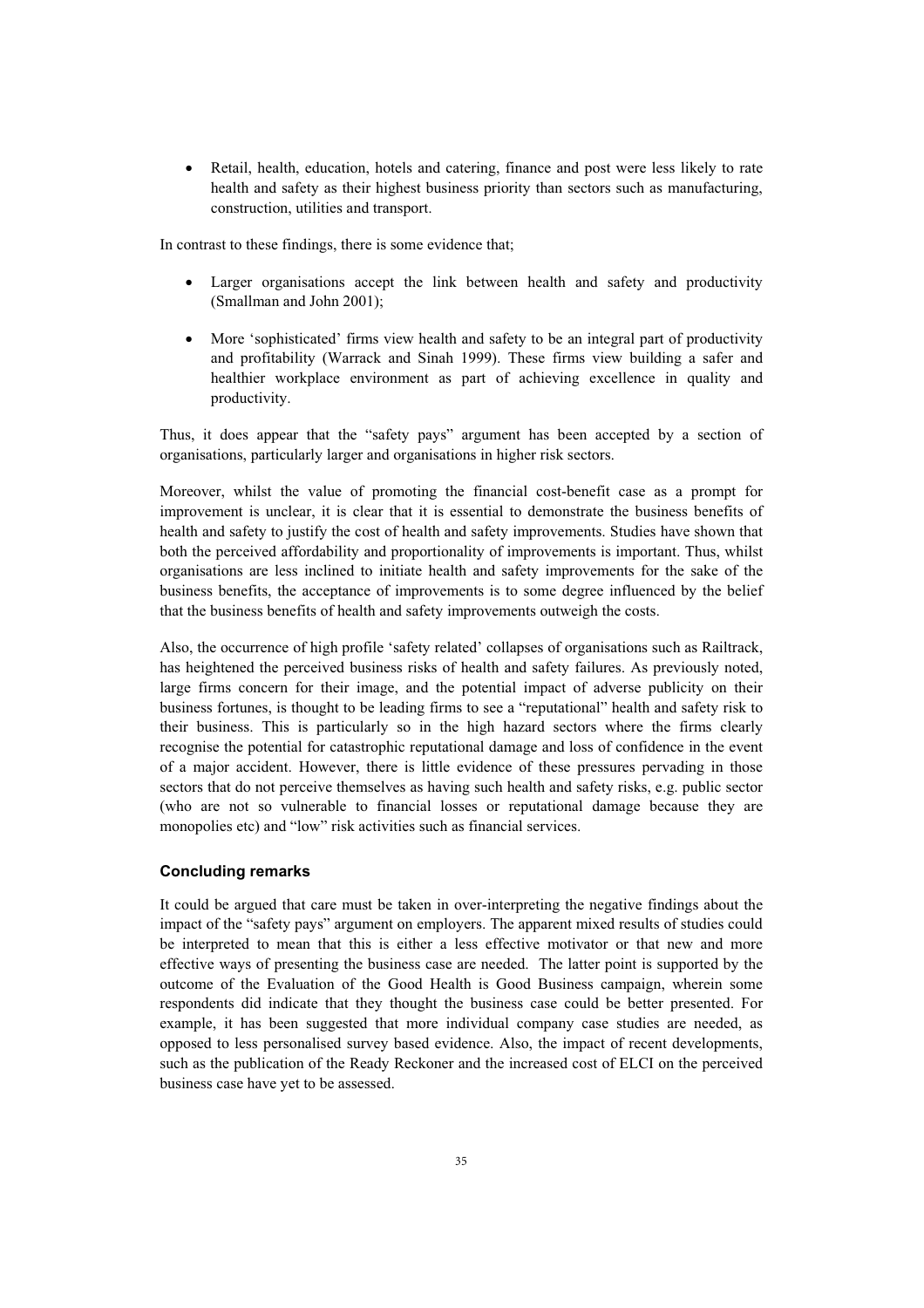- Retail, health, education, hotels and catering, finance and post were less likely to rate health and safety as their highest business priority than sectors such as manufacturing, construction, utilities and transport.

In contrast to these findings, there is some evidence that;

- Larger organisations accept the link between health and safety and productivity (Smallman and John 2001);

- More 'sophisticated' firms view health and safety to be an integral part of productivity and profitability (Warrack and Sinah 1999). These firms view building a safer and healthier workplace environment as part of achieving excellence in quality and productivity.

Thus, it does appear that the "safety pays" argument has been accepted by a section of organisations, particularly larger and organisations in higher risk sectors.

Moreover, whilst the value of promoting the financial cost-benefit case as a prompt for improvement is unclear, it is clear that it is essential to demonstrate the business benefits of health and safety to justify the cost of health and safety improvements. Studies have shown that both the perceived affordability and proportionality of improvements is important. Thus, whilst organisations are less inclined to initiate health and safety improvements for the sake of the business benefits, the acceptance of improvements is to some degree influenced by the belief that the business benefits of health and safety improvements outweigh the costs.

Also, the occurrence of high profile 'safety related' collapses of organisations such as Railtrack, has heightened the perceived business risks of health and safety failures. As previously noted, large firms concern for their image, and the potential impact of adverse publicity on their business fortunes, is thought to be leading firms to see a "reputational" health and safety risk to their business. This is particularly so in the high hazard sectors where the firms clearly recognise the potential for catastrophic reputational damage and loss of confidence in the event of a major accident. However, there is little evidence of these pressures pervading in those sectors that do not perceive themselves as having such health and safety risks, e.g. public sector (who are not so vulnerable to financial losses or reputational damage because they are monopolies etc) and "low" risk activities such as financial services.

### Concluding remarks

It could be argued that care must be taken in over-interpreting the negative findings about the impact of the "safety pays" argument on employers. The apparent mixed results of studies could be interpreted to mean that this is either a less effective motivator or that new and more effective ways of presenting the business case are needed. The latter point is supported by the outcome of the Evaluation of the Good Health is Good Business campaign, wherein some respondents did indicate that they thought the business case could be better presented. For example, it has been suggested that more individual company case studies are needed, as opposed to less personalised survey based evidence. Also, the impact of recent developments, such as the publication of the Ready Reckoner and the increased cost of ELCI on the perceived business case have yet to be assessed.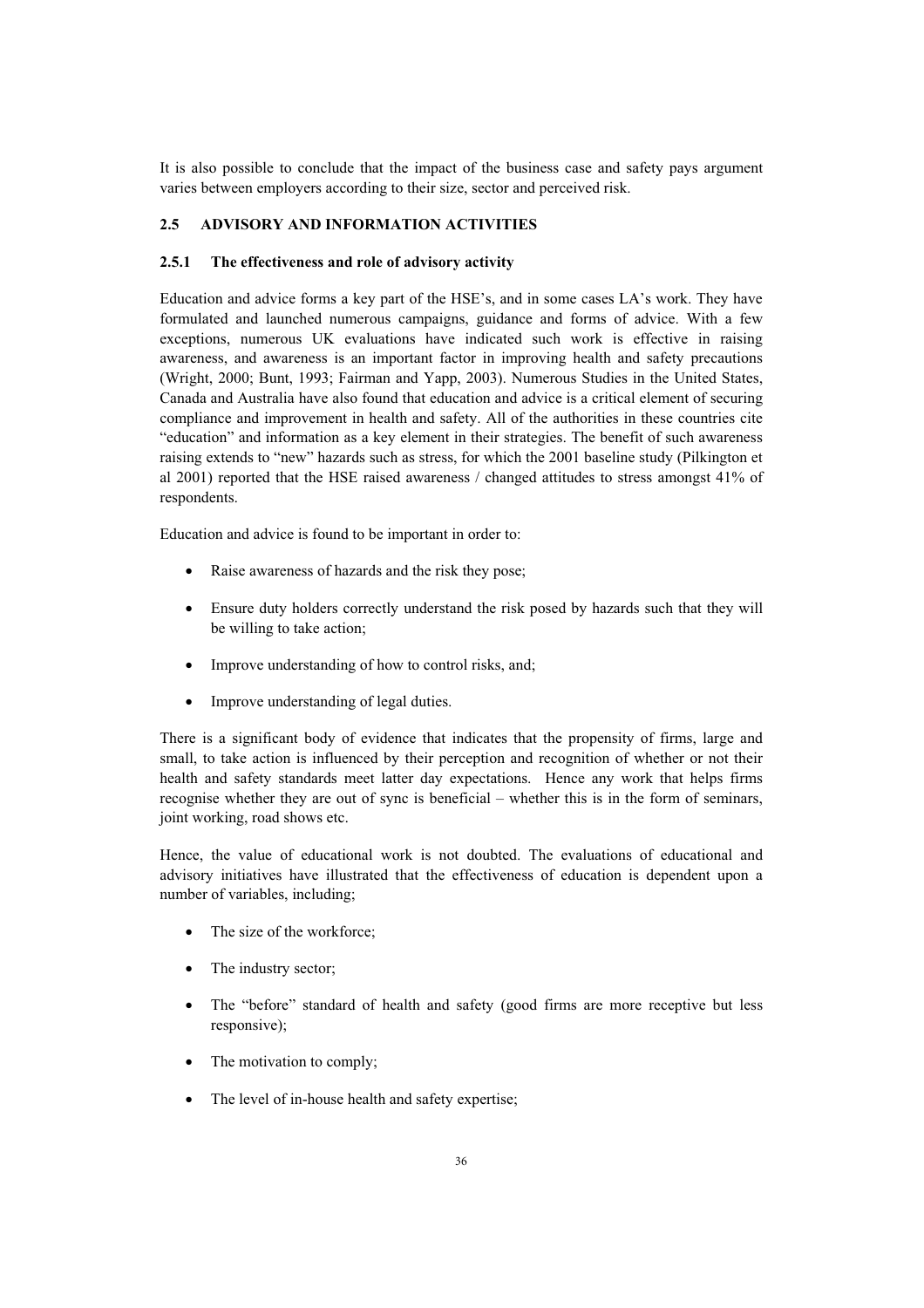It is also possible to conclude that the impact of the business case and safety pays argument varies between employers according to their size, sector and perceived risk.

## 2.5 ADVISORY AND INFORMATION ACTIVITIES

### 2.5.1 The effectiveness and role of advisory activity

Education and advice forms a key part of the HSE's, and in some cases LA's work. They have formulated and launched numerous campaigns, guidance and forms of advice. With a few exceptions, numerous UK evaluations have indicated such work is effective in raising awareness, and awareness is an important factor in improving health and safety precautions (Wright, 2000; Bunt, 1993; Fairman and Yapp, 2003). Numerous Studies in the United States, Canada and Australia have also found that education and advice is a critical element of securing compliance and improvement in health and safety. All of the authorities in these countries cite "education" and information as a key element in their strategies. The benefit of such awareness raising extends to "new" hazards such as stress, for which the 2001 baseline study (Pilkington et al 2001) reported that the HSE raised awareness / changed attitudes to stress amongst 41% of respondents.

Education and advice is found to be important in order to:

- Raise awareness of hazards and the risk they pose;
- Ensure duty holders correctly understand the risk posed by hazards such that they will be willing to take action;
- Improve understanding of how to control risks, and;
- Improve understanding of legal duties.

There is a significant body of evidence that indicates that the propensity of firms, large and small, to take action is influenced by their perception and recognition of whether or not their health and safety standards meet latter day expectations. Hence any work that helps firms recognise whether they are out of sync is beneficial – whether this is in the form of seminars, joint working, road shows etc.

Hence, the value of educational work is not doubted. The evaluations of educational and advisory initiatives have illustrated that the effectiveness of education is dependent upon a number of variables, including;

- The size of the workforce;
- The industry sector;
- The "before" standard of health and safety (good firms are more receptive but less responsive);
- The motivation to comply;
- The level of in-house health and safety expertise;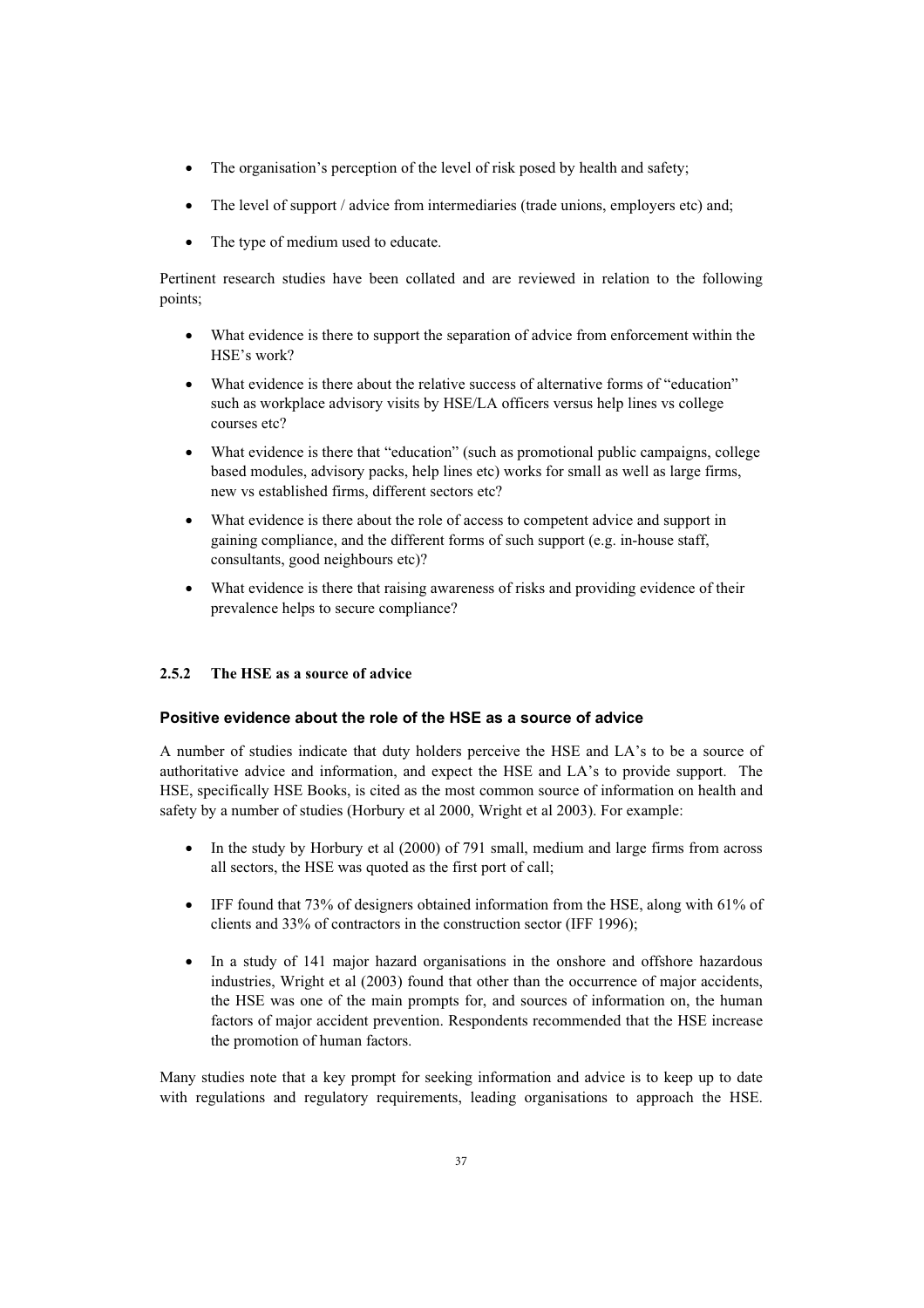- The organisation's perception of the level of risk posed by health and safety;
- The level of support / advice from intermediaries (trade unions, employers etc) and;
- The type of medium used to educate.

Pertinent research studies have been collated and are reviewed in relation to the following points;

- What evidence is there to support the separation of advice from enforcement within the HSE's work?
- What evidence is there about the relative success of alternative forms of "education" such as workplace advisory visits by HSE/LA officers versus help lines vs college courses etc?
- What evidence is there that "education" (such as promotional public campaigns, college based modules, advisory packs, help lines etc) works for small as well as large firms, new vs established firms, different sectors etc?
- What evidence is there about the role of access to competent advice and support in gaining compliance, and the different forms of such support (e.g. in-house staff, consultants, good neighbours etc)?
- What evidence is there that raising awareness of risks and providing evidence of their prevalence helps to secure compliance?

### 2.5.2 The HSE as a source of advice

#### Positive evidence about the role of the HSE as a source of advice

A number of studies indicate that duty holders perceive the HSE and LA's to be a source of authoritative advice and information, and expect the HSE and LA's to provide support. The HSE, specifically HSE Books, is cited as the most common source of information on health and safety by a number of studies (Horbury et al 2000, Wright et al 2003). For example:

- In the study by Horbury et al (2000) of 791 small, medium and large firms from across all sectors, the HSE was quoted as the first port of call;
- IFF found that 73% of designers obtained information from the HSE, along with 61% of clients and 33% of contractors in the construction sector (IFF 1996);
- In a study of 141 major hazard organisations in the onshore and offshore hazardous industries, Wright et al (2003) found that other than the occurrence of major accidents, the HSE was one of the main prompts for, and sources of information on, the human factors of major accident prevention. Respondents recommended that the HSE increase the promotion of human factors.

Many studies note that a key prompt for seeking information and advice is to keep up to date with regulations and regulatory requirements, leading organisations to approach the HSE.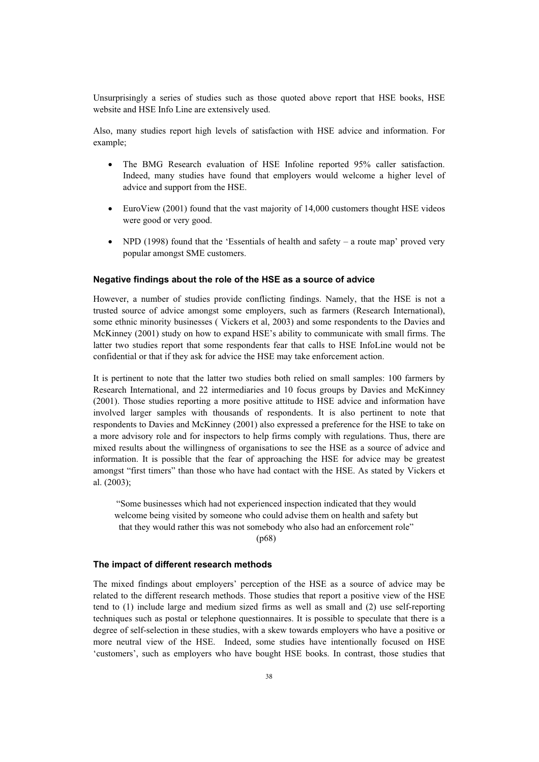Unsurprisingly a series of studies such as those quoted above report that HSE books, HSE website and HSE Info Line are extensively used.

Also, many studies report high levels of satisfaction with HSE advice and information. For example;

- The BMG Research evaluation of HSE Infoline reported 95% caller satisfaction. Indeed, many studies have found that employers would welcome a higher level of advice and support from the HSE.
- EuroView (2001) found that the vast majority of 14,000 customers thought HSE videos were good or very good.
- NPD (1998) found that the 'Essentials of health and safety – a route map' proved very popular amongst SME customers.

### Negative findings about the role of the HSE as a source of advice

However, a number of studies provide conflicting findings. Namely, that the HSE is not a trusted source of advice amongst some employers, such as farmers (Research International), some ethnic minority businesses ( Vickers et al, 2003) and some respondents to the Davies and McKinney (2001) study on how to expand HSE's ability to communicate with small firms. The latter two studies report that some respondents fear that calls to HSE InfoLine would not be confidential or that if they ask for advice the HSE may take enforcement action.

It is pertinent to note that the latter two studies both relied on small samples: 100 farmers by Research International, and 22 intermediaries and 10 focus groups by Davies and McKinney (2001). Those studies reporting a more positive attitude to HSE advice and information have involved larger samples with thousands of respondents. It is also pertinent to note that respondents to Davies and McKinney (2001) also expressed a preference for the HSE to take on a more advisory role and for inspectors to help firms comply with regulations. Thus, there are mixed results about the willingness of organisations to see the HSE as a source of advice and information. It is possible that the fear of approaching the HSE for advice may be greatest amongst "first timers" than those who have had contact with the HSE. As stated by Vickers et al. (2003);

> "Some businesses which had not experienced inspection indicated that they would welcome being visited by someone who could advise them on health and safety but that they would rather this was not somebody who also had an enforcement role" (p68)

### The impact of different research methods

The mixed findings about employers' perception of the HSE as a source of advice may be related to the different research methods. Those studies that report a positive view of the HSE tend to (1) include large and medium sized firms as well as small and (2) use self-reporting techniques such as postal or telephone questionnaires. It is possible to speculate that there is a degree of self-selection in these studies, with a skew towards employers who have a positive or more neutral view of the HSE. Indeed, some studies have intentionally focused on HSE 'customers', such as employers who have bought HSE books. In contrast, those studies that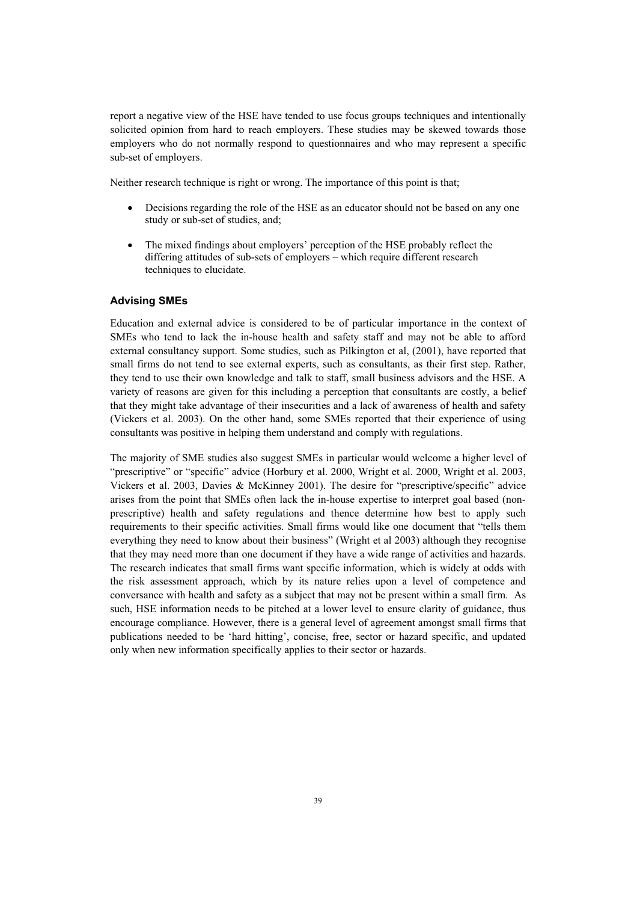report a negative view of the HSE have tended to use focus groups techniques and intentionally solicited opinion from hard to reach employers. These studies may be skewed towards those employers who do not normally respond to questionnaires and who may represent a specific sub-set of employers.

Neither research technique is right or wrong. The importance of this point is that;

- Decisions regarding the role of the HSE as an educator should not be based on any one study or sub-set of studies, and;
- The mixed findings about employers' perception of the HSE probably reflect the differing attitudes of sub-sets of employers – which require different research techniques to elucidate.

### Advising SMEs

Education and external advice is considered to be of particular importance in the context of SMEs who tend to lack the in-house health and safety staff and may not be able to afford external consultancy support. Some studies, such as Pilkington et al, (2001), have reported that small firms do not tend to see external experts, such as consultants, as their first step. Rather, they tend to use their own knowledge and talk to staff, small business advisors and the HSE. A variety of reasons are given for this including a perception that consultants are costly, a belief that they might take advantage of their insecurities and a lack of awareness of health and safety (Vickers et al. 2003). On the other hand, some SMEs reported that their experience of using consultants was positive in helping them understand and comply with regulations.

The majority of SME studies also suggest SMEs in particular would welcome a higher level of "prescriptive" or "specific" advice (Horbury et al. 2000, Wright et al. 2000, Wright et al. 2003, Vickers et al. 2003, Davies & McKinney 2001). The desire for "prescriptive/specific" advice arises from the point that SMEs often lack the in-house expertise to interpret goal based (non-prescriptive) health and safety regulations and thence determine how best to apply such requirements to their specific activities. Small firms would like one document that "tells them everything they need to know about their business" (Wright et al 2003) although they recognise that they may need more than one document if they have a wide range of activities and hazards. The research indicates that small firms want specific information, which is widely at odds with the risk assessment approach, which by its nature relies upon a level of competence and conversance with health and safety as a subject that may not be present within a small firm. As such, HSE information needs to be pitched at a lower level to ensure clarity of guidance, thus encourage compliance. However, there is a general level of agreement amongst small firms that publications needed to be 'hard hitting', concise, free, sector or hazard specific, and updated only when new information specifically applies to their sector or hazards.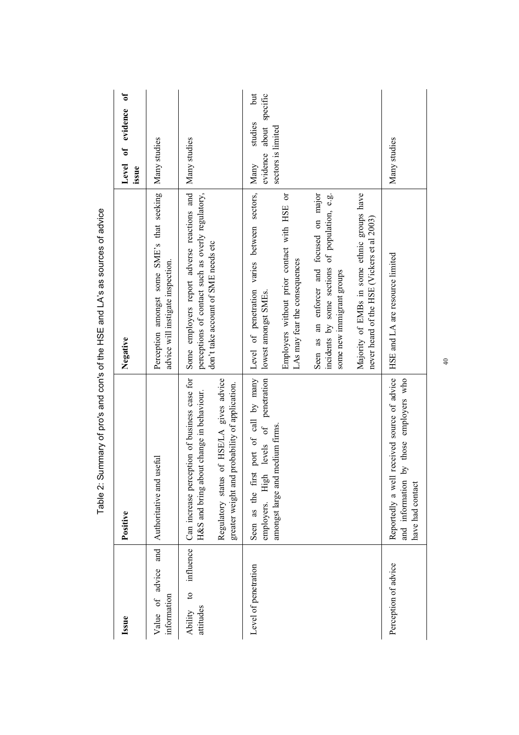Table 2: Summary of pro's and con's of the HSE and LA's as sources of advice

| Issue | Positive | Negative | Level of evidence of issue |
| --- | --- | --- | --- |
| Value of advice and information | Authoritative and useful | Perception amongst some SME's that seeking advice will instigate inspection. | Many studies |
| Ability to influence attitudes | Can increase perception of business case for H&S and bring about change in behaviour.<br><br>Regulatory status of HSE/LA gives advice greater weight and probability of application. | Some employers report adverse reactions and perceptions of contact such as overly regulatory, don't take account of SME needs etc | Many studies |
| Level of penetration | Seen as the first port of call by many employers. High levels of penetration amongst large and medium firms. | Level of penetration varies between sectors, lowest amongst SMEs.<br><br>Employers without prior contact with HSE or LAs may fear the consequences<br><br>Seen as an enforcer and focused on major incidents by some sections of population, e.g. some new immigrant groups<br><br>Majority of EMBs in some ethnic groups have never heard of the HSE (Vickers et al 2003) | Many studies but evidence about specific sectors is limited |
| Perception of advice | Reportedly a well received source of advice and information by those employers who have had contact | HSE and LA are resource limited | Many studies |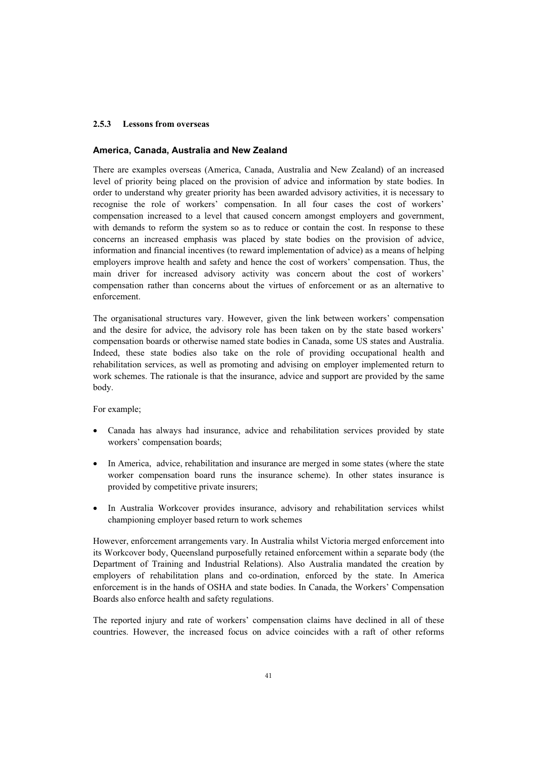### 2.5.3 Lessons from overseas

#### America, Canada, Australia and New Zealand

There are examples overseas (America, Canada, Australia and New Zealand) of an increased level of priority being placed on the provision of advice and information by state bodies. In order to understand why greater priority has been awarded advisory activities, it is necessary to recognise the role of workers' compensation. In all four cases the cost of workers' compensation increased to a level that caused concern amongst employers and government, with demands to reform the system so as to reduce or contain the cost. In response to these concerns an increased emphasis was placed by state bodies on the provision of advice, information and financial incentives (to reward implementation of advice) as a means of helping employers improve health and safety and hence the cost of workers' compensation. Thus, the main driver for increased advisory activity was concern about the cost of workers' compensation rather than concerns about the virtues of enforcement or as an alternative to enforcement.

The organisational structures vary. However, given the link between workers' compensation and the desire for advice, the advisory role has been taken on by the state based workers' compensation boards or otherwise named state bodies in Canada, some US states and Australia. Indeed, these state bodies also take on the role of providing occupational health and rehabilitation services, as well as promoting and advising on employer implemented return to work schemes. The rationale is that the insurance, advice and support are provided by the same body.

For example;

- Canada has always had insurance, advice and rehabilitation services provided by state workers' compensation boards;
- In America, advice, rehabilitation and insurance are merged in some states (where the state worker compensation board runs the insurance scheme). In other states insurance is provided by competitive private insurers;
- In Australia Workcover provides insurance, advisory and rehabilitation services whilst championing employer based return to work schemes

However, enforcement arrangements vary. In Australia whilst Victoria merged enforcement into its Workcover body, Queensland purposefully retained enforcement within a separate body (the Department of Training and Industrial Relations). Also Australia mandated the creation by employers of rehabilitation plans and co-ordination, enforced by the state. In America enforcement is in the hands of OSHA and state bodies. In Canada, the Workers' Compensation Boards also enforce health and safety regulations.

The reported injury and rate of workers' compensation claims have declined in all of these countries. However, the increased focus on advice coincides with a raft of other reforms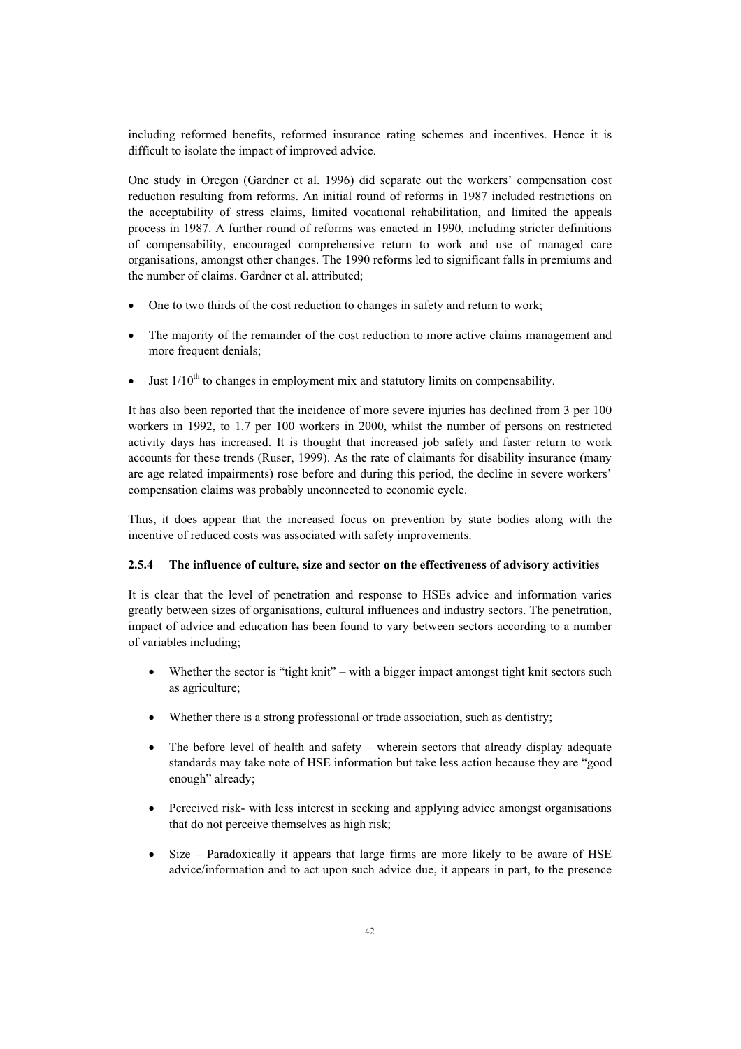including reformed benefits, reformed insurance rating schemes and incentives. Hence it is difficult to isolate the impact of improved advice.

One study in Oregon (Gardner et al. 1996) did separate out the workers' compensation cost reduction resulting from reforms. An initial round of reforms in 1987 included restrictions on the acceptability of stress claims, limited vocational rehabilitation, and limited the appeals process in 1987. A further round of reforms was enacted in 1990, including stricter definitions of compensability, encouraged comprehensive return to work and use of managed care organisations, amongst other changes. The 1990 reforms led to significant falls in premiums and the number of claims. Gardner et al. attributed;

- One to two thirds of the cost reduction to changes in safety and return to work;
- The majority of the remainder of the cost reduction to more active claims management and more frequent denials;
- Just 1/10th to changes in employment mix and statutory limits on compensability.

It has also been reported that the incidence of more severe injuries has declined from 3 per 100 workers in 1992, to 1.7 per 100 workers in 2000, whilst the number of persons on restricted activity days has increased. It is thought that increased job safety and faster return to work accounts for these trends (Ruser, 1999). As the rate of claimants for disability insurance (many are age related impairments) rose before and during this period, the decline in severe workers' compensation claims was probably unconnected to economic cycle.

Thus, it does appear that the increased focus on prevention by state bodies along with the incentive of reduced costs was associated with safety improvements.

### 2.5.4 The influence of culture, size and sector on the effectiveness of advisory activities

It is clear that the level of penetration and response to HSEs advice and information varies greatly between sizes of organisations, cultural influences and industry sectors. The penetration, impact of advice and education has been found to vary between sectors according to a number of variables including;

- Whether the sector is "tight knit" – with a bigger impact amongst tight knit sectors such as agriculture;
- Whether there is a strong professional or trade association, such as dentistry;
- The before level of health and safety – wherein sectors that already display adequate standards may take note of HSE information but take less action because they are "good enough" already;
- Perceived risk- with less interest in seeking and applying advice amongst organisations that do not perceive themselves as high risk;
- Size – Paradoxically it appears that large firms are more likely to be aware of HSE advice/information and to act upon such advice due, it appears in part, to the presence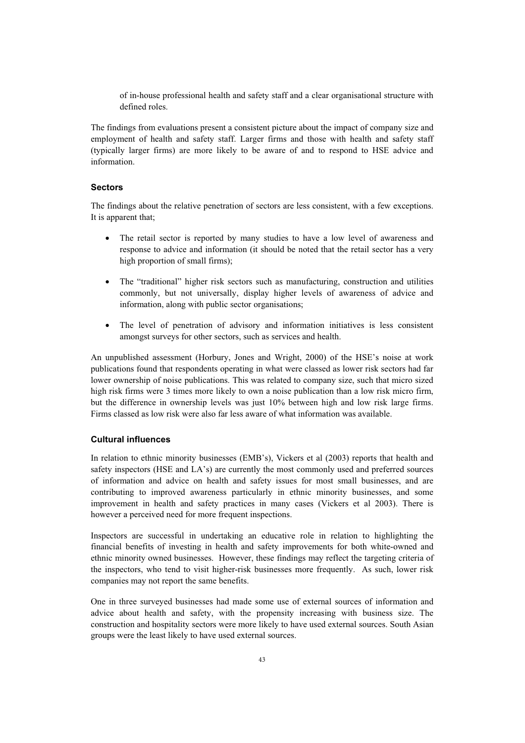of in-house professional health and safety staff and a clear organisational structure with defined roles.

The findings from evaluations present a consistent picture about the impact of company size and employment of health and safety staff. Larger firms and those with health and safety staff (typically larger firms) are more likely to be aware of and to respond to HSE advice and information.

### Sectors

The findings about the relative penetration of sectors are less consistent, with a few exceptions. It is apparent that;

- The retail sector is reported by many studies to have a low level of awareness and response to advice and information (it should be noted that the retail sector has a very high proportion of small firms);
- The "traditional" higher risk sectors such as manufacturing, construction and utilities commonly, but not universally, display higher levels of awareness of advice and information, along with public sector organisations;
- The level of penetration of advisory and information initiatives is less consistent amongst surveys for other sectors, such as services and health.

An unpublished assessment (Horbury, Jones and Wright, 2000) of the HSE's noise at work publications found that respondents operating in what were classed as lower risk sectors had far lower ownership of noise publications. This was related to company size, such that micro sized high risk firms were 3 times more likely to own a noise publication than a low risk micro firm, but the difference in ownership levels was just 10% between high and low risk large firms. Firms classed as low risk were also far less aware of what information was available.

### Cultural influences

In relation to ethnic minority businesses (EMB's), Vickers et al (2003) reports that health and safety inspectors (HSE and LA's) are currently the most commonly used and preferred sources of information and advice on health and safety issues for most small businesses, and are contributing to improved awareness particularly in ethnic minority businesses, and some improvement in health and safety practices in many cases (Vickers et al 2003). There is however a perceived need for more frequent inspections.

Inspectors are successful in undertaking an educative role in relation to highlighting the financial benefits of investing in health and safety improvements for both white-owned and ethnic minority owned businesses. However, these findings may reflect the targeting criteria of the inspectors, who tend to visit higher-risk businesses more frequently. As such, lower risk companies may not report the same benefits.

One in three surveyed businesses had made some use of external sources of information and advice about health and safety, with the propensity increasing with business size. The construction and hospitality sectors were more likely to have used external sources. South Asian groups were the least likely to have used external sources.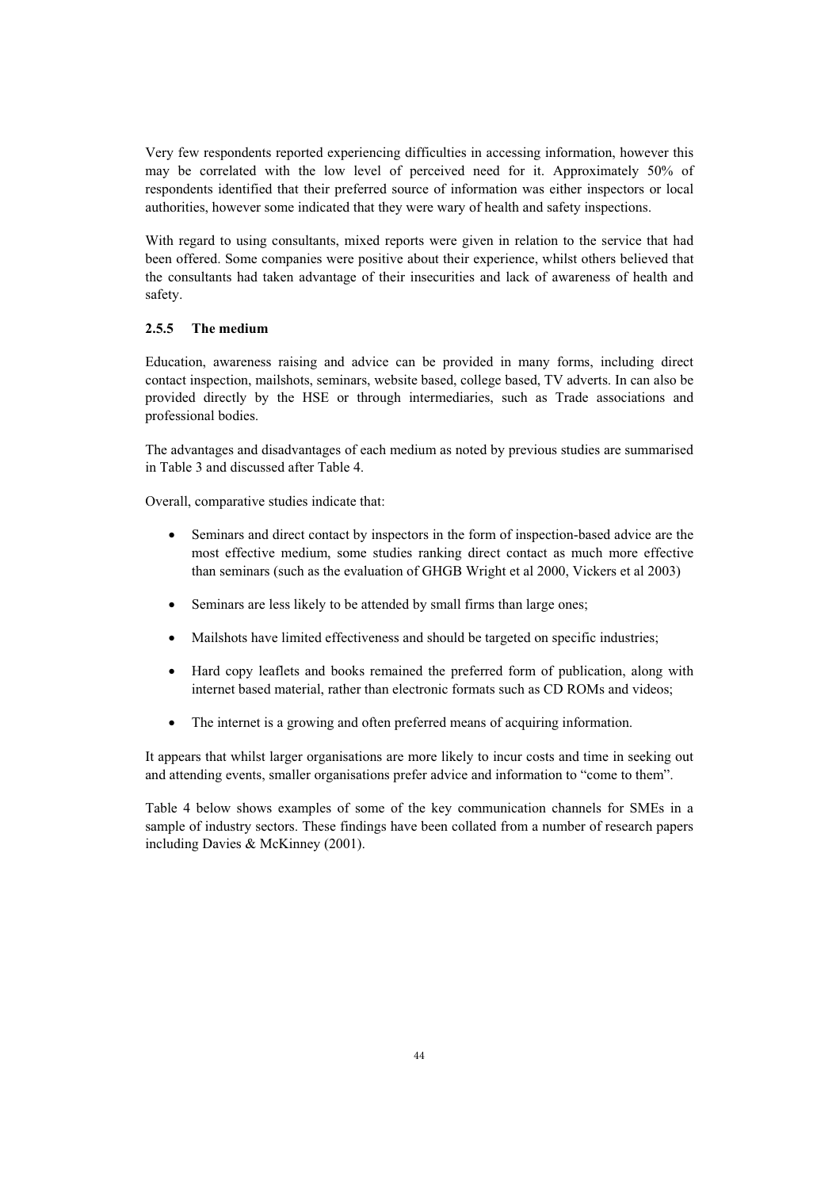Very few respondents reported experiencing difficulties in accessing information, however this may be correlated with the low level of perceived need for it. Approximately 50% of respondents identified that their preferred source of information was either inspectors or local authorities, however some indicated that they were wary of health and safety inspections.

With regard to using consultants, mixed reports were given in relation to the service that had been offered. Some companies were positive about their experience, whilst others believed that the consultants had taken advantage of their insecurities and lack of awareness of health and safety.

### 2.5.5 The medium

Education, awareness raising and advice can be provided in many forms, including direct contact inspection, mailshots, seminars, website based, college based, TV adverts. In can also be provided directly by the HSE or through intermediaries, such as Trade associations and professional bodies.

The advantages and disadvantages of each medium as noted by previous studies are summarised in Table 3 and discussed after Table 4.

Overall, comparative studies indicate that:

- Seminars and direct contact by inspectors in the form of inspection-based advice are the most effective medium, some studies ranking direct contact as much more effective than seminars (such as the evaluation of GHGB Wright et al 2000, Vickers et al 2003)
- Seminars are less likely to be attended by small firms than large ones;
- Mailshots have limited effectiveness and should be targeted on specific industries;
- Hard copy leaflets and books remained the preferred form of publication, along with internet based material, rather than electronic formats such as CD ROMs and videos;
- The internet is a growing and often preferred means of acquiring information.

It appears that whilst larger organisations are more likely to incur costs and time in seeking out and attending events, smaller organisations prefer advice and information to "come to them".

Table 4 below shows examples of some of the key communication channels for SMEs in a sample of industry sectors. These findings have been collated from a number of research papers including Davies & McKinney (2001).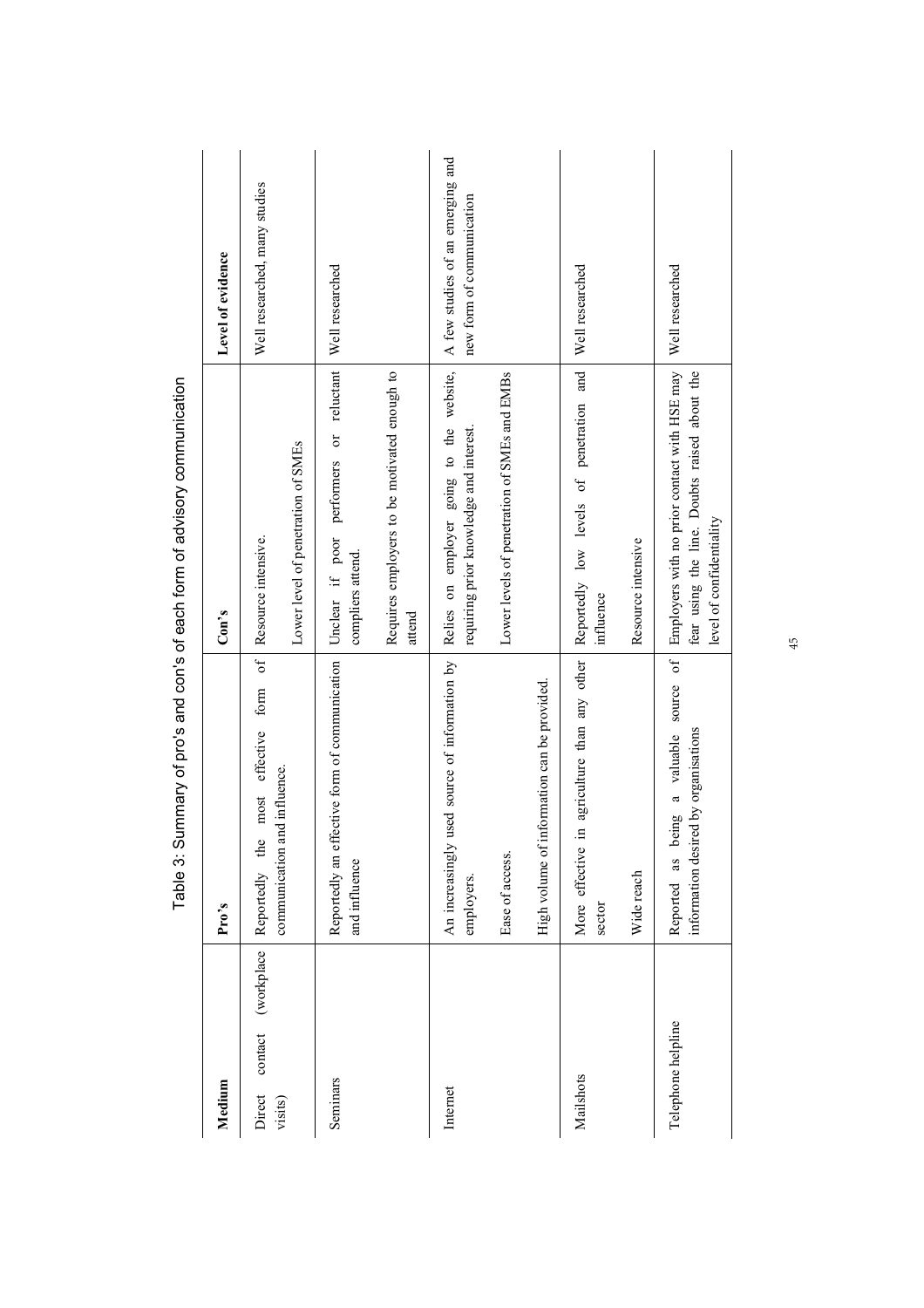Table 3: Summary of pro's and con's of each form of advisory communication

| Medium | Pro's | Con's | Level of evidence |
|---|---|---|---|
| Direct contact (workplace visits) | Reportedly the most effective form of communication and influence. | Resource intensive.<br><br>Lower level of penetration of SMEs | Well researched, many studies |
| Seminars | Reportedly an effective form of communication and influence | Unclear if poor performers or reluctant compliers attend.<br><br>Requires employers to be motivated enough to attend | Well researched |
| Internet | An increasingly used source of information by employers.<br><br>Ease of access.<br><br>High volume of information can be provided. | Relies on employer going to the website, requiring prior knowledge and interest.<br><br>Lower levels of penetration of SMEs and EMBs | A few studies of an emerging and new form of communication |
| Mailshots | More effective in agriculture than any other sector<br><br>Wide reach | Reportedly low levels of penetration and influence<br><br>Resource intensive | Well researched |
| Telephone helpline | Reported as being a valuable source of information desired by organisations | Employers with no prior contact with HSE may fear using the line. Doubts raised about the level of confidentiality | Well researched |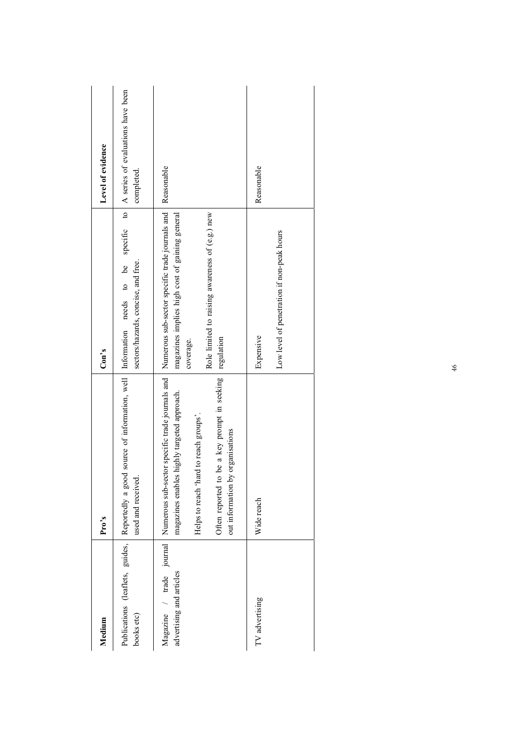| Medium | Pro's | Con's | Level of evidence |
| --- | --- | --- | --- |
| Publications (leaflets, guides, books etc) | Reportedly a good source of information, well used and received. | Information needs to be specific to sectors/hazards, concise, and free. | A series of evaluations have been completed. |
| Magazine / trade journal advertising and articles | Numerous sub-sector specific trade journals and magazines enables highly targeted approach. Helps to reach 'hard to reach groups'. Often reported to be a key prompt in seeking out information by organisations | Numerous sub-sector specific trade journals and magazines implies high cost of gaining general coverage. Role limited to raising awareness of (e.g.) new regulation | Reasonable |
| TV advertising | Wide reach | Expensive Low level of penetration if non-peak hours | Reasonable |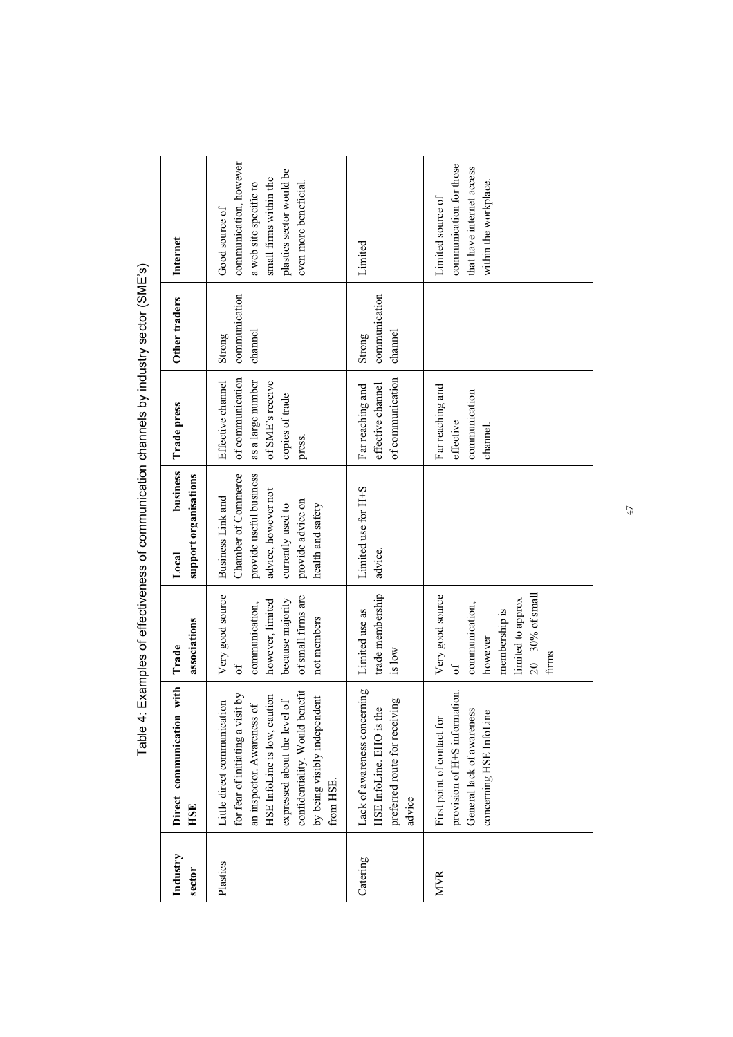Table 4: Examples of effectiveness of communication channels by industry sector (SME's)

| Industry sector | Direct communication with HSE | Trade associations | Local business support organisations | Trade press | Other traders | Internet |
|---|---|---|---|---|---|---|
| Plastics | Little direct communication for fear of initiating a visit by an inspector. Awareness of HSE InfoLine is low, caution expressed about the level of confidentiality. Would benefit by being visibly independent from HSE. | Very good source of communication, however, limited because majority of small firms are not members | Business Link and Chamber of Commerce provide useful business advice, however not currently used to provide advice on health and safety | Effective channel of communication as a large number of SME's receive copies of trade press. | Strong communication channel | Good source of communication, however a web site specific to small firms within the plastics sector would be even more beneficial. |
| Catering | Lack of awareness concerning HSE InfoLine. EHO is the preferred route for receiving advice | Limited use as trade membership is low | Limited use for H+S advice. | Far reaching and effective channel of communication | Strong communication channel | Limited |
| MVR | First point of contact for provision of H+S information. General lack of awareness concerning HSE InfoLine | Very good source of communication, however membership is limited to approx 20 – 30% of small firms | | Far reaching and effective communication channel. | | Limited source of communication for those that have internet access within the workplace. |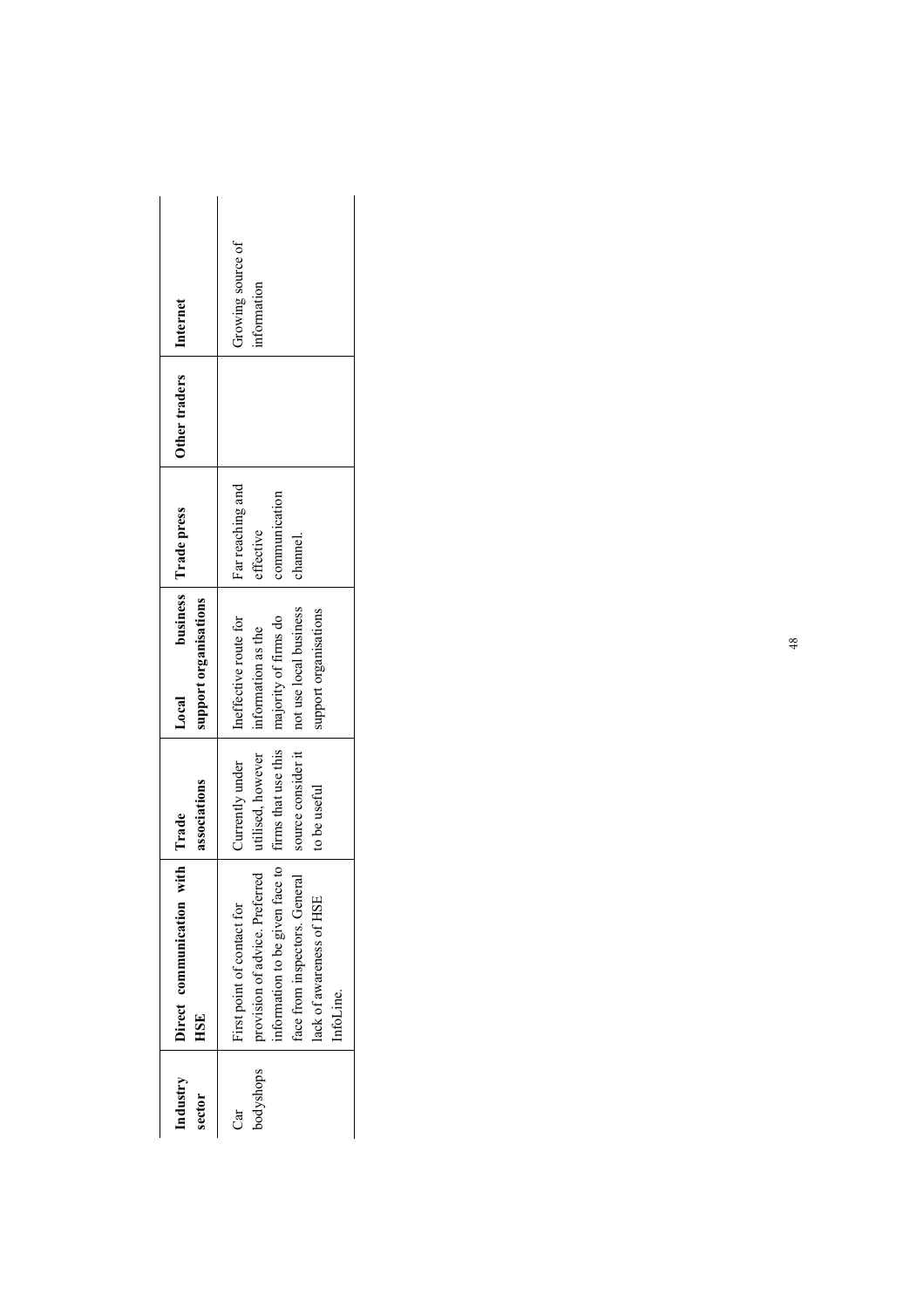| Industry sector | Direct communication with HSE | Trade associations | Local business support organisations | Trade press | Other traders | Internet |
|---|---|---|---|---|---|---|
| Car bodyshops | First point of contact for provision of advice. Preferred information to be given face to face from inspectors. General lack of awareness of HSE InfoLine. | Currently under utilised, however firms that use this source consider it to be useful | Ineffective route for information as the majority of firms do not use local business support organisations | Far reaching and effective communication channel. | | Growing source of information |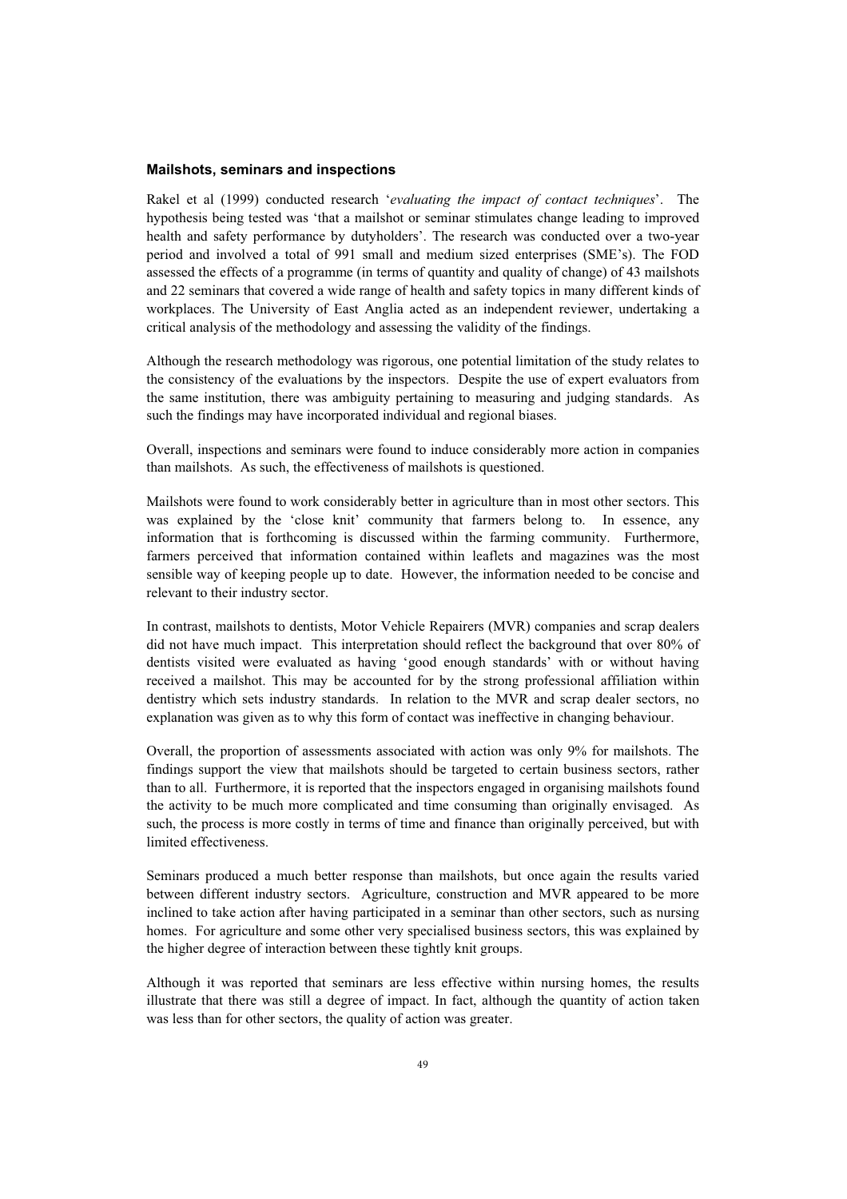### Mailshots, seminars and inspections

Rakel et al (1999) conducted research '*evaluating the impact of contact techniques*'. The hypothesis being tested was 'that a mailshot or seminar stimulates change leading to improved health and safety performance by dutyholders'. The research was conducted over a two-year period and involved a total of 991 small and medium sized enterprises (SME's). The FOD assessed the effects of a programme (in terms of quantity and quality of change) of 43 mailshots and 22 seminars that covered a wide range of health and safety topics in many different kinds of workplaces. The University of East Anglia acted as an independent reviewer, undertaking a critical analysis of the methodology and assessing the validity of the findings.

Although the research methodology was rigorous, one potential limitation of the study relates to the consistency of the evaluations by the inspectors. Despite the use of expert evaluators from the same institution, there was ambiguity pertaining to measuring and judging standards. As such the findings may have incorporated individual and regional biases.

Overall, inspections and seminars were found to induce considerably more action in companies than mailshots. As such, the effectiveness of mailshots is questioned.

Mailshots were found to work considerably better in agriculture than in most other sectors. This was explained by the 'close knit' community that farmers belong to. In essence, any information that is forthcoming is discussed within the farming community. Furthermore, farmers perceived that information contained within leaflets and magazines was the most sensible way of keeping people up to date. However, the information needed to be concise and relevant to their industry sector.

In contrast, mailshots to dentists, Motor Vehicle Repairers (MVR) companies and scrap dealers did not have much impact. This interpretation should reflect the background that over 80% of dentists visited were evaluated as having 'good enough standards' with or without having received a mailshot. This may be accounted for by the strong professional affiliation within dentistry which sets industry standards. In relation to the MVR and scrap dealer sectors, no explanation was given as to why this form of contact was ineffective in changing behaviour.

Overall, the proportion of assessments associated with action was only 9% for mailshots. The findings support the view that mailshots should be targeted to certain business sectors, rather than to all. Furthermore, it is reported that the inspectors engaged in organising mailshots found the activity to be much more complicated and time consuming than originally envisaged. As such, the process is more costly in terms of time and finance than originally perceived, but with limited effectiveness.

Seminars produced a much better response than mailshots, but once again the results varied between different industry sectors. Agriculture, construction and MVR appeared to be more inclined to take action after having participated in a seminar than other sectors, such as nursing homes. For agriculture and some other very specialised business sectors, this was explained by the higher degree of interaction between these tightly knit groups.

Although it was reported that seminars are less effective within nursing homes, the results illustrate that there was still a degree of impact. In fact, although the quantity of action taken was less than for other sectors, the quality of action was greater.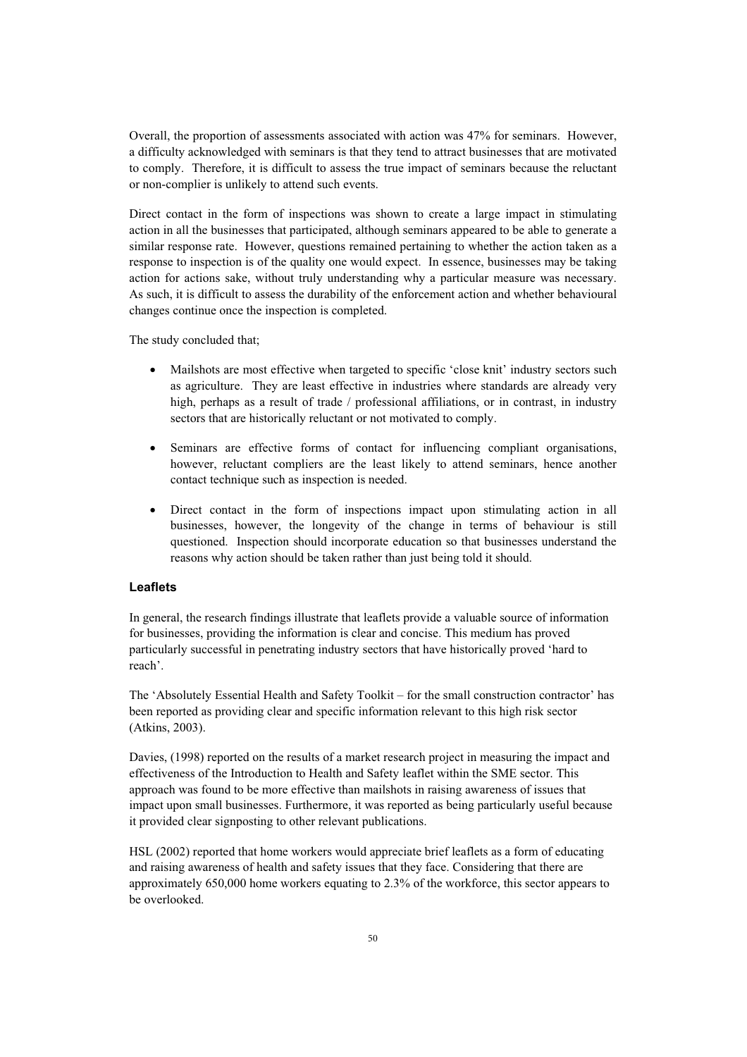Overall, the proportion of assessments associated with action was 47% for seminars. However, a difficulty acknowledged with seminars is that they tend to attract businesses that are motivated to comply. Therefore, it is difficult to assess the true impact of seminars because the reluctant or non-complier is unlikely to attend such events.

Direct contact in the form of inspections was shown to create a large impact in stimulating action in all the businesses that participated, although seminars appeared to be able to generate a similar response rate. However, questions remained pertaining to whether the action taken as a response to inspection is of the quality one would expect. In essence, businesses may be taking action for actions sake, without truly understanding why a particular measure was necessary. As such, it is difficult to assess the durability of the enforcement action and whether behavioural changes continue once the inspection is completed.

The study concluded that;

- Mailshots are most effective when targeted to specific 'close knit' industry sectors such as agriculture. They are least effective in industries where standards are already very high, perhaps as a result of trade / professional affiliations, or in contrast, in industry sectors that are historically reluctant or not motivated to comply.
- Seminars are effective forms of contact for influencing compliant organisations, however, reluctant compliers are the least likely to attend seminars, hence another contact technique such as inspection is needed.
- Direct contact in the form of inspections impact upon stimulating action in all businesses, however, the longevity of the change in terms of behaviour is still questioned. Inspection should incorporate education so that businesses understand the reasons why action should be taken rather than just being told it should.

### Leaflets

In general, the research findings illustrate that leaflets provide a valuable source of information for businesses, providing the information is clear and concise. This medium has proved particularly successful in penetrating industry sectors that have historically proved 'hard to reach'.

The 'Absolutely Essential Health and Safety Toolkit – for the small construction contractor' has been reported as providing clear and specific information relevant to this high risk sector (Atkins, 2003).

Davies, (1998) reported on the results of a market research project in measuring the impact and effectiveness of the Introduction to Health and Safety leaflet within the SME sector. This approach was found to be more effective than mailshots in raising awareness of issues that impact upon small businesses. Furthermore, it was reported as being particularly useful because it provided clear signposting to other relevant publications.

HSL (2002) reported that home workers would appreciate brief leaflets as a form of educating and raising awareness of health and safety issues that they face. Considering that there are approximately 650,000 home workers equating to 2.3% of the workforce, this sector appears to be overlooked.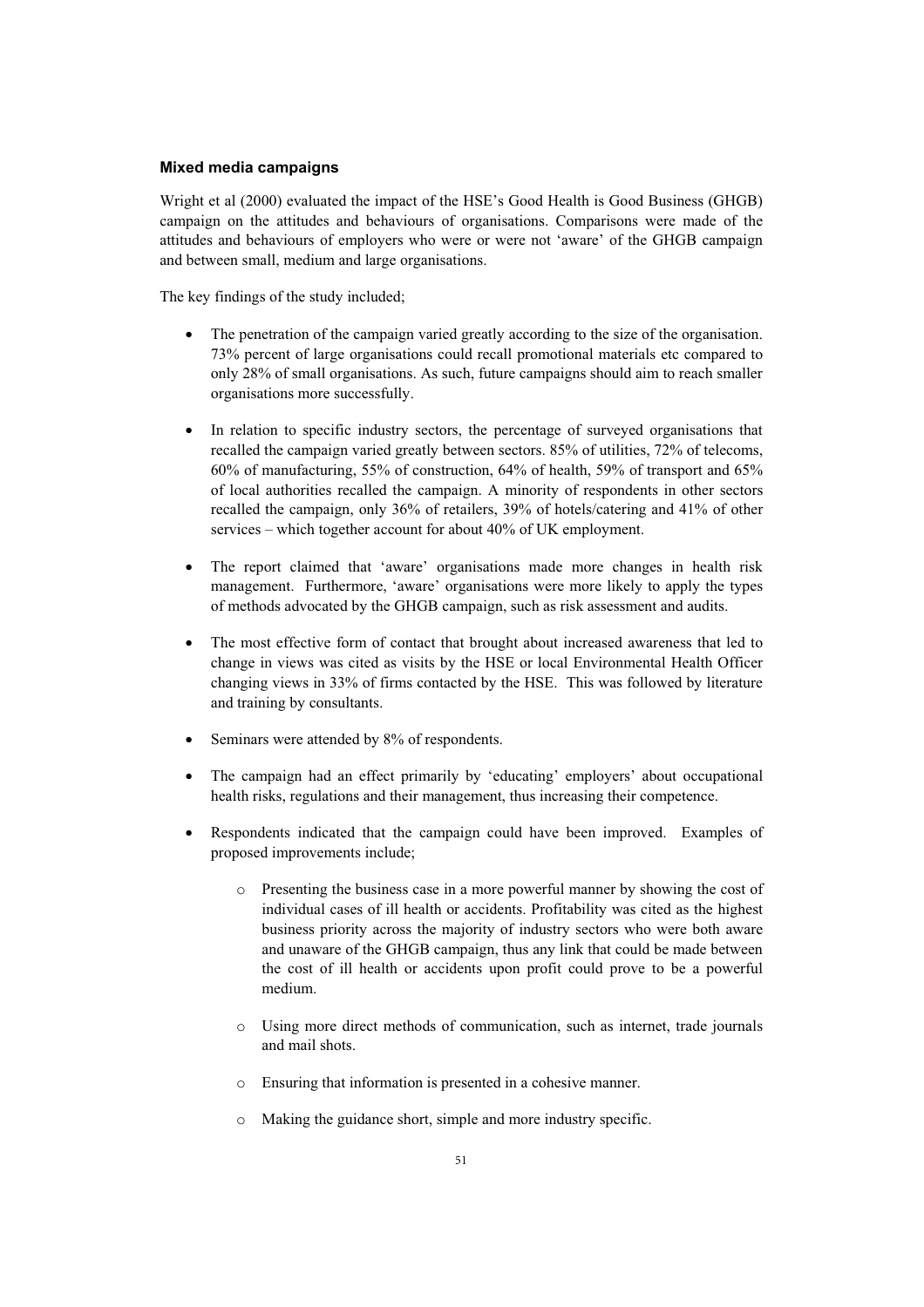### Mixed media campaigns

Wright et al (2000) evaluated the impact of the HSE's Good Health is Good Business (GHGB) campaign on the attitudes and behaviours of organisations. Comparisons were made of the attitudes and behaviours of employers who were or were not 'aware' of the GHGB campaign and between small, medium and large organisations.

The key findings of the study included;

- The penetration of the campaign varied greatly according to the size of the organisation. 73% percent of large organisations could recall promotional materials etc compared to only 28% of small organisations. As such, future campaigns should aim to reach smaller organisations more successfully.
- In relation to specific industry sectors, the percentage of surveyed organisations that recalled the campaign varied greatly between sectors. 85% of utilities, 72% of telecoms, 60% of manufacturing, 55% of construction, 64% of health, 59% of transport and 65% of local authorities recalled the campaign. A minority of respondents in other sectors recalled the campaign, only 36% of retailers, 39% of hotels/catering and 41% of other services – which together account for about 40% of UK employment.
- The report claimed that 'aware' organisations made more changes in health risk management. Furthermore, 'aware' organisations were more likely to apply the types of methods advocated by the GHGB campaign, such as risk assessment and audits.
- The most effective form of contact that brought about increased awareness that led to change in views was cited as visits by the HSE or local Environmental Health Officer changing views in 33% of firms contacted by the HSE. This was followed by literature and training by consultants.
- Seminars were attended by 8% of respondents.
- The campaign had an effect primarily by 'educating' employers' about occupational health risks, regulations and their management, thus increasing their competence.
- Respondents indicated that the campaign could have been improved. Examples of proposed improvements include;
  - Presenting the business case in a more powerful manner by showing the cost of individual cases of ill health or accidents. Profitability was cited as the highest business priority across the majority of industry sectors who were both aware and unaware of the GHGB campaign, thus any link that could be made between the cost of ill health or accidents upon profit could prove to be a powerful medium.
  - Using more direct methods of communication, such as internet, trade journals and mail shots.
  - Ensuring that information is presented in a cohesive manner.
  - Making the guidance short, simple and more industry specific.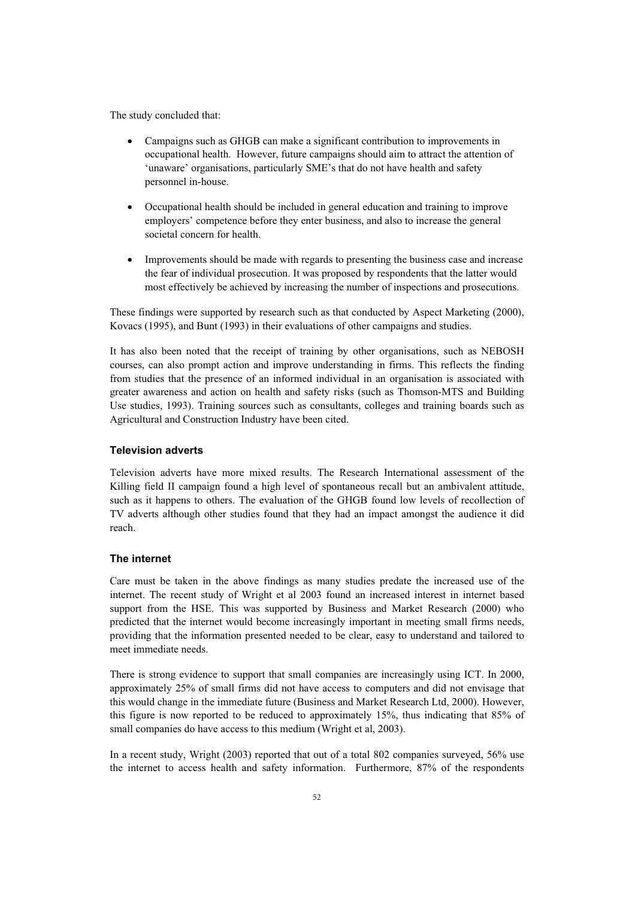The study concluded that:

- Campaigns such as GHGB can make a significant contribution to improvements in occupational health. However, future campaigns should aim to attract the attention of 'unaware' organisations, particularly SME's that do not have health and safety personnel in-house.
- Occupational health should be included in general education and training to improve employers' competence before they enter business, and also to increase the general societal concern for health.
- Improvements should be made with regards to presenting the business case and increase the fear of individual prosecution. It was proposed by respondents that the latter would most effectively be achieved by increasing the number of inspections and prosecutions.

These findings were supported by research such as that conducted by Aspect Marketing (2000), Kovacs (1995), and Bunt (1993) in their evaluations of other campaigns and studies.

It has also been noted that the receipt of training by other organisations, such as NEBOSH courses, can also prompt action and improve understanding in firms. This reflects the finding from studies that the presence of an informed individual in an organisation is associated with greater awareness and action on health and safety risks (such as Thomson-MTS and Building Use studies, 1993). Training sources such as consultants, colleges and training boards such as Agricultural and Construction Industry have been cited.

### Television adverts

Television adverts have more mixed results. The Research International assessment of the Killing field II campaign found a high level of spontaneous recall but an ambivalent attitude, such as it happens to others. The evaluation of the GHGB found low levels of recollection of TV adverts although other studies found that they had an impact amongst the audience it did reach.

### The internet

Care must be taken in the above findings as many studies predate the increased use of the internet. The recent study of Wright et al 2003 found an increased interest in internet based support from the HSE. This was supported by Business and Market Research (2000) who predicted that the internet would become increasingly important in meeting small firms needs, providing that the information presented needed to be clear, easy to understand and tailored to meet immediate needs.

There is strong evidence to support that small companies are increasingly using ICT. In 2000, approximately 25% of small firms did not have access to computers and did not envisage that this would change in the immediate future (Business and Market Research Ltd, 2000). However, this figure is now reported to be reduced to approximately 15%, thus indicating that 85% of small companies do have access to this medium (Wright et al, 2003).

In a recent study, Wright (2003) reported that out of a total 802 companies surveyed, 56% use the internet to access health and safety information. Furthermore, 87% of the respondents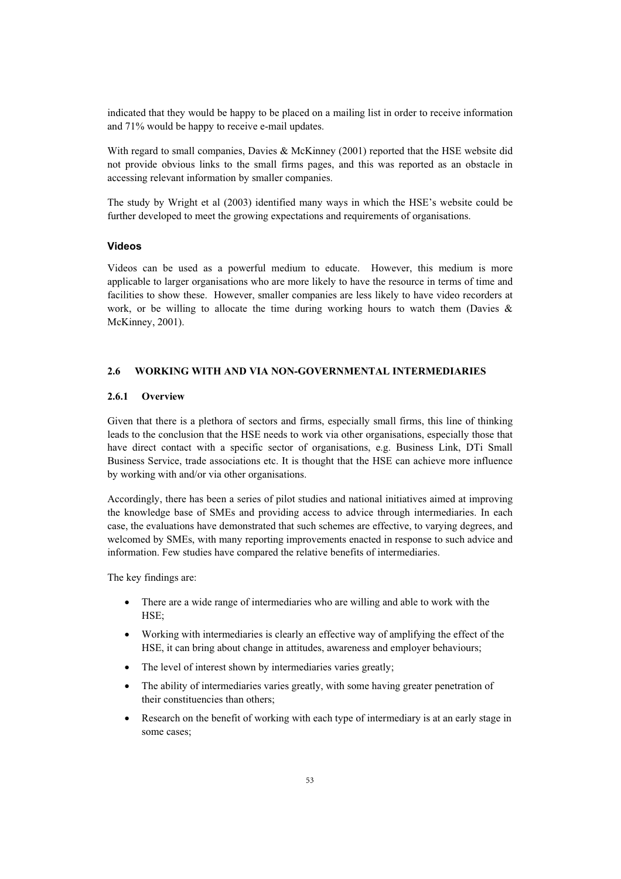indicated that they would be happy to be placed on a mailing list in order to receive information and 71% would be happy to receive e-mail updates.

With regard to small companies, Davies & McKinney (2001) reported that the HSE website did not provide obvious links to the small firms pages, and this was reported as an obstacle in accessing relevant information by smaller companies.

The study by Wright et al (2003) identified many ways in which the HSE's website could be further developed to meet the growing expectations and requirements of organisations.

**Videos**

Videos can be used as a powerful medium to educate. However, this medium is more applicable to larger organisations who are more likely to have the resource in terms of time and facilities to show these. However, smaller companies are less likely to have video recorders at work, or be willing to allocate the time during working hours to watch them (Davies & McKinney, 2001).

## 2.6 WORKING WITH AND VIA NON-GOVERNMENTAL INTERMEDIARIES

### 2.6.1 Overview

Given that there is a plethora of sectors and firms, especially small firms, this line of thinking leads to the conclusion that the HSE needs to work via other organisations, especially those that have direct contact with a specific sector of organisations, e.g. Business Link, DTi Small Business Service, trade associations etc. It is thought that the HSE can achieve more influence by working with and/or via other organisations.

Accordingly, there has been a series of pilot studies and national initiatives aimed at improving the knowledge base of SMEs and providing access to advice through intermediaries. In each case, the evaluations have demonstrated that such schemes are effective, to varying degrees, and welcomed by SMEs, with many reporting improvements enacted in response to such advice and information. Few studies have compared the relative benefits of intermediaries.

The key findings are:

- There are a wide range of intermediaries who are willing and able to work with the HSE;
- Working with intermediaries is clearly an effective way of amplifying the effect of the HSE, it can bring about change in attitudes, awareness and employer behaviours;
- The level of interest shown by intermediaries varies greatly;
- The ability of intermediaries varies greatly, with some having greater penetration of their constituencies than others;
- Research on the benefit of working with each type of intermediary is at an early stage in some cases;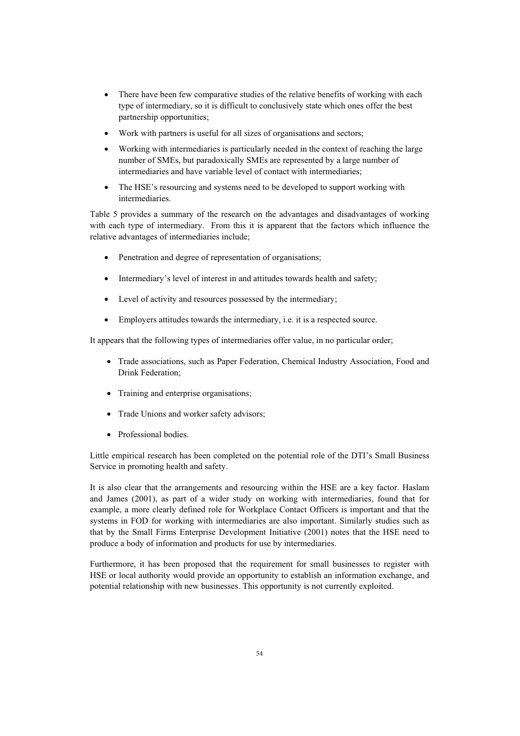- There have been few comparative studies of the relative benefits of working with each type of intermediary, so it is difficult to conclusively state which ones offer the best partnership opportunities;
- Work with partners is useful for all sizes of organisations and sectors;
- Working with intermediaries is particularly needed in the context of reaching the large number of SMEs, but paradoxically SMEs are represented by a large number of intermediaries and have variable level of contact with intermediaries;
- The HSE's resourcing and systems need to be developed to support working with intermediaries.

Table 5 provides a summary of the research on the advantages and disadvantages of working with each type of intermediary. From this it is apparent that the factors which influence the relative advantages of intermediaries include;

- Penetration and degree of representation of organisations;
- Intermediary's level of interest in and attitudes towards health and safety;
- Level of activity and resources possessed by the intermediary;
- Employers attitudes towards the intermediary, i.e. it is a respected source.

It appears that the following types of intermediaries offer value, in no particular order;

- Trade associations, such as Paper Federation, Chemical Industry Association, Food and Drink Federation;
- Training and enterprise organisations;
- Trade Unions and worker safety advisors;
- Professional bodies.

Little empirical research has been completed on the potential role of the DTI's Small Business Service in promoting health and safety.

It is also clear that the arrangements and resourcing within the HSE are a key factor. Haslam and James (2001), as part of a wider study on working with intermediaries, found that for example, a more clearly defined role for Workplace Contact Officers is important and that the systems in FOD for working with intermediaries are also important. Similarly studies such as that by the Small Firms Enterprise Development Initiative (2001) notes that the HSE need to produce a body of information and products for use by intermediaries.

Furthermore, it has been proposed that the requirement for small businesses to register with HSE or local authority would provide an opportunity to establish an information exchange, and potential relationship with new businesses. This opportunity is not currently exploited.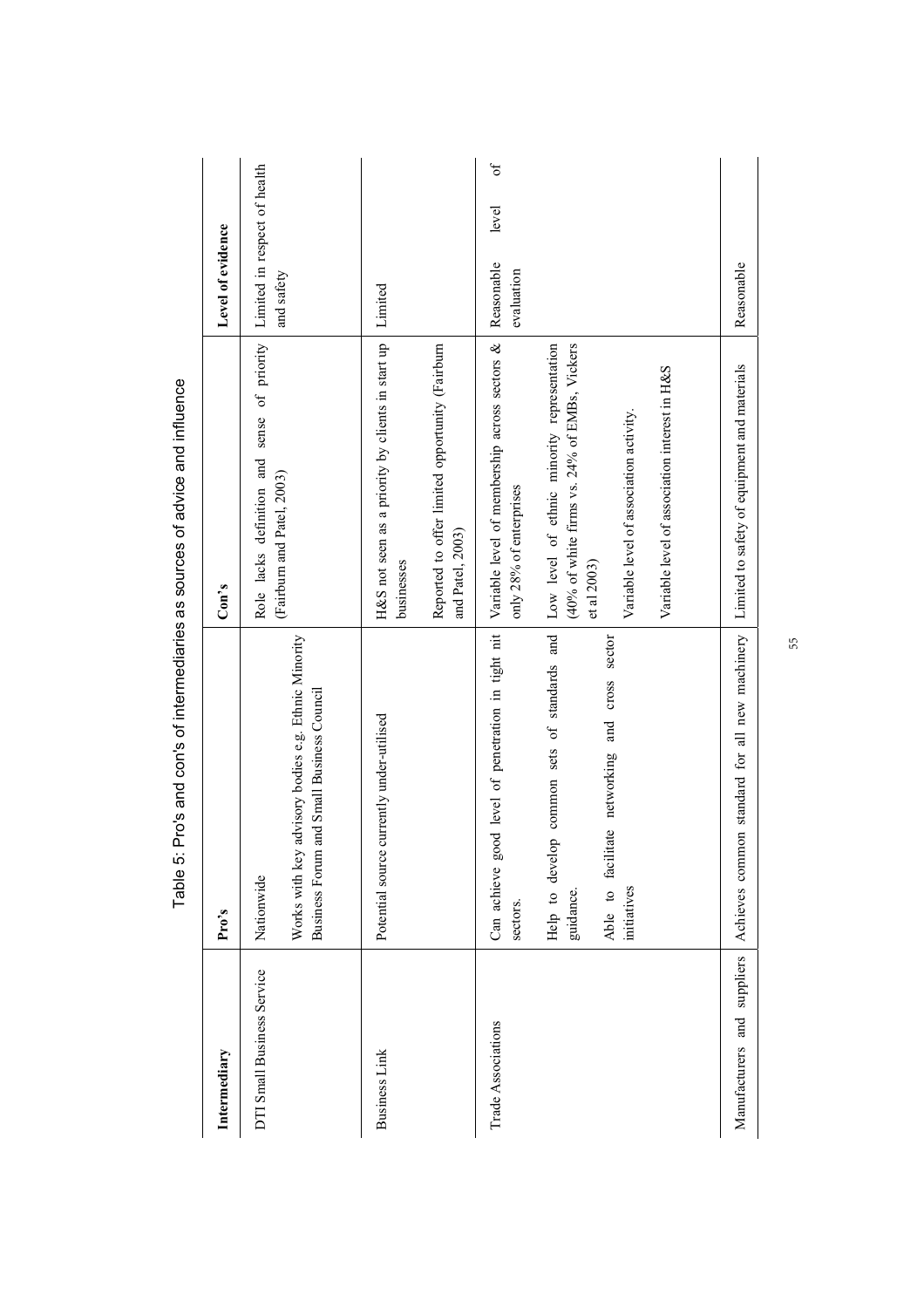Table 5: Pro's and con's of intermediaries as sources of advice and influence

| Intermediary | Pro's | Con's | Level of evidence |
|---|---|---|---|
| DTI Small Business Service | Nationwide<br><br>Works with key advisory bodies e.g. Ethnic Minority Business Forum and Small Business Council | Role lacks definition and sense of priority (Fairburn and Patel, 2003) | Limited in respect of health and safety |
| Business Link | Potential source currently under-utilised | H&S not seen as a priority by clients in start up businesses<br><br>Reported to offer limited opportunity (Fairburn and Patel, 2003) | Limited |
| Trade Associations | Can achieve good level of penetration in tight nit sectors.<br><br>Help to develop common sets of standards and guidance.<br><br>Able to facilitate networking and cross sector initiatives | Variable level of membership across sectors & only 28% of enterprises<br><br>Low level of ethnic minority representation (40% of white firms vs. 24% of EMBs, Vickers et al 2003)<br><br>Variable level of association activity.<br><br>Variable level of association interest in H&S | Reasonable level of evaluation |
| Manufacturers and suppliers | Achieves common standard for all new machinery | Limited to safety of equipment and materials | Reasonable |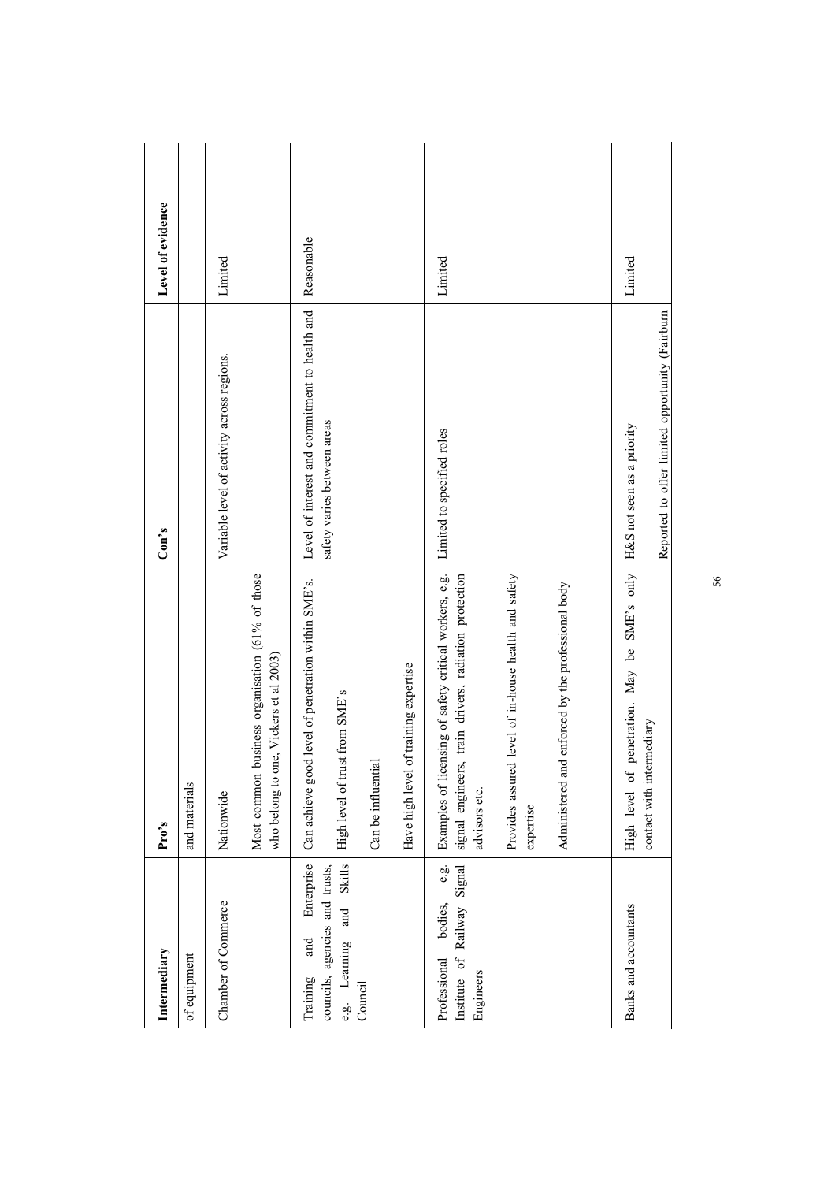| Intermediary | Pro's | Con's | Level of evidence |
|---|---|---|---|
| of equipment | and materials | | |
| Chamber of Commerce | Nationwide<br><br>Most common business organisation (61% of those who belong to one, Vickers et al 2003) | Variable level of activity across regions. | Limited |
| Training and Enterprise councils, agencies and trusts, e.g. Learning and Skills Council | Can achieve good level of penetration within SME's.<br><br>High level of trust from SME's<br><br>Can be influential<br><br>Have high level of training expertise | Level of interest and commitment to health and safety varies between areas | Reasonable |
| Professional bodies, e.g. Institute of Railway Signal Engineers | Examples of licensing of safety critical workers, e.g. signal engineers, train drivers, radiation protection advisors etc.<br><br>Provides assured level of in-house health and safety expertise<br><br>Administered and enforced by the professional body | Limited to specified roles | Limited |
| Banks and accountants | High level of penetration. May be SME's only contact with intermediary | H&S not seen as a priority<br><br>Reported to offer limited opportunity (Fairburn | Limited |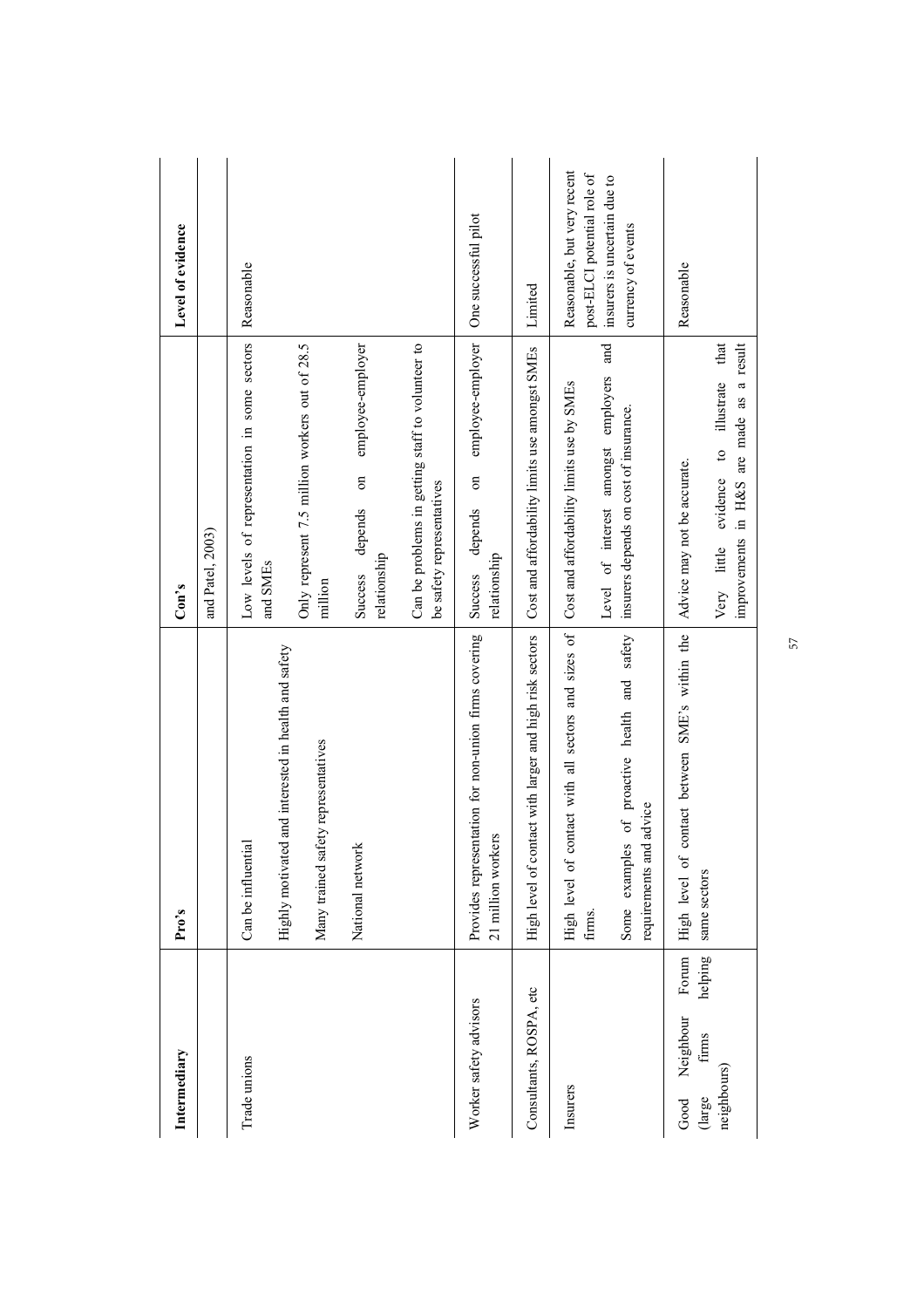| Intermediary | Pro's | Con's | Level of evidence |
|---|---|---|---|
| | | and Patel, 2003) | |
| Trade unions | Can be influential<br><br>Highly motivated and interested in health and safety<br><br>Many trained safety representatives<br><br>National network | Low levels of representation in some sectors and SMEs<br><br>Only represent 7.5 million workers out of 28.5 million<br><br>Success depends on employee-employer relationship<br><br>Can be problems in getting staff to volunteer to be safety representatives | Reasonable |
| Worker safety advisors | Provides representation for non-union firms covering 21 million workers | Success depends on employee-employer relationship | One successful pilot |
| Consultants, ROSPA, etc | High level of contact with larger and high risk sectors | Cost and affordability limits use amongst SMEs | Limited |
| Insurers | High level of contact with all sectors and sizes of firms.<br><br>Some examples of proactive health and safety requirements and advice | Cost and affordability limits use by SMEs<br><br>Level of interest amongst employers and insurers depends on cost of insurance. | Reasonable, but very recent post-ELCI potential role of insurers is uncertain due to currency of events |
| Good Neighbour Forum (large firms helping neighbours) | High level of contact between SME's within the same sectors | Advice may not be accurate.<br><br>Very little evidence to illustrate that improvements in H&S are made as a result | Reasonable |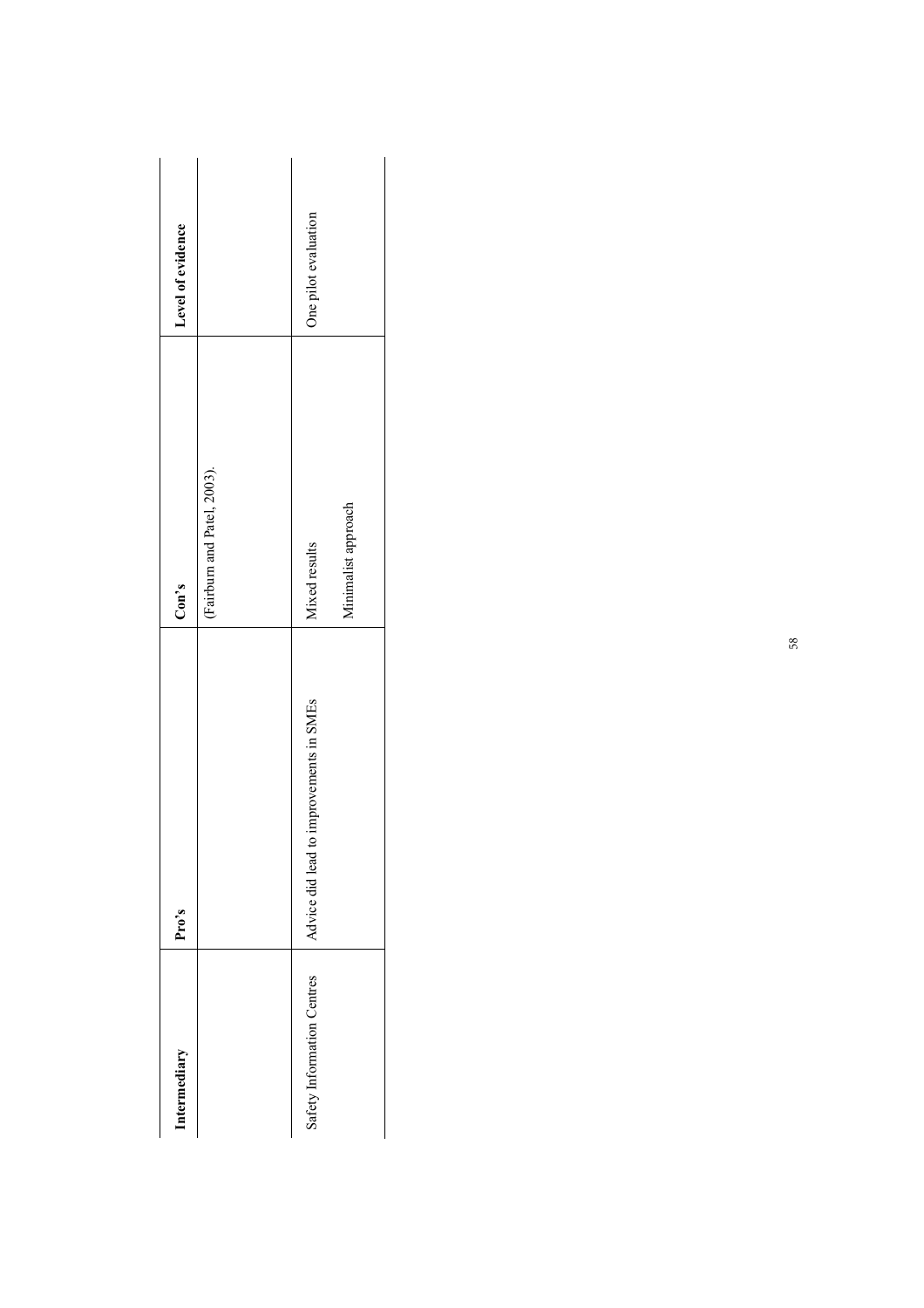| Intermediary | Pro's | Con's | Level of evidence |
|---|---|---|---|
| | | (Fairburn and Patel, 2003). | |
| Safety Information Centres | Advice did lead to improvements in SMEs | Mixed results<br><br>Minimalist approach | One pilot evaluation |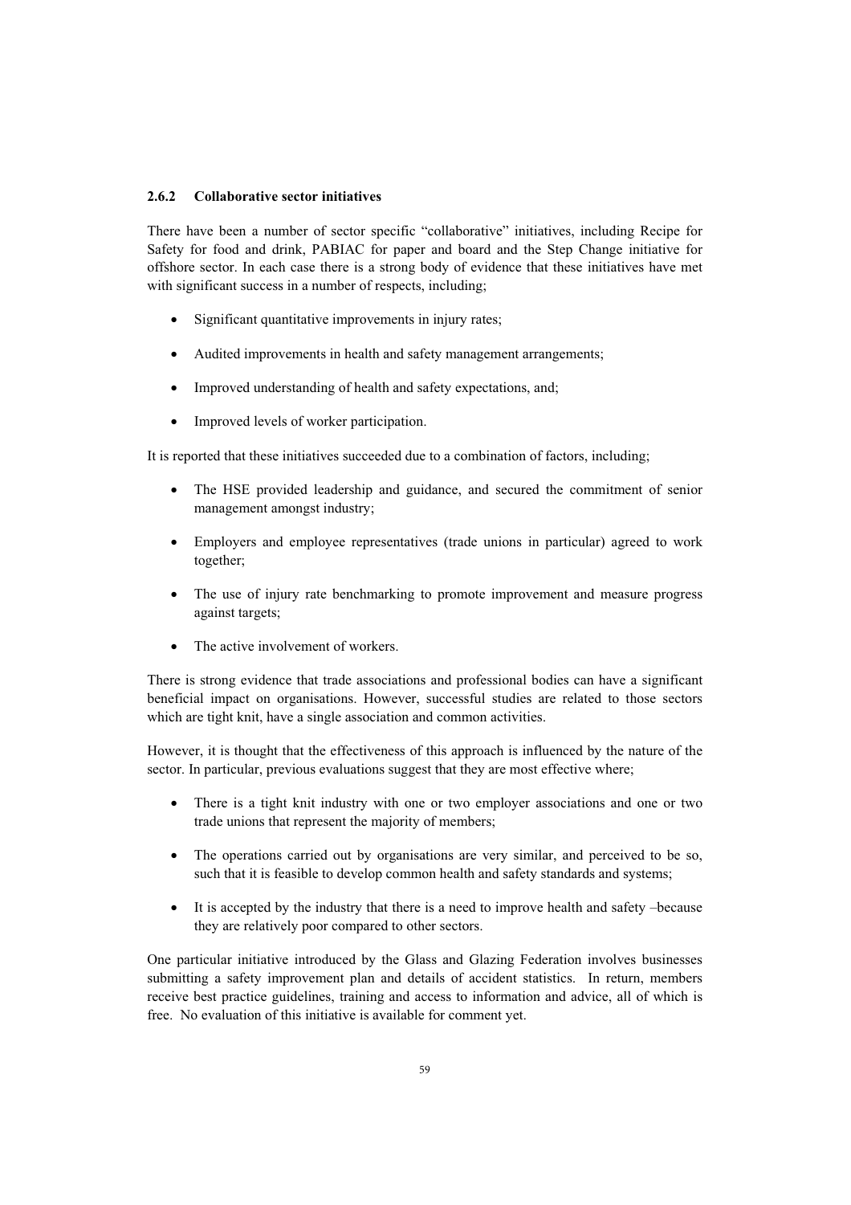### 2.6.2 Collaborative sector initiatives

There have been a number of sector specific "collaborative" initiatives, including Recipe for Safety for food and drink, PABIAC for paper and board and the Step Change initiative for offshore sector. In each case there is a strong body of evidence that these initiatives have met with significant success in a number of respects, including;

- Significant quantitative improvements in injury rates;
- Audited improvements in health and safety management arrangements;
- Improved understanding of health and safety expectations, and;
- Improved levels of worker participation.

It is reported that these initiatives succeeded due to a combination of factors, including;

- The HSE provided leadership and guidance, and secured the commitment of senior management amongst industry;
- Employers and employee representatives (trade unions in particular) agreed to work together;
- The use of injury rate benchmarking to promote improvement and measure progress against targets;
- The active involvement of workers.

There is strong evidence that trade associations and professional bodies can have a significant beneficial impact on organisations. However, successful studies are related to those sectors which are tight knit, have a single association and common activities.

However, it is thought that the effectiveness of this approach is influenced by the nature of the sector. In particular, previous evaluations suggest that they are most effective where;

- There is a tight knit industry with one or two employer associations and one or two trade unions that represent the majority of members;
- The operations carried out by organisations are very similar, and perceived to be so, such that it is feasible to develop common health and safety standards and systems;
- It is accepted by the industry that there is a need to improve health and safety –because they are relatively poor compared to other sectors.

One particular initiative introduced by the Glass and Glazing Federation involves businesses submitting a safety improvement plan and details of accident statistics. In return, members receive best practice guidelines, training and access to information and advice, all of which is free. No evaluation of this initiative is available for comment yet.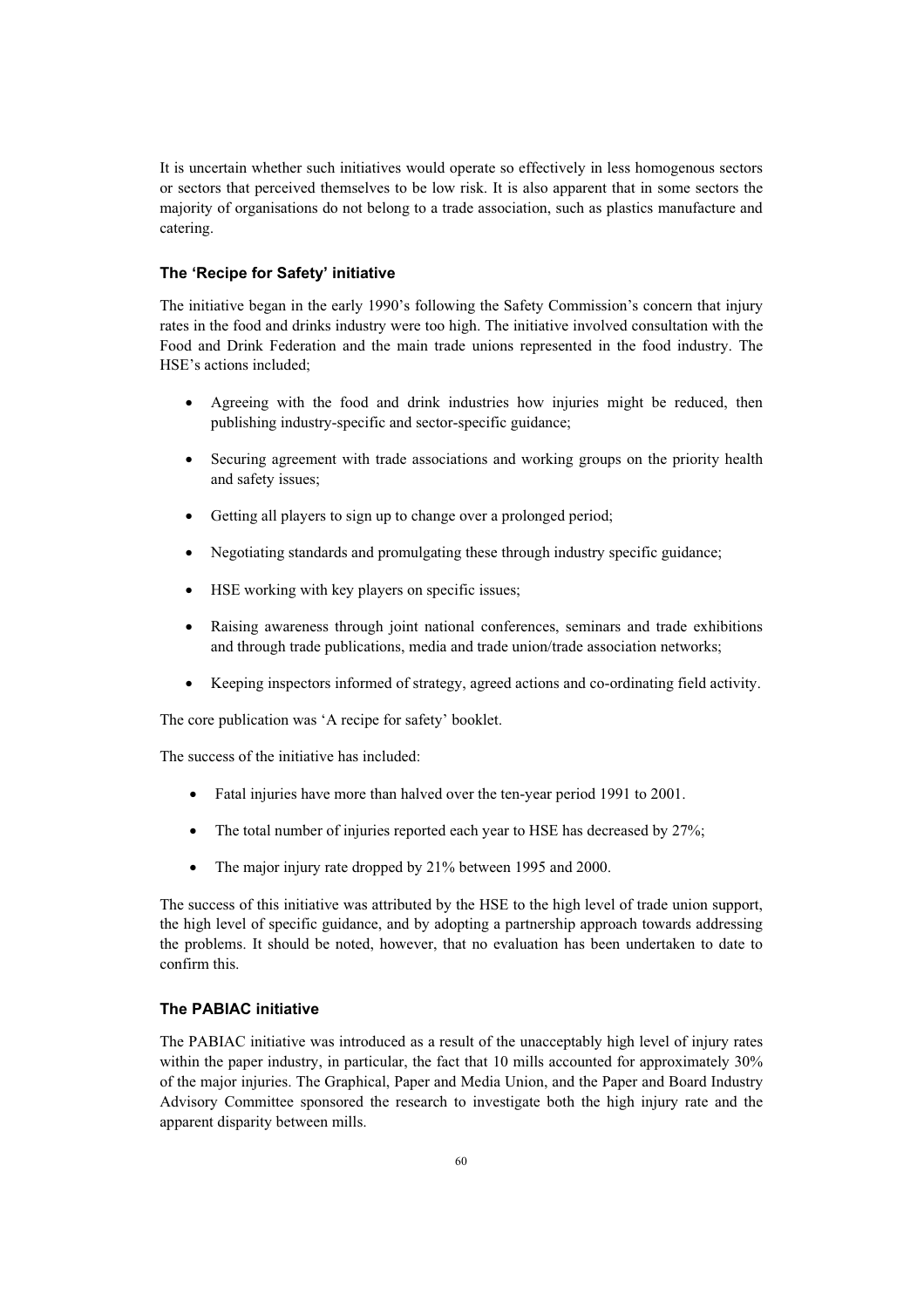It is uncertain whether such initiatives would operate so effectively in less homogenous sectors or sectors that perceived themselves to be low risk. It is also apparent that in some sectors the majority of organisations do not belong to a trade association, such as plastics manufacture and catering.

### The 'Recipe for Safety' initiative

The initiative began in the early 1990's following the Safety Commission's concern that injury rates in the food and drinks industry were too high. The initiative involved consultation with the Food and Drink Federation and the main trade unions represented in the food industry. The HSE's actions included;

- Agreeing with the food and drink industries how injuries might be reduced, then publishing industry-specific and sector-specific guidance;
- Securing agreement with trade associations and working groups on the priority health and safety issues;
- Getting all players to sign up to change over a prolonged period;
- Negotiating standards and promulgating these through industry specific guidance;
- HSE working with key players on specific issues;
- Raising awareness through joint national conferences, seminars and trade exhibitions and through trade publications, media and trade union/trade association networks;
- Keeping inspectors informed of strategy, agreed actions and co-ordinating field activity.

The core publication was 'A recipe for safety' booklet.

The success of the initiative has included:

- Fatal injuries have more than halved over the ten-year period 1991 to 2001.
- The total number of injuries reported each year to HSE has decreased by 27%;
- The major injury rate dropped by 21% between 1995 and 2000.

The success of this initiative was attributed by the HSE to the high level of trade union support, the high level of specific guidance, and by adopting a partnership approach towards addressing the problems. It should be noted, however, that no evaluation has been undertaken to date to confirm this.

### The PABIAC initiative

The PABIAC initiative was introduced as a result of the unacceptably high level of injury rates within the paper industry, in particular, the fact that 10 mills accounted for approximately 30% of the major injuries. The Graphical, Paper and Media Union, and the Paper and Board Industry Advisory Committee sponsored the research to investigate both the high injury rate and the apparent disparity between mills.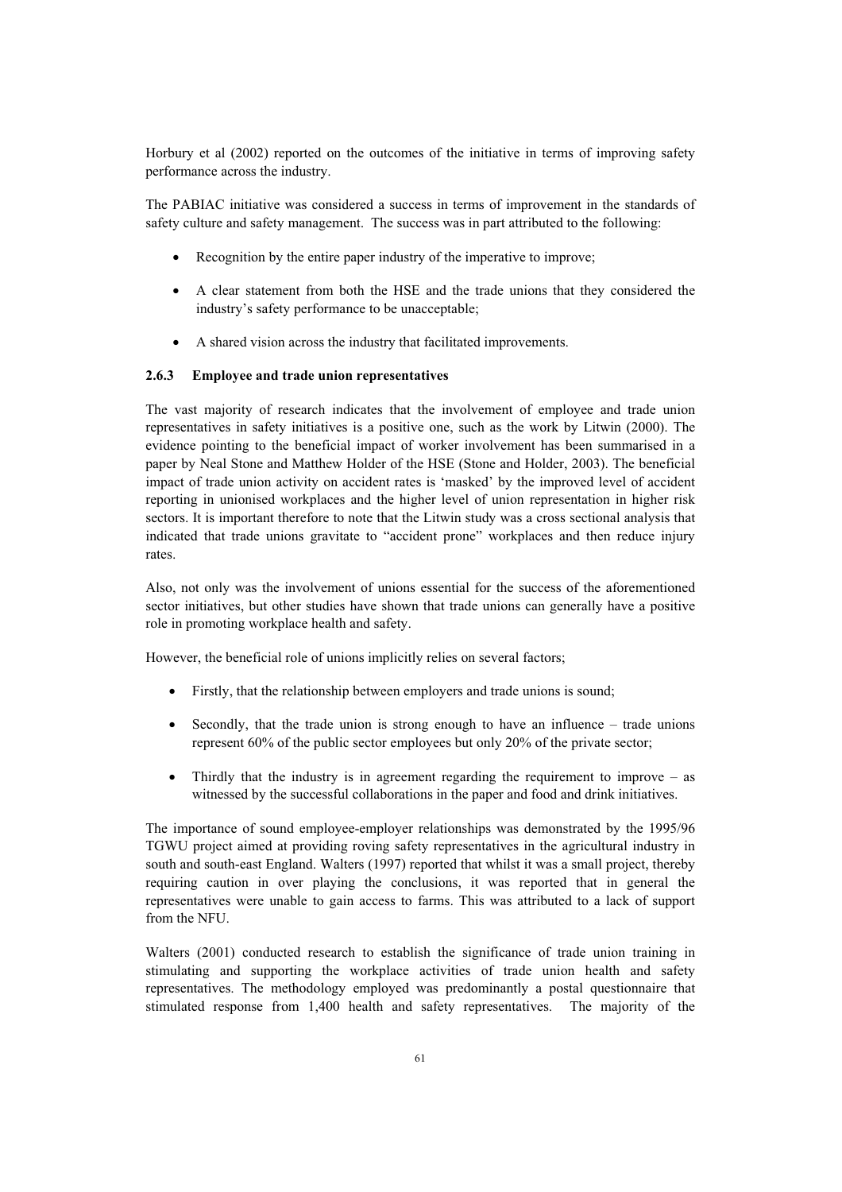Horbury et al (2002) reported on the outcomes of the initiative in terms of improving safety performance across the industry.

The PABIAC initiative was considered a success in terms of improvement in the standards of safety culture and safety management. The success was in part attributed to the following:

- Recognition by the entire paper industry of the imperative to improve;
- A clear statement from both the HSE and the trade unions that they considered the industry's safety performance to be unacceptable;
- A shared vision across the industry that facilitated improvements.

### 2.6.3 Employee and trade union representatives

The vast majority of research indicates that the involvement of employee and trade union representatives in safety initiatives is a positive one, such as the work by Litwin (2000). The evidence pointing to the beneficial impact of worker involvement has been summarised in a paper by Neal Stone and Matthew Holder of the HSE (Stone and Holder, 2003). The beneficial impact of trade union activity on accident rates is 'masked' by the improved level of accident reporting in unionised workplaces and the higher level of union representation in higher risk sectors. It is important therefore to note that the Litwin study was a cross sectional analysis that indicated that trade unions gravitate to "accident prone" workplaces and then reduce injury rates.

Also, not only was the involvement of unions essential for the success of the aforementioned sector initiatives, but other studies have shown that trade unions can generally have a positive role in promoting workplace health and safety.

However, the beneficial role of unions implicitly relies on several factors;

- Firstly, that the relationship between employers and trade unions is sound;
- Secondly, that the trade union is strong enough to have an influence – trade unions represent 60% of the public sector employees but only 20% of the private sector;
- Thirdly that the industry is in agreement regarding the requirement to improve – as witnessed by the successful collaborations in the paper and food and drink initiatives.

The importance of sound employee-employer relationships was demonstrated by the 1995/96 TGWU project aimed at providing roving safety representatives in the agricultural industry in south and south-east England. Walters (1997) reported that whilst it was a small project, thereby requiring caution in over playing the conclusions, it was reported that in general the representatives were unable to gain access to farms. This was attributed to a lack of support from the NFU.

Walters (2001) conducted research to establish the significance of trade union training in stimulating and supporting the workplace activities of trade union health and safety representatives. The methodology employed was predominantly a postal questionnaire that stimulated response from 1,400 health and safety representatives. The majority of the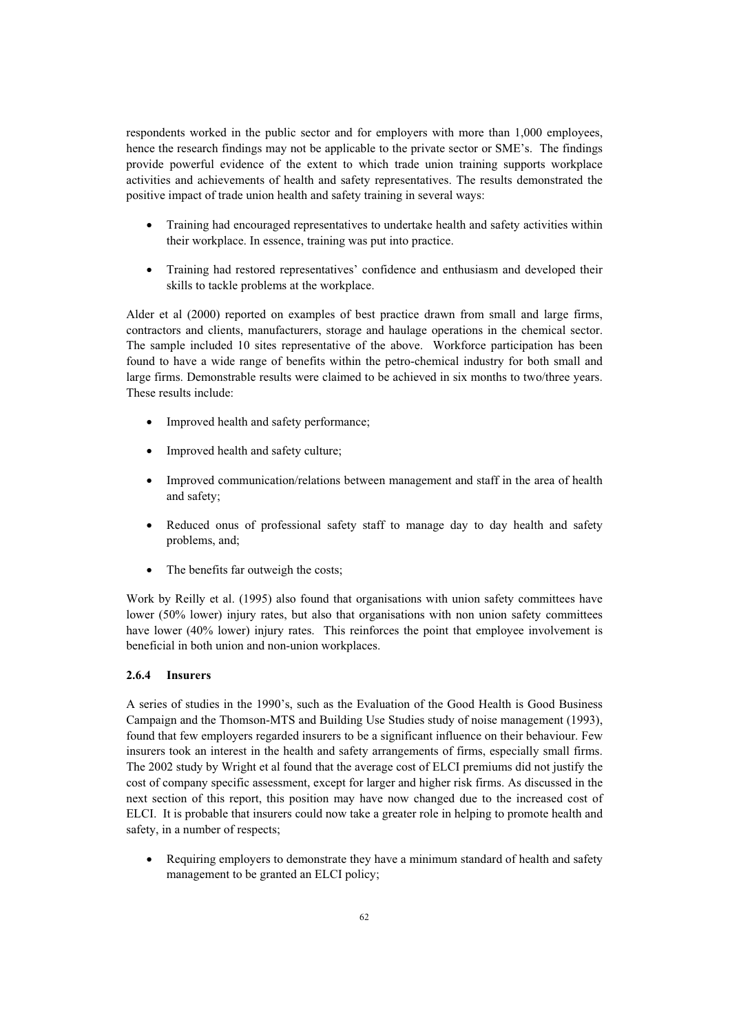respondents worked in the public sector and for employers with more than 1,000 employees, hence the research findings may not be applicable to the private sector or SME's. The findings provide powerful evidence of the extent to which trade union training supports workplace activities and achievements of health and safety representatives. The results demonstrated the positive impact of trade union health and safety training in several ways:

- Training had encouraged representatives to undertake health and safety activities within their workplace. In essence, training was put into practice.
- Training had restored representatives' confidence and enthusiasm and developed their skills to tackle problems at the workplace.

Alder et al (2000) reported on examples of best practice drawn from small and large firms, contractors and clients, manufacturers, storage and haulage operations in the chemical sector. The sample included 10 sites representative of the above. Workforce participation has been found to have a wide range of benefits within the petro-chemical industry for both small and large firms. Demonstrable results were claimed to be achieved in six months to two/three years. These results include:

- Improved health and safety performance;
- Improved health and safety culture;
- Improved communication/relations between management and staff in the area of health and safety;
- Reduced onus of professional safety staff to manage day to day health and safety problems, and;
- The benefits far outweigh the costs;

Work by Reilly et al. (1995) also found that organisations with union safety committees have lower (50% lower) injury rates, but also that organisations with non union safety committees have lower (40% lower) injury rates. This reinforces the point that employee involvement is beneficial in both union and non-union workplaces.

### 2.6.4 Insurers

A series of studies in the 1990's, such as the Evaluation of the Good Health is Good Business Campaign and the Thomson-MTS and Building Use Studies study of noise management (1993), found that few employers regarded insurers to be a significant influence on their behaviour. Few insurers took an interest in the health and safety arrangements of firms, especially small firms. The 2002 study by Wright et al found that the average cost of ELCI premiums did not justify the cost of company specific assessment, except for larger and higher risk firms. As discussed in the next section of this report, this position may have now changed due to the increased cost of ELCI. It is probable that insurers could now take a greater role in helping to promote health and safety, in a number of respects;

- Requiring employers to demonstrate they have a minimum standard of health and safety management to be granted an ELCI policy;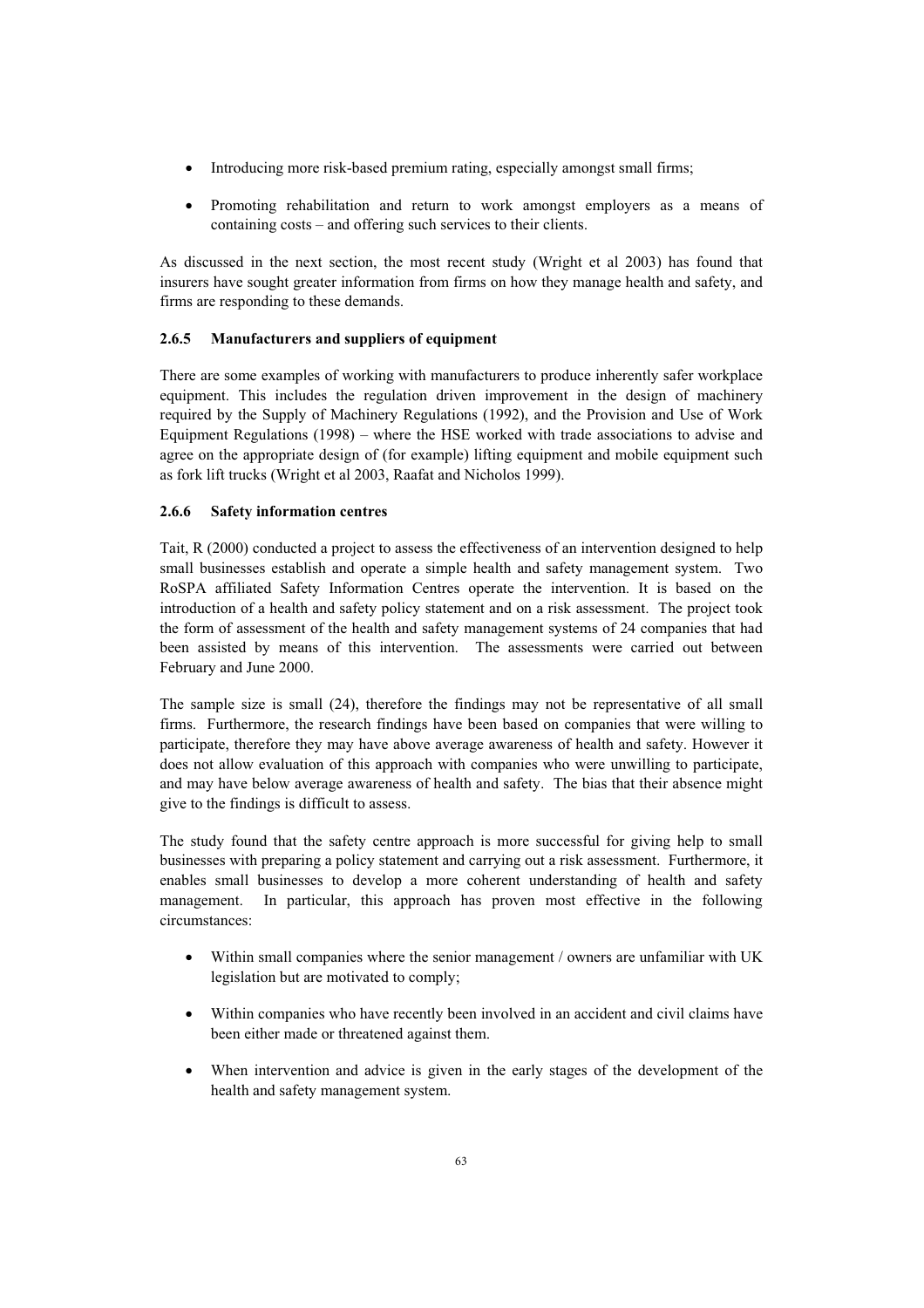- Introducing more risk-based premium rating, especially amongst small firms;
- Promoting rehabilitation and return to work amongst employers as a means of containing costs – and offering such services to their clients.

As discussed in the next section, the most recent study (Wright et al 2003) has found that insurers have sought greater information from firms on how they manage health and safety, and firms are responding to these demands.

### 2.6.5 Manufacturers and suppliers of equipment

There are some examples of working with manufacturers to produce inherently safer workplace equipment. This includes the regulation driven improvement in the design of machinery required by the Supply of Machinery Regulations (1992), and the Provision and Use of Work Equipment Regulations (1998) – where the HSE worked with trade associations to advise and agree on the appropriate design of (for example) lifting equipment and mobile equipment such as fork lift trucks (Wright et al 2003, Raafat and Nicholos 1999).

### 2.6.6 Safety information centres

Tait, R (2000) conducted a project to assess the effectiveness of an intervention designed to help small businesses establish and operate a simple health and safety management system. Two RoSPA affiliated Safety Information Centres operate the intervention. It is based on the introduction of a health and safety policy statement and on a risk assessment. The project took the form of assessment of the health and safety management systems of 24 companies that had been assisted by means of this intervention. The assessments were carried out between February and June 2000.

The sample size is small (24), therefore the findings may not be representative of all small firms. Furthermore, the research findings have been based on companies that were willing to participate, therefore they may have above average awareness of health and safety. However it does not allow evaluation of this approach with companies who were unwilling to participate, and may have below average awareness of health and safety. The bias that their absence might give to the findings is difficult to assess.

The study found that the safety centre approach is more successful for giving help to small businesses with preparing a policy statement and carrying out a risk assessment. Furthermore, it enables small businesses to develop a more coherent understanding of health and safety management. In particular, this approach has proven most effective in the following circumstances:

- Within small companies where the senior management / owners are unfamiliar with UK legislation but are motivated to comply;
- Within companies who have recently been involved in an accident and civil claims have been either made or threatened against them.
- When intervention and advice is given in the early stages of the development of the health and safety management system.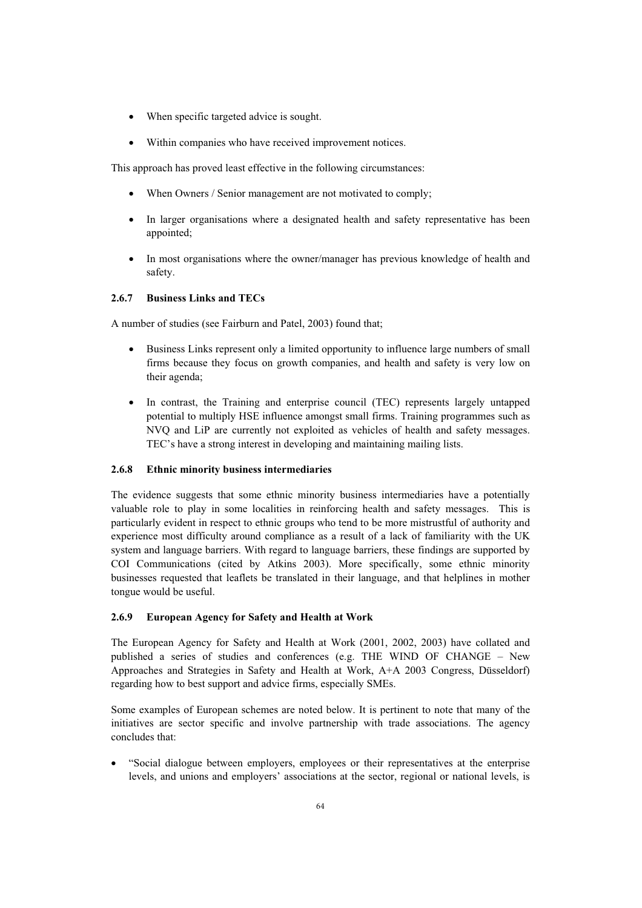- When specific targeted advice is sought.
- Within companies who have received improvement notices.

This approach has proved least effective in the following circumstances:

- When Owners / Senior management are not motivated to comply;
- In larger organisations where a designated health and safety representative has been appointed;
- In most organisations where the owner/manager has previous knowledge of health and safety.

### 2.6.7 Business Links and TECs

A number of studies (see Fairburn and Patel, 2003) found that;

- Business Links represent only a limited opportunity to influence large numbers of small firms because they focus on growth companies, and health and safety is very low on their agenda;
- In contrast, the Training and enterprise council (TEC) represents largely untapped potential to multiply HSE influence amongst small firms. Training programmes such as NVQ and LiP are currently not exploited as vehicles of health and safety messages. TEC's have a strong interest in developing and maintaining mailing lists.

### 2.6.8 Ethnic minority business intermediaries

The evidence suggests that some ethnic minority business intermediaries have a potentially valuable role to play in some localities in reinforcing health and safety messages. This is particularly evident in respect to ethnic groups who tend to be more mistrustful of authority and experience most difficulty around compliance as a result of a lack of familiarity with the UK system and language barriers. With regard to language barriers, these findings are supported by COI Communications (cited by Atkins 2003). More specifically, some ethnic minority businesses requested that leaflets be translated in their language, and that helplines in mother tongue would be useful.

### 2.6.9 European Agency for Safety and Health at Work

The European Agency for Safety and Health at Work (2001, 2002, 2003) have collated and published a series of studies and conferences (e.g. THE WIND OF CHANGE – New Approaches and Strategies in Safety and Health at Work, A+A 2003 Congress, Düsseldorf) regarding how to best support and advice firms, especially SMEs.

Some examples of European schemes are noted below. It is pertinent to note that many of the initiatives are sector specific and involve partnership with trade associations. The agency concludes that:

- "Social dialogue between employers, employees or their representatives at the enterprise levels, and unions and employers' associations at the sector, regional or national levels, is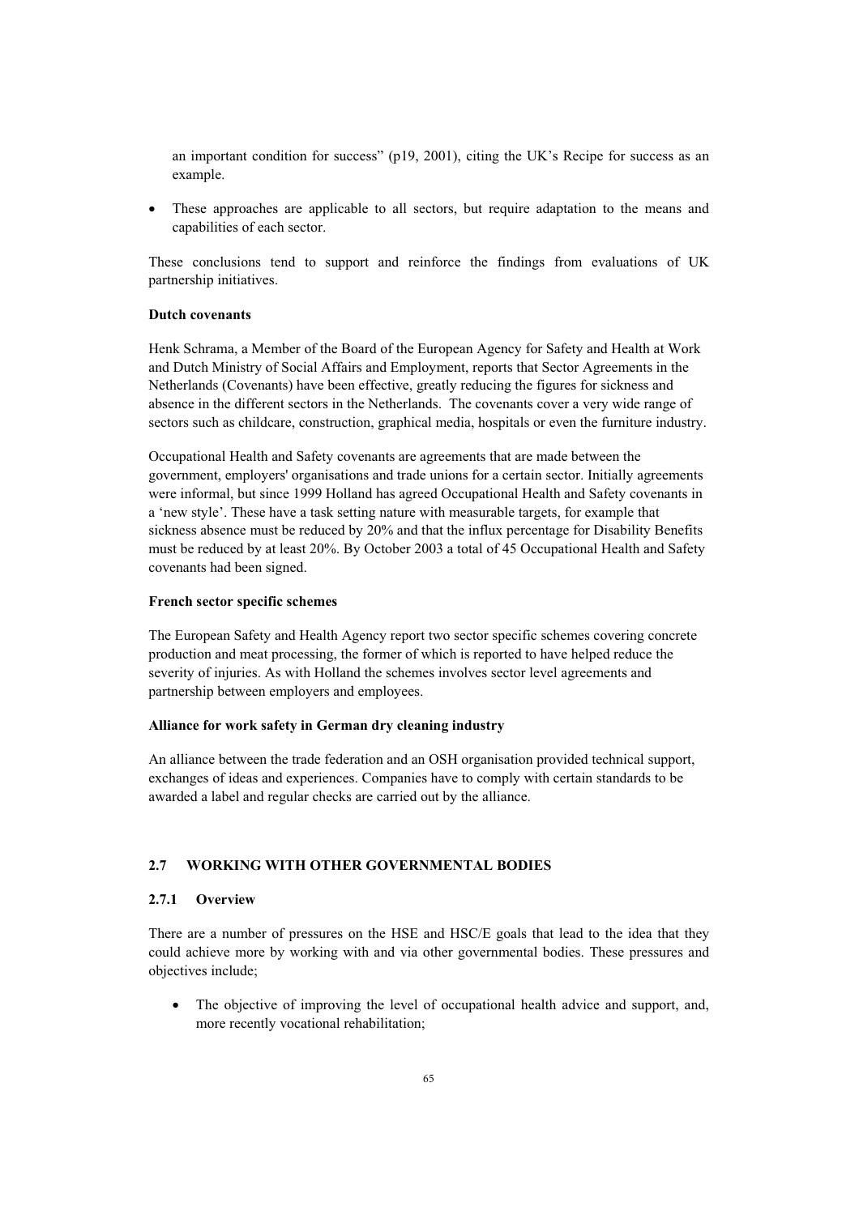an important condition for success" (p19, 2001), citing the UK's Recipe for success as an example.

- These approaches are applicable to all sectors, but require adaptation to the means and capabilities of each sector.

These conclusions tend to support and reinforce the findings from evaluations of UK partnership initiatives.

**Dutch covenants**

Henk Schrama, a Member of the Board of the European Agency for Safety and Health at Work and Dutch Ministry of Social Affairs and Employment, reports that Sector Agreements in the Netherlands (Covenants) have been effective, greatly reducing the figures for sickness and absence in the different sectors in the Netherlands. The covenants cover a very wide range of sectors such as childcare, construction, graphical media, hospitals or even the furniture industry.

Occupational Health and Safety covenants are agreements that are made between the government, employers' organisations and trade unions for a certain sector. Initially agreements were informal, but since 1999 Holland has agreed Occupational Health and Safety covenants in a 'new style'. These have a task setting nature with measurable targets, for example that sickness absence must be reduced by 20% and that the influx percentage for Disability Benefits must be reduced by at least 20%. By October 2003 a total of 45 Occupational Health and Safety covenants had been signed.

**French sector specific schemes**

The European Safety and Health Agency report two sector specific schemes covering concrete production and meat processing, the former of which is reported to have helped reduce the severity of injuries. As with Holland the schemes involves sector level agreements and partnership between employers and employees.

**Alliance for work safety in German dry cleaning industry**

An alliance between the trade federation and an OSH organisation provided technical support, exchanges of ideas and experiences. Companies have to comply with certain standards to be awarded a label and regular checks are carried out by the alliance.

## 2.7 WORKING WITH OTHER GOVERNMENTAL BODIES

### 2.7.1 Overview

There are a number of pressures on the HSE and HSC/E goals that lead to the idea that they could achieve more by working with and via other governmental bodies. These pressures and objectives include;

- The objective of improving the level of occupational health advice and support, and, more recently vocational rehabilitation;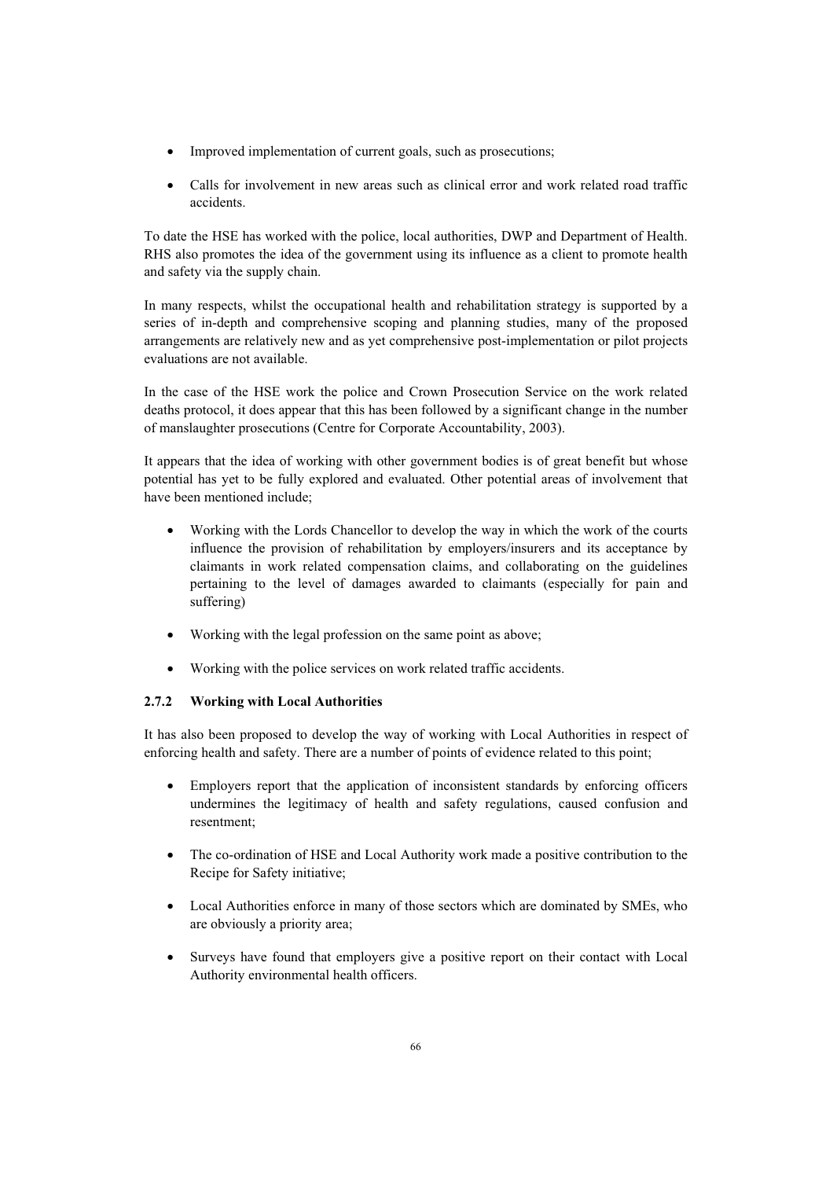- Improved implementation of current goals, such as prosecutions;
- Calls for involvement in new areas such as clinical error and work related road traffic accidents.

To date the HSE has worked with the police, local authorities, DWP and Department of Health. RHS also promotes the idea of the government using its influence as a client to promote health and safety via the supply chain.

In many respects, whilst the occupational health and rehabilitation strategy is supported by a series of in-depth and comprehensive scoping and planning studies, many of the proposed arrangements are relatively new and as yet comprehensive post-implementation or pilot projects evaluations are not available.

In the case of the HSE work the police and Crown Prosecution Service on the work related deaths protocol, it does appear that this has been followed by a significant change in the number of manslaughter prosecutions (Centre for Corporate Accountability, 2003).

It appears that the idea of working with other government bodies is of great benefit but whose potential has yet to be fully explored and evaluated. Other potential areas of involvement that have been mentioned include;

- Working with the Lords Chancellor to develop the way in which the work of the courts influence the provision of rehabilitation by employers/insurers and its acceptance by claimants in work related compensation claims, and collaborating on the guidelines pertaining to the level of damages awarded to claimants (especially for pain and suffering)
- Working with the legal profession on the same point as above;
- Working with the police services on work related traffic accidents.

### 2.7.2 Working with Local Authorities

It has also been proposed to develop the way of working with Local Authorities in respect of enforcing health and safety. There are a number of points of evidence related to this point;

- Employers report that the application of inconsistent standards by enforcing officers undermines the legitimacy of health and safety regulations, caused confusion and resentment;
- The co-ordination of HSE and Local Authority work made a positive contribution to the Recipe for Safety initiative;
- Local Authorities enforce in many of those sectors which are dominated by SMEs, who are obviously a priority area;
- Surveys have found that employers give a positive report on their contact with Local Authority environmental health officers.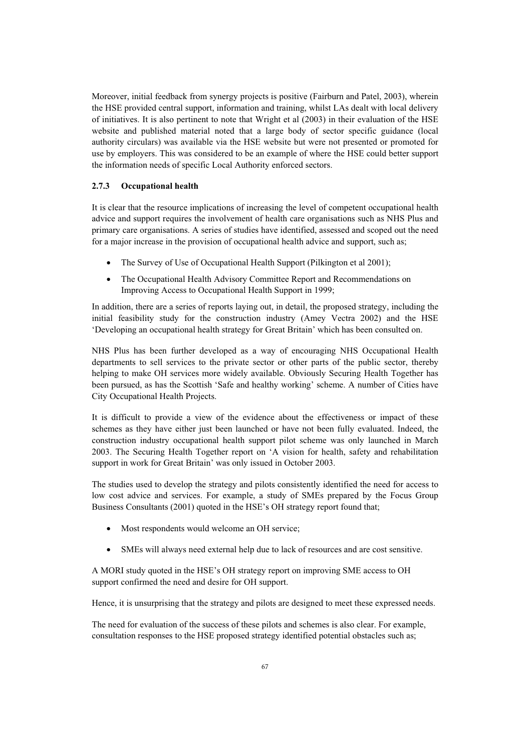Moreover, initial feedback from synergy projects is positive (Fairburn and Patel, 2003), wherein the HSE provided central support, information and training, whilst LAs dealt with local delivery of initiatives. It is also pertinent to note that Wright et al (2003) in their evaluation of the HSE website and published material noted that a large body of sector specific guidance (local authority circulars) was available via the HSE website but were not presented or promoted for use by employers. This was considered to be an example of where the HSE could better support the information needs of specific Local Authority enforced sectors.

### 2.7.3 Occupational health

It is clear that the resource implications of increasing the level of competent occupational health advice and support requires the involvement of health care organisations such as NHS Plus and primary care organisations. A series of studies have identified, assessed and scoped out the need for a major increase in the provision of occupational health advice and support, such as;

- The Survey of Use of Occupational Health Support (Pilkington et al 2001);
- The Occupational Health Advisory Committee Report and Recommendations on Improving Access to Occupational Health Support in 1999;

In addition, there are a series of reports laying out, in detail, the proposed strategy, including the initial feasibility study for the construction industry (Amey Vectra 2002) and the HSE 'Developing an occupational health strategy for Great Britain' which has been consulted on.

NHS Plus has been further developed as a way of encouraging NHS Occupational Health departments to sell services to the private sector or other parts of the public sector, thereby helping to make OH services more widely available. Obviously Securing Health Together has been pursued, as has the Scottish 'Safe and healthy working' scheme. A number of Cities have City Occupational Health Projects.

It is difficult to provide a view of the evidence about the effectiveness or impact of these schemes as they have either just been launched or have not been fully evaluated. Indeed, the construction industry occupational health support pilot scheme was only launched in March 2003. The Securing Health Together report on 'A vision for health, safety and rehabilitation support in work for Great Britain' was only issued in October 2003.

The studies used to develop the strategy and pilots consistently identified the need for access to low cost advice and services. For example, a study of SMEs prepared by the Focus Group Business Consultants (2001) quoted in the HSE's OH strategy report found that;

- Most respondents would welcome an OH service;
- SMEs will always need external help due to lack of resources and are cost sensitive.

A MORI study quoted in the HSE's OH strategy report on improving SME access to OH support confirmed the need and desire for OH support.

Hence, it is unsurprising that the strategy and pilots are designed to meet these expressed needs.

The need for evaluation of the success of these pilots and schemes is also clear. For example, consultation responses to the HSE proposed strategy identified potential obstacles such as;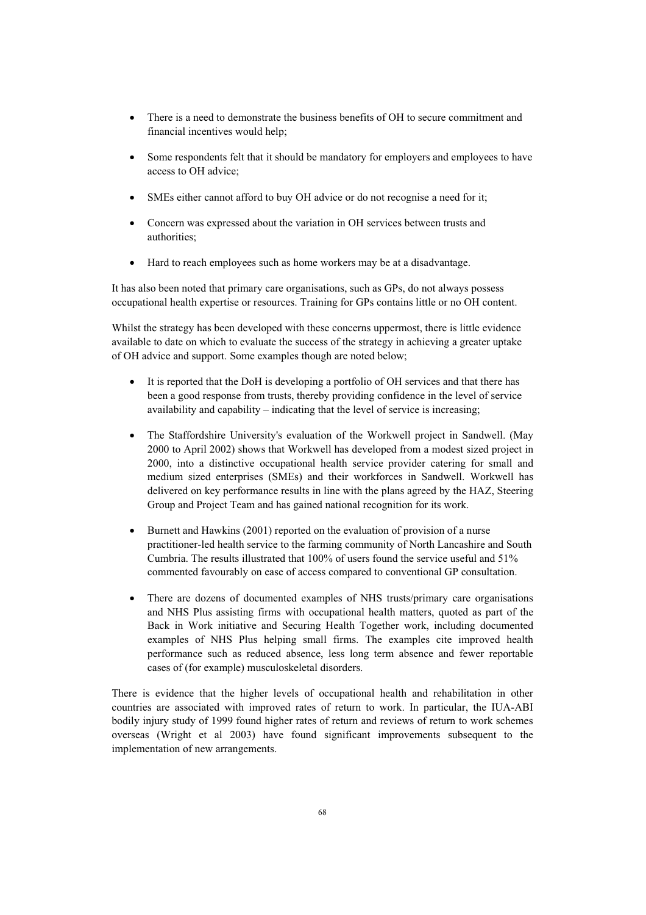- There is a need to demonstrate the business benefits of OH to secure commitment and financial incentives would help;

- Some respondents felt that it should be mandatory for employers and employees to have access to OH advice;

- SMEs either cannot afford to buy OH advice or do not recognise a need for it;

- Concern was expressed about the variation in OH services between trusts and authorities;

- Hard to reach employees such as home workers may be at a disadvantage.

It has also been noted that primary care organisations, such as GPs, do not always possess occupational health expertise or resources. Training for GPs contains little or no OH content.

Whilst the strategy has been developed with these concerns uppermost, there is little evidence available to date on which to evaluate the success of the strategy in achieving a greater uptake of OH advice and support. Some examples though are noted below;

- It is reported that the DoH is developing a portfolio of OH services and that there has been a good response from trusts, thereby providing confidence in the level of service availability and capability – indicating that the level of service is increasing;

- The Staffordshire University's evaluation of the Workwell project in Sandwell. (May 2000 to April 2002) shows that Workwell has developed from a modest sized project in 2000, into a distinctive occupational health service provider catering for small and medium sized enterprises (SMEs) and their workforces in Sandwell. Workwell has delivered on key performance results in line with the plans agreed by the HAZ, Steering Group and Project Team and has gained national recognition for its work.

- Burnett and Hawkins (2001) reported on the evaluation of provision of a nurse practitioner-led health service to the farming community of North Lancashire and South Cumbria. The results illustrated that 100% of users found the service useful and 51% commented favourably on ease of access compared to conventional GP consultation.

- There are dozens of documented examples of NHS trusts/primary care organisations and NHS Plus assisting firms with occupational health matters, quoted as part of the Back in Work initiative and Securing Health Together work, including documented examples of NHS Plus helping small firms. The examples cite improved health performance such as reduced absence, less long term absence and fewer reportable cases of (for example) musculoskeletal disorders.

There is evidence that the higher levels of occupational health and rehabilitation in other countries are associated with improved rates of return to work. In particular, the IUA-ABI bodily injury study of 1999 found higher rates of return and reviews of return to work schemes overseas (Wright et al 2003) have found significant improvements subsequent to the implementation of new arrangements.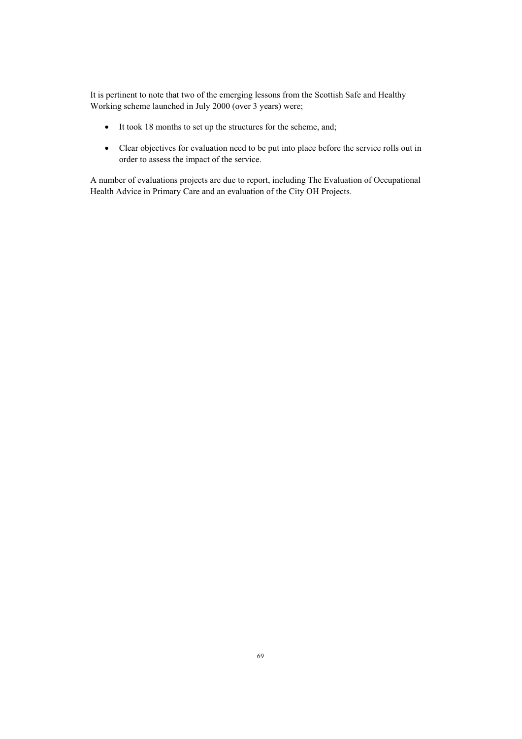It is pertinent to note that two of the emerging lessons from the Scottish Safe and Healthy Working scheme launched in July 2000 (over 3 years) were;

- It took 18 months to set up the structures for the scheme, and;
- Clear objectives for evaluation need to be put into place before the service rolls out in order to assess the impact of the service.

A number of evaluations projects are due to report, including The Evaluation of Occupational Health Advice in Primary Care and an evaluation of the City OH Projects.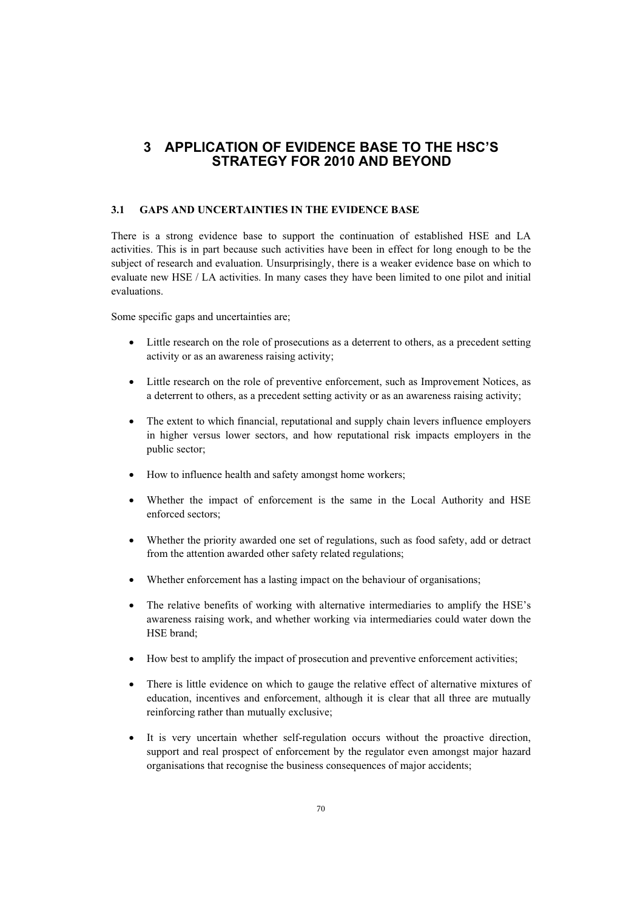# 3 APPLICATION OF EVIDENCE BASE TO THE HSC'S STRATEGY FOR 2010 AND BEYOND

## 3.1 GAPS AND UNCERTAINTIES IN THE EVIDENCE BASE

There is a strong evidence base to support the continuation of established HSE and LA activities. This is in part because such activities have been in effect for long enough to be the subject of research and evaluation. Unsurprisingly, there is a weaker evidence base on which to evaluate new HSE / LA activities. In many cases they have been limited to one pilot and initial evaluations.

Some specific gaps and uncertainties are;

- Little research on the role of prosecutions as a deterrent to others, as a precedent setting activity or as an awareness raising activity;
- Little research on the role of preventive enforcement, such as Improvement Notices, as a deterrent to others, as a precedent setting activity or as an awareness raising activity;
- The extent to which financial, reputational and supply chain levers influence employers in higher versus lower sectors, and how reputational risk impacts employers in the public sector;
- How to influence health and safety amongst home workers;
- Whether the impact of enforcement is the same in the Local Authority and HSE enforced sectors;
- Whether the priority awarded one set of regulations, such as food safety, add or detract from the attention awarded other safety related regulations;
- Whether enforcement has a lasting impact on the behaviour of organisations;
- The relative benefits of working with alternative intermediaries to amplify the HSE's awareness raising work, and whether working via intermediaries could water down the HSE brand;
- How best to amplify the impact of prosecution and preventive enforcement activities;
- There is little evidence on which to gauge the relative effect of alternative mixtures of education, incentives and enforcement, although it is clear that all three are mutually reinforcing rather than mutually exclusive;
- It is very uncertain whether self-regulation occurs without the proactive direction, support and real prospect of enforcement by the regulator even amongst major hazard organisations that recognise the business consequences of major accidents;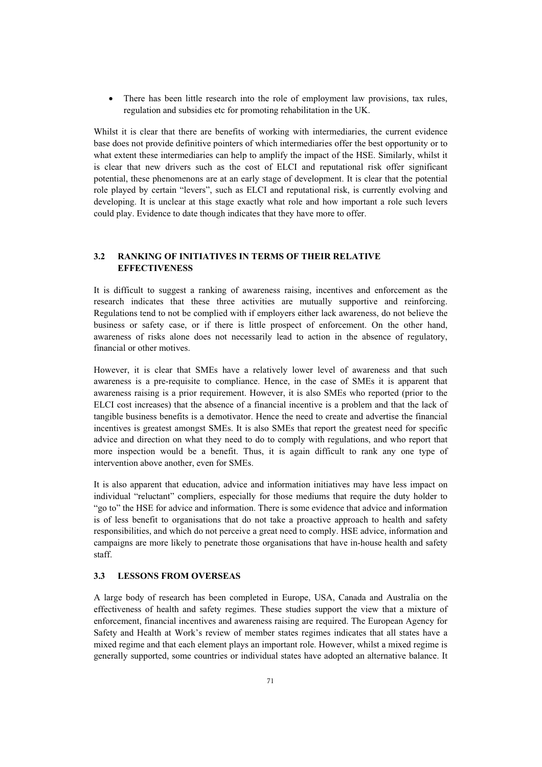- There has been little research into the role of employment law provisions, tax rules, regulation and subsidies etc for promoting rehabilitation in the UK.

Whilst it is clear that there are benefits of working with intermediaries, the current evidence base does not provide definitive pointers of which intermediaries offer the best opportunity or to what extent these intermediaries can help to amplify the impact of the HSE. Similarly, whilst it is clear that new drivers such as the cost of ELCI and reputational risk offer significant potential, these phenomenons are at an early stage of development. It is clear that the potential role played by certain "levers", such as ELCI and reputational risk, is currently evolving and developing. It is unclear at this stage exactly what role and how important a role such levers could play. Evidence to date though indicates that they have more to offer.

### 3.2 RANKING OF INITIATIVES IN TERMS OF THEIR RELATIVE EFFECTIVENESS

It is difficult to suggest a ranking of awareness raising, incentives and enforcement as the research indicates that these three activities are mutually supportive and reinforcing. Regulations tend to not be complied with if employers either lack awareness, do not believe the business or safety case, or if there is little prospect of enforcement. On the other hand, awareness of risks alone does not necessarily lead to action in the absence of regulatory, financial or other motives.

However, it is clear that SMEs have a relatively lower level of awareness and that such awareness is a pre-requisite to compliance. Hence, in the case of SMEs it is apparent that awareness raising is a prior requirement. However, it is also SMEs who reported (prior to the ELCI cost increases) that the absence of a financial incentive is a problem and that the lack of tangible business benefits is a demotivator. Hence the need to create and advertise the financial incentives is greatest amongst SMEs. It is also SMEs that report the greatest need for specific advice and direction on what they need to do to comply with regulations, and who report that more inspection would be a benefit. Thus, it is again difficult to rank any one type of intervention above another, even for SMEs.

It is also apparent that education, advice and information initiatives may have less impact on individual "reluctant" compliers, especially for those mediums that require the duty holder to "go to" the HSE for advice and information. There is some evidence that advice and information is of less benefit to organisations that do not take a proactive approach to health and safety responsibilities, and which do not perceive a great need to comply. HSE advice, information and campaigns are more likely to penetrate those organisations that have in-house health and safety staff.

### 3.3 LESSONS FROM OVERSEAS

A large body of research has been completed in Europe, USA, Canada and Australia on the effectiveness of health and safety regimes. These studies support the view that a mixture of enforcement, financial incentives and awareness raising are required. The European Agency for Safety and Health at Work's review of member states regimes indicates that all states have a mixed regime and that each element plays an important role. However, whilst a mixed regime is generally supported, some countries or individual states have adopted an alternative balance. It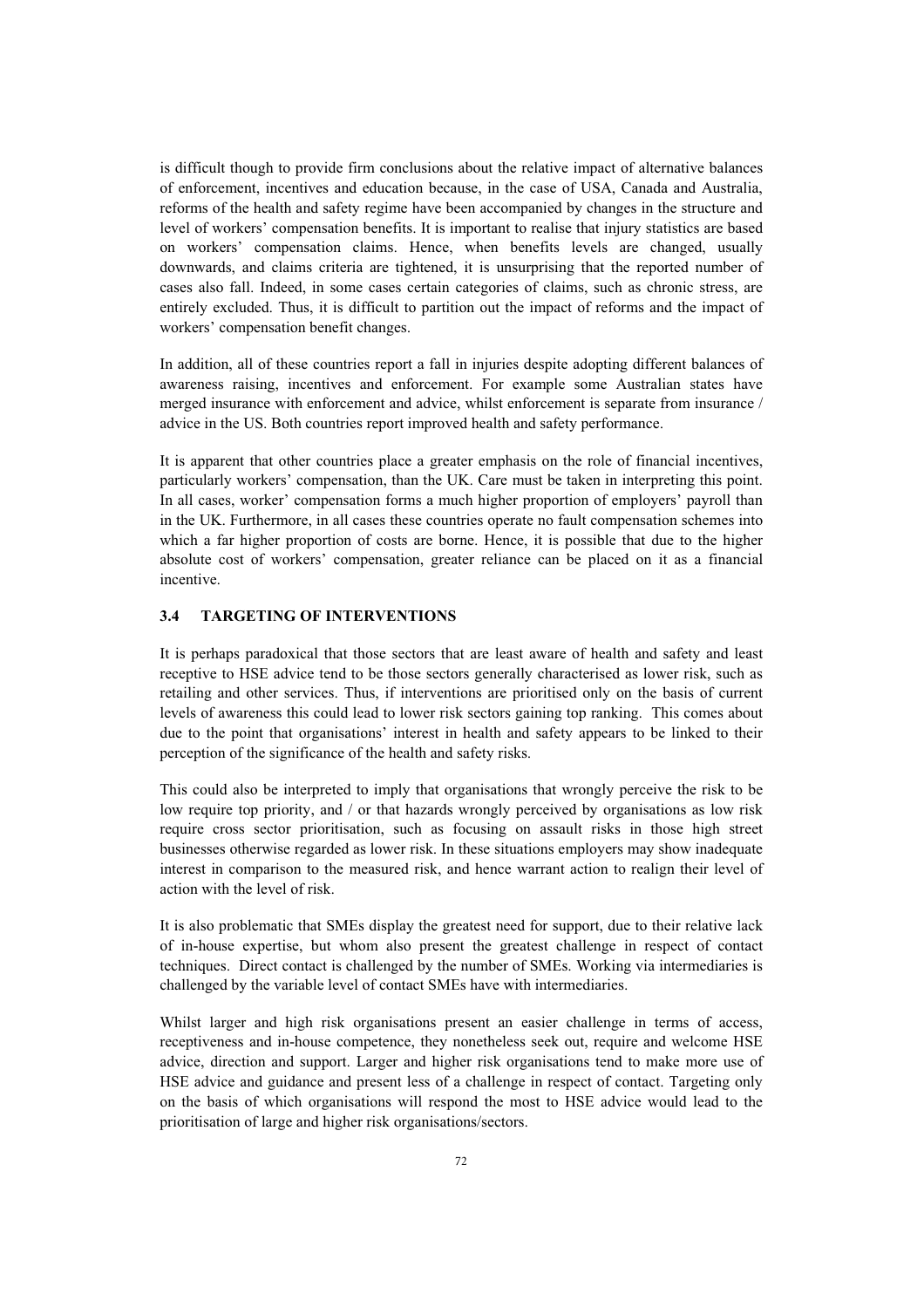is difficult though to provide firm conclusions about the relative impact of alternative balances of enforcement, incentives and education because, in the case of USA, Canada and Australia, reforms of the health and safety regime have been accompanied by changes in the structure and level of workers' compensation benefits. It is important to realise that injury statistics are based on workers' compensation claims. Hence, when benefits levels are changed, usually downwards, and claims criteria are tightened, it is unsurprising that the reported number of cases also fall. Indeed, in some cases certain categories of claims, such as chronic stress, are entirely excluded. Thus, it is difficult to partition out the impact of reforms and the impact of workers' compensation benefit changes.

In addition, all of these countries report a fall in injuries despite adopting different balances of awareness raising, incentives and enforcement. For example some Australian states have merged insurance with enforcement and advice, whilst enforcement is separate from insurance / advice in the US. Both countries report improved health and safety performance.

It is apparent that other countries place a greater emphasis on the role of financial incentives, particularly workers' compensation, than the UK. Care must be taken in interpreting this point. In all cases, worker' compensation forms a much higher proportion of employers' payroll than in the UK. Furthermore, in all cases these countries operate no fault compensation schemes into which a far higher proportion of costs are borne. Hence, it is possible that due to the higher absolute cost of workers' compensation, greater reliance can be placed on it as a financial incentive.

### 3.4 TARGETING OF INTERVENTIONS

It is perhaps paradoxical that those sectors that are least aware of health and safety and least receptive to HSE advice tend to be those sectors generally characterised as lower risk, such as retailing and other services. Thus, if interventions are prioritised only on the basis of current levels of awareness this could lead to lower risk sectors gaining top ranking. This comes about due to the point that organisations' interest in health and safety appears to be linked to their perception of the significance of the health and safety risks.

This could also be interpreted to imply that organisations that wrongly perceive the risk to be low require top priority, and / or that hazards wrongly perceived by organisations as low risk require cross sector prioritisation, such as focusing on assault risks in those high street businesses otherwise regarded as lower risk. In these situations employers may show inadequate interest in comparison to the measured risk, and hence warrant action to realign their level of action with the level of risk.

It is also problematic that SMEs display the greatest need for support, due to their relative lack of in-house expertise, but whom also present the greatest challenge in respect of contact techniques. Direct contact is challenged by the number of SMEs. Working via intermediaries is challenged by the variable level of contact SMEs have with intermediaries.

Whilst larger and high risk organisations present an easier challenge in terms of access, receptiveness and in-house competence, they nonetheless seek out, require and welcome HSE advice, direction and support. Larger and higher risk organisations tend to make more use of HSE advice and guidance and present less of a challenge in respect of contact. Targeting only on the basis of which organisations will respond the most to HSE advice would lead to the prioritisation of large and higher risk organisations/sectors.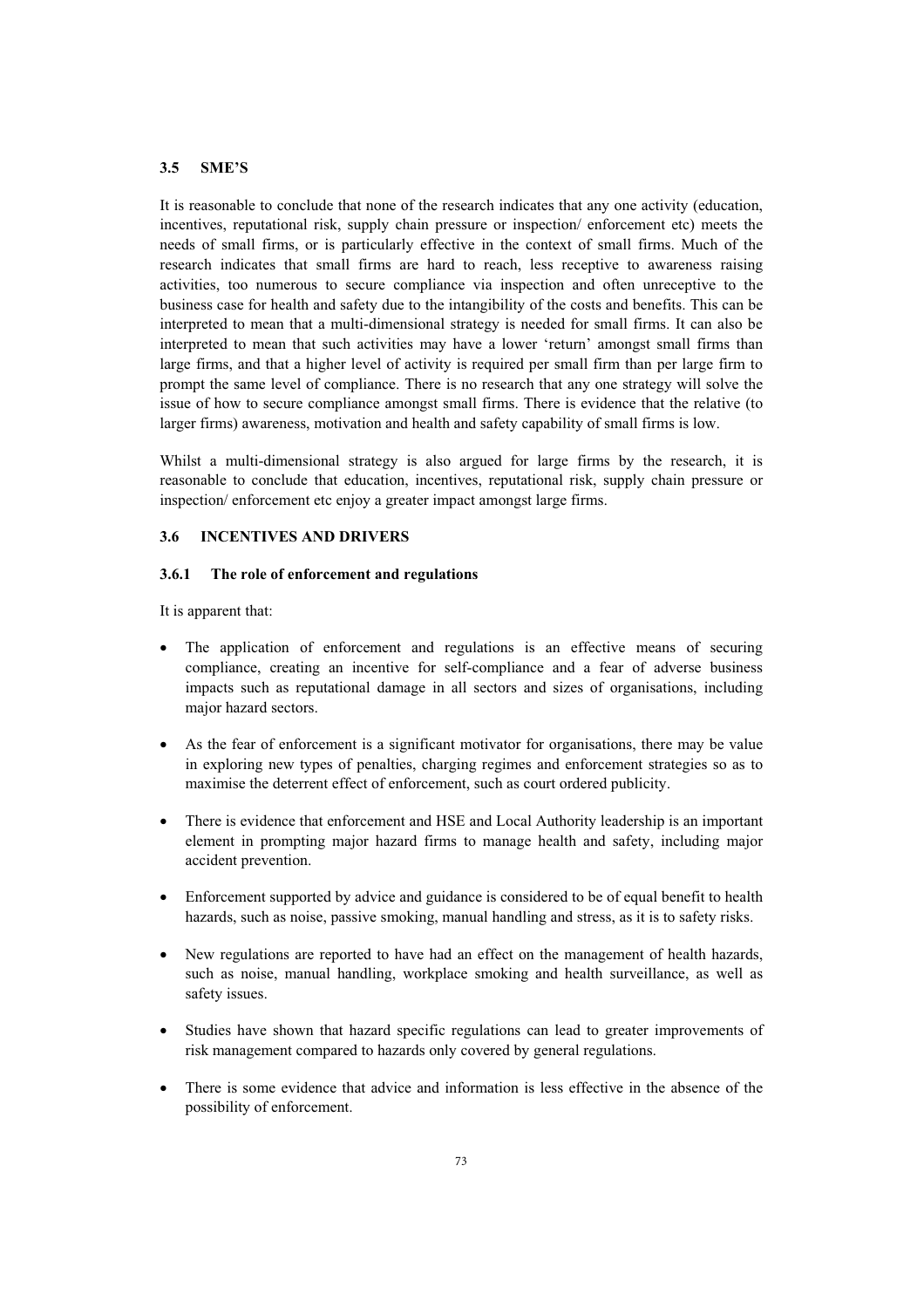## 3.5 SME'S

It is reasonable to conclude that none of the research indicates that any one activity (education, incentives, reputational risk, supply chain pressure or inspection/ enforcement etc) meets the needs of small firms, or is particularly effective in the context of small firms. Much of the research indicates that small firms are hard to reach, less receptive to awareness raising activities, too numerous to secure compliance via inspection and often unreceptive to the business case for health and safety due to the intangibility of the costs and benefits. This can be interpreted to mean that a multi-dimensional strategy is needed for small firms. It can also be interpreted to mean that such activities may have a lower 'return' amongst small firms than large firms, and that a higher level of activity is required per small firm than per large firm to prompt the same level of compliance. There is no research that any one strategy will solve the issue of how to secure compliance amongst small firms. There is evidence that the relative (to larger firms) awareness, motivation and health and safety capability of small firms is low.

Whilst a multi-dimensional strategy is also argued for large firms by the research, it is reasonable to conclude that education, incentives, reputational risk, supply chain pressure or inspection/ enforcement etc enjoy a greater impact amongst large firms.

## 3.6 INCENTIVES AND DRIVERS

### 3.6.1 The role of enforcement and regulations

It is apparent that:

- The application of enforcement and regulations is an effective means of securing compliance, creating an incentive for self-compliance and a fear of adverse business impacts such as reputational damage in all sectors and sizes of organisations, including major hazard sectors.
- As the fear of enforcement is a significant motivator for organisations, there may be value in exploring new types of penalties, charging regimes and enforcement strategies so as to maximise the deterrent effect of enforcement, such as court ordered publicity.
- There is evidence that enforcement and HSE and Local Authority leadership is an important element in prompting major hazard firms to manage health and safety, including major accident prevention.
- Enforcement supported by advice and guidance is considered to be of equal benefit to health hazards, such as noise, passive smoking, manual handling and stress, as it is to safety risks.
- New regulations are reported to have had an effect on the management of health hazards, such as noise, manual handling, workplace smoking and health surveillance, as well as safety issues.
- Studies have shown that hazard specific regulations can lead to greater improvements of risk management compared to hazards only covered by general regulations.
- There is some evidence that advice and information is less effective in the absence of the possibility of enforcement.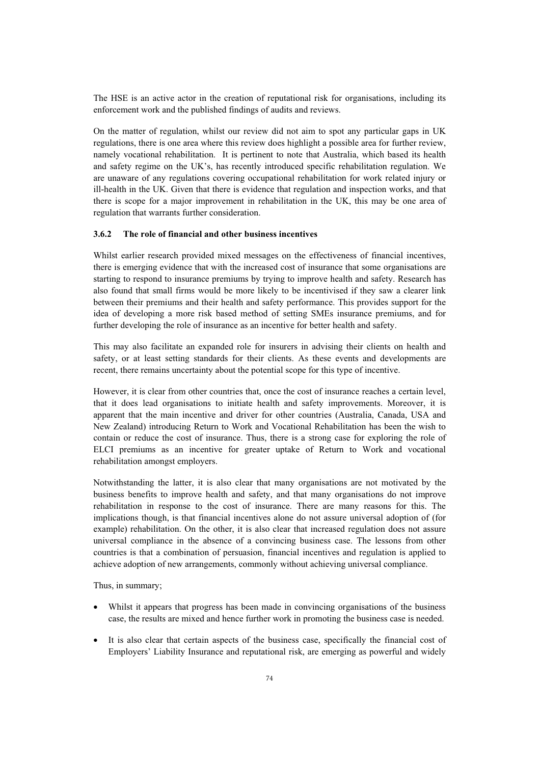The HSE is an active actor in the creation of reputational risk for organisations, including its enforcement work and the published findings of audits and reviews.

On the matter of regulation, whilst our review did not aim to spot any particular gaps in UK regulations, there is one area where this review does highlight a possible area for further review, namely vocational rehabilitation. It is pertinent to note that Australia, which based its health and safety regime on the UK's, has recently introduced specific rehabilitation regulation. We are unaware of any regulations covering occupational rehabilitation for work related injury or ill-health in the UK. Given that there is evidence that regulation and inspection works, and that there is scope for a major improvement in rehabilitation in the UK, this may be one area of regulation that warrants further consideration.

### 3.6.2 The role of financial and other business incentives

Whilst earlier research provided mixed messages on the effectiveness of financial incentives, there is emerging evidence that with the increased cost of insurance that some organisations are starting to respond to insurance premiums by trying to improve health and safety. Research has also found that small firms would be more likely to be incentivised if they saw a clearer link between their premiums and their health and safety performance. This provides support for the idea of developing a more risk based method of setting SMEs insurance premiums, and for further developing the role of insurance as an incentive for better health and safety.

This may also facilitate an expanded role for insurers in advising their clients on health and safety, or at least setting standards for their clients. As these events and developments are recent, there remains uncertainty about the potential scope for this type of incentive.

However, it is clear from other countries that, once the cost of insurance reaches a certain level, that it does lead organisations to initiate health and safety improvements. Moreover, it is apparent that the main incentive and driver for other countries (Australia, Canada, USA and New Zealand) introducing Return to Work and Vocational Rehabilitation has been the wish to contain or reduce the cost of insurance. Thus, there is a strong case for exploring the role of ELCI premiums as an incentive for greater uptake of Return to Work and vocational rehabilitation amongst employers.

Notwithstanding the latter, it is also clear that many organisations are not motivated by the business benefits to improve health and safety, and that many organisations do not improve rehabilitation in response to the cost of insurance. There are many reasons for this. The implications though, is that financial incentives alone do not assure universal adoption of (for example) rehabilitation. On the other, it is also clear that increased regulation does not assure universal compliance in the absence of a convincing business case. The lessons from other countries is that a combination of persuasion, financial incentives and regulation is applied to achieve adoption of new arrangements, commonly without achieving universal compliance.

Thus, in summary;

- Whilst it appears that progress has been made in convincing organisations of the business case, the results are mixed and hence further work in promoting the business case is needed.
- It is also clear that certain aspects of the business case, specifically the financial cost of Employers' Liability Insurance and reputational risk, are emerging as powerful and widely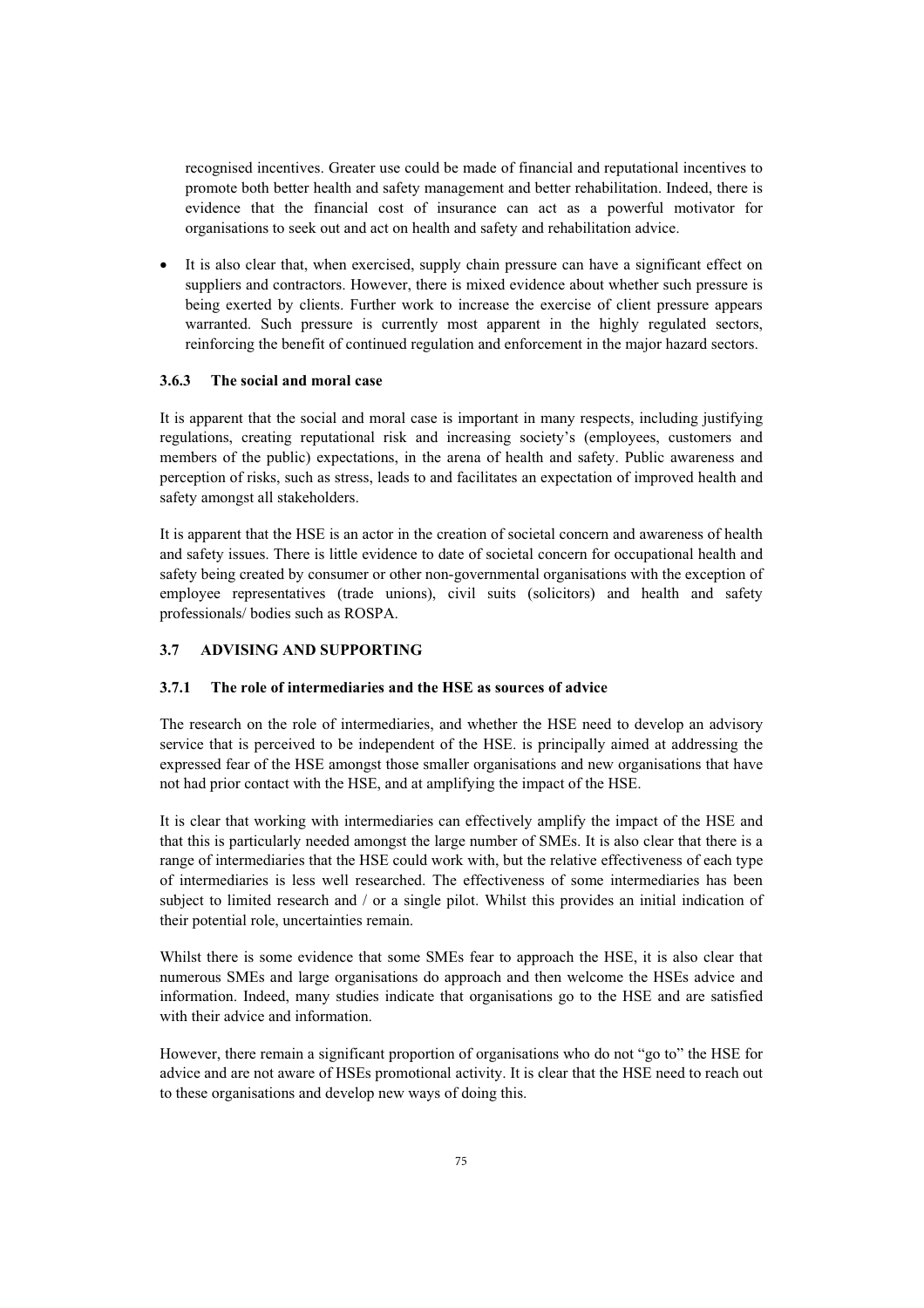recognised incentives. Greater use could be made of financial and reputational incentives to promote both better health and safety management and better rehabilitation. Indeed, there is evidence that the financial cost of insurance can act as a powerful motivator for organisations to seek out and act on health and safety and rehabilitation advice.

- It is also clear that, when exercised, supply chain pressure can have a significant effect on suppliers and contractors. However, there is mixed evidence about whether such pressure is being exerted by clients. Further work to increase the exercise of client pressure appears warranted. Such pressure is currently most apparent in the highly regulated sectors, reinforcing the benefit of continued regulation and enforcement in the major hazard sectors.

### 3.6.3 The social and moral case

It is apparent that the social and moral case is important in many respects, including justifying regulations, creating reputational risk and increasing society's (employees, customers and members of the public) expectations, in the arena of health and safety. Public awareness and perception of risks, such as stress, leads to and facilitates an expectation of improved health and safety amongst all stakeholders.

It is apparent that the HSE is an actor in the creation of societal concern and awareness of health and safety issues. There is little evidence to date of societal concern for occupational health and safety being created by consumer or other non-governmental organisations with the exception of employee representatives (trade unions), civil suits (solicitors) and health and safety professionals/ bodies such as ROSPA.

## 3.7 ADVISING AND SUPPORTING

### 3.7.1 The role of intermediaries and the HSE as sources of advice

The research on the role of intermediaries, and whether the HSE need to develop an advisory service that is perceived to be independent of the HSE. is principally aimed at addressing the expressed fear of the HSE amongst those smaller organisations and new organisations that have not had prior contact with the HSE, and at amplifying the impact of the HSE.

It is clear that working with intermediaries can effectively amplify the impact of the HSE and that this is particularly needed amongst the large number of SMEs. It is also clear that there is a range of intermediaries that the HSE could work with, but the relative effectiveness of each type of intermediaries is less well researched. The effectiveness of some intermediaries has been subject to limited research and / or a single pilot. Whilst this provides an initial indication of their potential role, uncertainties remain.

Whilst there is some evidence that some SMEs fear to approach the HSE, it is also clear that numerous SMEs and large organisations do approach and then welcome the HSEs advice and information. Indeed, many studies indicate that organisations go to the HSE and are satisfied with their advice and information.

However, there remain a significant proportion of organisations who do not "go to" the HSE for advice and are not aware of HSEs promotional activity. It is clear that the HSE need to reach out to these organisations and develop new ways of doing this.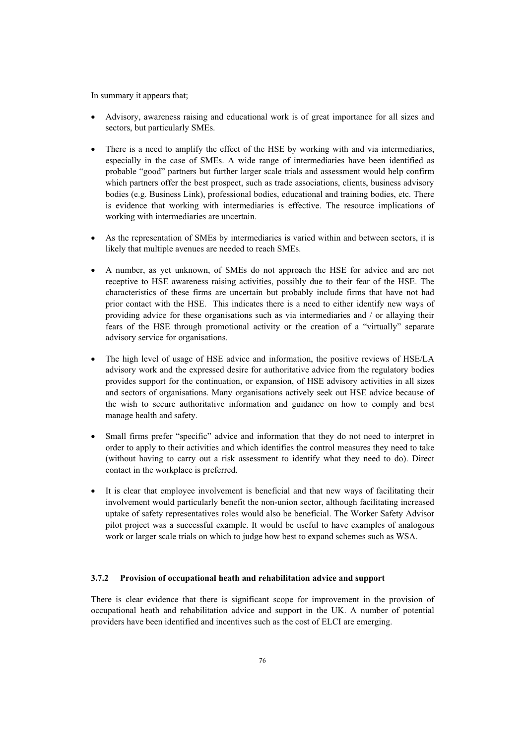In summary it appears that;

- Advisory, awareness raising and educational work is of great importance for all sizes and sectors, but particularly SMEs.
- There is a need to amplify the effect of the HSE by working with and via intermediaries, especially in the case of SMEs. A wide range of intermediaries have been identified as probable "good" partners but further larger scale trials and assessment would help confirm which partners offer the best prospect, such as trade associations, clients, business advisory bodies (e.g. Business Link), professional bodies, educational and training bodies, etc. There is evidence that working with intermediaries is effective. The resource implications of working with intermediaries are uncertain.
- As the representation of SMEs by intermediaries is varied within and between sectors, it is likely that multiple avenues are needed to reach SMEs.
- A number, as yet unknown, of SMEs do not approach the HSE for advice and are not receptive to HSE awareness raising activities, possibly due to their fear of the HSE. The characteristics of these firms are uncertain but probably include firms that have not had prior contact with the HSE. This indicates there is a need to either identify new ways of providing advice for these organisations such as via intermediaries and / or allaying their fears of the HSE through promotional activity or the creation of a "virtually" separate advisory service for organisations.
- The high level of usage of HSE advice and information, the positive reviews of HSE/LA advisory work and the expressed desire for authoritative advice from the regulatory bodies provides support for the continuation, or expansion, of HSE advisory activities in all sizes and sectors of organisations. Many organisations actively seek out HSE advice because of the wish to secure authoritative information and guidance on how to comply and best manage health and safety.
- Small firms prefer "specific" advice and information that they do not need to interpret in order to apply to their activities and which identifies the control measures they need to take (without having to carry out a risk assessment to identify what they need to do). Direct contact in the workplace is preferred.
- It is clear that employee involvement is beneficial and that new ways of facilitating their involvement would particularly benefit the non-union sector, although facilitating increased uptake of safety representatives roles would also be beneficial. The Worker Safety Advisor pilot project was a successful example. It would be useful to have examples of analogous work or larger scale trials on which to judge how best to expand schemes such as WSA.

### 3.7.2 Provision of occupational heath and rehabilitation advice and support

There is clear evidence that there is significant scope for improvement in the provision of occupational heath and rehabilitation advice and support in the UK. A number of potential providers have been identified and incentives such as the cost of ELCI are emerging.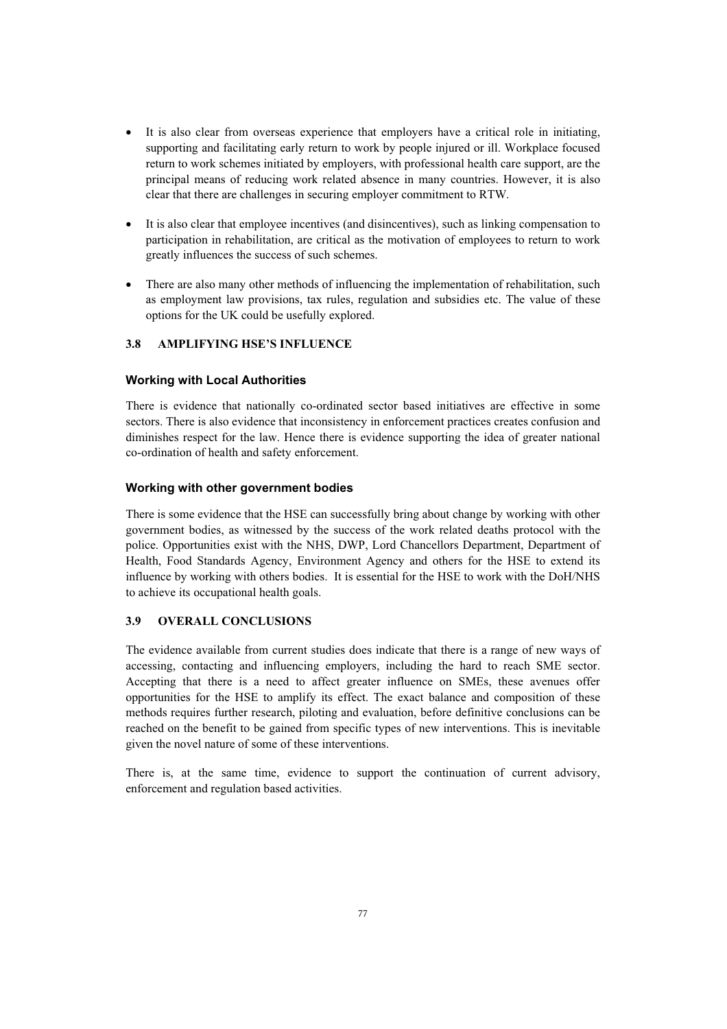- It is also clear from overseas experience that employers have a critical role in initiating, supporting and facilitating early return to work by people injured or ill. Workplace focused return to work schemes initiated by employers, with professional health care support, are the principal means of reducing work related absence in many countries. However, it is also clear that there are challenges in securing employer commitment to RTW.
- It is also clear that employee incentives (and disincentives), such as linking compensation to participation in rehabilitation, are critical as the motivation of employees to return to work greatly influences the success of such schemes.
- There are also many other methods of influencing the implementation of rehabilitation, such as employment law provisions, tax rules, regulation and subsidies etc. The value of these options for the UK could be usefully explored.

## 3.8 AMPLIFYING HSE'S INFLUENCE

### Working with Local Authorities

There is evidence that nationally co-ordinated sector based initiatives are effective in some sectors. There is also evidence that inconsistency in enforcement practices creates confusion and diminishes respect for the law. Hence there is evidence supporting the idea of greater national co-ordination of health and safety enforcement.

### Working with other government bodies

There is some evidence that the HSE can successfully bring about change by working with other government bodies, as witnessed by the success of the work related deaths protocol with the police. Opportunities exist with the NHS, DWP, Lord Chancellors Department, Department of Health, Food Standards Agency, Environment Agency and others for the HSE to extend its influence by working with others bodies. It is essential for the HSE to work with the DoH/NHS to achieve its occupational health goals.

## 3.9 OVERALL CONCLUSIONS

The evidence available from current studies does indicate that there is a range of new ways of accessing, contacting and influencing employers, including the hard to reach SME sector. Accepting that there is a need to affect greater influence on SMEs, these avenues offer opportunities for the HSE to amplify its effect. The exact balance and composition of these methods requires further research, piloting and evaluation, before definitive conclusions can be reached on the benefit to be gained from specific types of new interventions. This is inevitable given the novel nature of some of these interventions.

There is, at the same time, evidence to support the continuation of current advisory, enforcement and regulation based activities.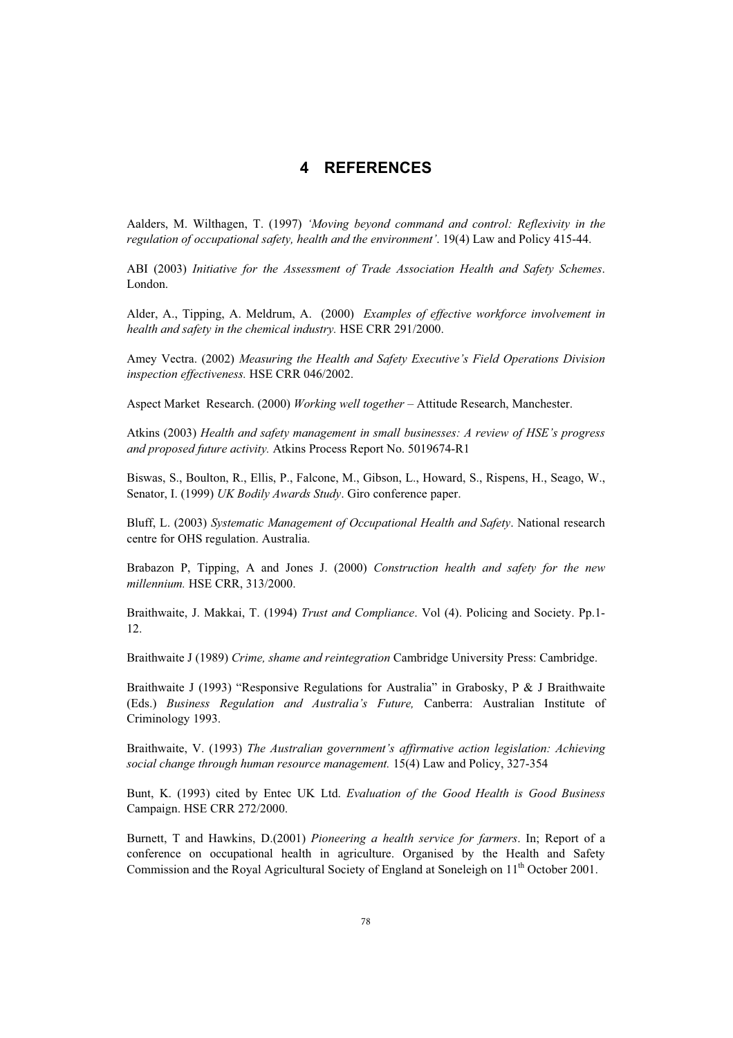# 4 REFERENCES

Aalders, M. Wilthagen, T. (1997) *'Moving beyond command and control: Reflexivity in the regulation of occupational safety, health and the environment'*. 19(4) Law and Policy 415-44.

ABI (2003) *Initiative for the Assessment of Trade Association Health and Safety Schemes*. London.

Alder, A., Tipping, A. Meldrum, A. (2000) *Examples of effective workforce involvement in health and safety in the chemical industry.* HSE CRR 291/2000.

Amey Vectra. (2002) *Measuring the Health and Safety Executive's Field Operations Division inspection effectiveness.* HSE CRR 046/2002.

Aspect Market Research. (2000) *Working well together* – Attitude Research, Manchester.

Atkins (2003) *Health and safety management in small businesses: A review of HSE's progress and proposed future activity.* Atkins Process Report No. 5019674-R1

Biswas, S., Boulton, R., Ellis, P., Falcone, M., Gibson, L., Howard, S., Rispens, H., Seago, W., Senator, I. (1999) *UK Bodily Awards Study*. Giro conference paper.

Bluff, L. (2003) *Systematic Management of Occupational Health and Safety*. National research centre for OHS regulation. Australia.

Brabazon P, Tipping, A and Jones J. (2000) *Construction health and safety for the new millennium.* HSE CRR, 313/2000.

Braithwaite, J. Makkai, T. (1994) *Trust and Compliance*. Vol (4). Policing and Society. Pp.1-12.

Braithwaite J (1989) *Crime, shame and reintegration* Cambridge University Press: Cambridge.

Braithwaite J (1993) "Responsive Regulations for Australia" in Grabosky, P & J Braithwaite (Eds.) *Business Regulation and Australia's Future,* Canberra: Australian Institute of Criminology 1993.

Braithwaite, V. (1993) *The Australian government's affirmative action legislation: Achieving social change through human resource management.* 15(4) Law and Policy, 327-354

Bunt, K. (1993) cited by Entec UK Ltd. *Evaluation of the Good Health is Good Business* Campaign. HSE CRR 272/2000.

Burnett, T and Hawkins, D.(2001) *Pioneering a health service for farmers*. In; Report of a conference on occupational health in agriculture. Organised by the Health and Safety Commission and the Royal Agricultural Society of England at Soneleigh on 11th October 2001.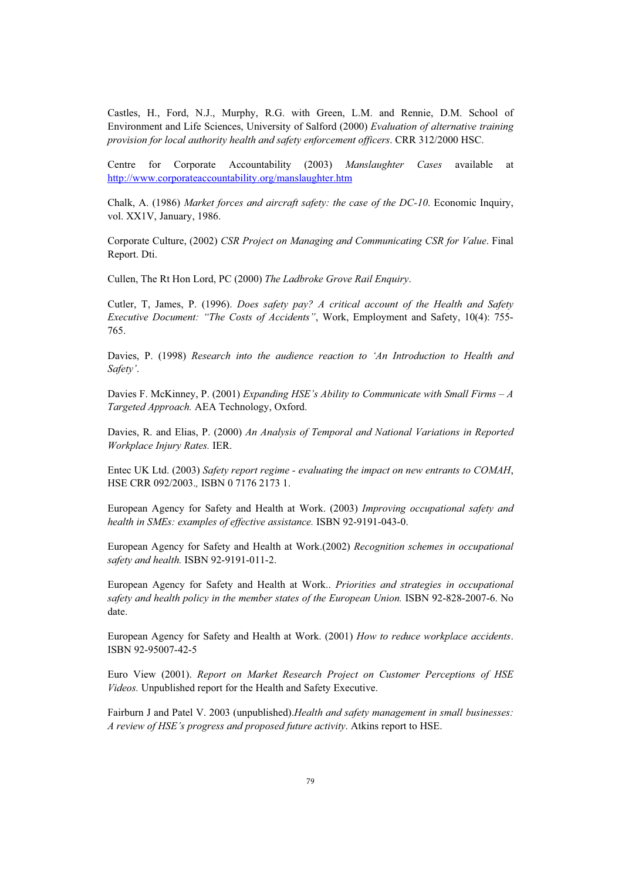Castles, H., Ford, N.J., Murphy, R.G. with Green, L.M. and Rennie, D.M. School of Environment and Life Sciences, University of Salford (2000) *Evaluation of alternative training provision for local authority health and safety enforcement officers*. CRR 312/2000 HSC.

Centre for Corporate Accountability (2003) *Manslaughter Cases* available at http://www.corporateaccountability.org/manslaughter.htm

Chalk, A. (1986) *Market forces and aircraft safety: the case of the DC-10*. Economic Inquiry, vol. XX1V, January, 1986.

Corporate Culture, (2002) *CSR Project on Managing and Communicating CSR for Value*. Final Report. Dti.

Cullen, The Rt Hon Lord, PC (2000) *The Ladbroke Grove Rail Enquiry*.

Cutler, T, James, P. (1996). *Does safety pay? A critical account of the Health and Safety Executive Document: "The Costs of Accidents"*, Work, Employment and Safety, 10(4): 755-765.

Davies, P. (1998) *Research into the audience reaction to 'An Introduction to Health and Safety'*.

Davies F. McKinney, P. (2001) *Expanding HSE's Ability to Communicate with Small Firms – A Targeted Approach.* AEA Technology, Oxford.

Davies, R. and Elias, P. (2000) *An Analysis of Temporal and National Variations in Reported Workplace Injury Rates.* IER.

Entec UK Ltd. (2003) *Safety report regime - evaluating the impact on new entrants to COMAH*, HSE CRR 092/2003., ISBN 0 7176 2173 1.

European Agency for Safety and Health at Work. (2003) *Improving occupational safety and health in SMEs: examples of effective assistance.* ISBN 92-9191-043-0.

European Agency for Safety and Health at Work.(2002) *Recognition schemes in occupational safety and health.* ISBN 92-9191-011-2.

European Agency for Safety and Health at Work.. *Priorities and strategies in occupational safety and health policy in the member states of the European Union.* ISBN 92-828-2007-6. No date.

European Agency for Safety and Health at Work. (2001) *How to reduce workplace accidents*. ISBN 92-95007-42-5

Euro View (2001). *Report on Market Research Project on Customer Perceptions of HSE Videos.* Unpublished report for the Health and Safety Executive.

Fairburn J and Patel V. 2003 (unpublished).*Health and safety management in small businesses: A review of HSE's progress and proposed future activity*. Atkins report to HSE.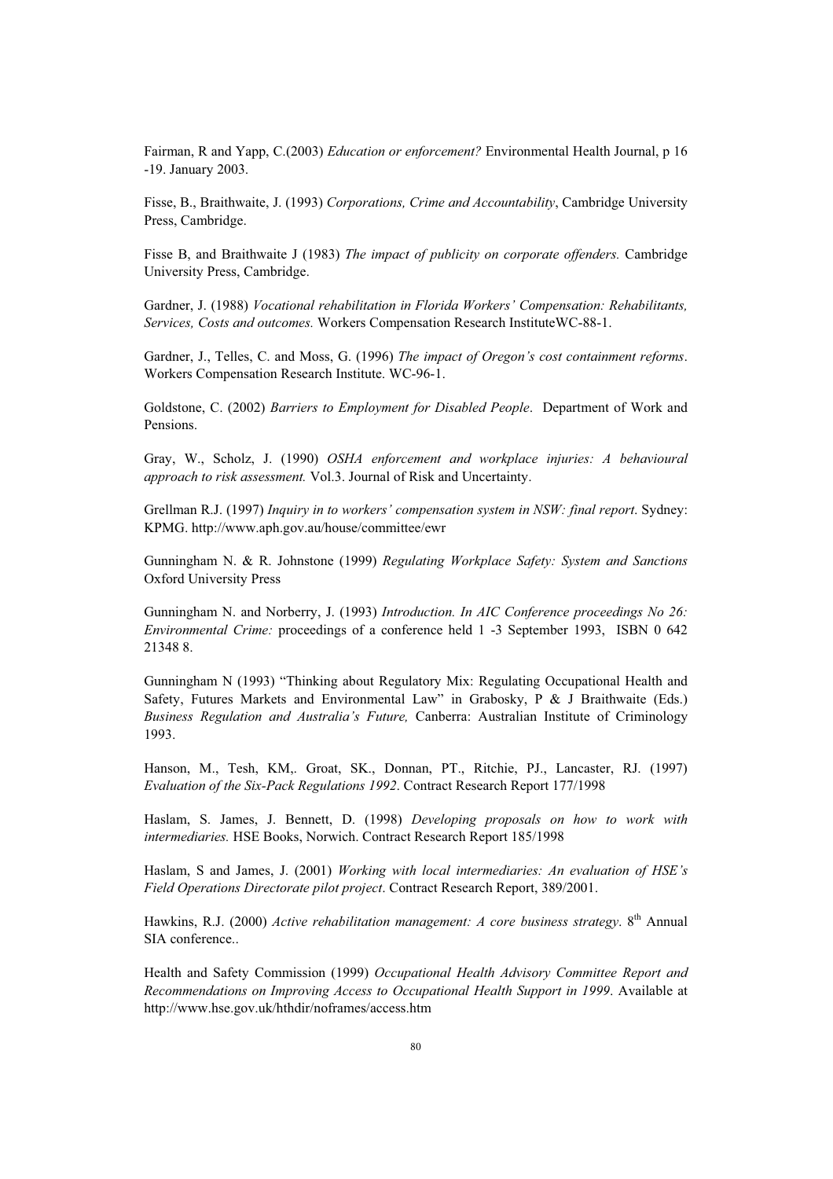Fairman, R and Yapp, C.(2003) *Education or enforcement?* Environmental Health Journal, p 16 -19. January 2003.

Fisse, B., Braithwaite, J. (1993) *Corporations, Crime and Accountability*, Cambridge University Press, Cambridge.

Fisse B, and Braithwaite J (1983) *The impact of publicity on corporate offenders.* Cambridge University Press, Cambridge.

Gardner, J. (1988) *Vocational rehabilitation in Florida Workers' Compensation: Rehabilitants, Services, Costs and outcomes.* Workers Compensation Research InstituteWC-88-1.

Gardner, J., Telles, C. and Moss, G. (1996) *The impact of Oregon's cost containment reforms*. Workers Compensation Research Institute. WC-96-1.

Goldstone, C. (2002) *Barriers to Employment for Disabled People*. Department of Work and Pensions.

Gray, W., Scholz, J. (1990) *OSHA enforcement and workplace injuries: A behavioural approach to risk assessment.* Vol.3. Journal of Risk and Uncertainty.

Grellman R.J. (1997) *Inquiry in to workers' compensation system in NSW: final report*. Sydney: KPMG. http://www.aph.gov.au/house/committee/ewr

Gunningham N. & R. Johnstone (1999) *Regulating Workplace Safety: System and Sanctions* Oxford University Press

Gunningham N. and Norberry, J. (1993) *Introduction. In AIC Conference proceedings No 26: Environmental Crime:* proceedings of a conference held 1 -3 September 1993, ISBN 0 642 21348 8.

Gunningham N (1993) "Thinking about Regulatory Mix: Regulating Occupational Health and Safety, Futures Markets and Environmental Law" in Grabosky, P & J Braithwaite (Eds.) *Business Regulation and Australia's Future,* Canberra: Australian Institute of Criminology 1993.

Hanson, M., Tesh, KM,. Groat, SK., Donnan, PT., Ritchie, PJ., Lancaster, RJ. (1997) *Evaluation of the Six-Pack Regulations 1992*. Contract Research Report 177/1998

Haslam, S. James, J. Bennett, D. (1998) *Developing proposals on how to work with intermediaries.* HSE Books, Norwich. Contract Research Report 185/1998

Haslam, S and James, J. (2001) *Working with local intermediaries: An evaluation of HSE's Field Operations Directorate pilot project*. Contract Research Report, 389/2001.

Hawkins, R.J. (2000) *Active rehabilitation management: A core business strategy*. 8th Annual SIA conference..

Health and Safety Commission (1999) *Occupational Health Advisory Committee Report and Recommendations on Improving Access to Occupational Health Support in 1999*. Available at http://www.hse.gov.uk/hthdir/noframes/access.htm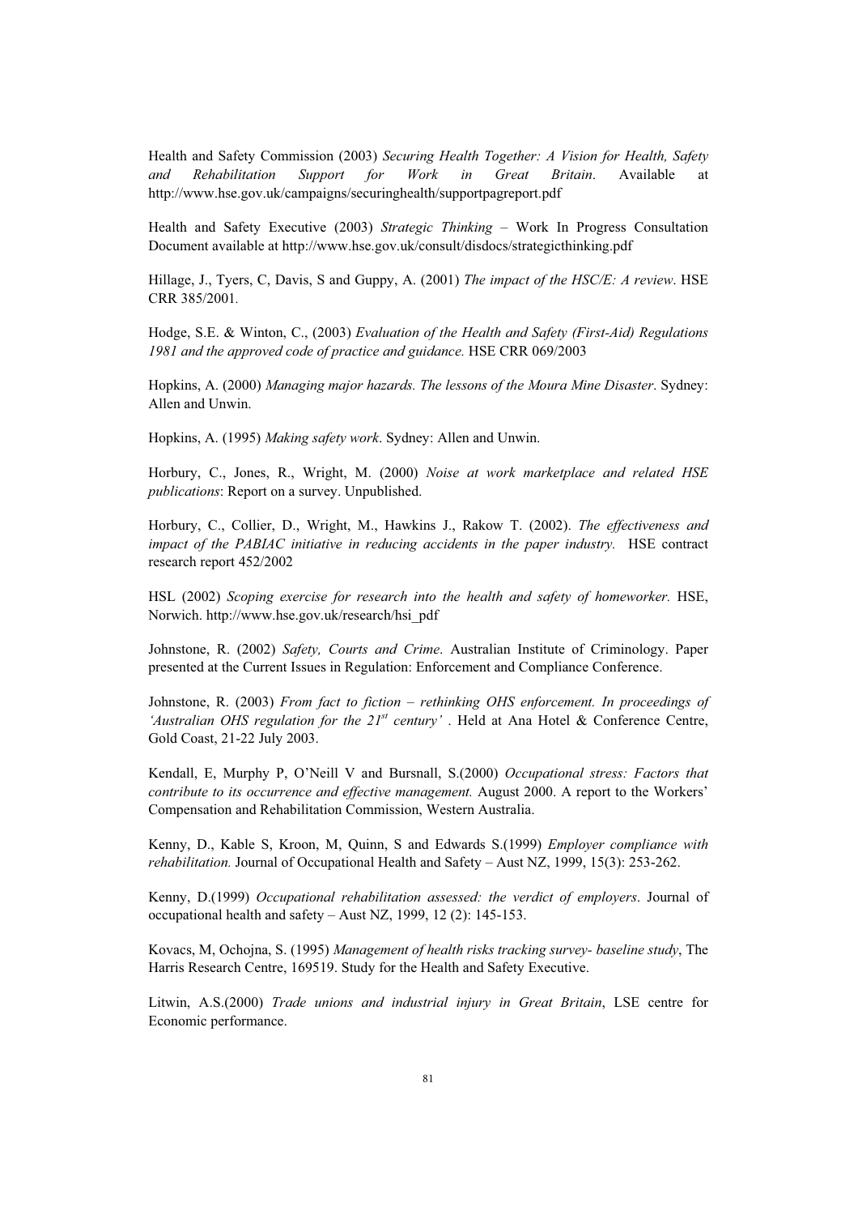Health and Safety Commission (2003) *Securing Health Together: A Vision for Health, Safety and Rehabilitation Support for Work in Great Britain*. Available at http://www.hse.gov.uk/campaigns/securinghealth/supportpagreport.pdf

Health and Safety Executive (2003) *Strategic Thinking* – Work In Progress Consultation Document available at http://www.hse.gov.uk/consult/disdocs/strategicthinking.pdf

Hillage, J., Tyers, C, Davis, S and Guppy, A. (2001) *The impact of the HSC/E: A review*. HSE CRR 385/2001.

Hodge, S.E. & Winton, C., (2003) *Evaluation of the Health and Safety (First-Aid) Regulations 1981 and the approved code of practice and guidance.* HSE CRR 069/2003

Hopkins, A. (2000) *Managing major hazards. The lessons of the Moura Mine Disaster*. Sydney: Allen and Unwin.

Hopkins, A. (1995) *Making safety work*. Sydney: Allen and Unwin.

Horbury, C., Jones, R., Wright, M. (2000) *Noise at work marketplace and related HSE publications*: Report on a survey. Unpublished.

Horbury, C., Collier, D., Wright, M., Hawkins J., Rakow T. (2002). *The effectiveness and impact of the PABIAC initiative in reducing accidents in the paper industry.* HSE contract research report 452/2002

HSL (2002) *Scoping exercise for research into the health and safety of homeworker.* HSE, Norwich. http://www.hse.gov.uk/research/hsi_pdf

Johnstone, R. (2002) *Safety, Courts and Crime*. Australian Institute of Criminology. Paper presented at the Current Issues in Regulation: Enforcement and Compliance Conference.

Johnstone, R. (2003) *From fact to fiction – rethinking OHS enforcement. In proceedings of 'Australian OHS regulation for the 21st century'* . Held at Ana Hotel & Conference Centre, Gold Coast, 21-22 July 2003.

Kendall, E, Murphy P, O'Neill V and Bursnall, S.(2000) *Occupational stress: Factors that contribute to its occurrence and effective management.* August 2000. A report to the Workers' Compensation and Rehabilitation Commission, Western Australia.

Kenny, D., Kable S, Kroon, M, Quinn, S and Edwards S.(1999) *Employer compliance with rehabilitation.* Journal of Occupational Health and Safety – Aust NZ, 1999, 15(3): 253-262.

Kenny, D.(1999) *Occupational rehabilitation assessed: the verdict of employers*. Journal of occupational health and safety – Aust NZ, 1999, 12 (2): 145-153.

Kovacs, M, Ochojna, S. (1995) *Management of health risks tracking survey- baseline study*, The Harris Research Centre, 169519. Study for the Health and Safety Executive.

Litwin, A.S.(2000) *Trade unions and industrial injury in Great Britain*, LSE centre for Economic performance.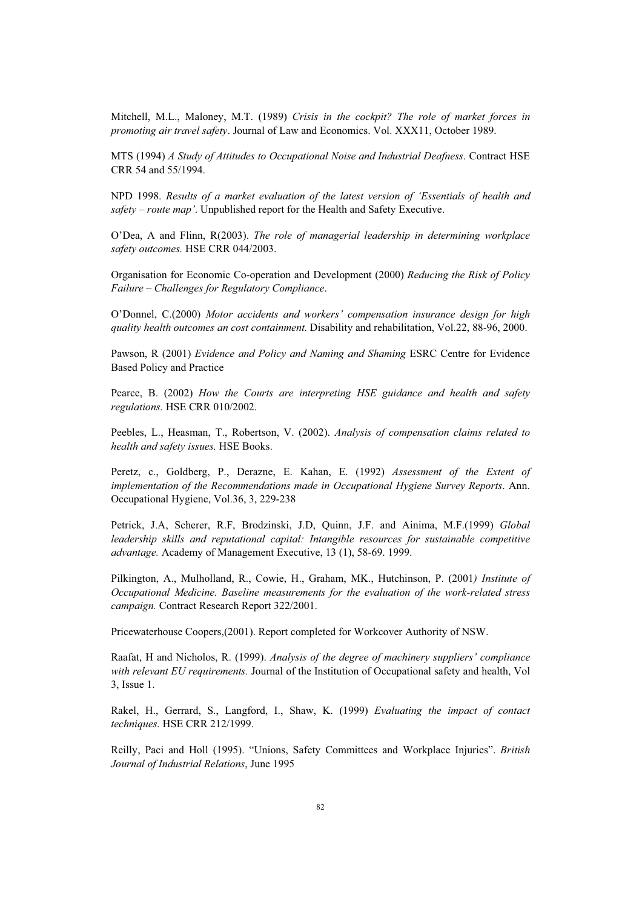Mitchell, M.L., Maloney, M.T. (1989) *Crisis in the cockpit? The role of market forces in promoting air travel safety*. Journal of Law and Economics. Vol. XXX11, October 1989.

MTS (1994) *A Study of Attitudes to Occupational Noise and Industrial Deafness*. Contract HSE CRR 54 and 55/1994.

NPD 1998. *Results of a market evaluation of the latest version of 'Essentials of health and safety – route map'*. Unpublished report for the Health and Safety Executive.

O'Dea, A and Flinn, R(2003). *The role of managerial leadership in determining workplace safety outcomes.* HSE CRR 044/2003.

Organisation for Economic Co-operation and Development (2000) *Reducing the Risk of Policy Failure – Challenges for Regulatory Compliance*.

O'Donnel, C.(2000) *Motor accidents and workers' compensation insurance design for high quality health outcomes an cost containment.* Disability and rehabilitation, Vol.22, 88-96, 2000.

Pawson, R (2001) *Evidence and Policy and Naming and Shaming* ESRC Centre for Evidence Based Policy and Practice

Pearce, B. (2002) *How the Courts are interpreting HSE guidance and health and safety regulations.* HSE CRR 010/2002.

Peebles, L., Heasman, T., Robertson, V. (2002). *Analysis of compensation claims related to health and safety issues.* HSE Books.

Peretz, c., Goldberg, P., Derazne, E. Kahan, E. (1992) *Assessment of the Extent of implementation of the Recommendations made in Occupational Hygiene Survey Reports*. Ann. Occupational Hygiene, Vol.36, 3, 229-238

Petrick, J.A, Scherer, R.F, Brodzinski, J.D, Quinn, J.F. and Ainima, M.F.(1999) *Global leadership skills and reputational capital: Intangible resources for sustainable competitive advantage.* Academy of Management Executive, 13 (1), 58-69. 1999.

Pilkington, A., Mulholland, R., Cowie, H., Graham, MK., Hutchinson, P. (2001*) Institute of Occupational Medicine. Baseline measurements for the evaluation of the work-related stress campaign.* Contract Research Report 322/2001.

Pricewaterhouse Coopers,(2001). Report completed for Workcover Authority of NSW.

Raafat, H and Nicholos, R. (1999). *Analysis of the degree of machinery suppliers' compliance with relevant EU requirements.* Journal of the Institution of Occupational safety and health, Vol 3, Issue 1.

Rakel, H., Gerrard, S., Langford, I., Shaw, K. (1999) *Evaluating the impact of contact techniques.* HSE CRR 212/1999.

Reilly, Paci and Holl (1995). "Unions, Safety Committees and Workplace Injuries". *British Journal of Industrial Relations*, June 1995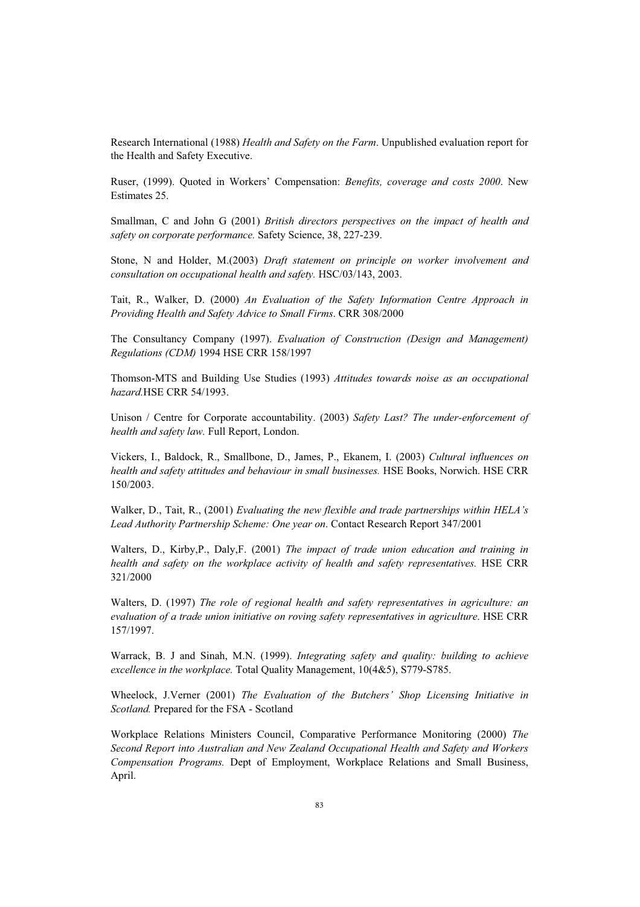Research International (1988) *Health and Safety on the Farm*. Unpublished evaluation report for the Health and Safety Executive.

Ruser, (1999). Quoted in Workers' Compensation: *Benefits, coverage and costs 2000*. New Estimates 25.

Smallman, C and John G (2001) *British directors perspectives on the impact of health and safety on corporate performance.* Safety Science, 38, 227-239.

Stone, N and Holder, M.(2003) *Draft statement on principle on worker involvement and consultation on occupational health and safety.* HSC/03/143, 2003.

Tait, R., Walker, D. (2000) *An Evaluation of the Safety Information Centre Approach in Providing Health and Safety Advice to Small Firms*. CRR 308/2000

The Consultancy Company (1997). *Evaluation of Construction (Design and Management) Regulations (CDM)* 1994 HSE CRR 158/1997

Thomson-MTS and Building Use Studies (1993) *Attitudes towards noise as an occupational hazard.*HSE CRR 54/1993.

Unison / Centre for Corporate accountability. (2003) *Safety Last? The under-enforcement of health and safety law.* Full Report, London.

Vickers, I., Baldock, R., Smallbone, D., James, P., Ekanem, I. (2003) *Cultural influences on health and safety attitudes and behaviour in small businesses.* HSE Books, Norwich. HSE CRR 150/2003.

Walker, D., Tait, R., (2001) *Evaluating the new flexible and trade partnerships within HELA's Lead Authority Partnership Scheme: One year on*. Contact Research Report 347/2001

Walters, D., Kirby,P., Daly,F. (2001) *The impact of trade union education and training in health and safety on the workplace activity of health and safety representatives.* HSE CRR 321/2000

Walters, D. (1997) *The role of regional health and safety representatives in agriculture: an evaluation of a trade union initiative on roving safety representatives in agriculture*. HSE CRR 157/1997.

Warrack, B. J and Sinah, M.N. (1999). *Integrating safety and quality: building to achieve excellence in the workplace.* Total Quality Management, 10(4&5), S779-S785.

Wheelock, J.Verner (2001) *The Evaluation of the Butchers' Shop Licensing Initiative in Scotland.* Prepared for the FSA - Scotland

Workplace Relations Ministers Council, Comparative Performance Monitoring (2000) *The Second Report into Australian and New Zealand Occupational Health and Safety and Workers Compensation Programs.* Dept of Employment, Workplace Relations and Small Business, April.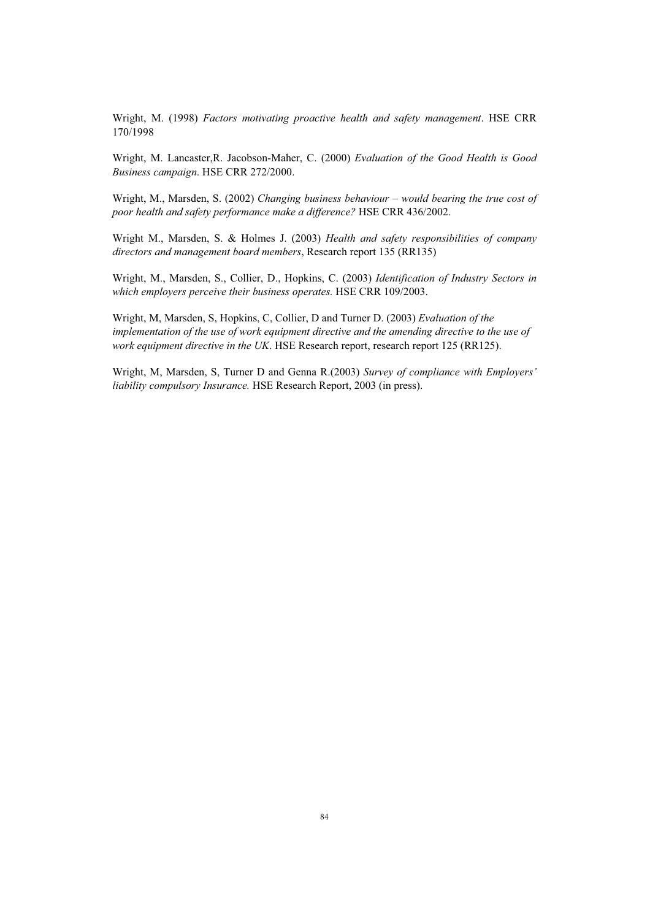Wright, M. (1998) *Factors motivating proactive health and safety management*. HSE CRR 170/1998

Wright, M. Lancaster,R. Jacobson-Maher, C. (2000) *Evaluation of the Good Health is Good Business campaign*. HSE CRR 272/2000.

Wright, M., Marsden, S. (2002) *Changing business behaviour – would bearing the true cost of poor health and safety performance make a difference?* HSE CRR 436/2002.

Wright M., Marsden, S. & Holmes J. (2003) *Health and safety responsibilities of company directors and management board members*, Research report 135 (RR135)

Wright, M., Marsden, S., Collier, D., Hopkins, C. (2003) *Identification of Industry Sectors in which employers perceive their business operates.* HSE CRR 109/2003.

Wright, M, Marsden, S, Hopkins, C, Collier, D and Turner D. (2003) *Evaluation of the implementation of the use of work equipment directive and the amending directive to the use of work equipment directive in the UK*. HSE Research report, research report 125 (RR125).

Wright, M, Marsden, S, Turner D and Genna R.(2003) *Survey of compliance with Employers' liability compulsory Insurance.* HSE Research Report, 2003 (in press).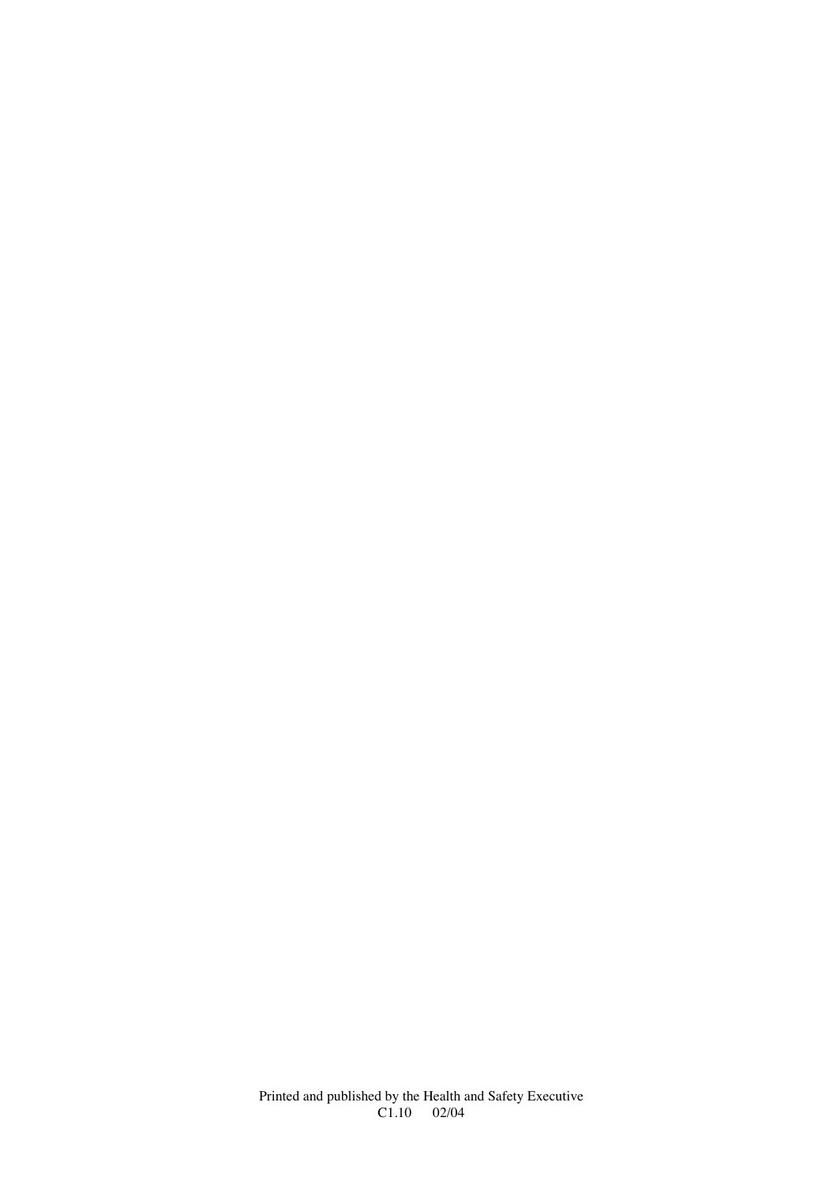Printed and published by the Health and Safety Executive
C1.10 02/04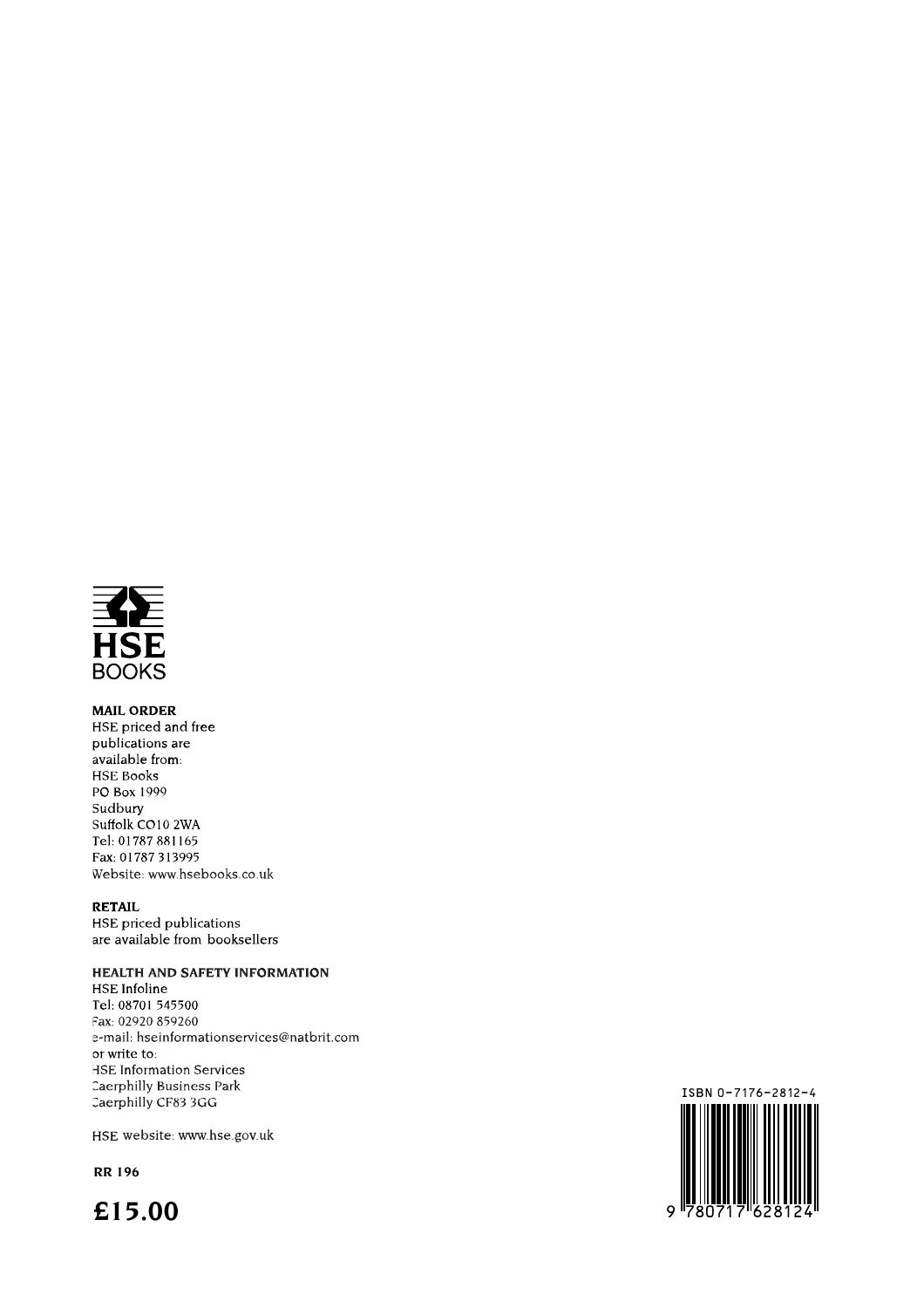HSE
BOOKS

**MAIL ORDER**
HSE priced and free publications are available from:
HSE Books
PO Box 1999
Sudbury
Suffolk CO10 2WA
Tel: 01787 881165
Fax: 01787 313995
Website: www.hsebooks.co.uk

**RETAIL**
HSE priced publications are available from booksellers

**HEALTH AND SAFETY INFORMATION**
HSE Infoline
Tel: 08701 545500
Fax: 02920 859260
e-mail: hseinformationservices@natbrit.com
or write to:
HSE Information Services
Caerphilly Business Park
Caerphilly CF83 3GG

HSE website: www.hse.gov.uk

**RR 196**

**£15.00**

ISBN 0-7176-2812-4

9 780717 628124